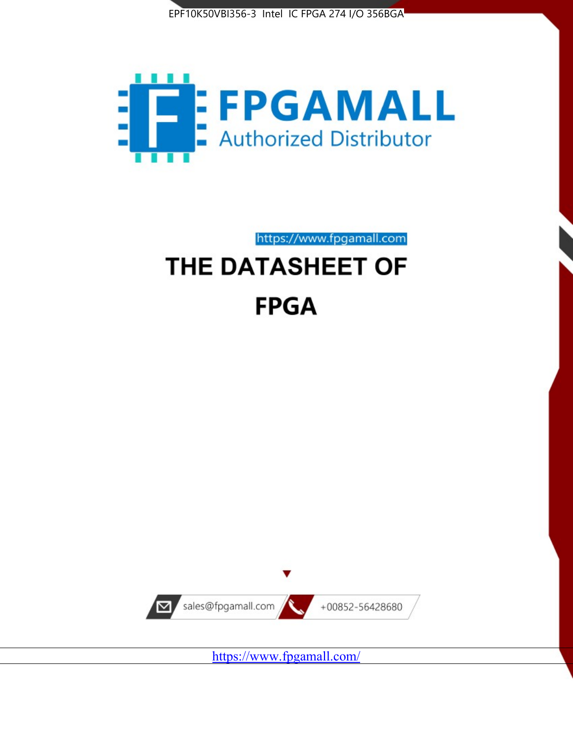EPF10K50VBI356-3 Intel IC FPGA 274 I/O 356BGA

FPGAMALL
Authorized Distributor

https://www.fpgamall.com

# THE DATASHEET OF

# FPGA

sales@fpgamall.com

+00852-56428680

https://www.fpgamall.com/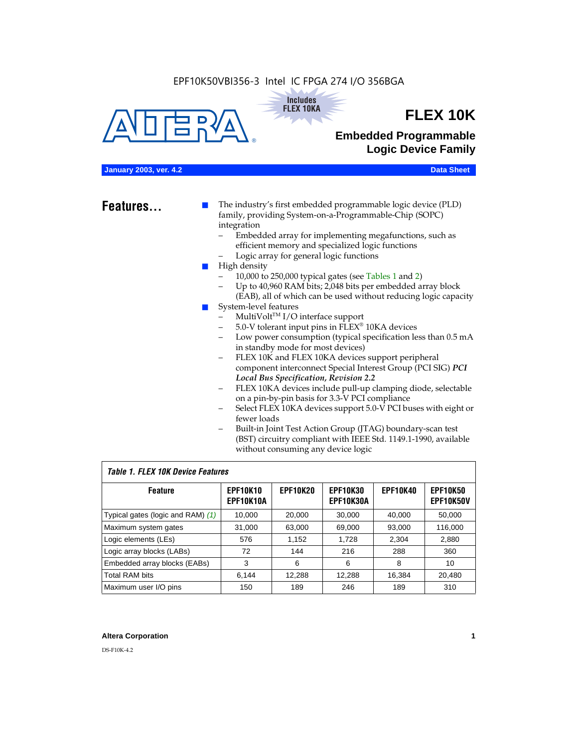EPF10K50VBI356-3 Intel IC FPGA 274 I/O 356BGA

Includes FLEX 10KA

# FLEX 10K

## Embedded Programmable Logic Device Family

**January 2003, ver. 4.2** **Data Sheet**

## Features...

- The industry's first embedded programmable logic device (PLD) family, providing System-on-a-Programmable-Chip (SOPC) integration
  - Embedded array for implementing megafunctions, such as efficient memory and specialized logic functions
  - Logic array for general logic functions
- High density
  - 10,000 to 250,000 typical gates (see Tables 1 and 2)
  - Up to 40,960 RAM bits; 2,048 bits per embedded array block (EAB), all of which can be used without reducing logic capacity
- System-level features
  - MultiVolt™ I/O interface support
  - 5.0-V tolerant input pins in FLEX® 10KA devices
  - Low power consumption (typical specification less than 0.5 mA in standby mode for most devices)
  - FLEX 10K and FLEX 10KA devices support peripheral component interconnect Special Interest Group (PCI SIG) ***PCI Local Bus Specification, Revision 2.2***
  - FLEX 10KA devices include pull-up clamping diode, selectable on a pin-by-pin basis for 3.3-V PCI compliance
  - Select FLEX 10KA devices support 5.0-V PCI buses with eight or fewer loads
  - Built-in Joint Test Action Group (JTAG) boundary-scan test (BST) circuitry compliant with IEEE Std. 1149.1-1990, available without consuming any device logic

*Table 1. FLEX 10K Device Features*

| Feature | EPF10K10 EPF10K10A | EPF10K20 | EPF10K30 EPF10K30A | EPF10K40 | EPF10K50 EPF10K50V |
|---|---|---|---|---|---|
| Typical gates (logic and RAM) *(1)* | 10,000 | 20,000 | 30,000 | 40,000 | 50,000 |
| Maximum system gates | 31,000 | 63,000 | 69,000 | 93,000 | 116,000 |
| Logic elements (LEs) | 576 | 1,152 | 1,728 | 2,304 | 2,880 |
| Logic array blocks (LABs) | 72 | 144 | 216 | 288 | 360 |
| Embedded array blocks (EABs) | 3 | 6 | 6 | 8 | 10 |
| Total RAM bits | 6,144 | 12,288 | 12,288 | 16,384 | 20,480 |
| Maximum user I/O pins | 150 | 189 | 246 | 189 | 310 |

**Altera Corporation**

DS-F10K-4.2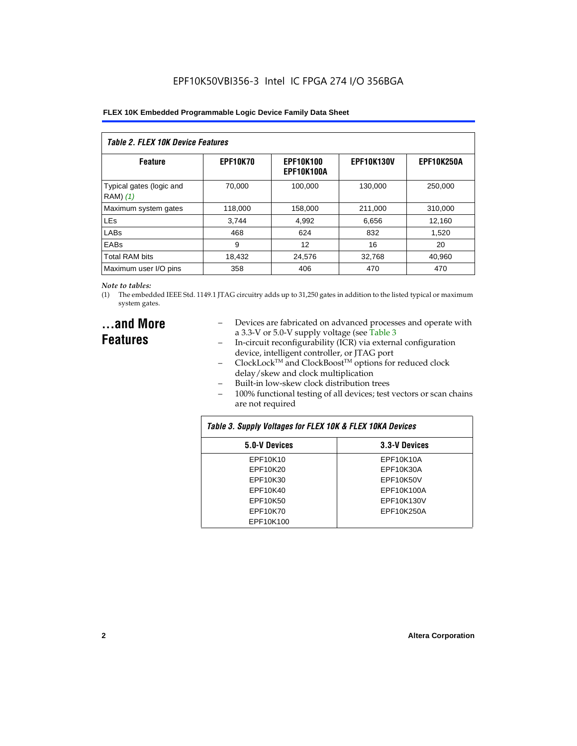| Table 2. FLEX 10K Device Features | | | | |
|---|---|---|---|---|
| **Feature** | **EPF10K70** | **EPF10K100 EPF10K100A** | **EPF10K130V** | **EPF10K250A** |
| Typical gates (logic and RAM) *(1)* | 70,000 | 100,000 | 130,000 | 250,000 |
| Maximum system gates | 118,000 | 158,000 | 211,000 | 310,000 |
| LEs | 3,744 | 4,992 | 6,656 | 12,160 |
| LABs | 468 | 624 | 832 | 1,520 |
| EABs | 9 | 12 | 16 | 20 |
| Total RAM bits | 18,432 | 24,576 | 32,768 | 40,960 |
| Maximum user I/O pins | 358 | 406 | 470 | 470 |

*Note to tables:*

(1) The embedded IEEE Std. 1149.1 JTAG circuitry adds up to 31,250 gates in addition to the listed typical or maximum system gates.

## ...and More Features

- Devices are fabricated on advanced processes and operate with a 3.3-V or 5.0-V supply voltage (see Table 3
- In-circuit reconfigurability (ICR) via external configuration device, intelligent controller, or JTAG port
- ClockLock™ and ClockBoost™ options for reduced clock delay/skew and clock multiplication
- Built-in low-skew clock distribution trees
- 100% functional testing of all devices; test vectors or scan chains are not required

| Table 3. Supply Voltages for FLEX 10K & FLEX 10KA Devices | |
|---|---|
| **5.0-V Devices** | **3.3-V Devices** |
| EPF10K10 | EPF10K10A |
| EPF10K20 | EPF10K30A |
| EPF10K30 | EPF10K50V |
| EPF10K40 | EPF10K100A |
| EPF10K50 | EPF10K130V |
| EPF10K70 | EPF10K250A |
| EPF10K100 | |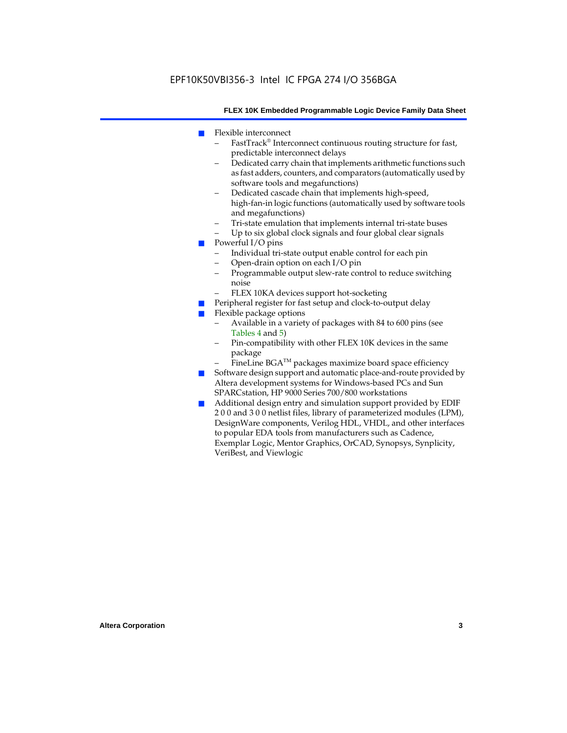- Flexible interconnect
  - FastTrack® Interconnect continuous routing structure for fast, predictable interconnect delays
  - Dedicated carry chain that implements arithmetic functions such as fast adders, counters, and comparators (automatically used by software tools and megafunctions)
  - Dedicated cascade chain that implements high-speed, high-fan-in logic functions (automatically used by software tools and megafunctions)
  - Tri-state emulation that implements internal tri-state buses
  - Up to six global clock signals and four global clear signals
- Powerful I/O pins
  - Individual tri-state output enable control for each pin
  - Open-drain option on each I/O pin
  - Programmable output slew-rate control to reduce switching noise
  - FLEX 10KA devices support hot-socketing
- Peripheral register for fast setup and clock-to-output delay
- Flexible package options
  - Available in a variety of packages with 84 to 600 pins (see Tables 4 and 5)
  - Pin-compatibility with other FLEX 10K devices in the same package
  - FineLine BGA™ packages maximize board space efficiency
- Software design support and automatic place-and-route provided by Altera development systems for Windows-based PCs and Sun SPARCstation, HP 9000 Series 700/800 workstations
- Additional design entry and simulation support provided by EDIF 2 0 0 and 3 0 0 netlist files, library of parameterized modules (LPM), DesignWare components, Verilog HDL, VHDL, and other interfaces to popular EDA tools from manufacturers such as Cadence, Exemplar Logic, Mentor Graphics, OrCAD, Synopsys, Synplicity, VeriBest, and Viewlogic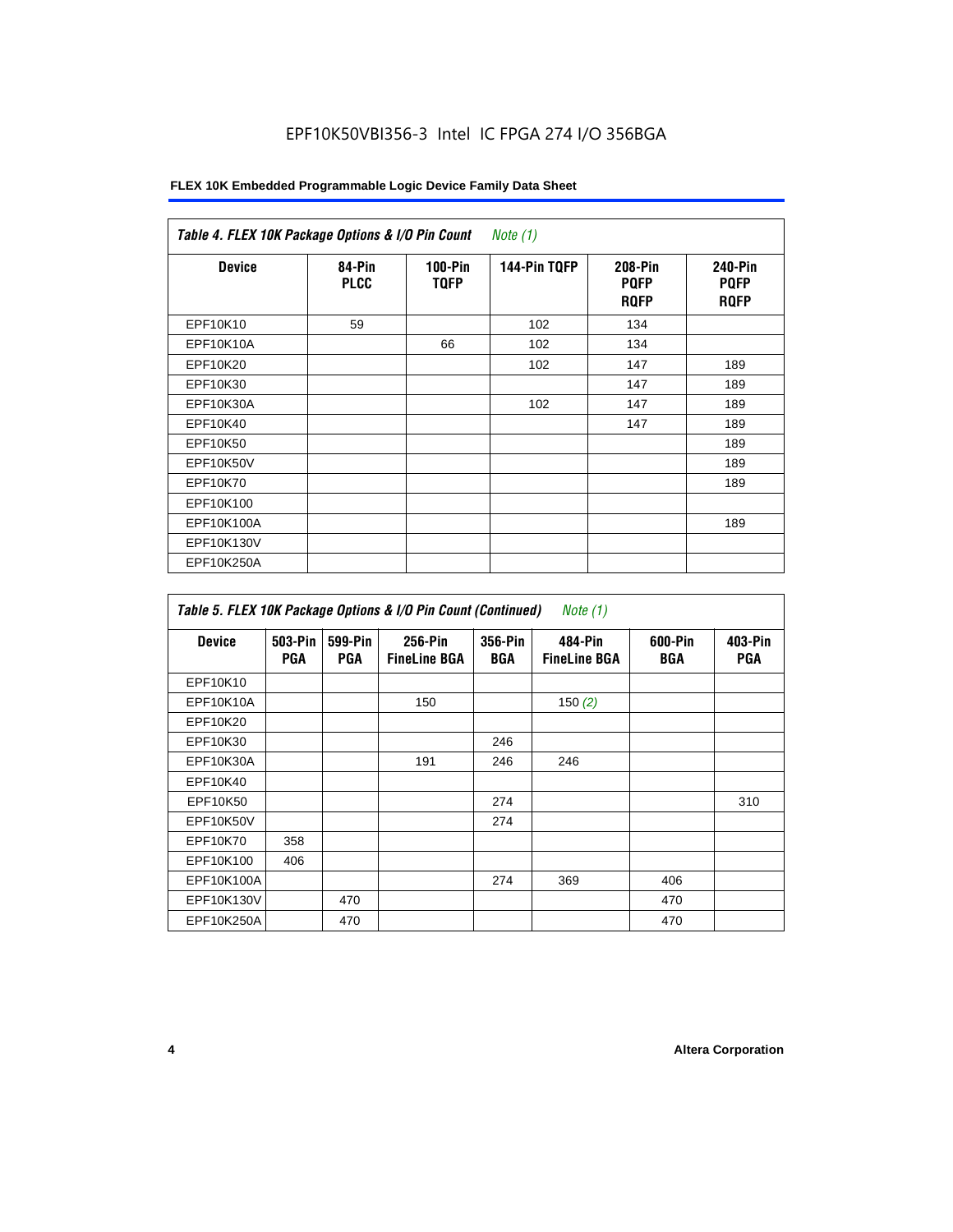EPF10K50VBI356-3 Intel IC FPGA 274 I/O 356BGA

**FLEX 10K Embedded Programmable Logic Device Family Data Sheet**

| *Table 4. FLEX 10K Package Options & I/O Pin Count Note (1)* | | | | | |
|---|---|---|---|---|---|
| **Device** | **84-Pin PLCC** | **100-Pin TQFP** | **144-Pin TQFP** | **208-Pin PQFP RQFP** | **240-Pin PQFP RQFP** |
| EPF10K10 | 59 | | 102 | 134 | |
| EPF10K10A | | 66 | 102 | 134 | |
| EPF10K20 | | | 102 | 147 | 189 |
| EPF10K30 | | | | 147 | 189 |
| EPF10K30A | | | 102 | 147 | 189 |
| EPF10K40 | | | | 147 | 189 |
| EPF10K50 | | | | | 189 |
| EPF10K50V | | | | | 189 |
| EPF10K70 | | | | | 189 |
| EPF10K100 | | | | | |
| EPF10K100A | | | | | 189 |
| EPF10K130V | | | | | |
| EPF10K250A | | | | | |

| *Table 5. FLEX 10K Package Options & I/O Pin Count (Continued) Note (1)* | | | | | | | |
|---|---|---|---|---|---|---|---|
| **Device** | **503-Pin PGA** | **599-Pin PGA** | **256-Pin FineLine BGA** | **356-Pin BGA** | **484-Pin FineLine BGA** | **600-Pin BGA** | **403-Pin PGA** |
| EPF10K10 | | | | | | | |
| EPF10K10A | | | 150 | | 150 *(2)* | | |
| EPF10K20 | | | | | | | |
| EPF10K30 | | | | 246 | | | |
| EPF10K30A | | | 191 | 246 | 246 | | |
| EPF10K40 | | | | | | | |
| EPF10K50 | | | | 274 | | | 310 |
| EPF10K50V | | | | 274 | | | |
| EPF10K70 | 358 | | | | | | |
| EPF10K100 | 406 | | | | | | |
| EPF10K100A | | | | 274 | 369 | 406 | |
| EPF10K130V | | 470 | | | | 470 | |
| EPF10K250A | | 470 | | | | 470 | |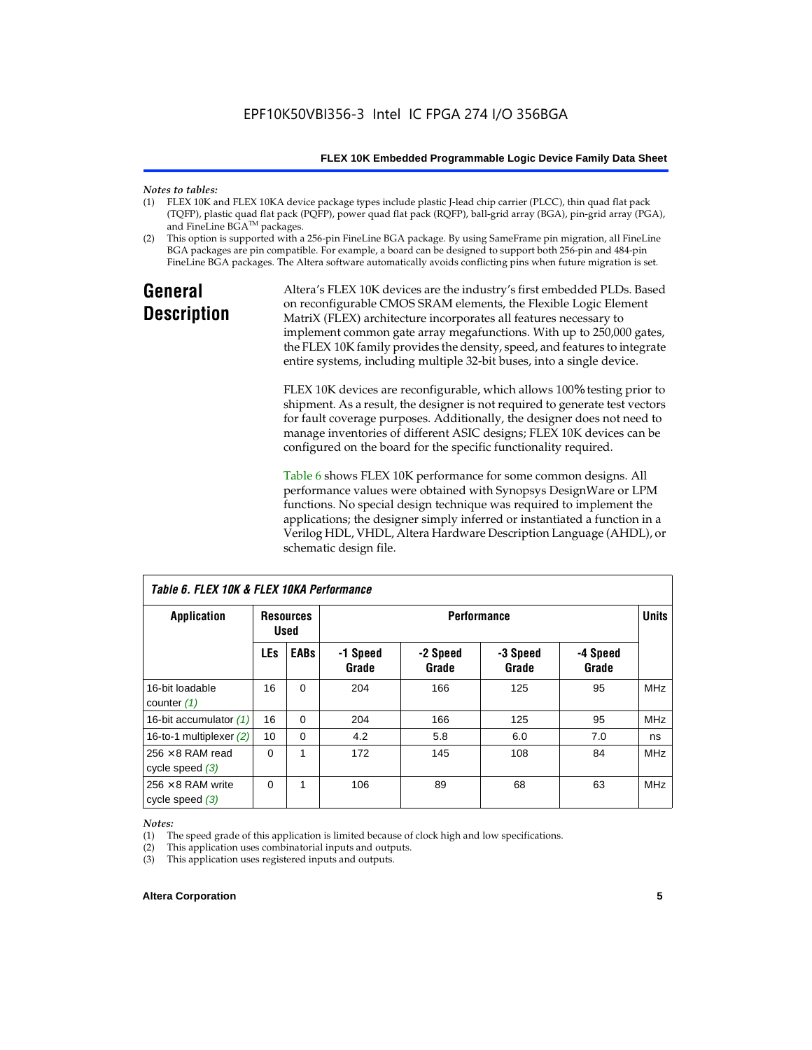*Notes to tables:*

(1) FLEX 10K and FLEX 10KA device package types include plastic J-lead chip carrier (PLCC), thin quad flat pack (TQFP), plastic quad flat pack (PQFP), power quad flat pack (RQFP), ball-grid array (BGA), pin-grid array (PGA), and FineLine BGA™ packages.

(2) This option is supported with a 256-pin FineLine BGA package. By using SameFrame pin migration, all FineLine BGA packages are pin compatible. For example, a board can be designed to support both 256-pin and 484-pin FineLine BGA packages. The Altera software automatically avoids conflicting pins when future migration is set.

## General Description

Altera's FLEX 10K devices are the industry's first embedded PLDs. Based on reconfigurable CMOS SRAM elements, the Flexible Logic Element MatriX (FLEX) architecture incorporates all features necessary to implement common gate array megafunctions. With up to 250,000 gates, the FLEX 10K family provides the density, speed, and features to integrate entire systems, including multiple 32-bit buses, into a single device.

FLEX 10K devices are reconfigurable, which allows 100% testing prior to shipment. As a result, the designer is not required to generate test vectors for fault coverage purposes. Additionally, the designer does not need to manage inventories of different ASIC designs; FLEX 10K devices can be configured on the board for the specific functionality required.

Table 6 shows FLEX 10K performance for some common designs. All performance values were obtained with Synopsys DesignWare or LPM functions. No special design technique was required to implement the applications; the designer simply inferred or instantiated a function in a Verilog HDL, VHDL, Altera Hardware Description Language (AHDL), or schematic design file.

*Table 6. FLEX 10K & FLEX 10KA Performance*

| Application | Resources Used | | Performance | | | | Units |
|---|---|---|---|---|---|---|---|
| | LEs | EABs | -1 Speed Grade | -2 Speed Grade | -3 Speed Grade | -4 Speed Grade | |
| 16-bit loadable counter *(1)* | 16 | 0 | 204 | 166 | 125 | 95 | MHz |
| 16-bit accumulator *(1)* | 16 | 0 | 204 | 166 | 125 | 95 | MHz |
| 16-to-1 multiplexer *(2)* | 10 | 0 | 4.2 | 5.8 | 6.0 | 7.0 | ns |
| 256 × 8 RAM read cycle speed *(3)* | 0 | 1 | 172 | 145 | 108 | 84 | MHz |
| 256 × 8 RAM write cycle speed *(3)* | 0 | 1 | 106 | 89 | 68 | 63 | MHz |

*Notes:*

(1) The speed grade of this application is limited because of clock high and low specifications.

(2) This application uses combinatorial inputs and outputs.

(3) This application uses registered inputs and outputs.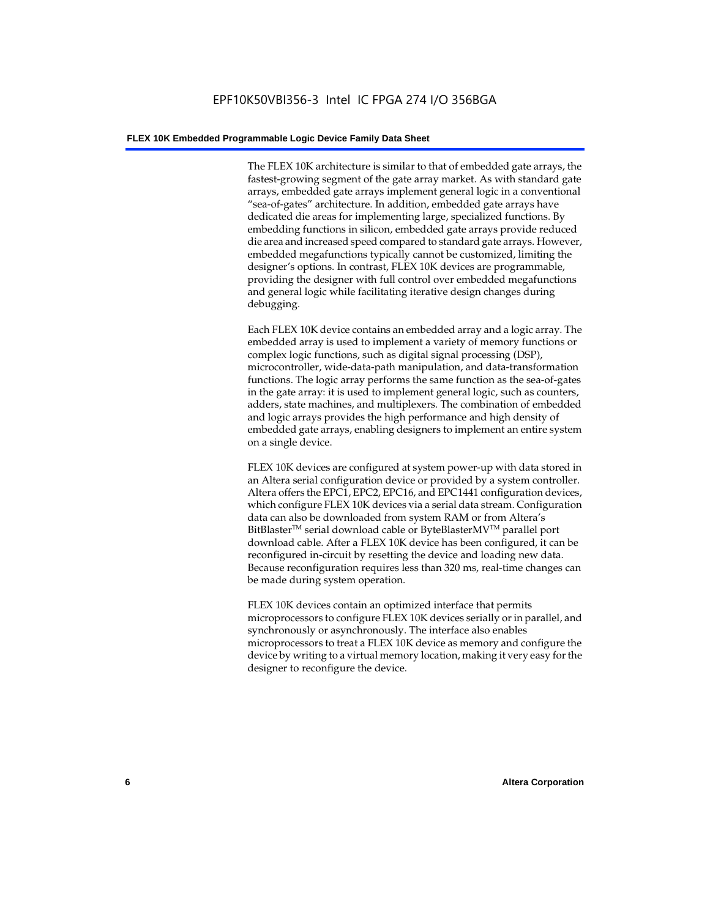The FLEX 10K architecture is similar to that of embedded gate arrays, the fastest-growing segment of the gate array market. As with standard gate arrays, embedded gate arrays implement general logic in a conventional "sea-of-gates" architecture. In addition, embedded gate arrays have dedicated die areas for implementing large, specialized functions. By embedding functions in silicon, embedded gate arrays provide reduced die area and increased speed compared to standard gate arrays. However, embedded megafunctions typically cannot be customized, limiting the designer's options. In contrast, FLEX 10K devices are programmable, providing the designer with full control over embedded megafunctions and general logic while facilitating iterative design changes during debugging.

Each FLEX 10K device contains an embedded array and a logic array. The embedded array is used to implement a variety of memory functions or complex logic functions, such as digital signal processing (DSP), microcontroller, wide-data-path manipulation, and data-transformation functions. The logic array performs the same function as the sea-of-gates in the gate array: it is used to implement general logic, such as counters, adders, state machines, and multiplexers. The combination of embedded and logic arrays provides the high performance and high density of embedded gate arrays, enabling designers to implement an entire system on a single device.

FLEX 10K devices are configured at system power-up with data stored in an Altera serial configuration device or provided by a system controller. Altera offers the EPC1, EPC2, EPC16, and EPC1441 configuration devices, which configure FLEX 10K devices via a serial data stream. Configuration data can also be downloaded from system RAM or from Altera's BitBlaster™ serial download cable or ByteBlasterMV™ parallel port download cable. After a FLEX 10K device has been configured, it can be reconfigured in-circuit by resetting the device and loading new data. Because reconfiguration requires less than 320 ms, real-time changes can be made during system operation.

FLEX 10K devices contain an optimized interface that permits microprocessors to configure FLEX 10K devices serially or in parallel, and synchronously or asynchronously. The interface also enables microprocessors to treat a FLEX 10K device as memory and configure the device by writing to a virtual memory location, making it very easy for the designer to reconfigure the device.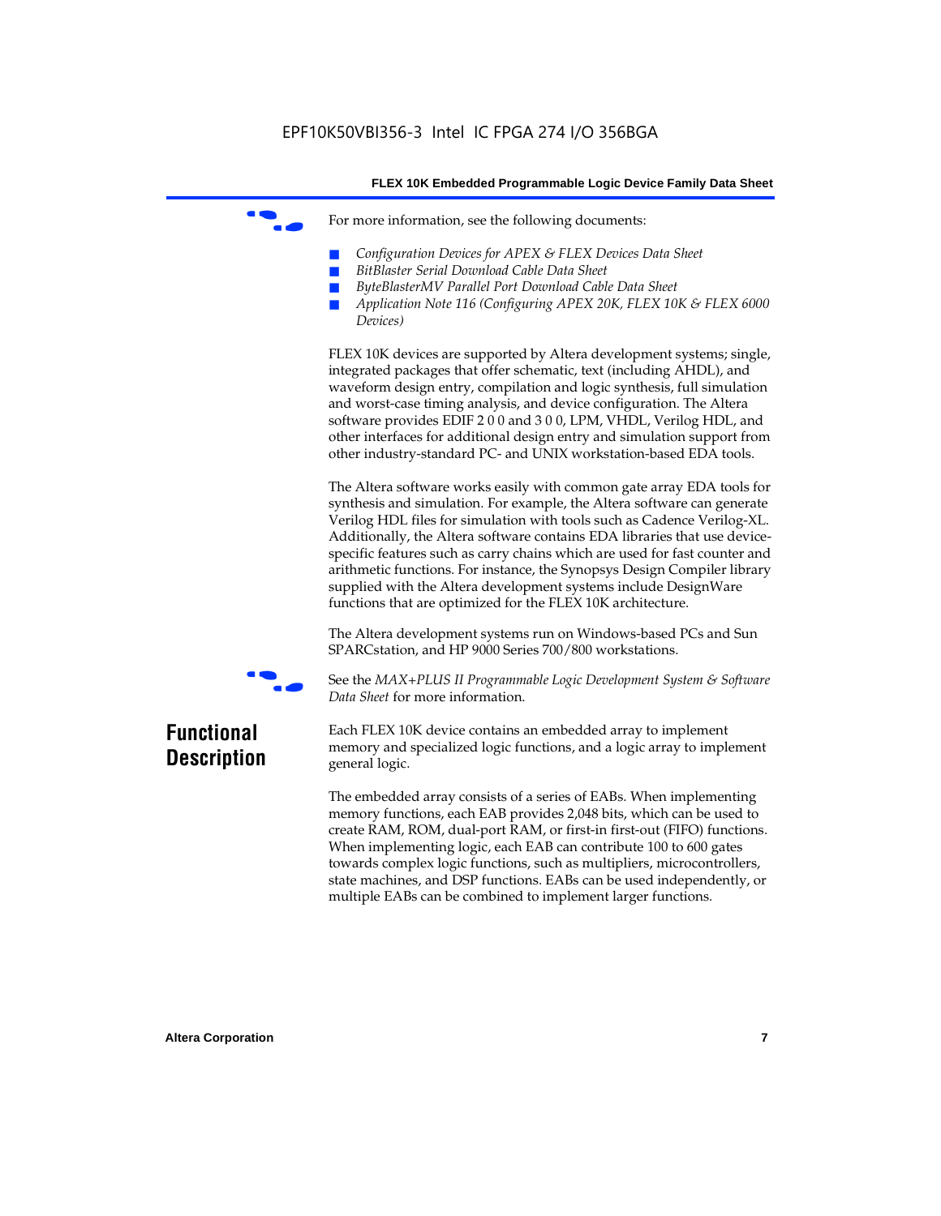For more information, see the following documents:

- *Configuration Devices for APEX & FLEX Devices Data Sheet*
- *BitBlaster Serial Download Cable Data Sheet*
- *ByteBlasterMV Parallel Port Download Cable Data Sheet*
- *Application Note 116 (Configuring APEX 20K, FLEX 10K & FLEX 6000 Devices)*

FLEX 10K devices are supported by Altera development systems; single, integrated packages that offer schematic, text (including AHDL), and waveform design entry, compilation and logic synthesis, full simulation and worst-case timing analysis, and device configuration. The Altera software provides EDIF 2 0 0 and 3 0 0, LPM, VHDL, Verilog HDL, and other interfaces for additional design entry and simulation support from other industry-standard PC- and UNIX workstation-based EDA tools.

The Altera software works easily with common gate array EDA tools for synthesis and simulation. For example, the Altera software can generate Verilog HDL files for simulation with tools such as Cadence Verilog-XL. Additionally, the Altera software contains EDA libraries that use device-specific features such as carry chains which are used for fast counter and arithmetic functions. For instance, the Synopsys Design Compiler library supplied with the Altera development systems include DesignWare functions that are optimized for the FLEX 10K architecture.

The Altera development systems run on Windows-based PCs and Sun SPARCstation, and HP 9000 Series 700/800 workstations.

See the *MAX+PLUS II Programmable Logic Development System & Software Data Sheet* for more information.

## Functional Description

Each FLEX 10K device contains an embedded array to implement memory and specialized logic functions, and a logic array to implement general logic.

The embedded array consists of a series of EABs. When implementing memory functions, each EAB provides 2,048 bits, which can be used to create RAM, ROM, dual-port RAM, or first-in first-out (FIFO) functions. When implementing logic, each EAB can contribute 100 to 600 gates towards complex logic functions, such as multipliers, microcontrollers, state machines, and DSP functions. EABs can be used independently, or multiple EABs can be combined to implement larger functions.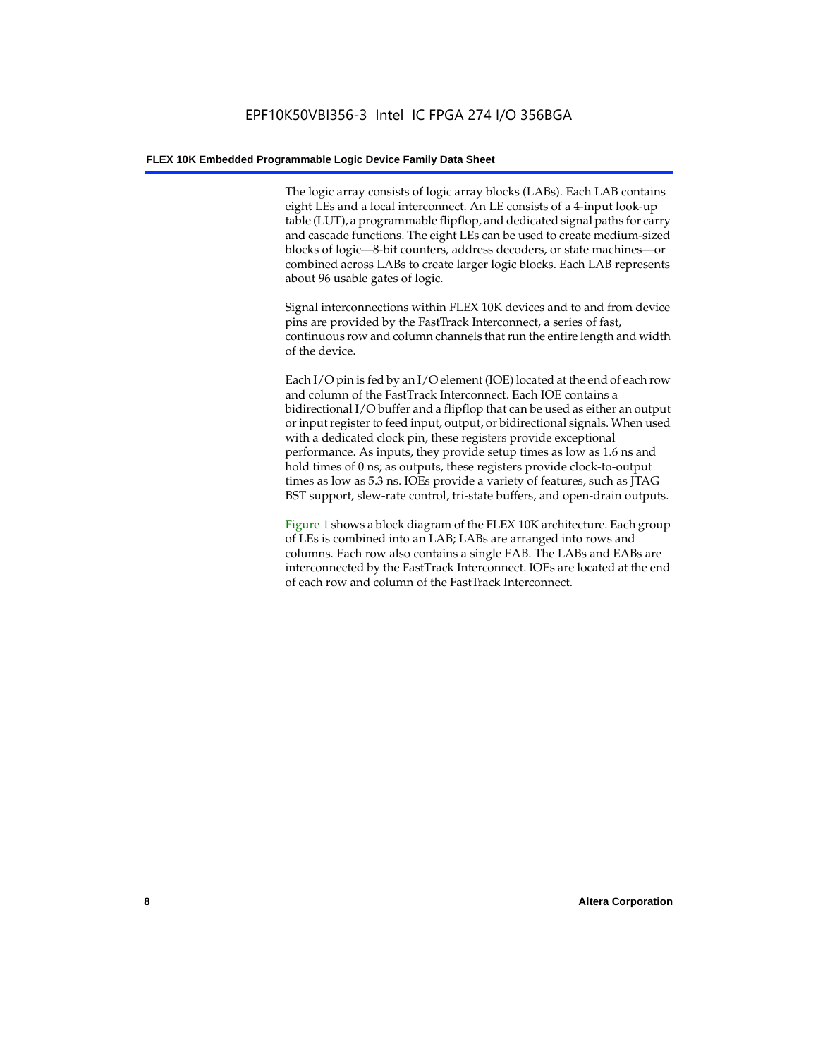The logic array consists of logic array blocks (LABs). Each LAB contains eight LEs and a local interconnect. An LE consists of a 4-input look-up table (LUT), a programmable flipflop, and dedicated signal paths for carry and cascade functions. The eight LEs can be used to create medium-sized blocks of logic—8-bit counters, address decoders, or state machines—or combined across LABs to create larger logic blocks. Each LAB represents about 96 usable gates of logic.

Signal interconnections within FLEX 10K devices and to and from device pins are provided by the FastTrack Interconnect, a series of fast, continuous row and column channels that run the entire length and width of the device.

Each I/O pin is fed by an I/O element (IOE) located at the end of each row and column of the FastTrack Interconnect. Each IOE contains a bidirectional I/O buffer and a flipflop that can be used as either an output or input register to feed input, output, or bidirectional signals. When used with a dedicated clock pin, these registers provide exceptional performance. As inputs, they provide setup times as low as 1.6 ns and hold times of 0 ns; as outputs, these registers provide clock-to-output times as low as 5.3 ns. IOEs provide a variety of features, such as JTAG BST support, slew-rate control, tri-state buffers, and open-drain outputs.

Figure 1 shows a block diagram of the FLEX 10K architecture. Each group of LEs is combined into an LAB; LABs are arranged into rows and columns. Each row also contains a single EAB. The LABs and EABs are interconnected by the FastTrack Interconnect. IOEs are located at the end of each row and column of the FastTrack Interconnect.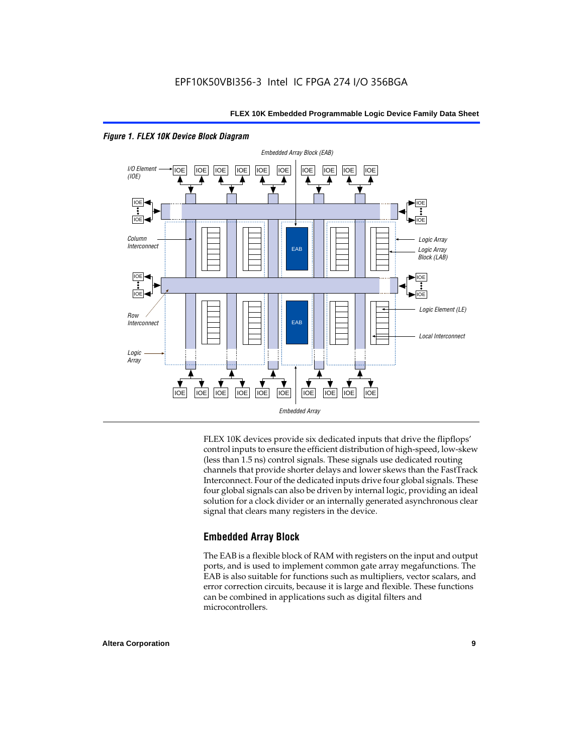*Figure 1. FLEX 10K Device Block Diagram*

FLEX 10K devices provide six dedicated inputs that drive the flipflops' control inputs to ensure the efficient distribution of high-speed, low-skew (less than 1.5 ns) control signals. These signals use dedicated routing channels that provide shorter delays and lower skews than the FastTrack Interconnect. Four of the dedicated inputs drive four global signals. These four global signals can also be driven by internal logic, providing an ideal solution for a clock divider or an internally generated asynchronous clear signal that clears many registers in the device.

## Embedded Array Block

The EAB is a flexible block of RAM with registers on the input and output ports, and is used to implement common gate array megafunctions. The EAB is also suitable for functions such as multipliers, vector scalars, and error correction circuits, because it is large and flexible. These functions can be combined in applications such as digital filters and microcontrollers.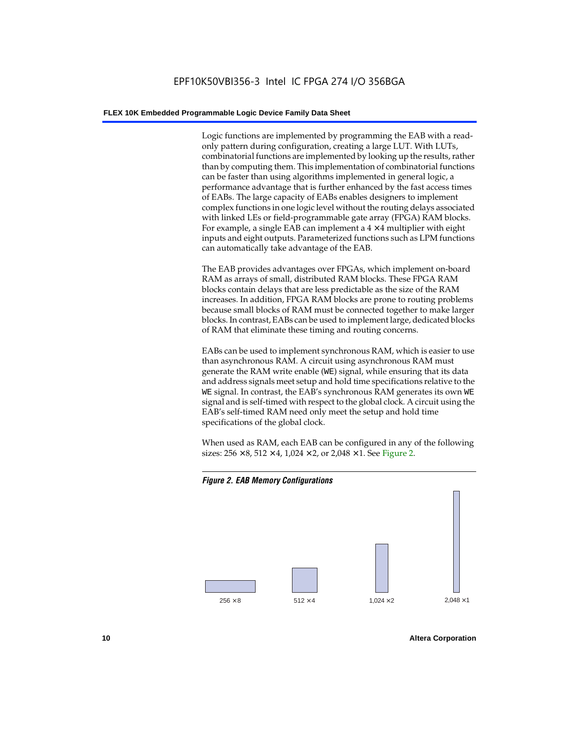Logic functions are implemented by programming the EAB with a read-only pattern during configuration, creating a large LUT. With LUTs, combinatorial functions are implemented by looking up the results, rather than by computing them. This implementation of combinatorial functions can be faster than using algorithms implemented in general logic, a performance advantage that is further enhanced by the fast access times of EABs. The large capacity of EABs enables designers to implement complex functions in one logic level without the routing delays associated with linked LEs or field-programmable gate array (FPGA) RAM blocks. For example, a single EAB can implement a 4 × 4 multiplier with eight inputs and eight outputs. Parameterized functions such as LPM functions can automatically take advantage of the EAB.

The EAB provides advantages over FPGAs, which implement on-board RAM as arrays of small, distributed RAM blocks. These FPGA RAM blocks contain delays that are less predictable as the size of the RAM increases. In addition, FPGA RAM blocks are prone to routing problems because small blocks of RAM must be connected together to make larger blocks. In contrast, EABs can be used to implement large, dedicated blocks of RAM that eliminate these timing and routing concerns.

EABs can be used to implement synchronous RAM, which is easier to use than asynchronous RAM. A circuit using asynchronous RAM must generate the RAM write enable (`WE`) signal, while ensuring that its data and address signals meet setup and hold time specifications relative to the `WE` signal. In contrast, the EAB's synchronous RAM generates its own `WE` signal and is self-timed with respect to the global clock. A circuit using the EAB's self-timed RAM need only meet the setup and hold time specifications of the global clock.

When used as RAM, each EAB can be configured in any of the following sizes: 256 × 8, 512 × 4, 1,024 × 2, or 2,048 × 1. See Figure 2.

***Figure 2. EAB Memory Configurations***

256 × 8 512 × 4 1,024 × 2 2,048 × 1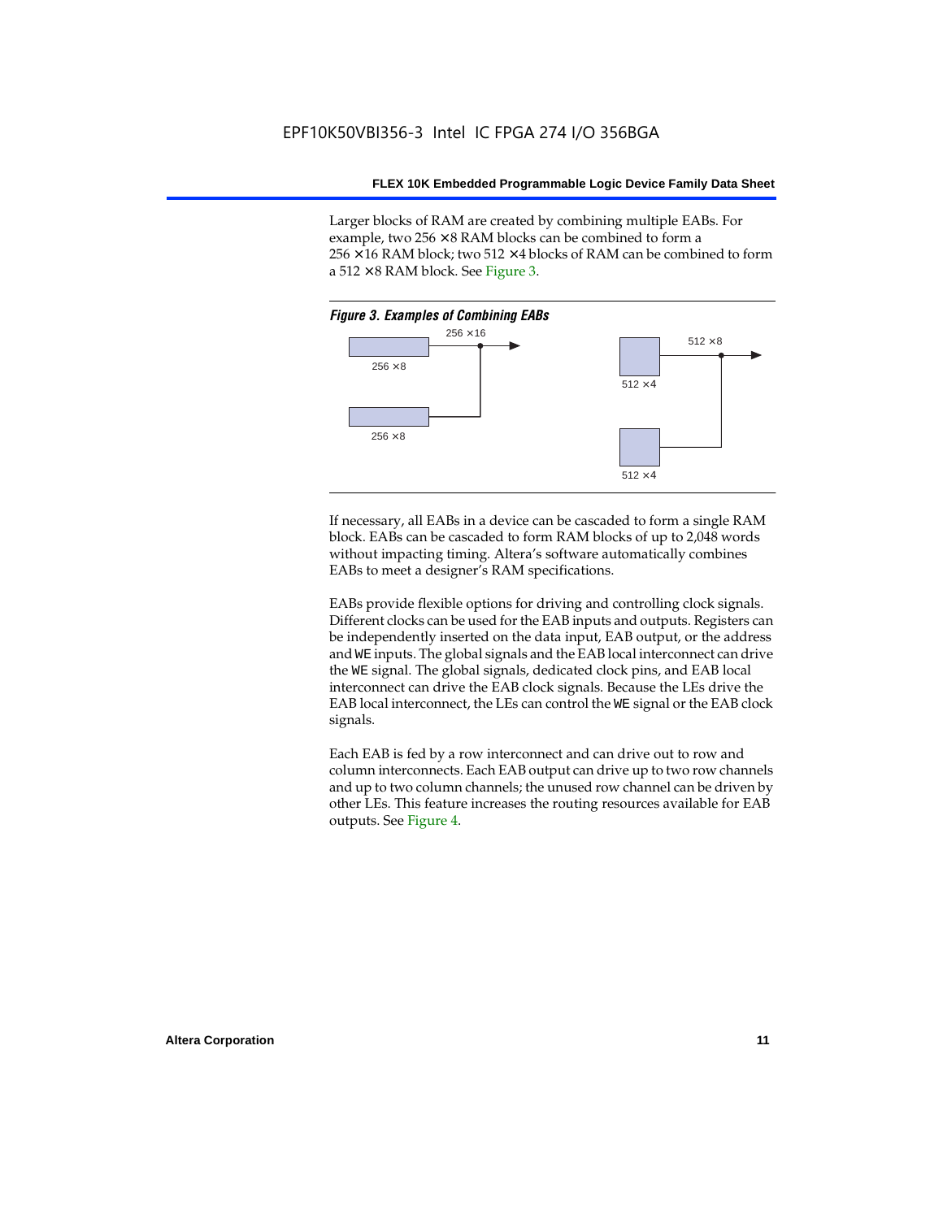Larger blocks of RAM are created by combining multiple EABs. For example, two 256 × 8 RAM blocks can be combined to form a 256 × 16 RAM block; two 512 × 4 blocks of RAM can be combined to form a 512 × 8 RAM block. See Figure 3.

*Figure 3. Examples of Combining EABs*

256 × 16

256 × 8

256 × 8

512 × 8

512 × 4

512 × 4

If necessary, all EABs in a device can be cascaded to form a single RAM block. EABs can be cascaded to form RAM blocks of up to 2,048 words without impacting timing. Altera's software automatically combines EABs to meet a designer's RAM specifications.

EABs provide flexible options for driving and controlling clock signals. Different clocks can be used for the EAB inputs and outputs. Registers can be independently inserted on the data input, EAB output, or the address and `WE` inputs. The global signals and the EAB local interconnect can drive the `WE` signal. The global signals, dedicated clock pins, and EAB local interconnect can drive the EAB clock signals. Because the LEs drive the EAB local interconnect, the LEs can control the `WE` signal or the EAB clock signals.

Each EAB is fed by a row interconnect and can drive out to row and column interconnects. Each EAB output can drive up to two row channels and up to two column channels; the unused row channel can be driven by other LEs. This feature increases the routing resources available for EAB outputs. See Figure 4.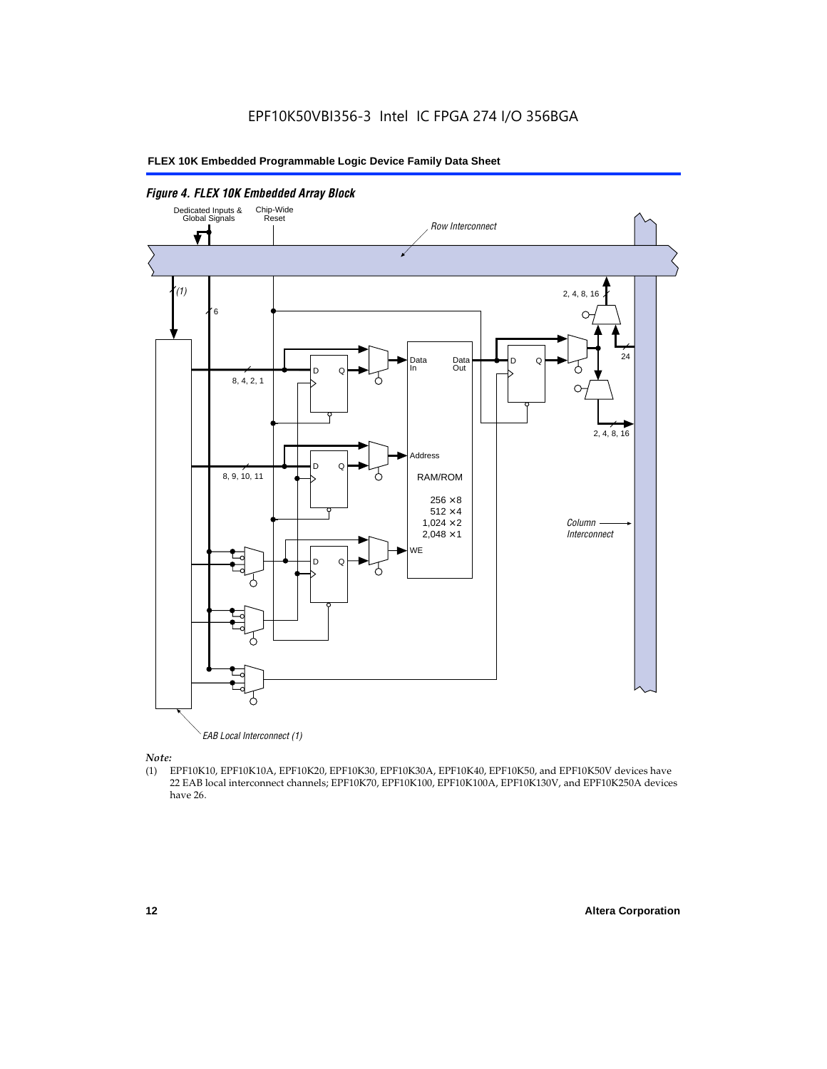*Figure 4. FLEX 10K Embedded Array Block*

Dedicated Inputs & Global Signals

Chip-Wide Reset

Row Interconnect

(1)

6

2, 4, 8, 16

24

8, 4, 2, 1

D Q

Data In

Data Out

D Q

2, 4, 8, 16

Address

8, 9, 10, 11

D Q

RAM/ROM

256 × 8
512 × 4
1,024 × 2
2,048 × 1

Column Interconnect

WE

D Q

EAB Local Interconnect (1)

*Note:*

(1) EPF10K10, EPF10K10A, EPF10K20, EPF10K30, EPF10K30A, EPF10K40, EPF10K50, and EPF10K50V devices have 22 EAB local interconnect channels; EPF10K70, EPF10K100, EPF10K100A, EPF10K130V, and EPF10K250A devices have 26.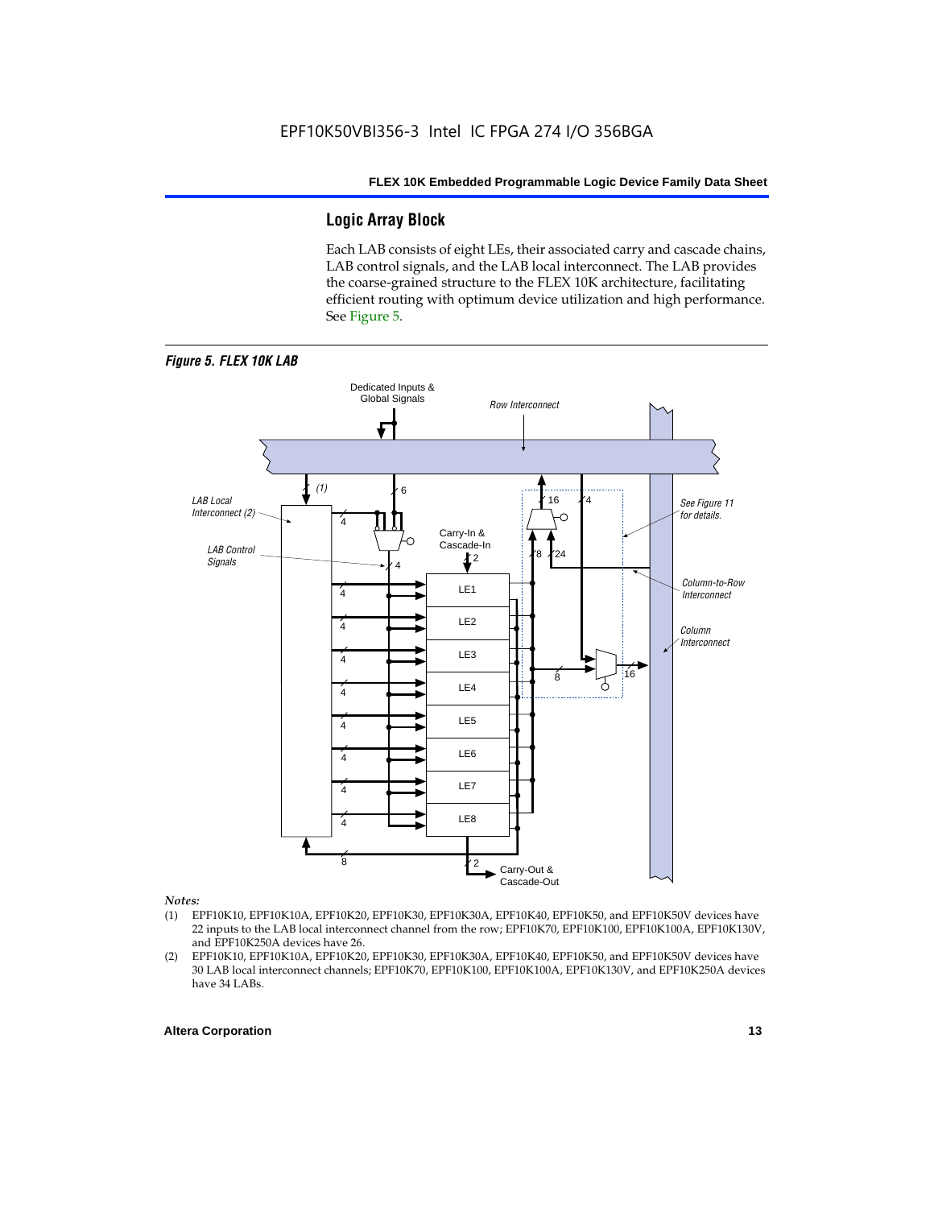## Logic Array Block

Each LAB consists of eight LEs, their associated carry and cascade chains, LAB control signals, and the LAB local interconnect. The LAB provides the coarse-grained structure to the FLEX 10K architecture, facilitating efficient routing with optimum device utilization and high performance. See Figure 5.

*Figure 5. FLEX 10K LAB*

*Notes:*

(1) EPF10K10, EPF10K10A, EPF10K20, EPF10K30, EPF10K30A, EPF10K40, EPF10K50, and EPF10K50V devices have 22 inputs to the LAB local interconnect channel from the row; EPF10K70, EPF10K100, EPF10K100A, EPF10K130V, and EPF10K250A devices have 26.

(2) EPF10K10, EPF10K10A, EPF10K20, EPF10K30, EPF10K30A, EPF10K40, EPF10K50, and EPF10K50V devices have 30 LAB local interconnect channels; EPF10K70, EPF10K100, EPF10K100A, EPF10K130V, and EPF10K250A devices have 34 LABs.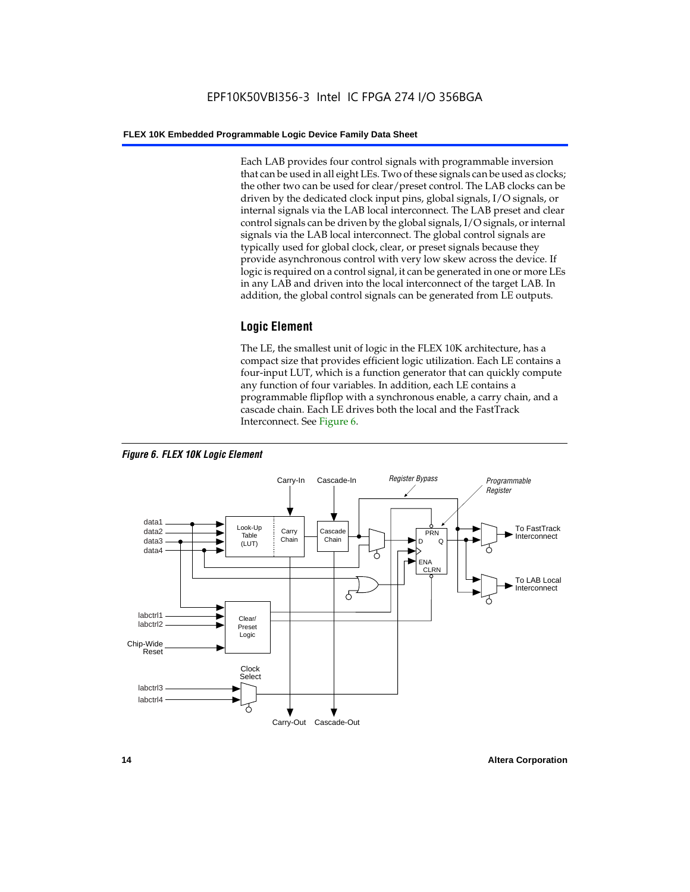Each LAB provides four control signals with programmable inversion that can be used in all eight LEs. Two of these signals can be used as clocks; the other two can be used for clear/preset control. The LAB clocks can be driven by the dedicated clock input pins, global signals, I/O signals, or internal signals via the LAB local interconnect. The LAB preset and clear control signals can be driven by the global signals, I/O signals, or internal signals via the LAB local interconnect. The global control signals are typically used for global clock, clear, or preset signals because they provide asynchronous control with very low skew across the device. If logic is required on a control signal, it can be generated in one or more LEs in any LAB and driven into the local interconnect of the target LAB. In addition, the global control signals can be generated from LE outputs.

## Logic Element

The LE, the smallest unit of logic in the FLEX 10K architecture, has a compact size that provides efficient logic utilization. Each LE contains a four-input LUT, which is a function generator that can quickly compute any function of four variables. In addition, each LE contains a programmable flipflop with a synchronous enable, a carry chain, and a cascade chain. Each LE drives both the local and the FastTrack Interconnect. See Figure 6.

***Figure 6. FLEX 10K Logic Element***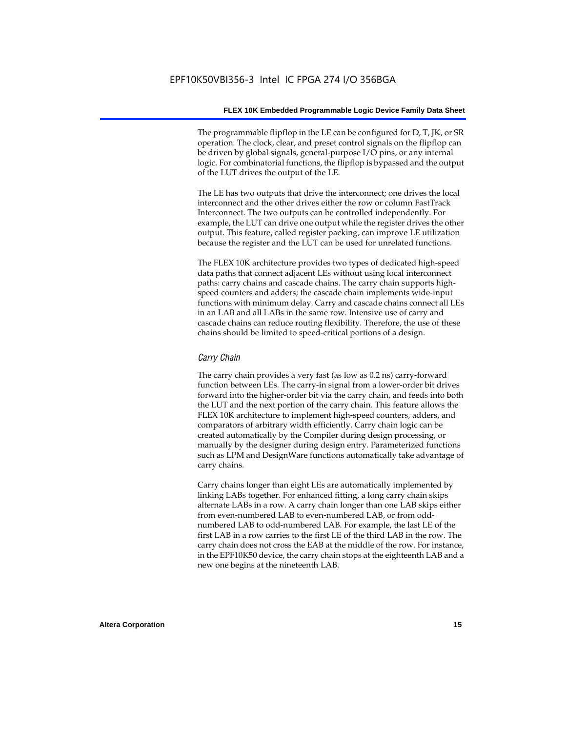The programmable flipflop in the LE can be configured for D, T, JK, or SR operation. The clock, clear, and preset control signals on the flipflop can be driven by global signals, general-purpose I/O pins, or any internal logic. For combinatorial functions, the flipflop is bypassed and the output of the LUT drives the output of the LE.

The LE has two outputs that drive the interconnect; one drives the local interconnect and the other drives either the row or column FastTrack Interconnect. The two outputs can be controlled independently. For example, the LUT can drive one output while the register drives the other output. This feature, called register packing, can improve LE utilization because the register and the LUT can be used for unrelated functions.

The FLEX 10K architecture provides two types of dedicated high-speed data paths that connect adjacent LEs without using local interconnect paths: carry chains and cascade chains. The carry chain supports high-speed counters and adders; the cascade chain implements wide-input functions with minimum delay. Carry and cascade chains connect all LEs in an LAB and all LABs in the same row. Intensive use of carry and cascade chains can reduce routing flexibility. Therefore, the use of these chains should be limited to speed-critical portions of a design.

### *Carry Chain*

The carry chain provides a very fast (as low as 0.2 ns) carry-forward function between LEs. The carry-in signal from a lower-order bit drives forward into the higher-order bit via the carry chain, and feeds into both the LUT and the next portion of the carry chain. This feature allows the FLEX 10K architecture to implement high-speed counters, adders, and comparators of arbitrary width efficiently. Carry chain logic can be created automatically by the Compiler during design processing, or manually by the designer during design entry. Parameterized functions such as LPM and DesignWare functions automatically take advantage of carry chains.

Carry chains longer than eight LEs are automatically implemented by linking LABs together. For enhanced fitting, a long carry chain skips alternate LABs in a row. A carry chain longer than one LAB skips either from even-numbered LAB to even-numbered LAB, or from odd-numbered LAB to odd-numbered LAB. For example, the last LE of the first LAB in a row carries to the first LE of the third LAB in the row. The carry chain does not cross the EAB at the middle of the row. For instance, in the EPF10K50 device, the carry chain stops at the eighteenth LAB and a new one begins at the nineteenth LAB.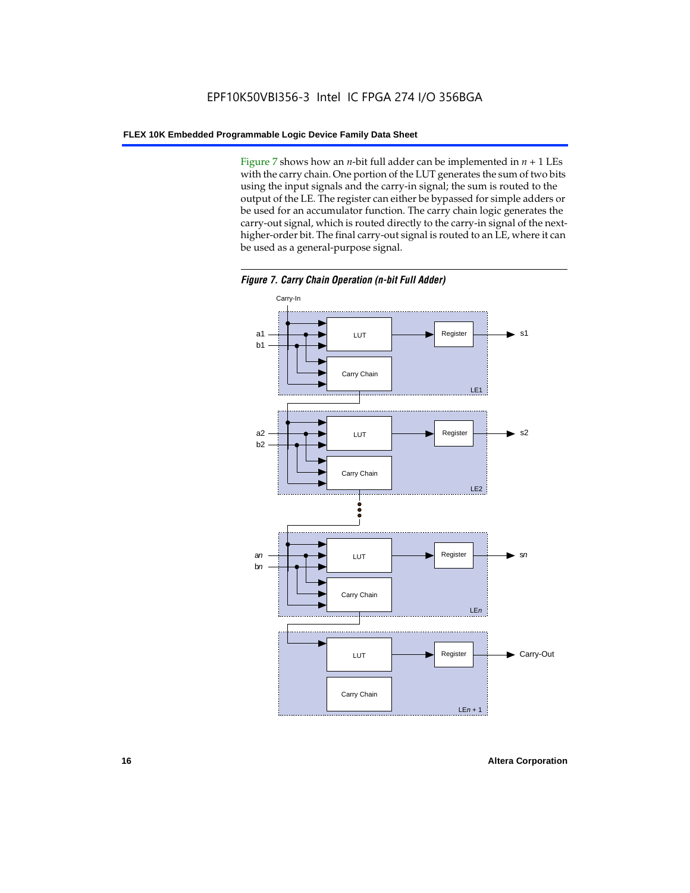Figure 7 shows how an $n$-bit full adder can be implemented in $n + 1$ LEs with the carry chain. One portion of the LUT generates the sum of two bits using the input signals and the carry-in signal; the sum is routed to the output of the LE. The register can either be bypassed for simple adders or be used for an accumulator function. The carry chain logic generates the carry-out signal, which is routed directly to the carry-in signal of the next-higher-order bit. The final carry-out signal is routed to an LE, where it can be used as a general-purpose signal.

*Figure 7. Carry Chain Operation (n-bit Full Adder)*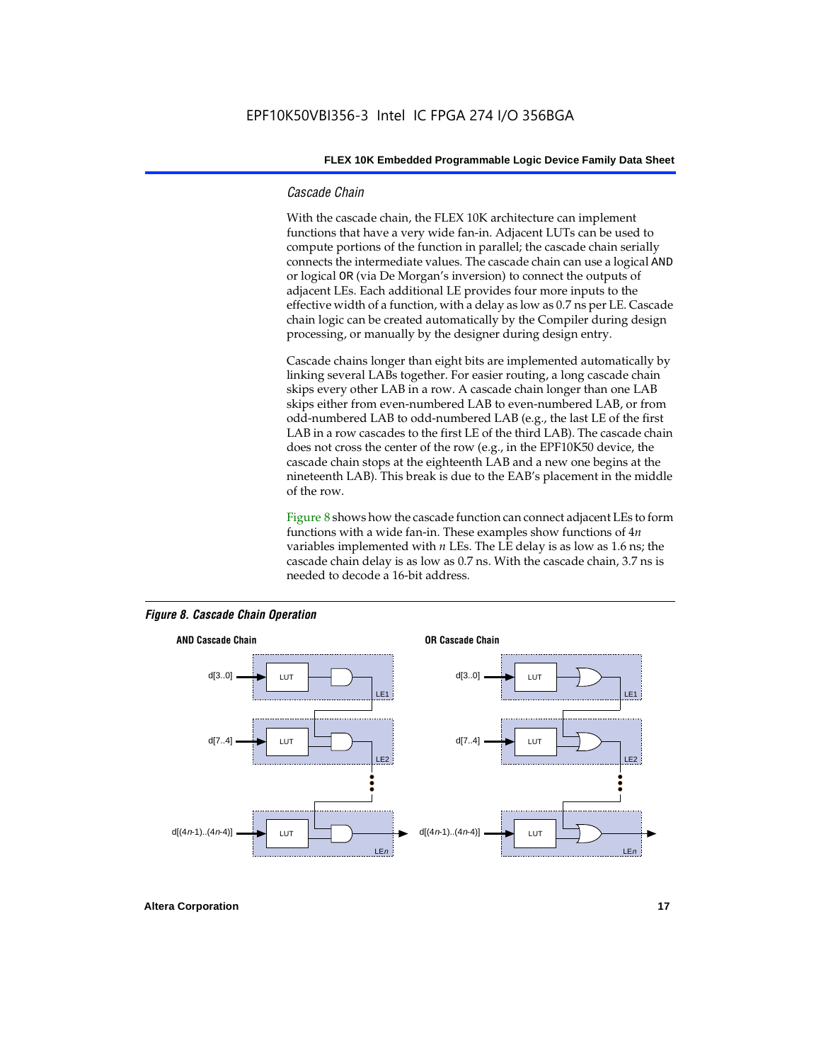### *Cascade Chain*

With the cascade chain, the FLEX 10K architecture can implement functions that have a very wide fan-in. Adjacent LUTs can be used to compute portions of the function in parallel; the cascade chain serially connects the intermediate values. The cascade chain can use a logical AND or logical OR (via De Morgan's inversion) to connect the outputs of adjacent LEs. Each additional LE provides four more inputs to the effective width of a function, with a delay as low as 0.7 ns per LE. Cascade chain logic can be created automatically by the Compiler during design processing, or manually by the designer during design entry.

Cascade chains longer than eight bits are implemented automatically by linking several LABs together. For easier routing, a long cascade chain skips every other LAB in a row. A cascade chain longer than one LAB skips either from even-numbered LAB to even-numbered LAB, or from odd-numbered LAB to odd-numbered LAB (e.g., the last LE of the first LAB in a row cascades to the first LE of the third LAB). The cascade chain does not cross the center of the row (e.g., in the EPF10K50 device, the cascade chain stops at the eighteenth LAB and a new one begins at the nineteenth LAB). This break is due to the EAB's placement in the middle of the row.

Figure 8 shows how the cascade function can connect adjacent LEs to form functions with a wide fan-in. These examples show functions of $4n$ variables implemented with $n$ LEs. The LE delay is as low as 1.6 ns; the cascade chain delay is as low as 0.7 ns. With the cascade chain, 3.7 ns is needed to decode a 16-bit address.

***Figure 8. Cascade Chain Operation***

**AND Cascade Chain**

d[3..0] → LUT → LE1
d[7..4] → LUT → LE2
d[(4n-1)..(4n-4)] → LUT → LEn

**OR Cascade Chain**

d[3..0] → LUT → LE1
d[7..4] → LUT → LE2
d[(4n-1)..(4n-4)] → LUT → LEn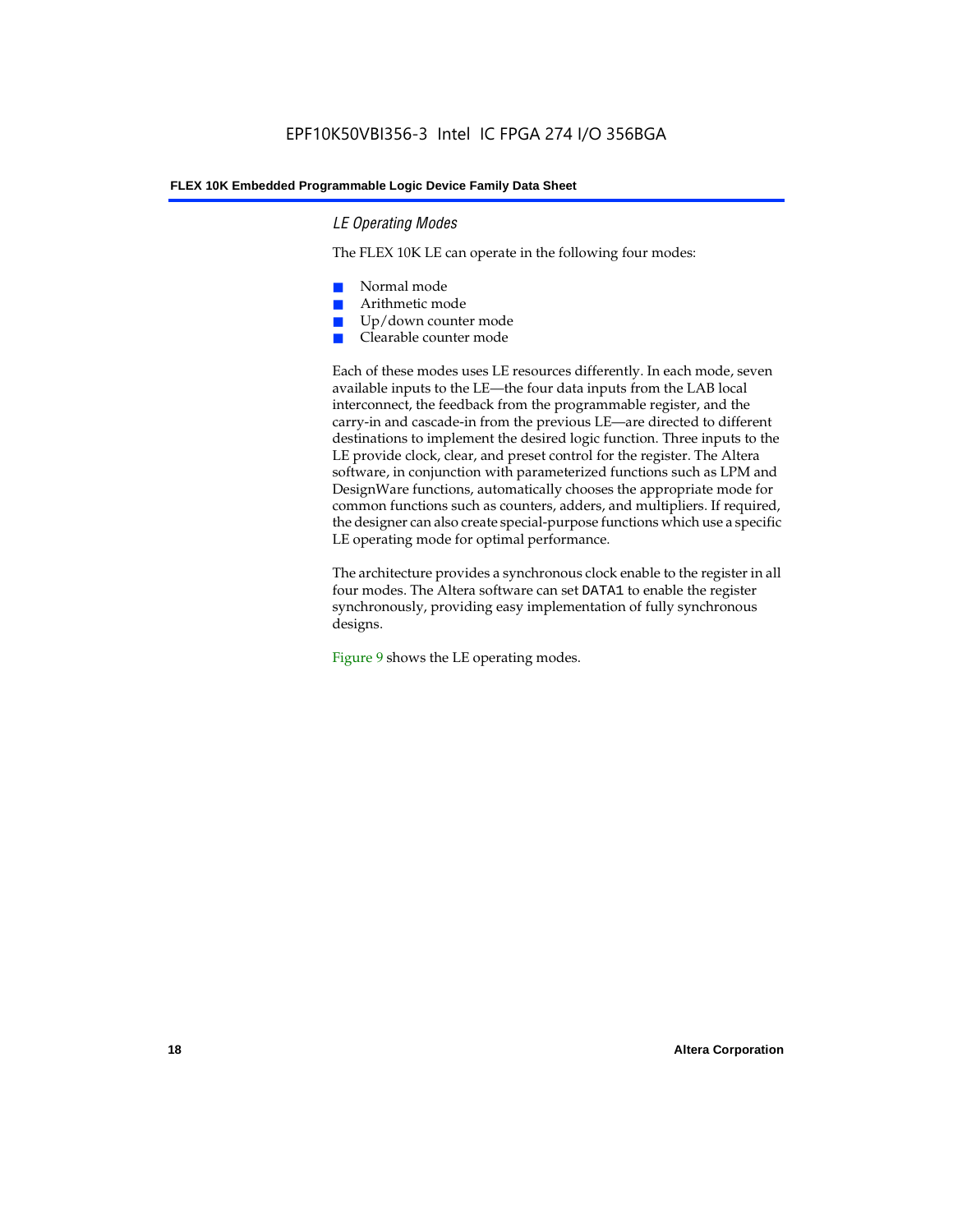### *LE Operating Modes*

The FLEX 10K LE can operate in the following four modes:

- Normal mode
- Arithmetic mode
- Up/down counter mode
- Clearable counter mode

Each of these modes uses LE resources differently. In each mode, seven available inputs to the LE—the four data inputs from the LAB local interconnect, the feedback from the programmable register, and the carry-in and cascade-in from the previous LE—are directed to different destinations to implement the desired logic function. Three inputs to the LE provide clock, clear, and preset control for the register. The Altera software, in conjunction with parameterized functions such as LPM and DesignWare functions, automatically chooses the appropriate mode for common functions such as counters, adders, and multipliers. If required, the designer can also create special-purpose functions which use a specific LE operating mode for optimal performance.

The architecture provides a synchronous clock enable to the register in all four modes. The Altera software can set `DATA1` to enable the register synchronously, providing easy implementation of fully synchronous designs.

Figure 9 shows the LE operating modes.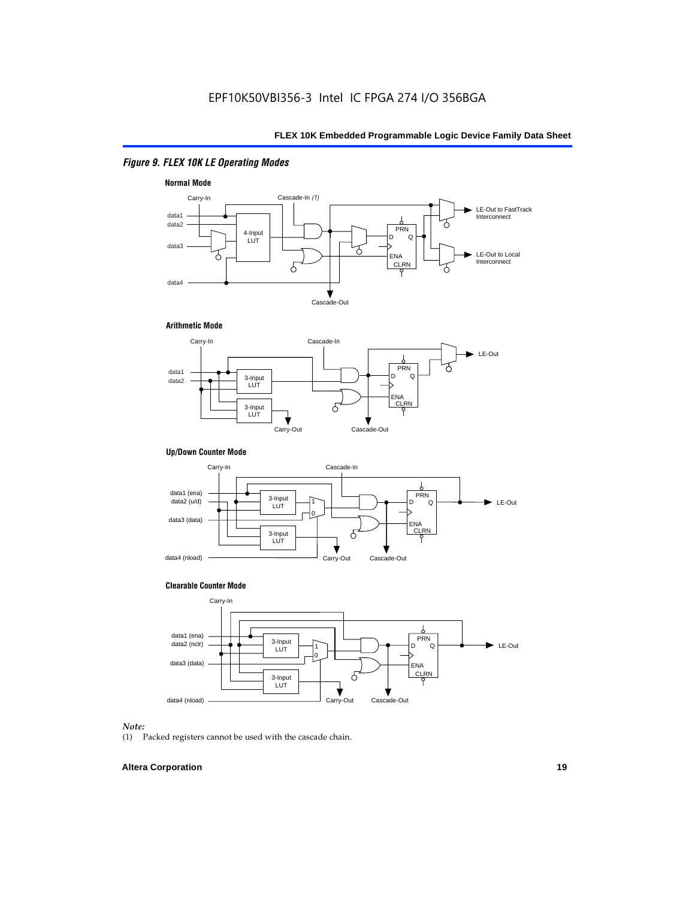*Figure 9. FLEX 10K LE Operating Modes*

**Normal Mode**

Carry-In, Cascade-In *(1)*, data1, data2, data3, data4, 4-Input LUT, PRN, D, Q, ENA, CLRN, LE-Out to FastTrack Interconnect, LE-Out to Local Interconnect, Cascade-Out

**Arithmetic Mode**

Carry-In, Cascade-In, data1, data2, 3-Input LUT, 3-Input LUT, PRN, D, Q, ENA, CLRN, LE-Out, Carry-Out, Cascade-Out

**Up/Down Counter Mode**

Carry-In, Cascade-In, data1 (ena), data2 (u/d), data3 (data), data4 (nload), 3-Input LUT, 3-Input LUT, 1, 0, PRN, D, Q, ENA, CLRN, LE-Out, Carry-Out, Cascade-Out

**Clearable Counter Mode**

Carry-In, data1 (ena), data2 (nclr), data3 (data), data4 (nload), 3-Input LUT, 3-Input LUT, 1, 0, PRN, D, Q, ENA, CLRN, LE-Out, Carry-Out, Cascade-Out

*Note:*

(1) Packed registers cannot be used with the cascade chain.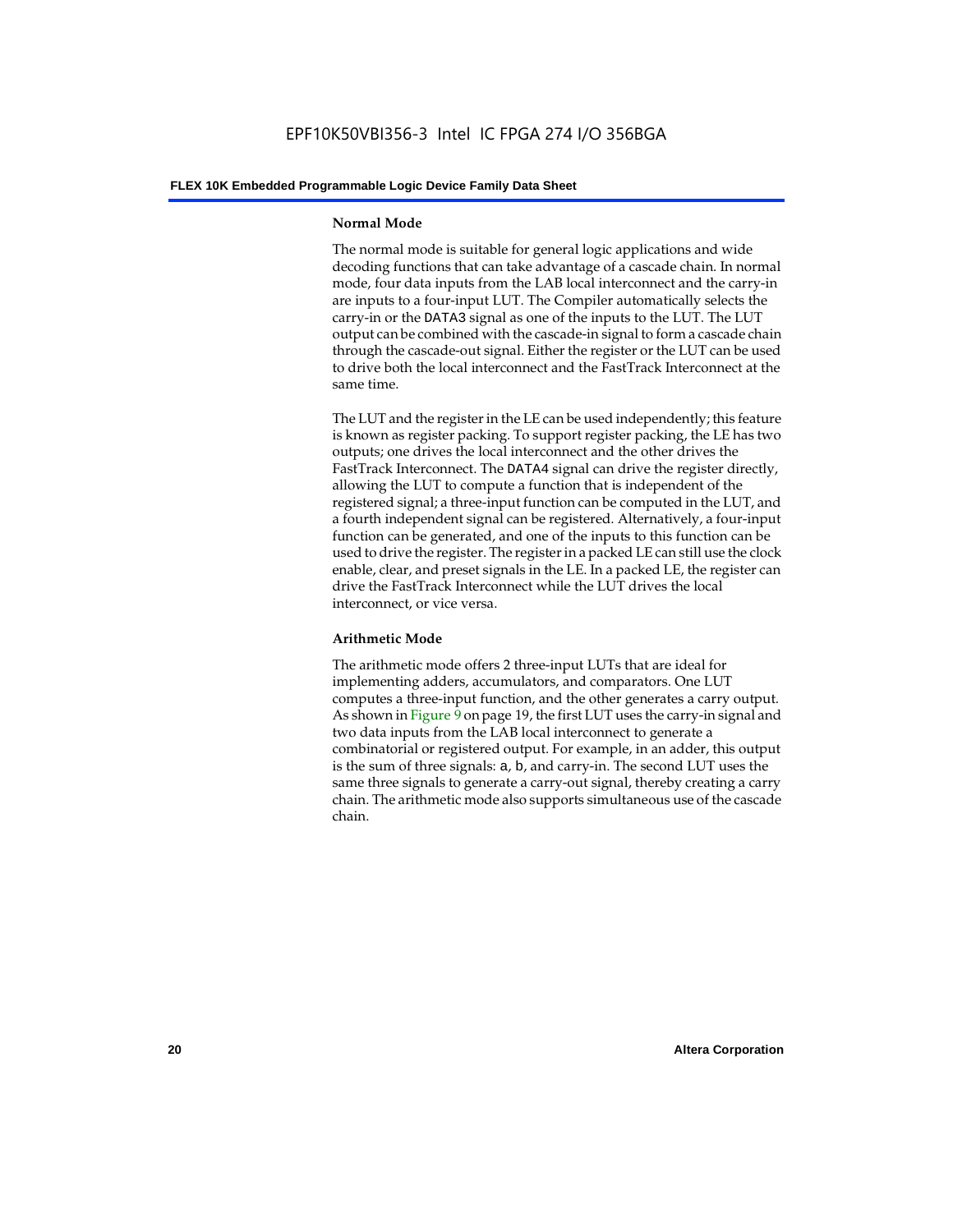### Normal Mode

The normal mode is suitable for general logic applications and wide decoding functions that can take advantage of a cascade chain. In normal mode, four data inputs from the LAB local interconnect and the carry-in are inputs to a four-input LUT. The Compiler automatically selects the carry-in or the DATA3 signal as one of the inputs to the LUT. The LUT output can be combined with the cascade-in signal to form a cascade chain through the cascade-out signal. Either the register or the LUT can be used to drive both the local interconnect and the FastTrack Interconnect at the same time.

The LUT and the register in the LE can be used independently; this feature is known as register packing. To support register packing, the LE has two outputs; one drives the local interconnect and the other drives the FastTrack Interconnect. The DATA4 signal can drive the register directly, allowing the LUT to compute a function that is independent of the registered signal; a three-input function can be computed in the LUT, and a fourth independent signal can be registered. Alternatively, a four-input function can be generated, and one of the inputs to this function can be used to drive the register. The register in a packed LE can still use the clock enable, clear, and preset signals in the LE. In a packed LE, the register can drive the FastTrack Interconnect while the LUT drives the local interconnect, or vice versa.

### Arithmetic Mode

The arithmetic mode offers 2 three-input LUTs that are ideal for implementing adders, accumulators, and comparators. One LUT computes a three-input function, and the other generates a carry output. As shown in Figure 9 on page 19, the first LUT uses the carry-in signal and two data inputs from the LAB local interconnect to generate a combinatorial or registered output. For example, in an adder, this output is the sum of three signals: a, b, and carry-in. The second LUT uses the same three signals to generate a carry-out signal, thereby creating a carry chain. The arithmetic mode also supports simultaneous use of the cascade chain.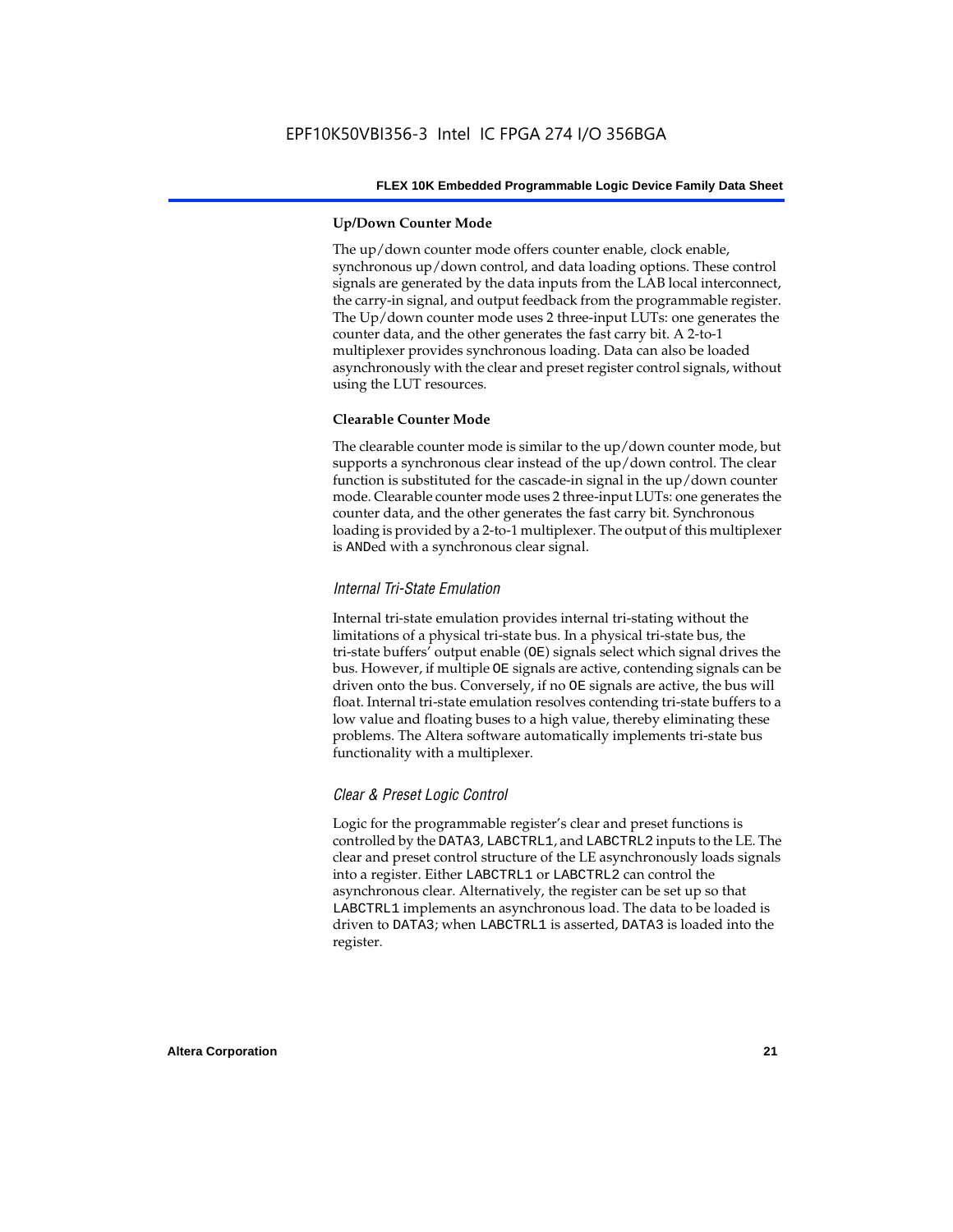#### Up/Down Counter Mode

The up/down counter mode offers counter enable, clock enable, synchronous up/down control, and data loading options. These control signals are generated by the data inputs from the LAB local interconnect, the carry-in signal, and output feedback from the programmable register. The Up/down counter mode uses 2 three-input LUTs: one generates the counter data, and the other generates the fast carry bit. A 2-to-1 multiplexer provides synchronous loading. Data can also be loaded asynchronously with the clear and preset register control signals, without using the LUT resources.

#### Clearable Counter Mode

The clearable counter mode is similar to the up/down counter mode, but supports a synchronous clear instead of the up/down control. The clear function is substituted for the cascade-in signal in the up/down counter mode. Clearable counter mode uses 2 three-input LUTs: one generates the counter data, and the other generates the fast carry bit. Synchronous loading is provided by a 2-to-1 multiplexer. The output of this multiplexer is ANDed with a synchronous clear signal.

### *Internal Tri-State Emulation*

Internal tri-state emulation provides internal tri-stating without the limitations of a physical tri-state bus. In a physical tri-state bus, the tri-state buffers' output enable (OE) signals select which signal drives the bus. However, if multiple OE signals are active, contending signals can be driven onto the bus. Conversely, if no OE signals are active, the bus will float. Internal tri-state emulation resolves contending tri-state buffers to a low value and floating buses to a high value, thereby eliminating these problems. The Altera software automatically implements tri-state bus functionality with a multiplexer.

### *Clear & Preset Logic Control*

Logic for the programmable register's clear and preset functions is controlled by the DATA3, LABCTRL1, and LABCTRL2 inputs to the LE. The clear and preset control structure of the LE asynchronously loads signals into a register. Either LABCTRL1 or LABCTRL2 can control the asynchronous clear. Alternatively, the register can be set up so that LABCTRL1 implements an asynchronous load. The data to be loaded is driven to DATA3; when LABCTRL1 is asserted, DATA3 is loaded into the register.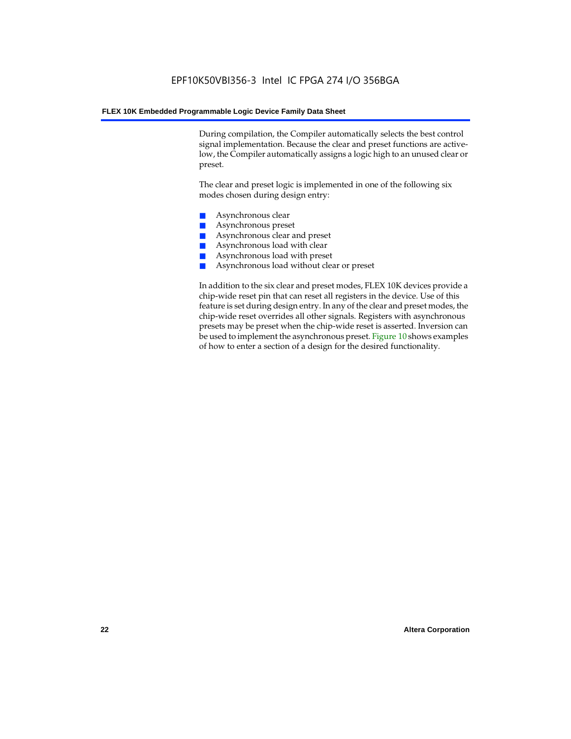During compilation, the Compiler automatically selects the best control signal implementation. Because the clear and preset functions are active-low, the Compiler automatically assigns a logic high to an unused clear or preset.

The clear and preset logic is implemented in one of the following six modes chosen during design entry:

- Asynchronous clear
- Asynchronous preset
- Asynchronous clear and preset
- Asynchronous load with clear
- Asynchronous load with preset
- Asynchronous load without clear or preset

In addition to the six clear and preset modes, FLEX 10K devices provide a chip-wide reset pin that can reset all registers in the device. Use of this feature is set during design entry. In any of the clear and preset modes, the chip-wide reset overrides all other signals. Registers with asynchronous presets may be preset when the chip-wide reset is asserted. Inversion can be used to implement the asynchronous preset. Figure 10 shows examples of how to enter a section of a design for the desired functionality.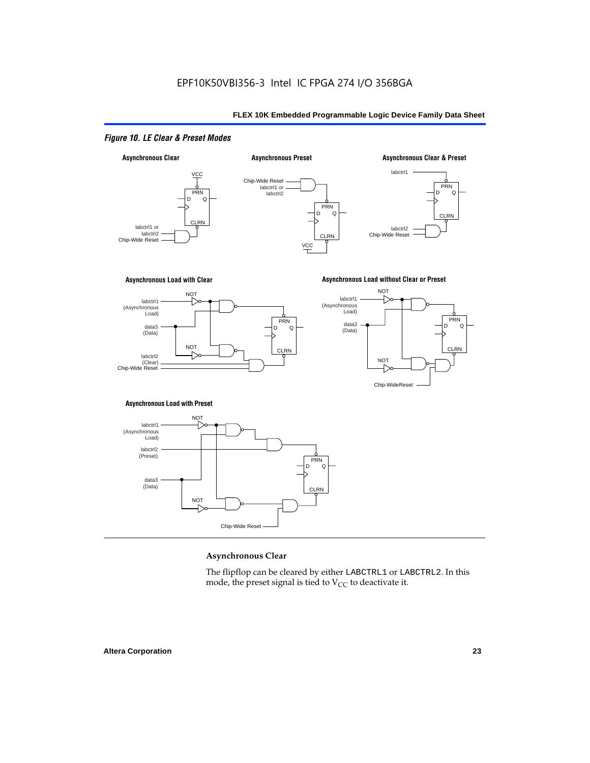*Figure 10. LE Clear & Preset Modes*

**Asynchronous Clear**

The flipflop can be cleared by either LABCTRL1 or LABCTRL2. In this mode, the preset signal is tied to $V_{CC}$ to deactivate it.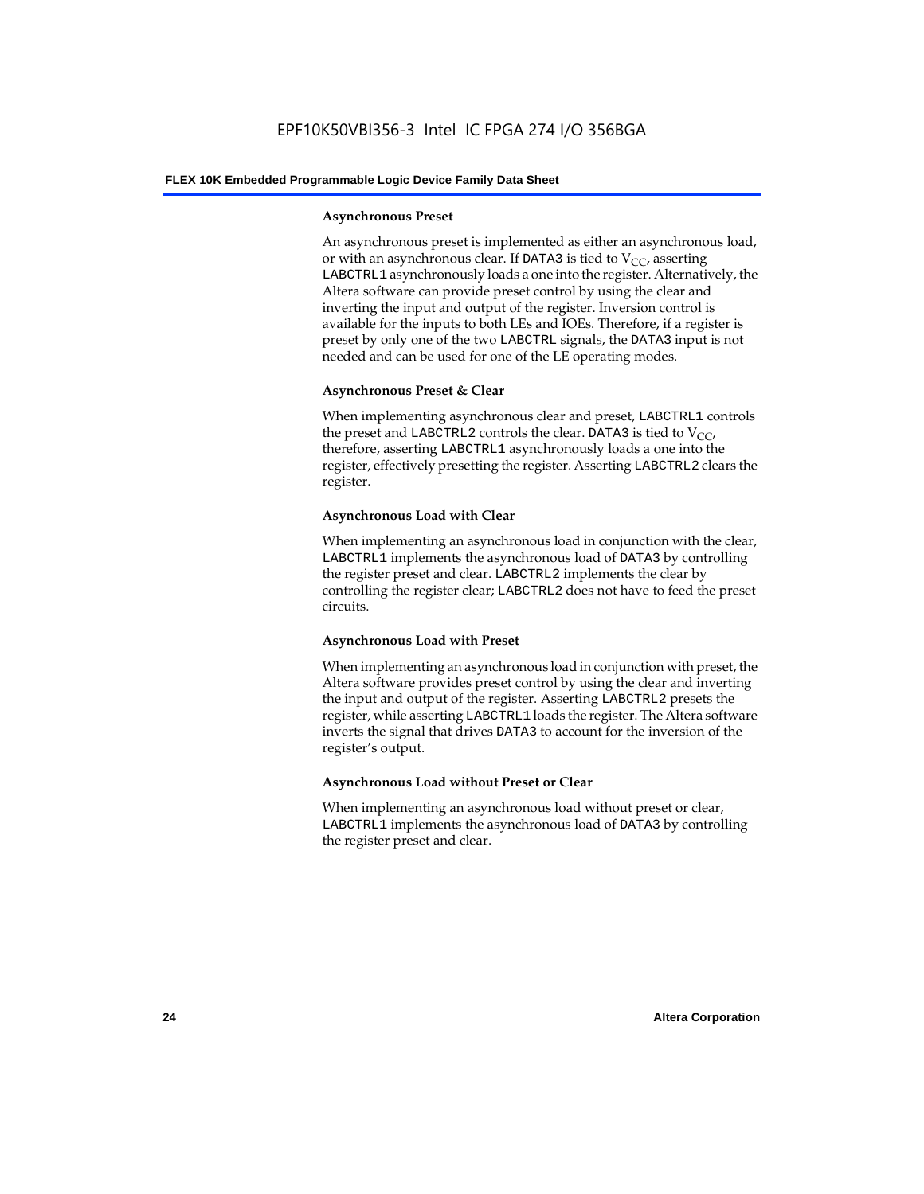#### Asynchronous Preset

An asynchronous preset is implemented as either an asynchronous load, or with an asynchronous clear. If DATA3 is tied to $V_{CC}$, asserting LABCTRL1 asynchronously loads a one into the register. Alternatively, the Altera software can provide preset control by using the clear and inverting the input and output of the register. Inversion control is available for the inputs to both LEs and IOEs. Therefore, if a register is preset by only one of the two LABCTRL signals, the DATA3 input is not needed and can be used for one of the LE operating modes.

#### Asynchronous Preset & Clear

When implementing asynchronous clear and preset, LABCTRL1 controls the preset and LABCTRL2 controls the clear. DATA3 is tied to $V_{CC}$, therefore, asserting LABCTRL1 asynchronously loads a one into the register, effectively presetting the register. Asserting LABCTRL2 clears the register.

#### Asynchronous Load with Clear

When implementing an asynchronous load in conjunction with the clear, LABCTRL1 implements the asynchronous load of DATA3 by controlling the register preset and clear. LABCTRL2 implements the clear by controlling the register clear; LABCTRL2 does not have to feed the preset circuits.

#### Asynchronous Load with Preset

When implementing an asynchronous load in conjunction with preset, the Altera software provides preset control by using the clear and inverting the input and output of the register. Asserting LABCTRL2 presets the register, while asserting LABCTRL1 loads the register. The Altera software inverts the signal that drives DATA3 to account for the inversion of the register's output.

#### Asynchronous Load without Preset or Clear

When implementing an asynchronous load without preset or clear, LABCTRL1 implements the asynchronous load of DATA3 by controlling the register preset and clear.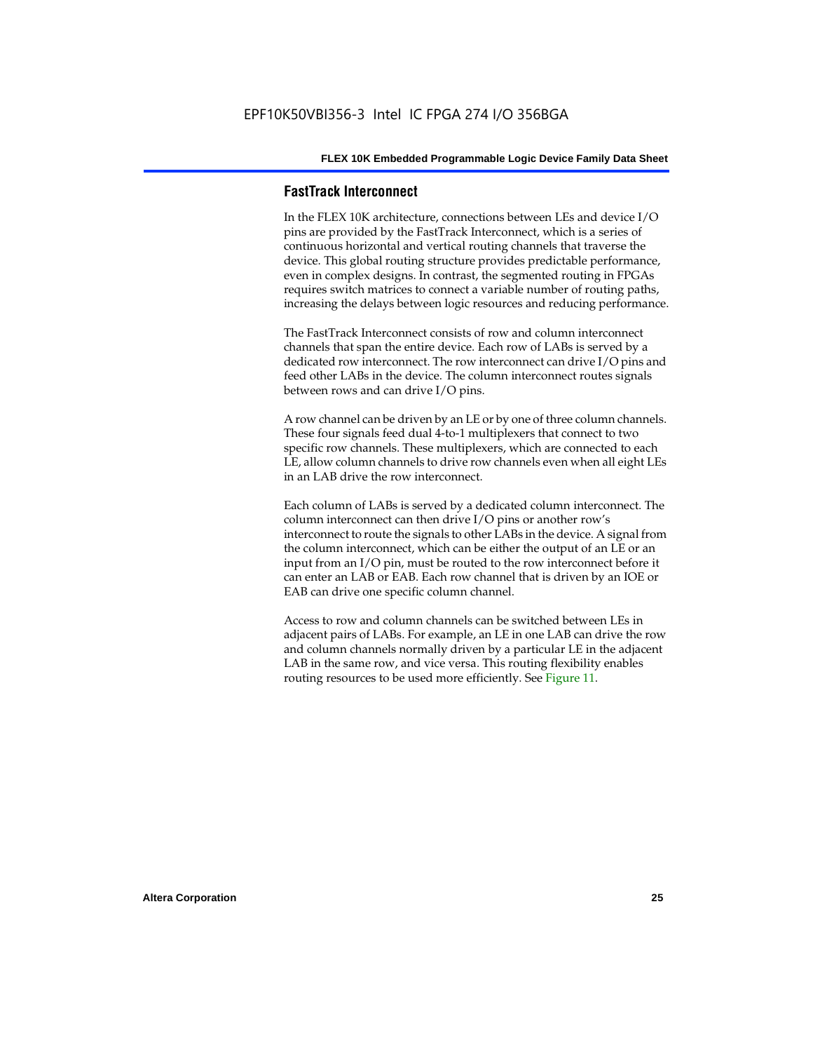## FastTrack Interconnect

In the FLEX 10K architecture, connections between LEs and device I/O pins are provided by the FastTrack Interconnect, which is a series of continuous horizontal and vertical routing channels that traverse the device. This global routing structure provides predictable performance, even in complex designs. In contrast, the segmented routing in FPGAs requires switch matrices to connect a variable number of routing paths, increasing the delays between logic resources and reducing performance.

The FastTrack Interconnect consists of row and column interconnect channels that span the entire device. Each row of LABs is served by a dedicated row interconnect. The row interconnect can drive I/O pins and feed other LABs in the device. The column interconnect routes signals between rows and can drive I/O pins.

A row channel can be driven by an LE or by one of three column channels. These four signals feed dual 4-to-1 multiplexers that connect to two specific row channels. These multiplexers, which are connected to each LE, allow column channels to drive row channels even when all eight LEs in an LAB drive the row interconnect.

Each column of LABs is served by a dedicated column interconnect. The column interconnect can then drive I/O pins or another row's interconnect to route the signals to other LABs in the device. A signal from the column interconnect, which can be either the output of an LE or an input from an I/O pin, must be routed to the row interconnect before it can enter an LAB or EAB. Each row channel that is driven by an IOE or EAB can drive one specific column channel.

Access to row and column channels can be switched between LEs in adjacent pairs of LABs. For example, an LE in one LAB can drive the row and column channels normally driven by a particular LE in the adjacent LAB in the same row, and vice versa. This routing flexibility enables routing resources to be used more efficiently. See Figure 11.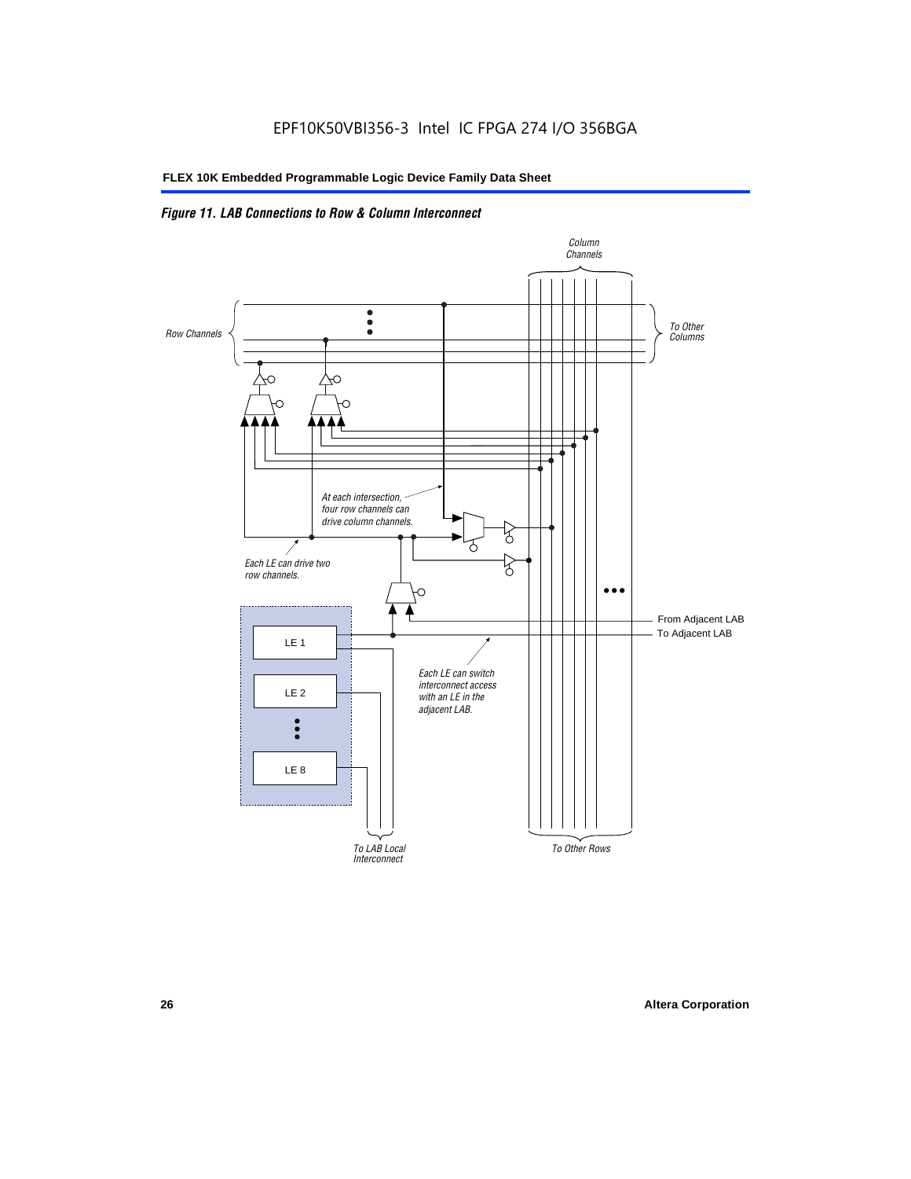*Figure 11. LAB Connections to Row & Column Interconnect*

Column Channels

Row Channels

To Other Columns

At each intersection, four row channels can drive column channels.

Each LE can drive two row channels.

From Adjacent LAB

To Adjacent LAB

LE 1

LE 2

LE 8

Each LE can switch interconnect access with an LE in the adjacent LAB.

To LAB Local Interconnect

To Other Rows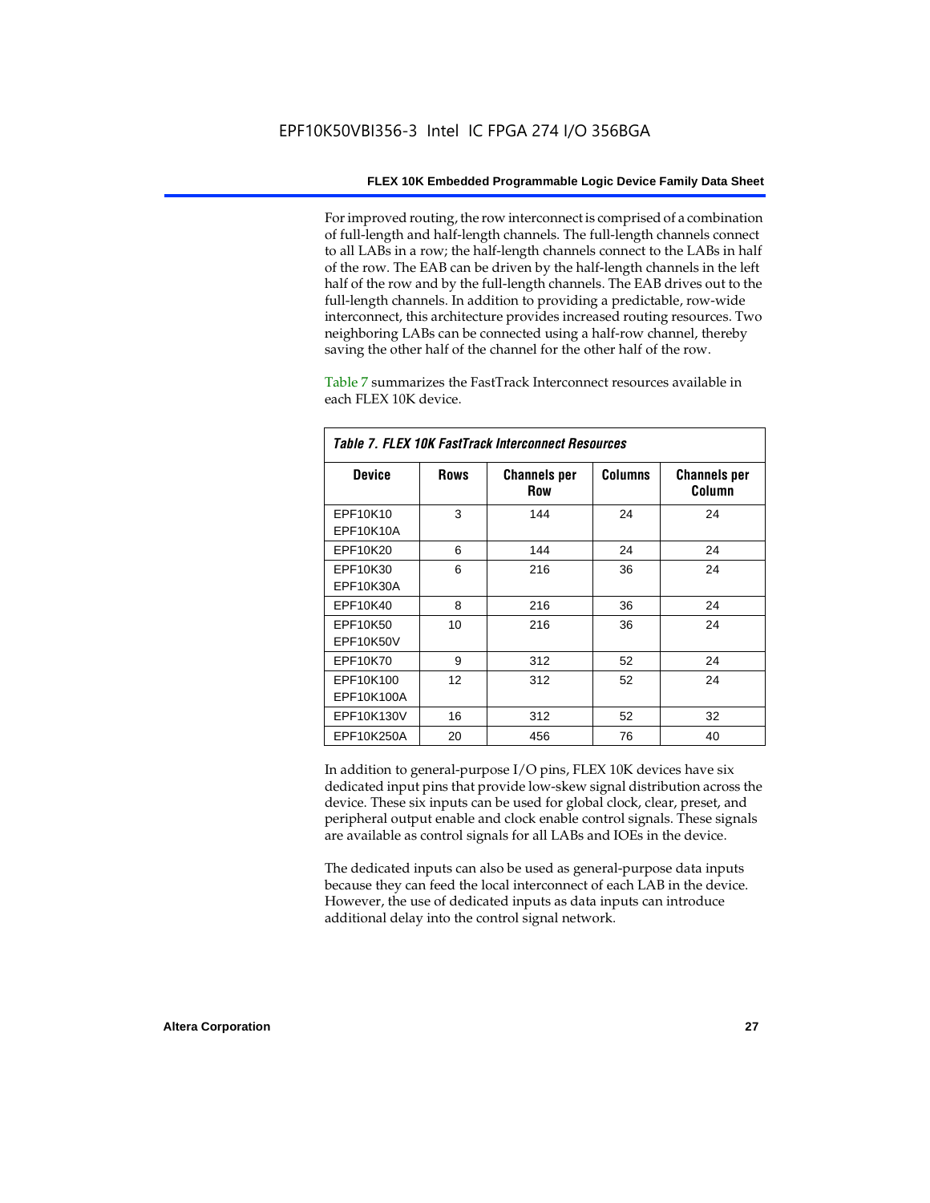For improved routing, the row interconnect is comprised of a combination of full-length and half-length channels. The full-length channels connect to all LABs in a row; the half-length channels connect to the LABs in half of the row. The EAB can be driven by the half-length channels in the left half of the row and by the full-length channels. The EAB drives out to the full-length channels. In addition to providing a predictable, row-wide interconnect, this architecture provides increased routing resources. Two neighboring LABs can be connected using a half-row channel, thereby saving the other half of the channel for the other half of the row.

Table 7 summarizes the FastTrack Interconnect resources available in each FLEX 10K device.

*Table 7. FLEX 10K FastTrack Interconnect Resources*

| Device | Rows | Channels per Row | Columns | Channels per Column |
|---|---|---|---|---|
| EPF10K10<br>EPF10K10A | 3 | 144 | 24 | 24 |
| EPF10K20 | 6 | 144 | 24 | 24 |
| EPF10K30<br>EPF10K30A | 6 | 216 | 36 | 24 |
| EPF10K40 | 8 | 216 | 36 | 24 |
| EPF10K50<br>EPF10K50V | 10 | 216 | 36 | 24 |
| EPF10K70 | 9 | 312 | 52 | 24 |
| EPF10K100<br>EPF10K100A | 12 | 312 | 52 | 24 |
| EPF10K130V | 16 | 312 | 52 | 32 |
| EPF10K250A | 20 | 456 | 76 | 40 |

In addition to general-purpose I/O pins, FLEX 10K devices have six dedicated input pins that provide low-skew signal distribution across the device. These six inputs can be used for global clock, clear, preset, and peripheral output enable and clock enable control signals. These signals are available as control signals for all LABs and IOEs in the device.

The dedicated inputs can also be used as general-purpose data inputs because they can feed the local interconnect of each LAB in the device. However, the use of dedicated inputs as data inputs can introduce additional delay into the control signal network.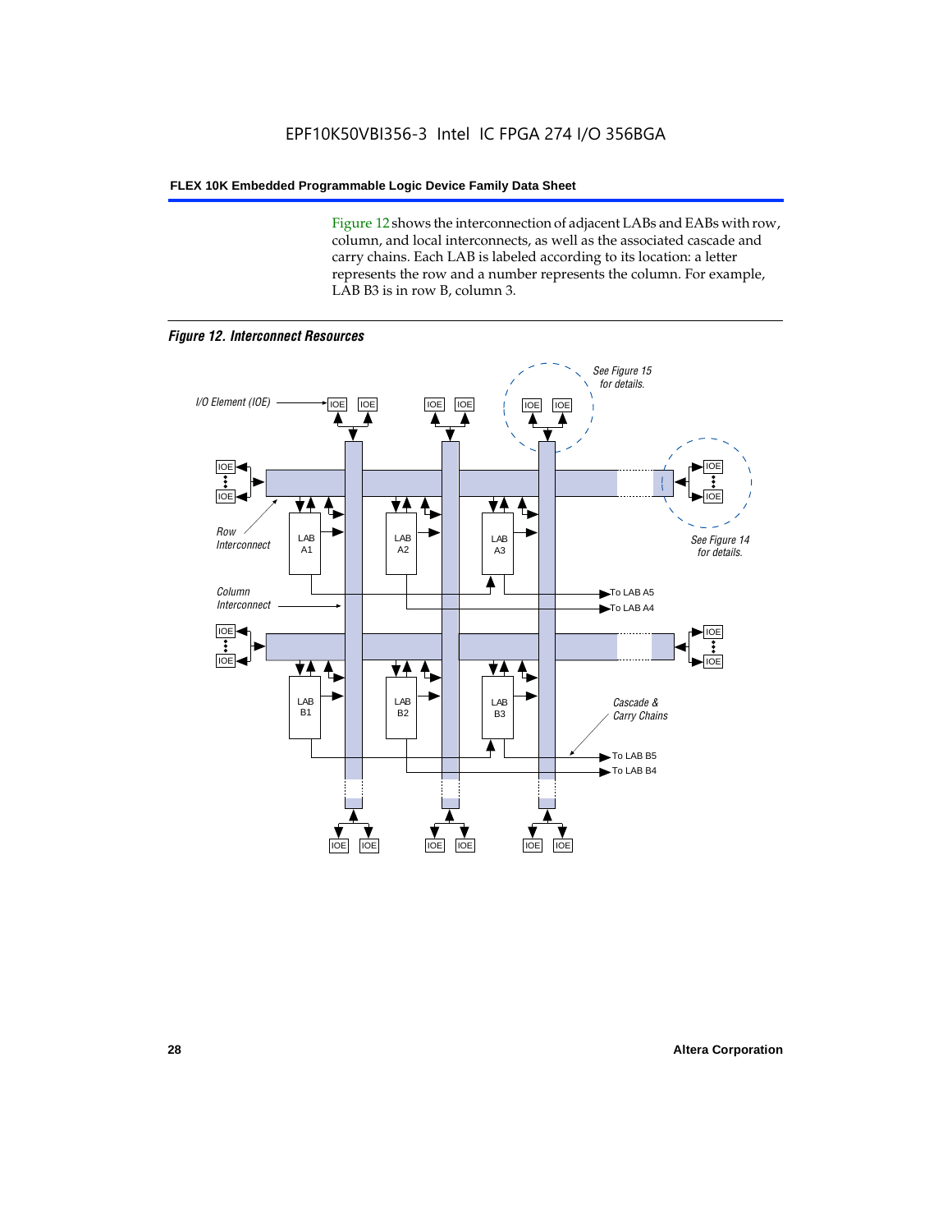Figure 12 shows the interconnection of adjacent LABs and EABs with row, column, and local interconnects, as well as the associated cascade and carry chains. Each LAB is labeled according to its location: a letter represents the row and a number represents the column. For example, LAB B3 is in row B, column 3.

*Figure 12. Interconnect Resources*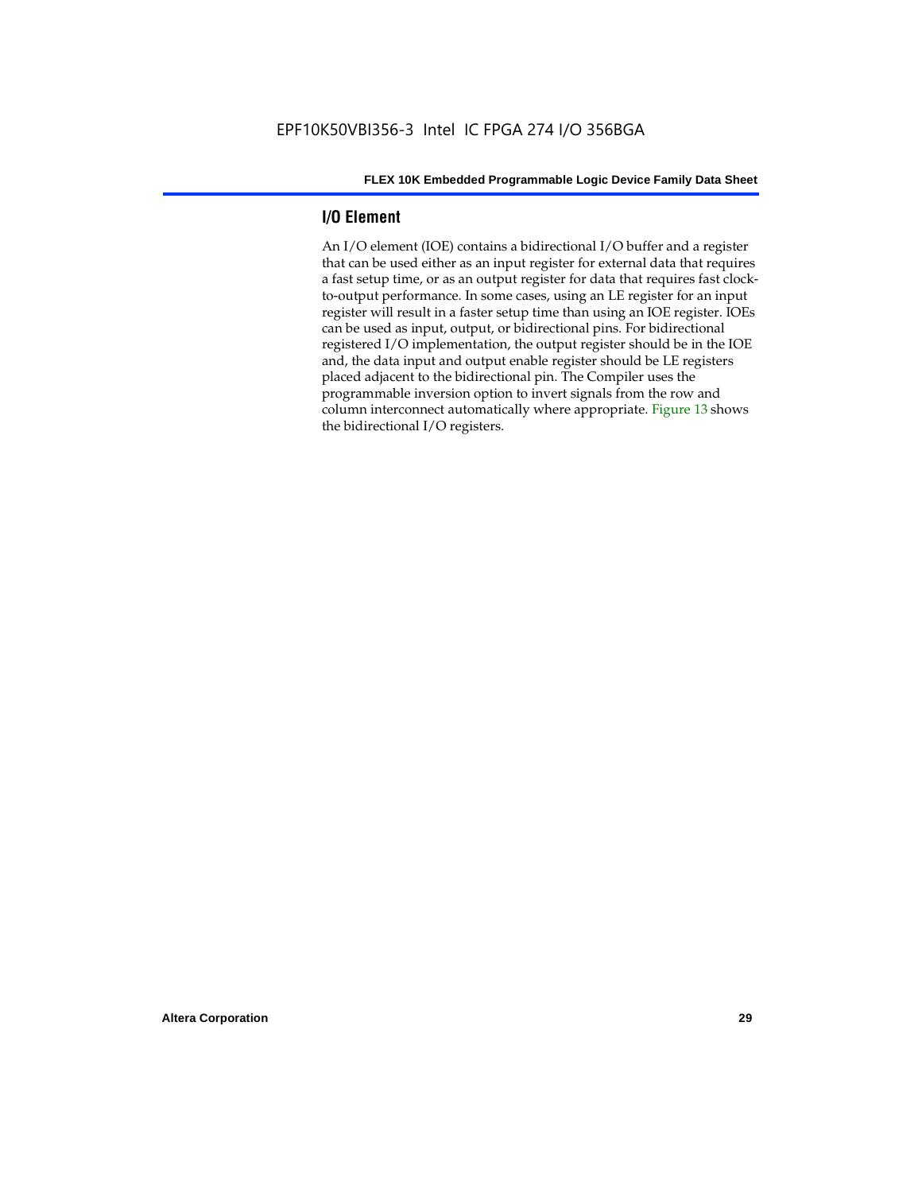## I/O Element

An I/O element (IOE) contains a bidirectional I/O buffer and a register that can be used either as an input register for external data that requires a fast setup time, or as an output register for data that requires fast clock-to-output performance. In some cases, using an LE register for an input register will result in a faster setup time than using an IOE register. IOEs can be used as input, output, or bidirectional pins. For bidirectional registered I/O implementation, the output register should be in the IOE and, the data input and output enable register should be LE registers placed adjacent to the bidirectional pin. The Compiler uses the programmable inversion option to invert signals from the row and column interconnect automatically where appropriate. Figure 13 shows the bidirectional I/O registers.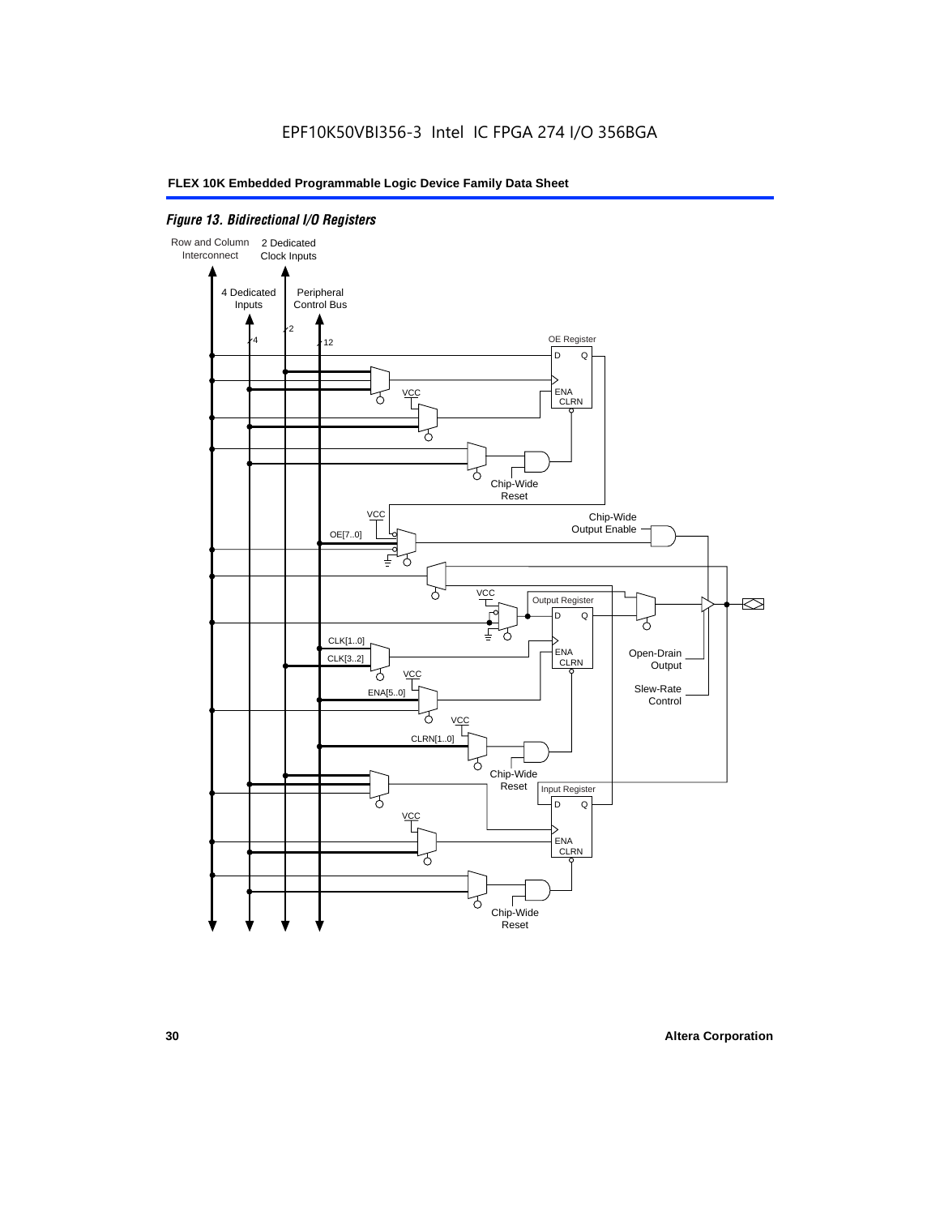*Figure 13. Bidirectional I/O Registers*

Row and Column Interconnect

2 Dedicated Clock Inputs

4 Dedicated Inputs

Peripheral Control Bus

4

2

12

OE Register

D Q

ENA CLRN

VCC

Chip-Wide Reset

VCC

Chip-Wide Output Enable

OE[7..0]

VCC

Output Register

D Q

CLK[1..0]

CLK[3..2]

ENA CLRN

Open-Drain Output

VCC

ENA[5..0]

Slew-Rate Control

VCC

CLRN[1..0]

Chip-Wide Reset

Input Register

D Q

VCC

ENA CLRN

Chip-Wide Reset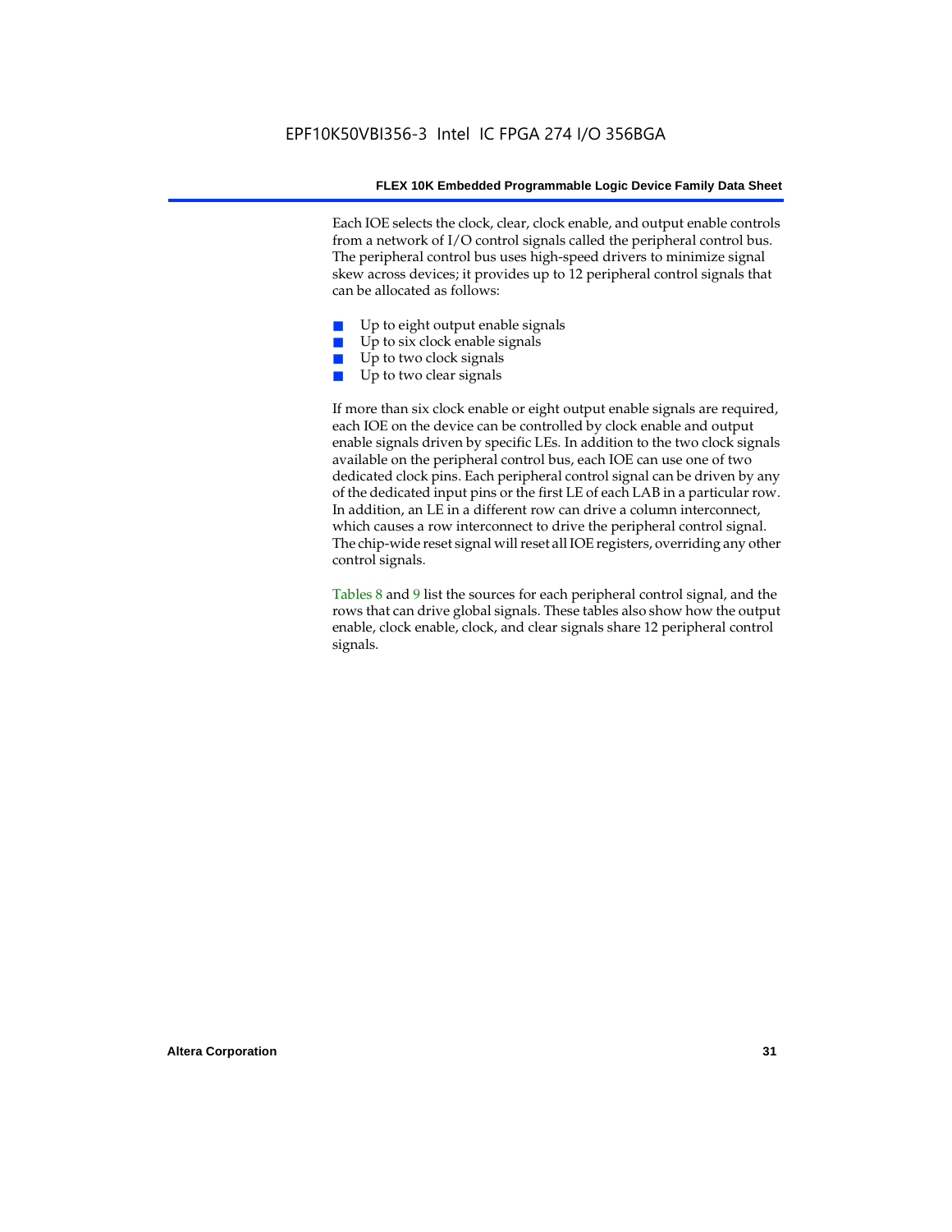Each IOE selects the clock, clear, clock enable, and output enable controls from a network of I/O control signals called the peripheral control bus. The peripheral control bus uses high-speed drivers to minimize signal skew across devices; it provides up to 12 peripheral control signals that can be allocated as follows:

- Up to eight output enable signals
- Up to six clock enable signals
- Up to two clock signals
- Up to two clear signals

If more than six clock enable or eight output enable signals are required, each IOE on the device can be controlled by clock enable and output enable signals driven by specific LEs. In addition to the two clock signals available on the peripheral control bus, each IOE can use one of two dedicated clock pins. Each peripheral control signal can be driven by any of the dedicated input pins or the first LE of each LAB in a particular row. In addition, an LE in a different row can drive a column interconnect, which causes a row interconnect to drive the peripheral control signal. The chip-wide reset signal will reset all IOE registers, overriding any other control signals.

Tables 8 and 9 list the sources for each peripheral control signal, and the rows that can drive global signals. These tables also show how the output enable, clock enable, clock, and clear signals share 12 peripheral control signals.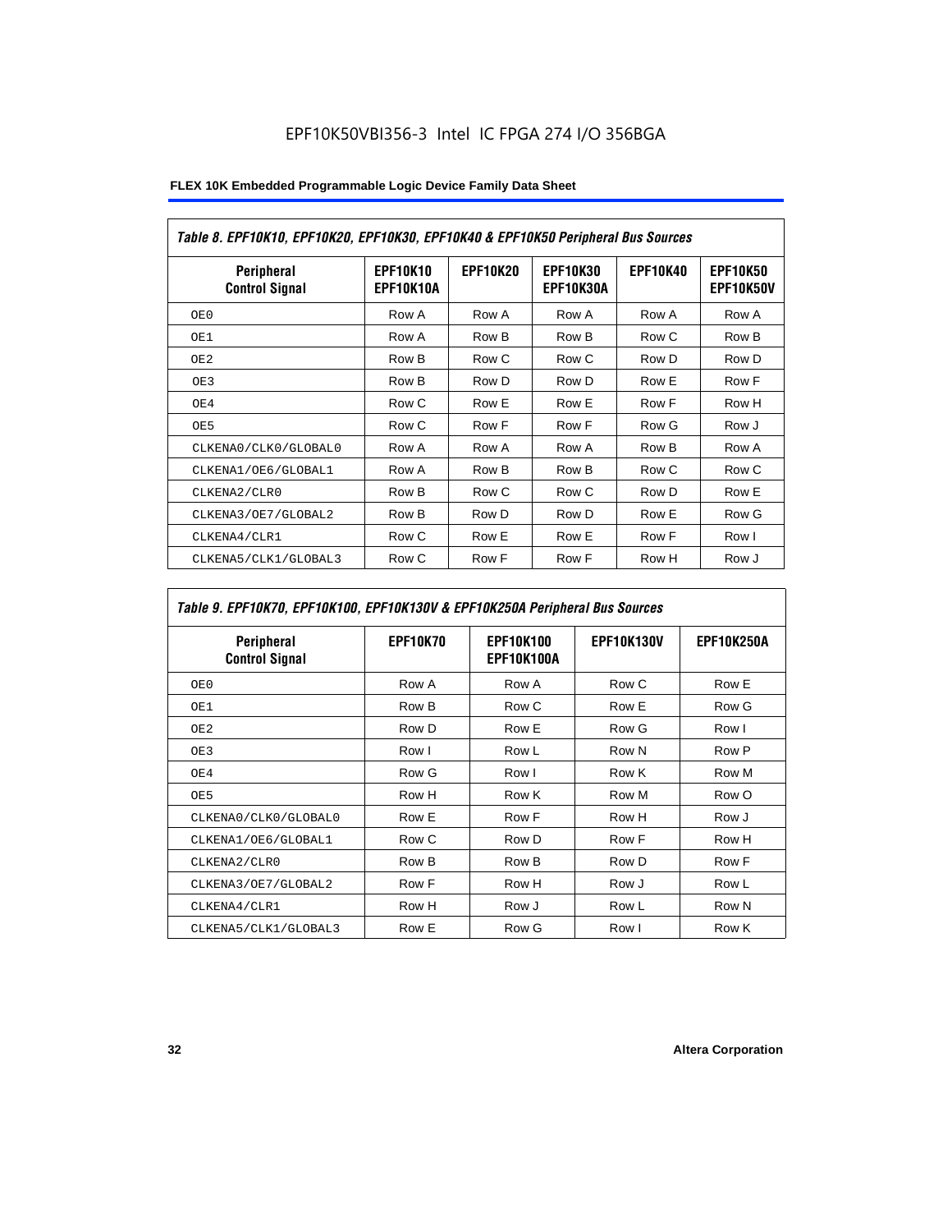EPF10K50VBI356-3 Intel IC FPGA 274 I/O 356BGA

| Table 8. EPF10K10, EPF10K20, EPF10K30, EPF10K40 & EPF10K50 Peripheral Bus Sources | | | | | |
|---|---|---|---|---|---|
| Peripheral Control Signal | EPF10K10 EPF10K10A | EPF10K20 | EPF10K30 EPF10K30A | EPF10K40 | EPF10K50 EPF10K50V |
| OE0 | Row A | Row A | Row A | Row A | Row A |
| OE1 | Row A | Row B | Row B | Row C | Row B |
| OE2 | Row B | Row C | Row C | Row D | Row D |
| OE3 | Row B | Row D | Row D | Row E | Row F |
| OE4 | Row C | Row E | Row E | Row F | Row H |
| OE5 | Row C | Row F | Row F | Row G | Row J |
| CLKENA0/CLK0/GLOBAL0 | Row A | Row A | Row A | Row B | Row A |
| CLKENA1/OE6/GLOBAL1 | Row A | Row B | Row B | Row C | Row C |
| CLKENA2/CLR0 | Row B | Row C | Row C | Row D | Row E |
| CLKENA3/OE7/GLOBAL2 | Row B | Row D | Row D | Row E | Row G |
| CLKENA4/CLR1 | Row C | Row E | Row E | Row F | Row I |
| CLKENA5/CLK1/GLOBAL3 | Row C | Row F | Row F | Row H | Row J |

| Table 9. EPF10K70, EPF10K100, EPF10K130V & EPF10K250A Peripheral Bus Sources | | | | |
|---|---|---|---|---|
| Peripheral Control Signal | EPF10K70 | EPF10K100 EPF10K100A | EPF10K130V | EPF10K250A |
| OE0 | Row A | Row A | Row C | Row E |
| OE1 | Row B | Row C | Row E | Row G |
| OE2 | Row D | Row E | Row G | Row I |
| OE3 | Row I | Row L | Row N | Row P |
| OE4 | Row G | Row I | Row K | Row M |
| OE5 | Row H | Row K | Row M | Row O |
| CLKENA0/CLK0/GLOBAL0 | Row E | Row F | Row H | Row J |
| CLKENA1/OE6/GLOBAL1 | Row C | Row D | Row F | Row H |
| CLKENA2/CLR0 | Row B | Row B | Row D | Row F |
| CLKENA3/OE7/GLOBAL2 | Row F | Row H | Row J | Row L |
| CLKENA4/CLR1 | Row H | Row J | Row L | Row N |
| CLKENA5/CLK1/GLOBAL3 | Row E | Row G | Row I | Row K |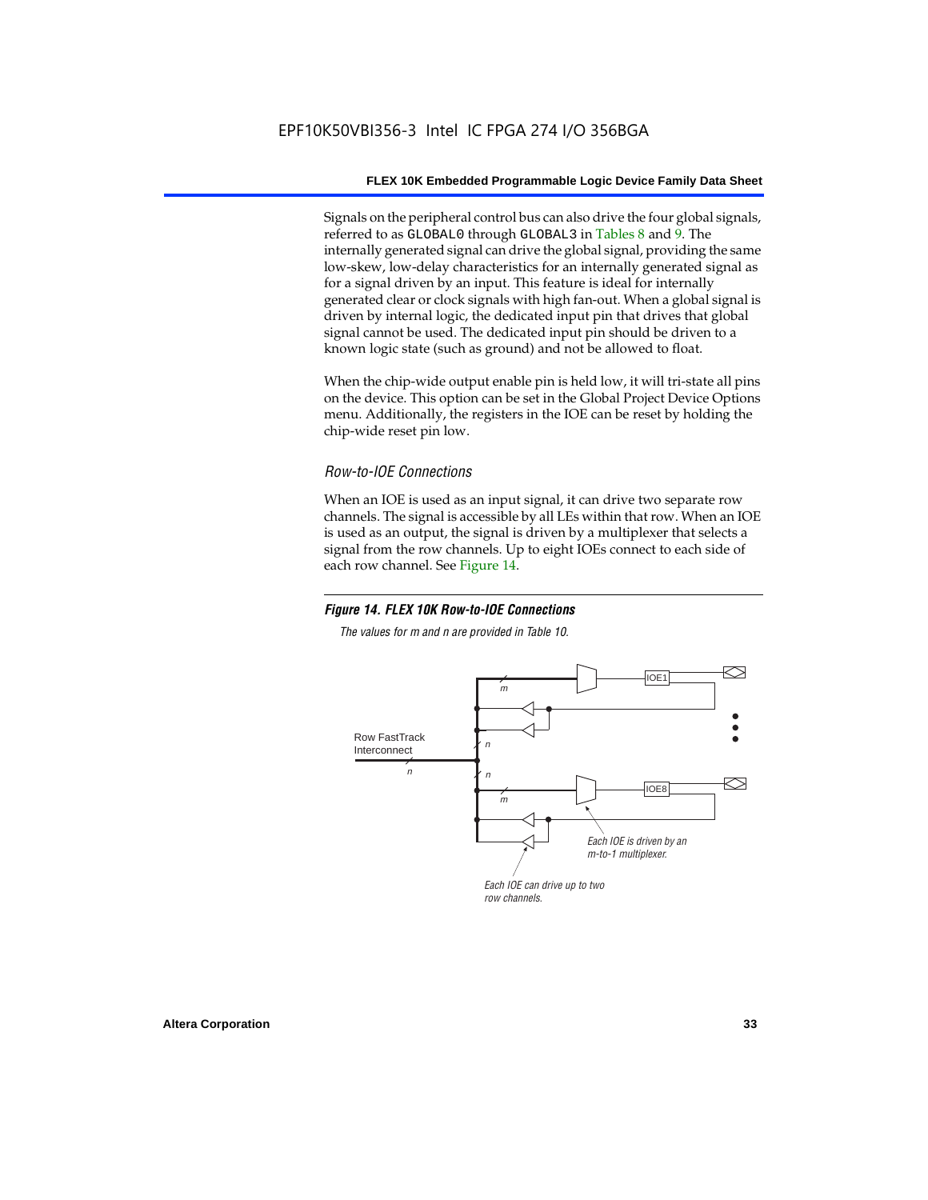Signals on the peripheral control bus can also drive the four global signals, referred to as GLOBAL0 through GLOBAL3 in Tables 8 and 9. The internally generated signal can drive the global signal, providing the same low-skew, low-delay characteristics for an internally generated signal as for a signal driven by an input. This feature is ideal for internally generated clear or clock signals with high fan-out. When a global signal is driven by internal logic, the dedicated input pin that drives that global signal cannot be used. The dedicated input pin should be driven to a known logic state (such as ground) and not be allowed to float.

When the chip-wide output enable pin is held low, it will tri-state all pins on the device. This option can be set in the Global Project Device Options menu. Additionally, the registers in the IOE can be reset by holding the chip-wide reset pin low.

### *Row-to-IOE Connections*

When an IOE is used as an input signal, it can drive two separate row channels. The signal is accessible by all LEs within that row. When an IOE is used as an output, the signal is driven by a multiplexer that selects a signal from the row channels. Up to eight IOEs connect to each side of each row channel. See Figure 14.

***Figure 14. FLEX 10K Row-to-IOE Connections***

*The values for m and n are provided in Table 10.*

Row FastTrack Interconnect

IOE1

IOE8

Each IOE is driven by an m-to-1 multiplexer.

Each IOE can drive up to two row channels.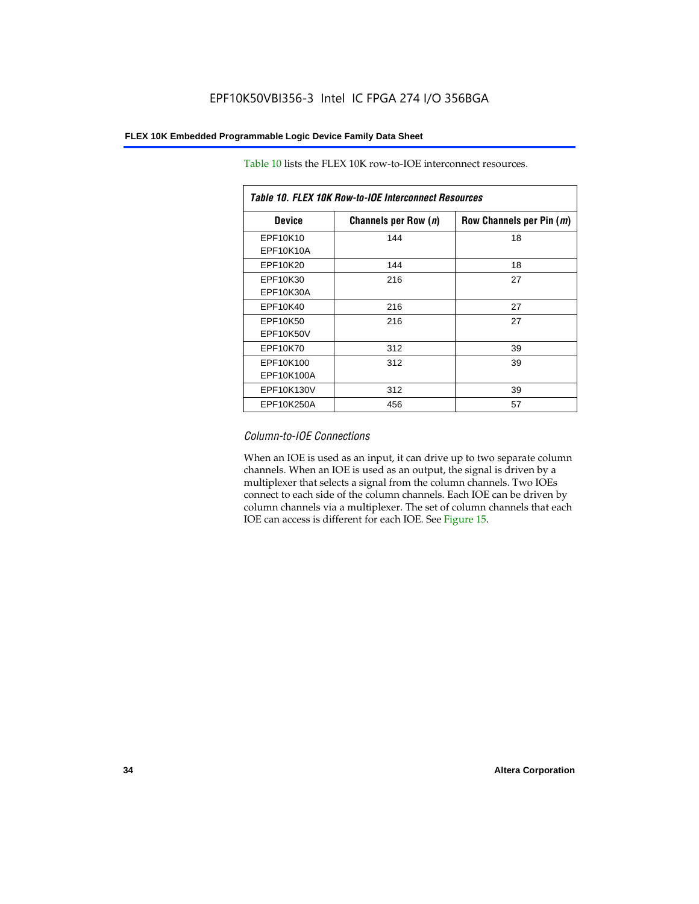Table 10 lists the FLEX 10K row-to-IOE interconnect resources.

| *Table 10. FLEX 10K Row-to-IOE Interconnect Resources* | | |
|---|---|---|
| **Device** | **Channels per Row (*n*)** | **Row Channels per Pin (*m*)** |
| EPF10K10<br>EPF10K10A | 144 | 18 |
| EPF10K20 | 144 | 18 |
| EPF10K30<br>EPF10K30A | 216 | 27 |
| EPF10K40 | 216 | 27 |
| EPF10K50<br>EPF10K50V | 216 | 27 |
| EPF10K70 | 312 | 39 |
| EPF10K100<br>EPF10K100A | 312 | 39 |
| EPF10K130V | 312 | 39 |
| EPF10K250A | 456 | 57 |

### *Column-to-IOE Connections*

When an IOE is used as an input, it can drive up to two separate column channels. When an IOE is used as an output, the signal is driven by a multiplexer that selects a signal from the column channels. Two IOEs connect to each side of the column channels. Each IOE can be driven by column channels via a multiplexer. The set of column channels that each IOE can access is different for each IOE. See Figure 15.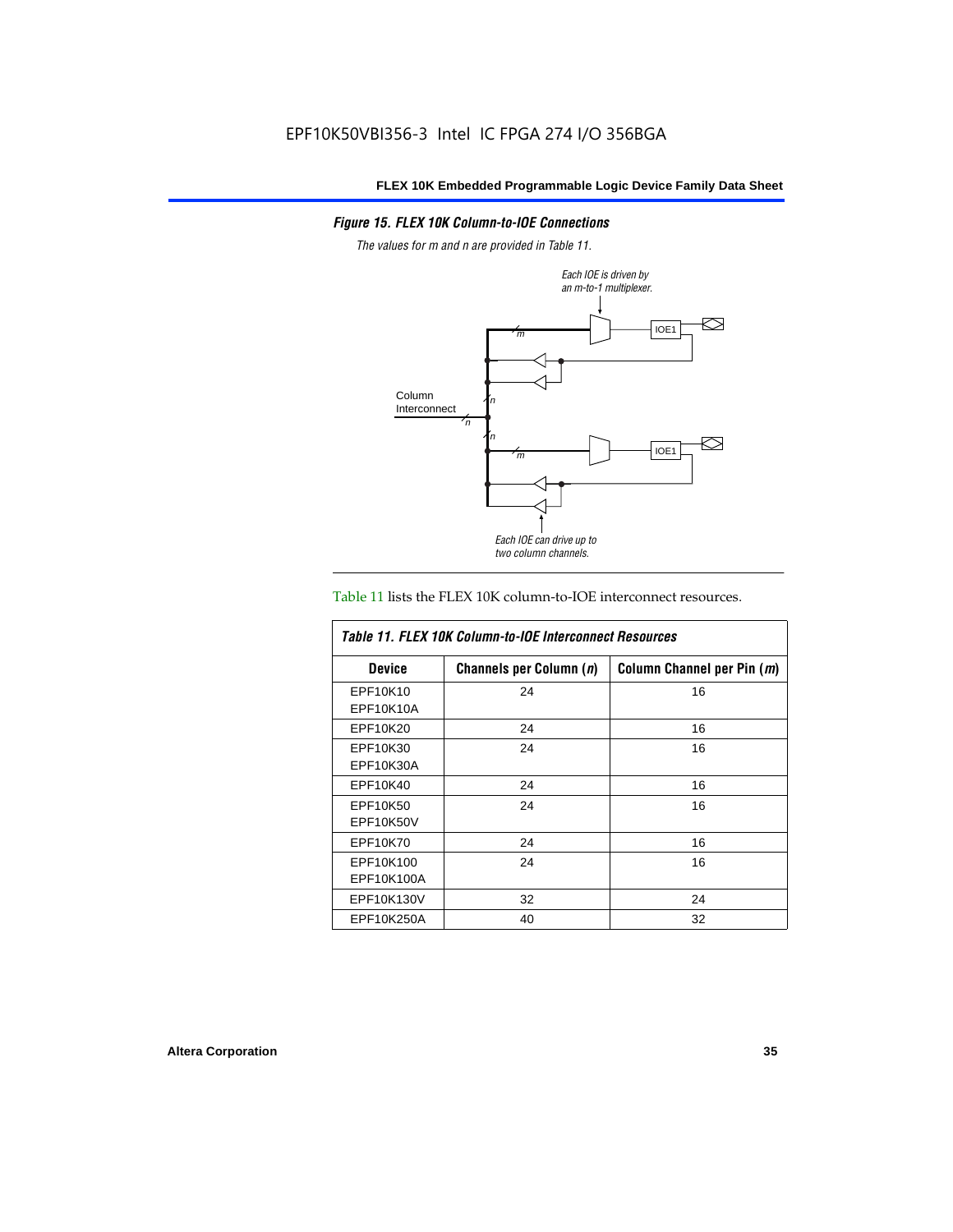*Figure 15. FLEX 10K Column-to-IOE Connections*

*The values for m and n are provided in Table 11.*

Table 11 lists the FLEX 10K column-to-IOE interconnect resources.

| *Table 11. FLEX 10K Column-to-IOE Interconnect Resources* | | |
|---|---|---|
| **Device** | **Channels per Column (*n*)** | **Column Channel per Pin (*m*)** |
| EPF10K10<br>EPF10K10A | 24 | 16 |
| EPF10K20 | 24 | 16 |
| EPF10K30<br>EPF10K30A | 24 | 16 |
| EPF10K40 | 24 | 16 |
| EPF10K50<br>EPF10K50V | 24 | 16 |
| EPF10K70 | 24 | 16 |
| EPF10K100<br>EPF10K100A | 24 | 16 |
| EPF10K130V | 32 | 24 |
| EPF10K250A | 40 | 32 |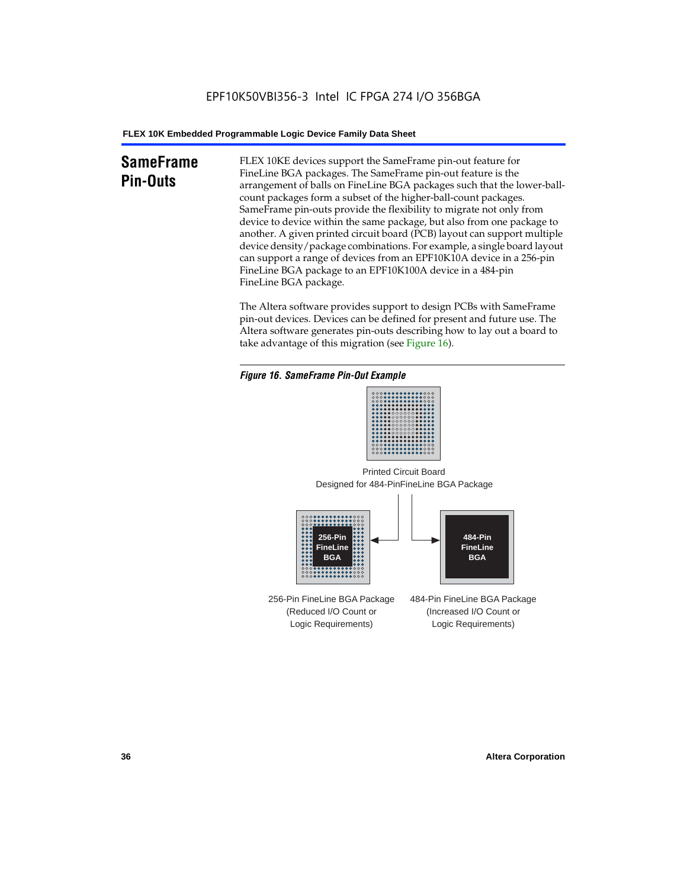## SameFrame Pin-Outs

FLEX 10KE devices support the SameFrame pin-out feature for FineLine BGA packages. The SameFrame pin-out feature is the arrangement of balls on FineLine BGA packages such that the lower-ball-count packages form a subset of the higher-ball-count packages. SameFrame pin-outs provide the flexibility to migrate not only from device to device within the same package, but also from one package to another. A given printed circuit board (PCB) layout can support multiple device density/package combinations. For example, a single board layout can support a range of devices from an EPF10K10A device in a 256-pin FineLine BGA package to an EPF10K100A device in a 484-pin FineLine BGA package.

The Altera software provides support to design PCBs with SameFrame pin-out devices. Devices can be defined for present and future use. The Altera software generates pin-outs describing how to lay out a board to take advantage of this migration (see Figure 16).

*Figure 16. SameFrame Pin-Out Example*

Printed Circuit Board Designed for 484-PinFineLine BGA Package

256-Pin FineLine BGA

484-Pin FineLine BGA

256-Pin FineLine BGA Package (Reduced I/O Count or Logic Requirements)

484-Pin FineLine BGA Package (Increased I/O Count or Logic Requirements)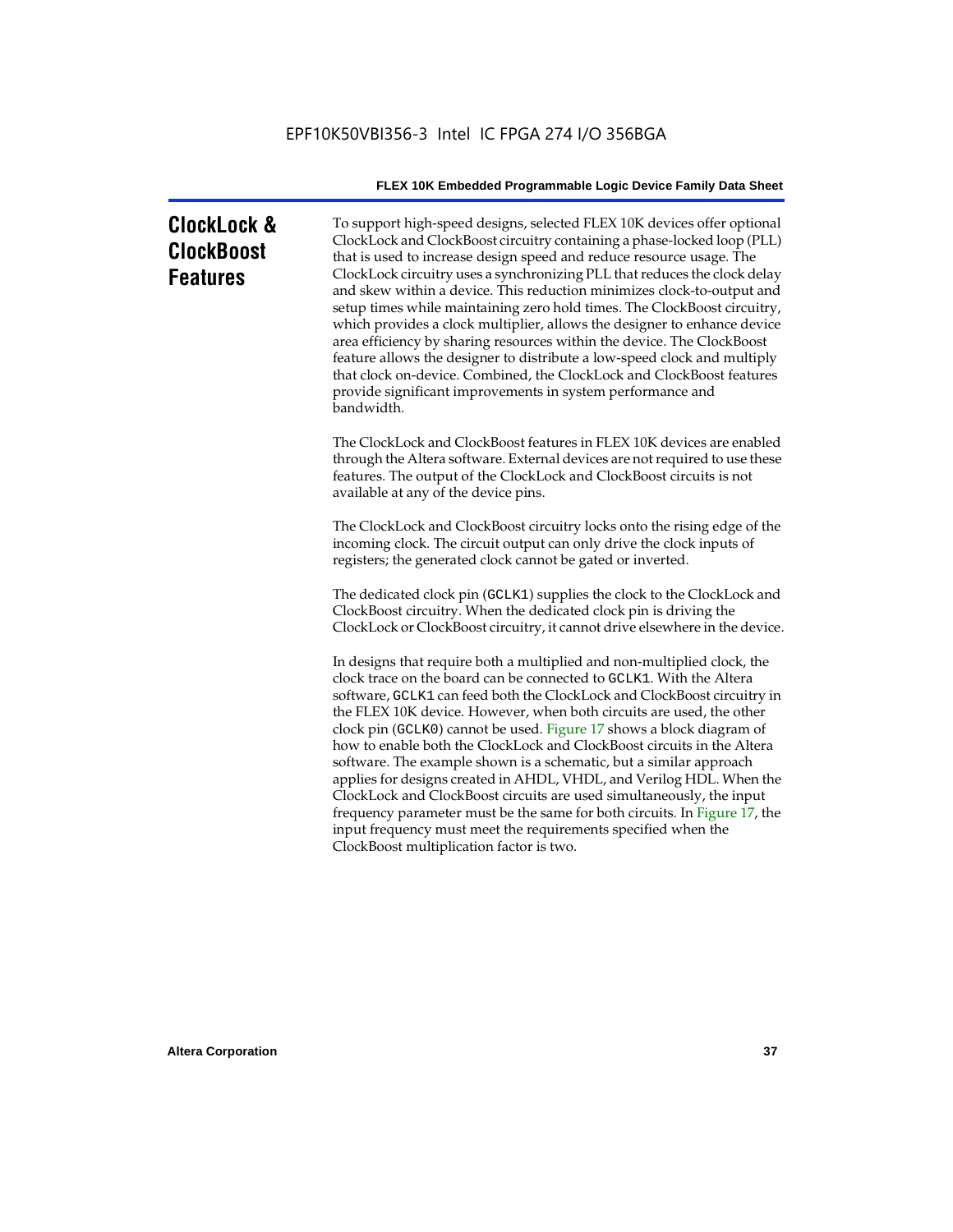## ClockLock & ClockBoost Features

To support high-speed designs, selected FLEX 10K devices offer optional ClockLock and ClockBoost circuitry containing a phase-locked loop (PLL) that is used to increase design speed and reduce resource usage. The ClockLock circuitry uses a synchronizing PLL that reduces the clock delay and skew within a device. This reduction minimizes clock-to-output and setup times while maintaining zero hold times. The ClockBoost circuitry, which provides a clock multiplier, allows the designer to enhance device area efficiency by sharing resources within the device. The ClockBoost feature allows the designer to distribute a low-speed clock and multiply that clock on-device. Combined, the ClockLock and ClockBoost features provide significant improvements in system performance and bandwidth.

The ClockLock and ClockBoost features in FLEX 10K devices are enabled through the Altera software. External devices are not required to use these features. The output of the ClockLock and ClockBoost circuits is not available at any of the device pins.

The ClockLock and ClockBoost circuitry locks onto the rising edge of the incoming clock. The circuit output can only drive the clock inputs of registers; the generated clock cannot be gated or inverted.

The dedicated clock pin (`GCLK1`) supplies the clock to the ClockLock and ClockBoost circuitry. When the dedicated clock pin is driving the ClockLock or ClockBoost circuitry, it cannot drive elsewhere in the device.

In designs that require both a multiplied and non-multiplied clock, the clock trace on the board can be connected to `GCLK1`. With the Altera software, `GCLK1` can feed both the ClockLock and ClockBoost circuitry in the FLEX 10K device. However, when both circuits are used, the other clock pin (`GCLK0`) cannot be used. Figure 17 shows a block diagram of how to enable both the ClockLock and ClockBoost circuits in the Altera software. The example shown is a schematic, but a similar approach applies for designs created in AHDL, VHDL, and Verilog HDL. When the ClockLock and ClockBoost circuits are used simultaneously, the input frequency parameter must be the same for both circuits. In Figure 17, the input frequency must meet the requirements specified when the ClockBoost multiplication factor is two.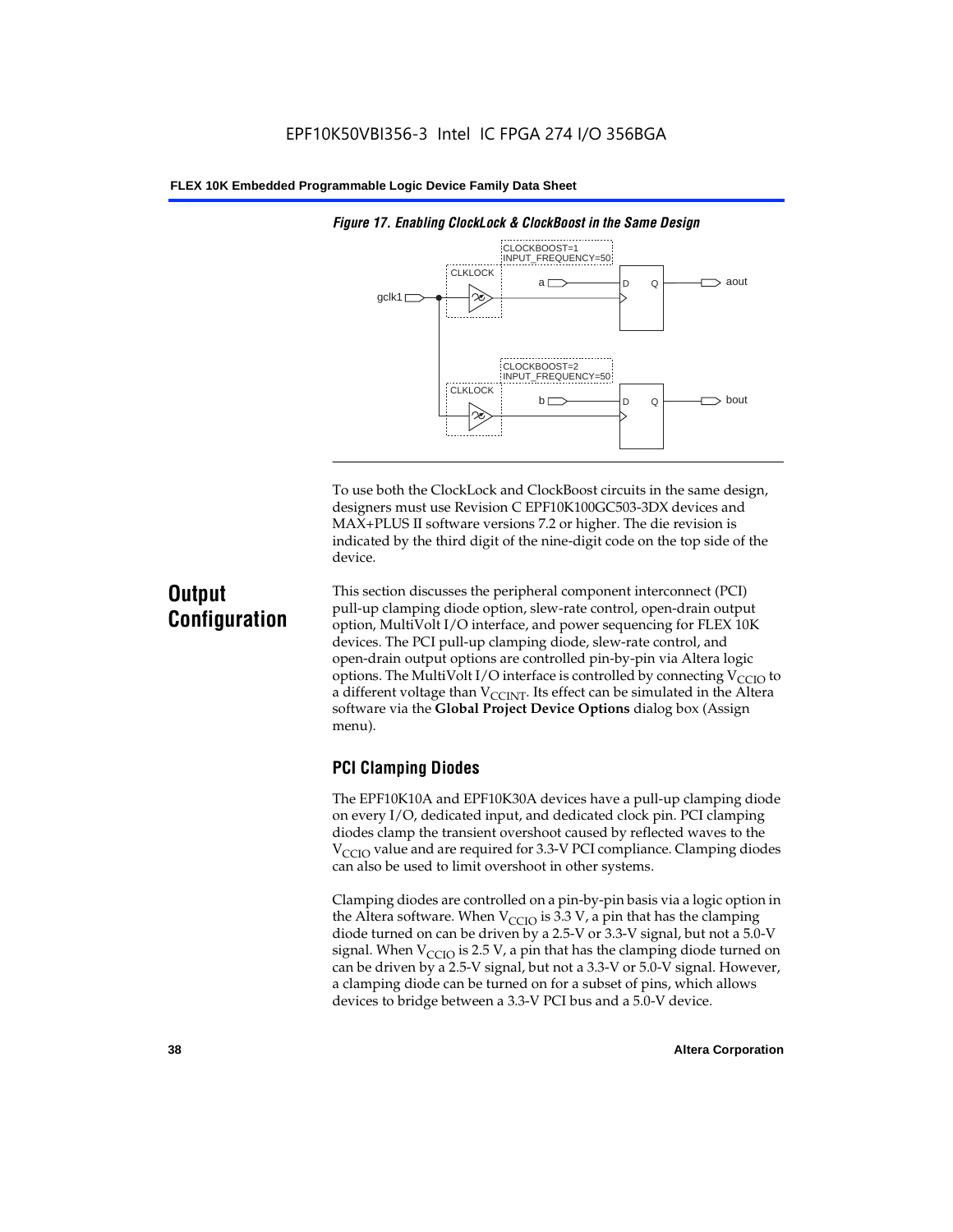*Figure 17. Enabling ClockLock & ClockBoost in the Same Design*

To use both the ClockLock and ClockBoost circuits in the same design, designers must use Revision C EPF10K100GC503-3DX devices and MAX+PLUS II software versions 7.2 or higher. The die revision is indicated by the third digit of the nine-digit code on the top side of the device.

## Output Configuration

This section discusses the peripheral component interconnect (PCI) pull-up clamping diode option, slew-rate control, open-drain output option, MultiVolt I/O interface, and power sequencing for FLEX 10K devices. The PCI pull-up clamping diode, slew-rate control, and open-drain output options are controlled pin-by-pin via Altera logic options. The MultiVolt I/O interface is controlled by connecting $V_{CCIO}$ to a different voltage than $V_{CCINT}$. Its effect can be simulated in the Altera software via the **Global Project Device Options** dialog box (Assign menu).

### PCI Clamping Diodes

The EPF10K10A and EPF10K30A devices have a pull-up clamping diode on every I/O, dedicated input, and dedicated clock pin. PCI clamping diodes clamp the transient overshoot caused by reflected waves to the $V_{CCIO}$ value and are required for 3.3-V PCI compliance. Clamping diodes can also be used to limit overshoot in other systems.

Clamping diodes are controlled on a pin-by-pin basis via a logic option in the Altera software. When $V_{CCIO}$ is 3.3 V, a pin that has the clamping diode turned on can be driven by a 2.5-V or 3.3-V signal, but not a 5.0-V signal. When $V_{CCIO}$ is 2.5 V, a pin that has the clamping diode turned on can be driven by a 2.5-V signal, but not a 3.3-V or 5.0-V signal. However, a clamping diode can be turned on for a subset of pins, which allows devices to bridge between a 3.3-V PCI bus and a 5.0-V device.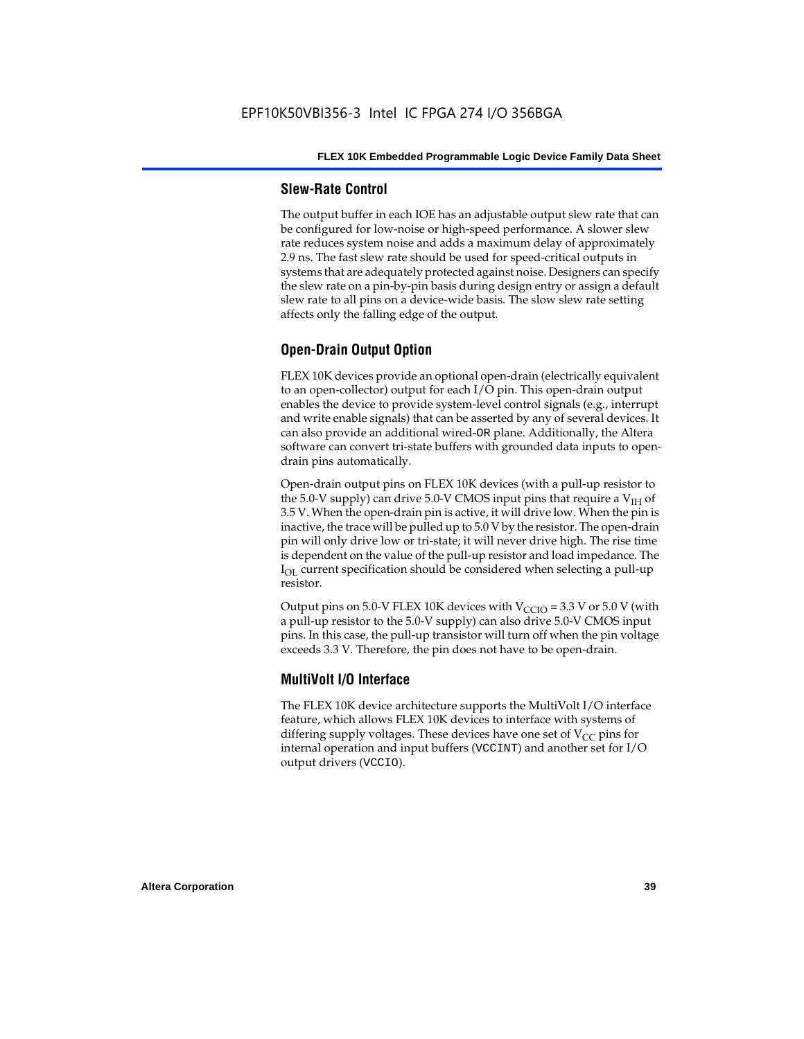### Slew-Rate Control

The output buffer in each IOE has an adjustable output slew rate that can be configured for low-noise or high-speed performance. A slower slew rate reduces system noise and adds a maximum delay of approximately 2.9 ns. The fast slew rate should be used for speed-critical outputs in systems that are adequately protected against noise. Designers can specify the slew rate on a pin-by-pin basis during design entry or assign a default slew rate to all pins on a device-wide basis. The slow slew rate setting affects only the falling edge of the output.

### Open-Drain Output Option

FLEX 10K devices provide an optional open-drain (electrically equivalent to an open-collector) output for each I/O pin. This open-drain output enables the device to provide system-level control signals (e.g., interrupt and write enable signals) that can be asserted by any of several devices. It can also provide an additional wired-`OR` plane. Additionally, the Altera software can convert tri-state buffers with grounded data inputs to open-drain pins automatically.

Open-drain output pins on FLEX 10K devices (with a pull-up resistor to the 5.0-V supply) can drive 5.0-V CMOS input pins that require a $V_{IH}$ of 3.5 V. When the open-drain pin is active, it will drive low. When the pin is inactive, the trace will be pulled up to 5.0 V by the resistor. The open-drain pin will only drive low or tri-state; it will never drive high. The rise time is dependent on the value of the pull-up resistor and load impedance. The $I_{OL}$ current specification should be considered when selecting a pull-up resistor.

Output pins on 5.0-V FLEX 10K devices with $V_{CCIO}$ = 3.3 V or 5.0 V (with a pull-up resistor to the 5.0-V supply) can also drive 5.0-V CMOS input pins. In this case, the pull-up transistor will turn off when the pin voltage exceeds 3.3 V. Therefore, the pin does not have to be open-drain.

### MultiVolt I/O Interface

The FLEX 10K device architecture supports the MultiVolt I/O interface feature, which allows FLEX 10K devices to interface with systems of differing supply voltages. These devices have one set of $V_{CC}$ pins for internal operation and input buffers (`VCCINT`) and another set for I/O output drivers (`VCCIO`).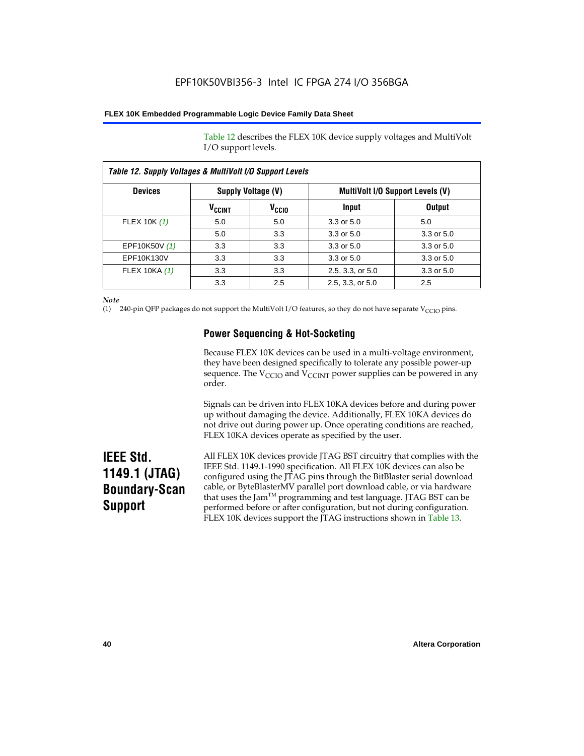Table 12 describes the FLEX 10K device supply voltages and MultiVolt I/O support levels.

*Table 12. Supply Voltages & MultiVolt I/O Support Levels*

| Devices | Supply Voltage (V) | | MultiVolt I/O Support Levels (V) | |
|---|---|---|---|---|
| | $V_{CCINT}$ | $V_{CCIO}$ | Input | Output |
| FLEX 10K *(1)* | 5.0 | 5.0 | 3.3 or 5.0 | 5.0 |
| | 5.0 | 3.3 | 3.3 or 5.0 | 3.3 or 5.0 |
| EPF10K50V *(1)* | 3.3 | 3.3 | 3.3 or 5.0 | 3.3 or 5.0 |
| EPF10K130V | 3.3 | 3.3 | 3.3 or 5.0 | 3.3 or 5.0 |
| FLEX 10KA *(1)* | 3.3 | 3.3 | 2.5, 3.3, or 5.0 | 3.3 or 5.0 |
| | 3.3 | 2.5 | 2.5, 3.3, or 5.0 | 2.5 |

*Note*

(1) 240-pin QFP packages do not support the MultiVolt I/O features, so they do not have separate $V_{CCIO}$ pins.

### Power Sequencing & Hot-Socketing

Because FLEX 10K devices can be used in a multi-voltage environment, they have been designed specifically to tolerate any possible power-up sequence. The $V_{CCIO}$ and $V_{CCINT}$ power supplies can be powered in any order.

Signals can be driven into FLEX 10KA devices before and during power up without damaging the device. Additionally, FLEX 10KA devices do not drive out during power up. Once operating conditions are reached, FLEX 10KA devices operate as specified by the user.

## IEEE Std. 1149.1 (JTAG) Boundary-Scan Support

All FLEX 10K devices provide JTAG BST circuitry that complies with the IEEE Std. 1149.1-1990 specification. All FLEX 10K devices can also be configured using the JTAG pins through the BitBlaster serial download cable, or ByteBlasterMV parallel port download cable, or via hardware that uses the Jam™ programming and test language. JTAG BST can be performed before or after configuration, but not during configuration. FLEX 10K devices support the JTAG instructions shown in Table 13.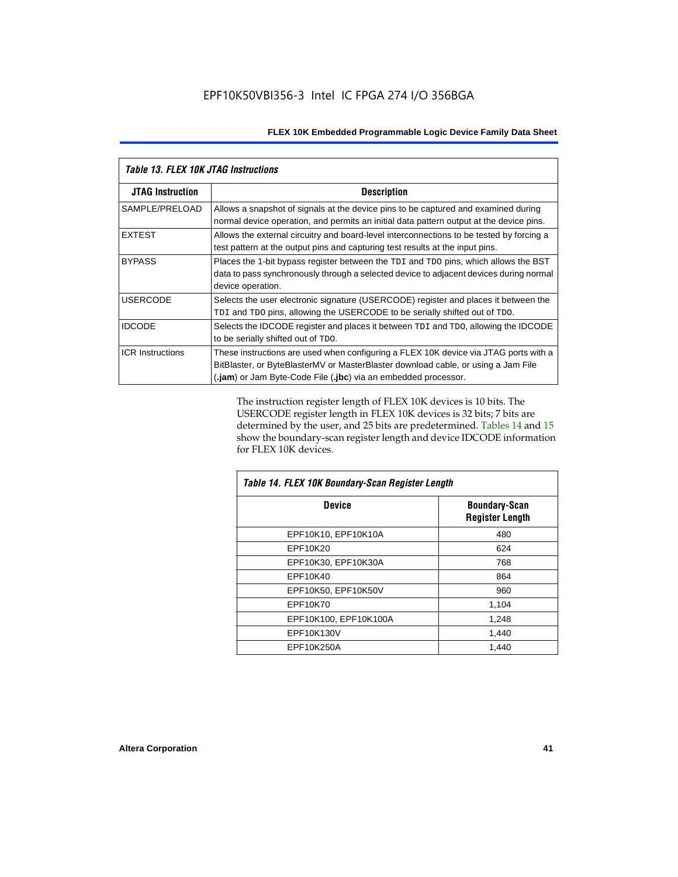| *Table 13. FLEX 10K JTAG Instructions* | |
|---|---|
| **JTAG Instruction** | **Description** |
| SAMPLE/PRELOAD | Allows a snapshot of signals at the device pins to be captured and examined during normal device operation, and permits an initial data pattern output at the device pins. |
| EXTEST | Allows the external circuitry and board-level interconnections to be tested by forcing a test pattern at the output pins and capturing test results at the input pins. |
| BYPASS | Places the 1-bit bypass register between the `TDI` and `TDO` pins, which allows the BST data to pass synchronously through a selected device to adjacent devices during normal device operation. |
| USERCODE | Selects the user electronic signature (USERCODE) register and places it between the `TDI` and `TDO` pins, allowing the USERCODE to be serially shifted out of `TDO`. |
| IDCODE | Selects the IDCODE register and places it between `TDI` and `TDO`, allowing the IDCODE to be serially shifted out of `TDO`. |
| ICR Instructions | These instructions are used when configuring a FLEX 10K device via JTAG ports with a BitBlaster, or ByteBlasterMV or MasterBlaster download cable, or using a Jam File (**.jam**) or Jam Byte-Code File (**.jbc**) via an embedded processor. |

The instruction register length of FLEX 10K devices is 10 bits. The USERCODE register length in FLEX 10K devices is 32 bits; 7 bits are determined by the user, and 25 bits are predetermined. Tables 14 and 15 show the boundary-scan register length and device IDCODE information for FLEX 10K devices.

| *Table 14. FLEX 10K Boundary-Scan Register Length* | |
|---|---|
| **Device** | **Boundary-Scan Register Length** |
| EPF10K10, EPF10K10A | 480 |
| EPF10K20 | 624 |
| EPF10K30, EPF10K30A | 768 |
| EPF10K40 | 864 |
| EPF10K50, EPF10K50V | 960 |
| EPF10K70 | 1,104 |
| EPF10K100, EPF10K100A | 1,248 |
| EPF10K130V | 1,440 |
| EPF10K250A | 1,440 |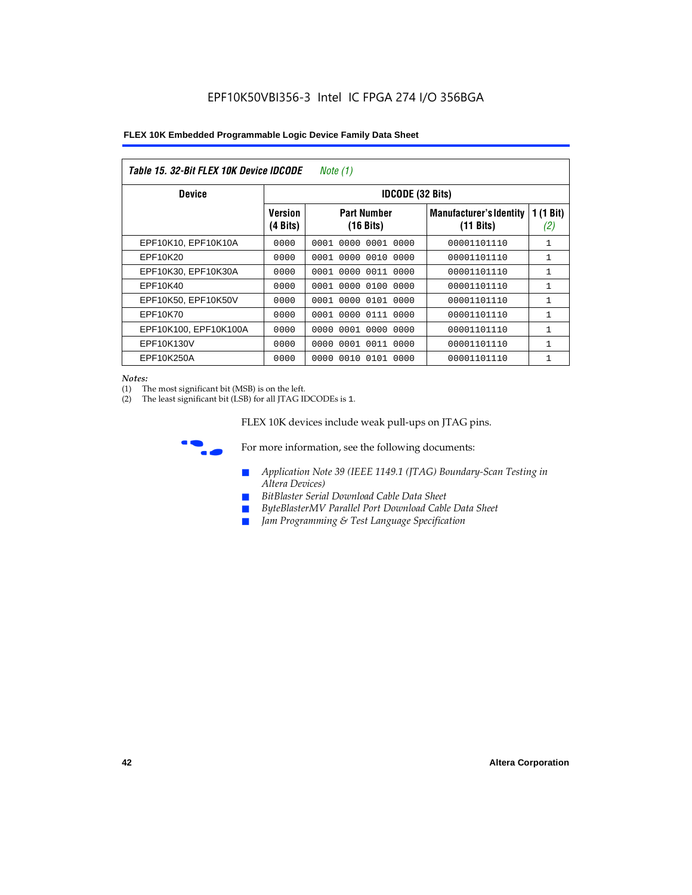EPF10K50VBI356-3 Intel IC FPGA 274 I/O 356BGA

| Table 15. 32-Bit FLEX 10K Device IDCODE *Note (1)* | | | | |
|---|---|---|---|---|
| **Device** | **IDCODE (32 Bits)** | | | |
| | **Version (4 Bits)** | **Part Number (16 Bits)** | **Manufacturer's Identity (11 Bits)** | **1 (1 Bit) *(2)*** |
| EPF10K10, EPF10K10A | 0000 | 0001 0000 0001 0000 | 00001101110 | 1 |
| EPF10K20 | 0000 | 0001 0000 0010 0000 | 00001101110 | 1 |
| EPF10K30, EPF10K30A | 0000 | 0001 0000 0011 0000 | 00001101110 | 1 |
| EPF10K40 | 0000 | 0001 0000 0100 0000 | 00001101110 | 1 |
| EPF10K50, EPF10K50V | 0000 | 0001 0000 0101 0000 | 00001101110 | 1 |
| EPF10K70 | 0000 | 0001 0000 0111 0000 | 00001101110 | 1 |
| EPF10K100, EPF10K100A | 0000 | 0000 0001 0000 0000 | 00001101110 | 1 |
| EPF10K130V | 0000 | 0000 0001 0011 0000 | 00001101110 | 1 |
| EPF10K250A | 0000 | 0000 0010 0101 0000 | 00001101110 | 1 |

*Notes:*
(1) The most significant bit (MSB) is on the left.
(2) The least significant bit (LSB) for all JTAG IDCODEs is 1.

FLEX 10K devices include weak pull-ups on JTAG pins.

For more information, see the following documents:

- *Application Note 39 (IEEE 1149.1 (JTAG) Boundary-Scan Testing in Altera Devices)*
- *BitBlaster Serial Download Cable Data Sheet*
- *ByteBlasterMV Parallel Port Download Cable Data Sheet*
- *Jam Programming & Test Language Specification*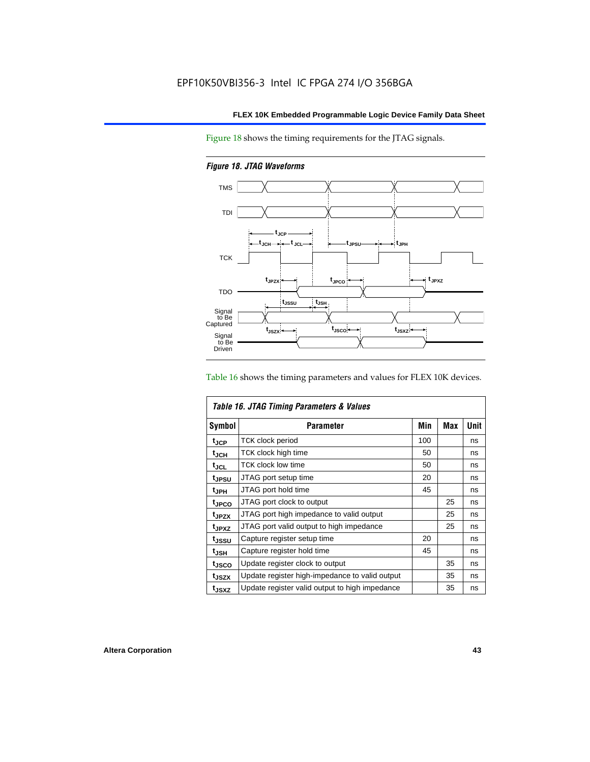Figure 18 shows the timing requirements for the JTAG signals.

*Figure 18. JTAG Waveforms*

Table 16 shows the timing parameters and values for FLEX 10K devices.

*Table 16. JTAG Timing Parameters & Values*

| Symbol | Parameter | Min | Max | Unit |
|---|---|---|---|---|
| $t_{JCP}$ | TCK clock period | 100 | | ns |
| $t_{JCH}$ | TCK clock high time | 50 | | ns |
| $t_{JCL}$ | TCK clock low time | 50 | | ns |
| $t_{JPSU}$ | JTAG port setup time | 20 | | ns |
| $t_{JPH}$ | JTAG port hold time | 45 | | ns |
| $t_{JPCO}$ | JTAG port clock to output | | 25 | ns |
| $t_{JPZX}$ | JTAG port high impedance to valid output | | 25 | ns |
| $t_{JPXZ}$ | JTAG port valid output to high impedance | | 25 | ns |
| $t_{JSSU}$ | Capture register setup time | 20 | | ns |
| $t_{JSH}$ | Capture register hold time | 45 | | ns |
| $t_{JSCO}$ | Update register clock to output | | 35 | ns |
| $t_{JSZX}$ | Update register high-impedance to valid output | | 35 | ns |
| $t_{JSXZ}$ | Update register valid output to high impedance | | 35 | ns |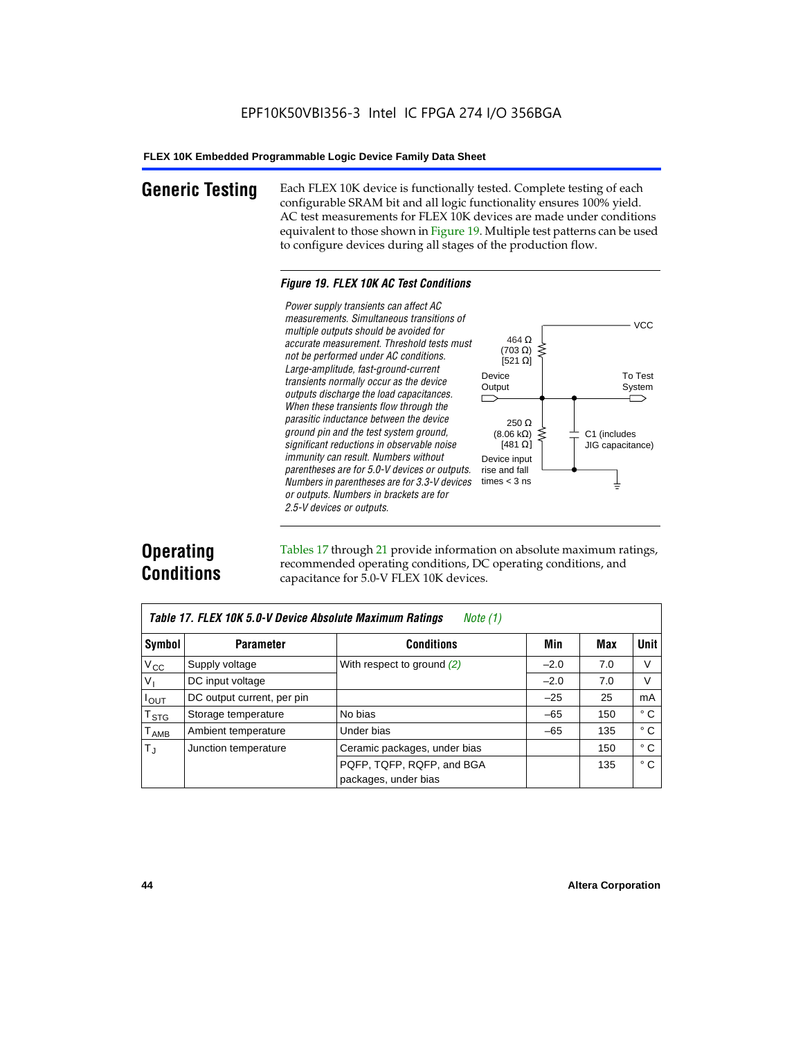## Generic Testing

Each FLEX 10K device is functionally tested. Complete testing of each configurable SRAM bit and all logic functionality ensures 100% yield. AC test measurements for FLEX 10K devices are made under conditions equivalent to those shown in Figure 19. Multiple test patterns can be used to configure devices during all stages of the production flow.

*Figure 19. FLEX 10K AC Test Conditions*

*Power supply transients can affect AC measurements. Simultaneous transitions of multiple outputs should be avoided for accurate measurement. Threshold tests must not be performed under AC conditions. Large-amplitude, fast-ground-current transients normally occur as the device outputs discharge the load capacitances. When these transients flow through the parasitic inductance between the device ground pin and the test system ground, significant reductions in observable noise immunity can result. Numbers without parentheses are for 5.0-V devices or outputs. Numbers in parentheses are for 3.3-V devices or outputs. Numbers in brackets are for 2.5-V devices or outputs.*

VCC

464 Ω (703 Ω) [521 Ω]

Device Output

To Test System

250 Ω (8.06 kΩ) [481 Ω]

C1 (includes JIG capacitance)

Device input rise and fall times < 3 ns

## Operating Conditions

Tables 17 through 21 provide information on absolute maximum ratings, recommended operating conditions, DC operating conditions, and capacitance for 5.0-V FLEX 10K devices.

*Table 17. FLEX 10K 5.0-V Device Absolute Maximum Ratings* *Note (1)*

| Symbol | Parameter | Conditions | Min | Max | Unit |
|---|---|---|---|---|---|
| $V_{CC}$ | Supply voltage | With respect to ground *(2)* | –2.0 | 7.0 | V |
| $V_I$ | DC input voltage | | –2.0 | 7.0 | V |
| $I_{OUT}$ | DC output current, per pin | | –25 | 25 | mA |
| $T_{STG}$ | Storage temperature | No bias | –65 | 150 | ° C |
| $T_{AMB}$ | Ambient temperature | Under bias | –65 | 135 | ° C |
| $T_J$ | Junction temperature | Ceramic packages, under bias | | 150 | ° C |
| | | PQFP, TQFP, RQFP, and BGA packages, under bias | | 135 | ° C |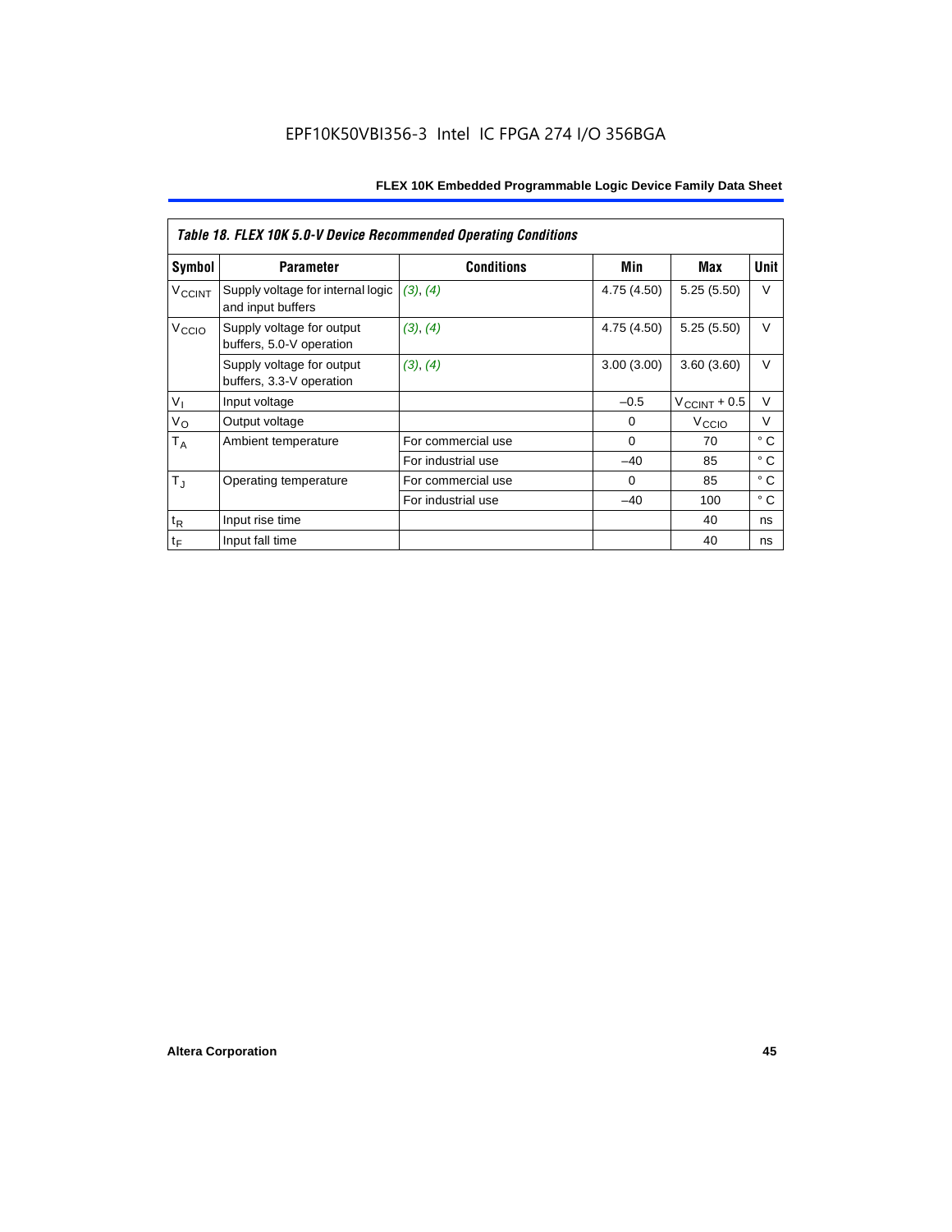*Table 18. FLEX 10K 5.0-V Device Recommended Operating Conditions*

| Symbol | Parameter | Conditions | Min | Max | Unit |
|---|---|---|---|---|---|
| $V_{CCINT}$ | Supply voltage for internal logic and input buffers | *(3)*, *(4)* | 4.75 (4.50) | 5.25 (5.50) | V |
| $V_{CCIO}$ | Supply voltage for output buffers, 5.0-V operation | *(3)*, *(4)* | 4.75 (4.50) | 5.25 (5.50) | V |
| | Supply voltage for output buffers, 3.3-V operation | *(3)*, *(4)* | 3.00 (3.00) | 3.60 (3.60) | V |
| $V_I$ | Input voltage | | –0.5 | $V_{CCINT}$ + 0.5 | V |
| $V_O$ | Output voltage | | 0 | $V_{CCIO}$ | V |
| $T_A$ | Ambient temperature | For commercial use | 0 | 70 | ° C |
| | | For industrial use | –40 | 85 | ° C |
| $T_J$ | Operating temperature | For commercial use | 0 | 85 | ° C |
| | | For industrial use | –40 | 100 | ° C |
| $t_R$ | Input rise time | | | 40 | ns |
| $t_F$ | Input fall time | | | 40 | ns |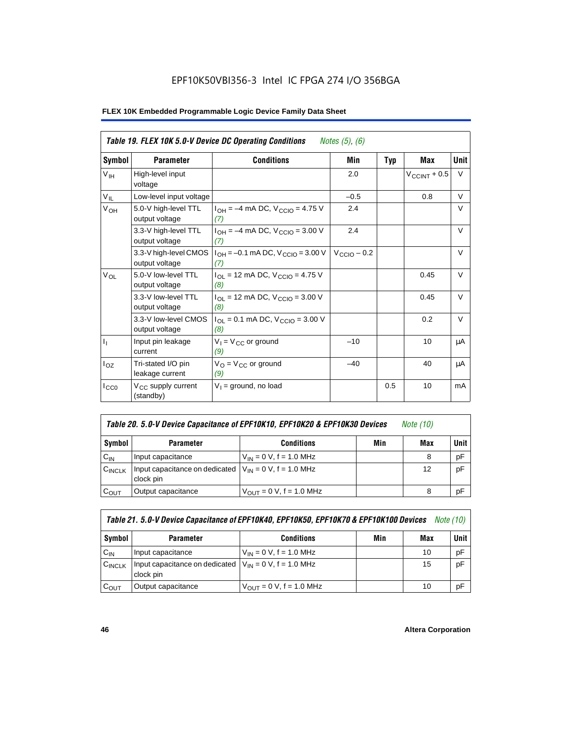| *Table 19. FLEX 10K 5.0-V Device DC Operating Conditions* *Notes (5), (6)* | | | | | | |
|---|---|---|---|---|---|---|
| **Symbol** | **Parameter** | **Conditions** | **Min** | **Typ** | **Max** | **Unit** |
| $V_{IH}$ | High-level input voltage | | 2.0 | | $V_{CCINT}$ + 0.5 | V |
| $V_{IL}$ | Low-level input voltage | | –0.5 | | 0.8 | V |
| $V_{OH}$ | 5.0-V high-level TTL output voltage | $I_{OH}$ = –4 mA DC, $V_{CCIO}$ = 4.75 V *(7)* | 2.4 | | | V |
| | 3.3-V high-level TTL output voltage | $I_{OH}$ = –4 mA DC, $V_{CCIO}$ = 3.00 V *(7)* | 2.4 | | | V |
| | 3.3-V high-level CMOS output voltage | $I_{OH}$ = –0.1 mA DC, $V_{CCIO}$ = 3.00 V *(7)* | $V_{CCIO}$ – 0.2 | | | V |
| $V_{OL}$ | 5.0-V low-level TTL output voltage | $I_{OL}$ = 12 mA DC, $V_{CCIO}$ = 4.75 V *(8)* | | | 0.45 | V |
| | 3.3-V low-level TTL output voltage | $I_{OL}$ = 12 mA DC, $V_{CCIO}$ = 3.00 V *(8)* | | | 0.45 | V |
| | 3.3-V low-level CMOS output voltage | $I_{OL}$ = 0.1 mA DC, $V_{CCIO}$ = 3.00 V *(8)* | | | 0.2 | V |
| $I_I$ | Input pin leakage current | $V_I$ = $V_{CC}$ or ground *(9)* | –10 | | 10 | μA |
| $I_{OZ}$ | Tri-stated I/O pin leakage current | $V_O$ = $V_{CC}$ or ground *(9)* | –40 | | 40 | μA |
| $I_{CC0}$ | $V_{CC}$ supply current (standby) | $V_I$ = ground, no load | | 0.5 | 10 | mA |

| *Table 20. 5.0-V Device Capacitance of EPF10K10, EPF10K20 & EPF10K30 Devices* *Note (10)* | | | | | |
|---|---|---|---|---|---|
| **Symbol** | **Parameter** | **Conditions** | **Min** | **Max** | **Unit** |
| $C_{IN}$ | Input capacitance | $V_{IN}$ = 0 V, f = 1.0 MHz | | 8 | pF |
| $C_{INCLK}$ | Input capacitance on dedicated clock pin | $V_{IN}$ = 0 V, f = 1.0 MHz | | 12 | pF |
| $C_{OUT}$ | Output capacitance | $V_{OUT}$ = 0 V, f = 1.0 MHz | | 8 | pF |

| *Table 21. 5.0-V Device Capacitance of EPF10K40, EPF10K50, EPF10K70 & EPF10K100 Devices* *Note (10)* | | | | | |
|---|---|---|---|---|---|
| **Symbol** | **Parameter** | **Conditions** | **Min** | **Max** | **Unit** |
| $C_{IN}$ | Input capacitance | $V_{IN}$ = 0 V, f = 1.0 MHz | | 10 | pF |
| $C_{INCLK}$ | Input capacitance on dedicated clock pin | $V_{IN}$ = 0 V, f = 1.0 MHz | | 15 | pF |
| $C_{OUT}$ | Output capacitance | $V_{OUT}$ = 0 V, f = 1.0 MHz | | 10 | pF |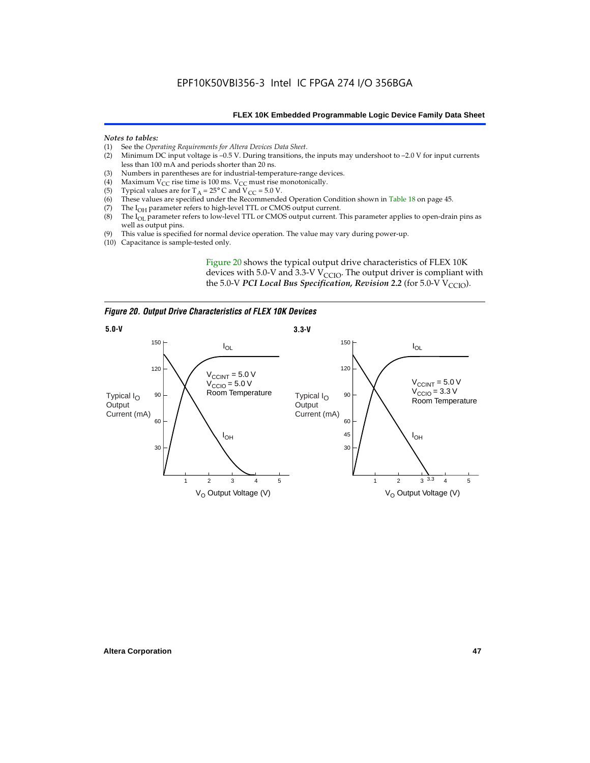*Notes to tables:*

(1) See the *Operating Requirements for Altera Devices Data Sheet*.
(2) Minimum DC input voltage is –0.5 V. During transitions, the inputs may undershoot to –2.0 V for input currents less than 100 mA and periods shorter than 20 ns.
(3) Numbers in parentheses are for industrial-temperature-range devices.
(4) Maximum $V_{CC}$ rise time is 100 ms. $V_{CC}$ must rise monotonically.
(5) Typical values are for $T_A$ = 25° C and $V_{CC}$ = 5.0 V.
(6) These values are specified under the Recommended Operation Condition shown in Table 18 on page 45.
(7) The $I_{OH}$ parameter refers to high-level TTL or CMOS output current.
(8) The $I_{OL}$ parameter refers to low-level TTL or CMOS output current. This parameter applies to open-drain pins as well as output pins.
(9) This value is specified for normal device operation. The value may vary during power-up.
(10) Capacitance is sample-tested only.

Figure 20 shows the typical output drive characteristics of FLEX 10K devices with 5.0-V and 3.3-V $V_{CCIO}$. The output driver is compliant with the 5.0-V ***PCI Local Bus Specification, Revision 2.2*** (for 5.0-V $V_{CCIO}$).

***Figure 20. Output Drive Characteristics of FLEX 10K Devices***

**5.0-V**

Typical $I_O$ Output Current (mA) vs. $V_O$ Output Voltage (V). Curves: $I_{OL}$, $I_{OH}$. $V_{CCINT}$ = 5.0 V, $V_{CCIO}$ = 5.0 V, Room Temperature.

**3.3-V**

Typical $I_O$ Output Current (mA) vs. $V_O$ Output Voltage (V). Curves: $I_{OL}$, $I_{OH}$. $V_{CCINT}$ = 5.0 V, $V_{CCIO}$ = 3.3 V, Room Temperature.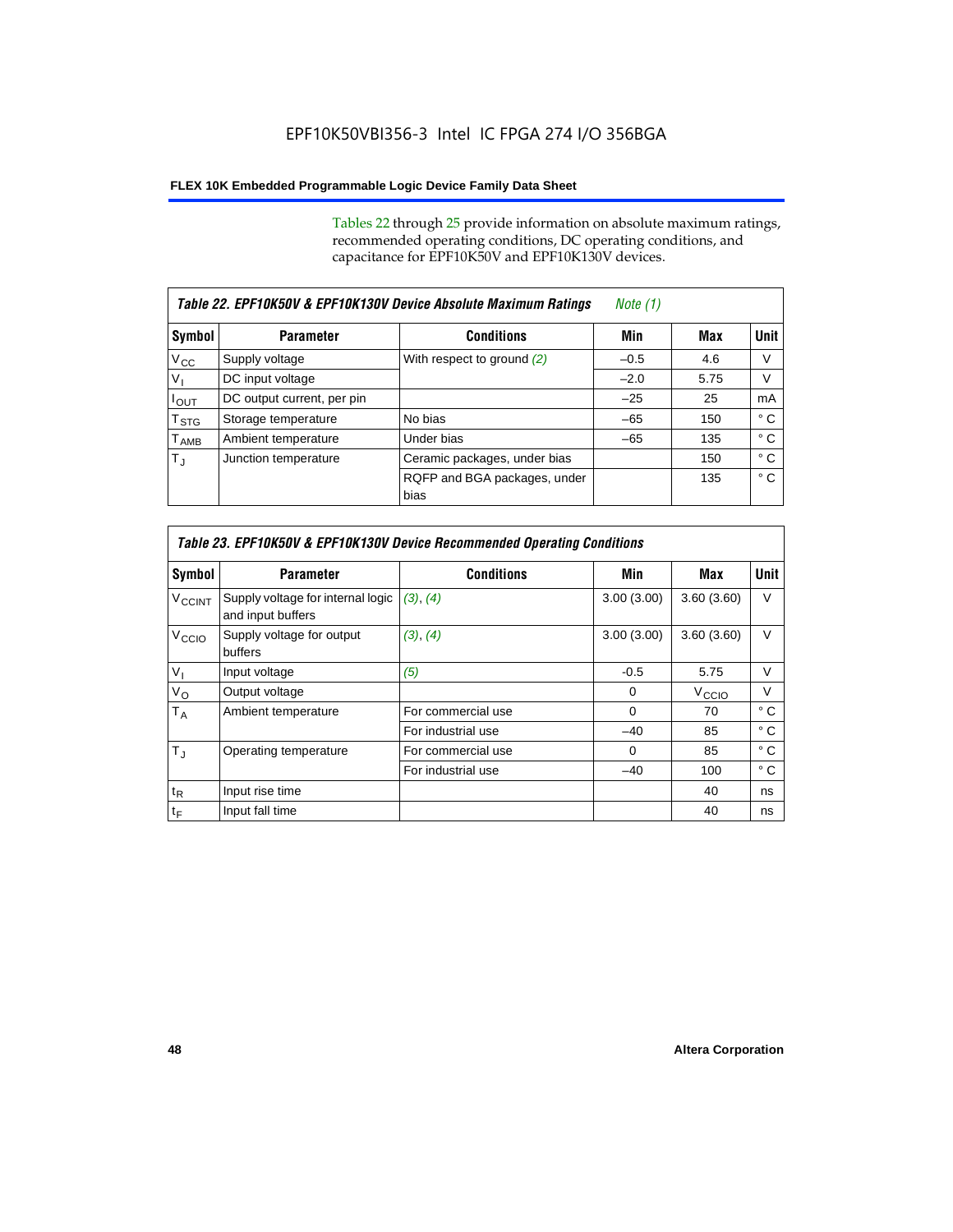Tables 22 through 25 provide information on absolute maximum ratings, recommended operating conditions, DC operating conditions, and capacitance for EPF10K50V and EPF10K130V devices.

| *Table 22. EPF10K50V & EPF10K130V Device Absolute Maximum Ratings* *Note (1)* | | | | | |
|---|---|---|---|---|---|
| **Symbol** | **Parameter** | **Conditions** | **Min** | **Max** | **Unit** |
| $V_{CC}$ | Supply voltage | With respect to ground *(2)* | –0.5 | 4.6 | V |
| $V_I$ | DC input voltage | | –2.0 | 5.75 | V |
| $I_{OUT}$ | DC output current, per pin | | –25 | 25 | mA |
| $T_{STG}$ | Storage temperature | No bias | –65 | 150 | ° C |
| $T_{AMB}$ | Ambient temperature | Under bias | –65 | 135 | ° C |
| $T_J$ | Junction temperature | Ceramic packages, under bias | | 150 | ° C |
| | | RQFP and BGA packages, under bias | | 135 | ° C |

| *Table 23. EPF10K50V & EPF10K130V Device Recommended Operating Conditions* | | | | | |
|---|---|---|---|---|---|
| **Symbol** | **Parameter** | **Conditions** | **Min** | **Max** | **Unit** |
| $V_{CCINT}$ | Supply voltage for internal logic and input buffers | *(3)*, *(4)* | 3.00 (3.00) | 3.60 (3.60) | V |
| $V_{CCIO}$ | Supply voltage for output buffers | *(3)*, *(4)* | 3.00 (3.00) | 3.60 (3.60) | V |
| $V_I$ | Input voltage | *(5)* | -0.5 | 5.75 | V |
| $V_O$ | Output voltage | | 0 | $V_{CCIO}$ | V |
| $T_A$ | Ambient temperature | For commercial use | 0 | 70 | ° C |
| | | For industrial use | –40 | 85 | ° C |
| $T_J$ | Operating temperature | For commercial use | 0 | 85 | ° C |
| | | For industrial use | –40 | 100 | ° C |
| $t_R$ | Input rise time | | | 40 | ns |
| $t_F$ | Input fall time | | | 40 | ns |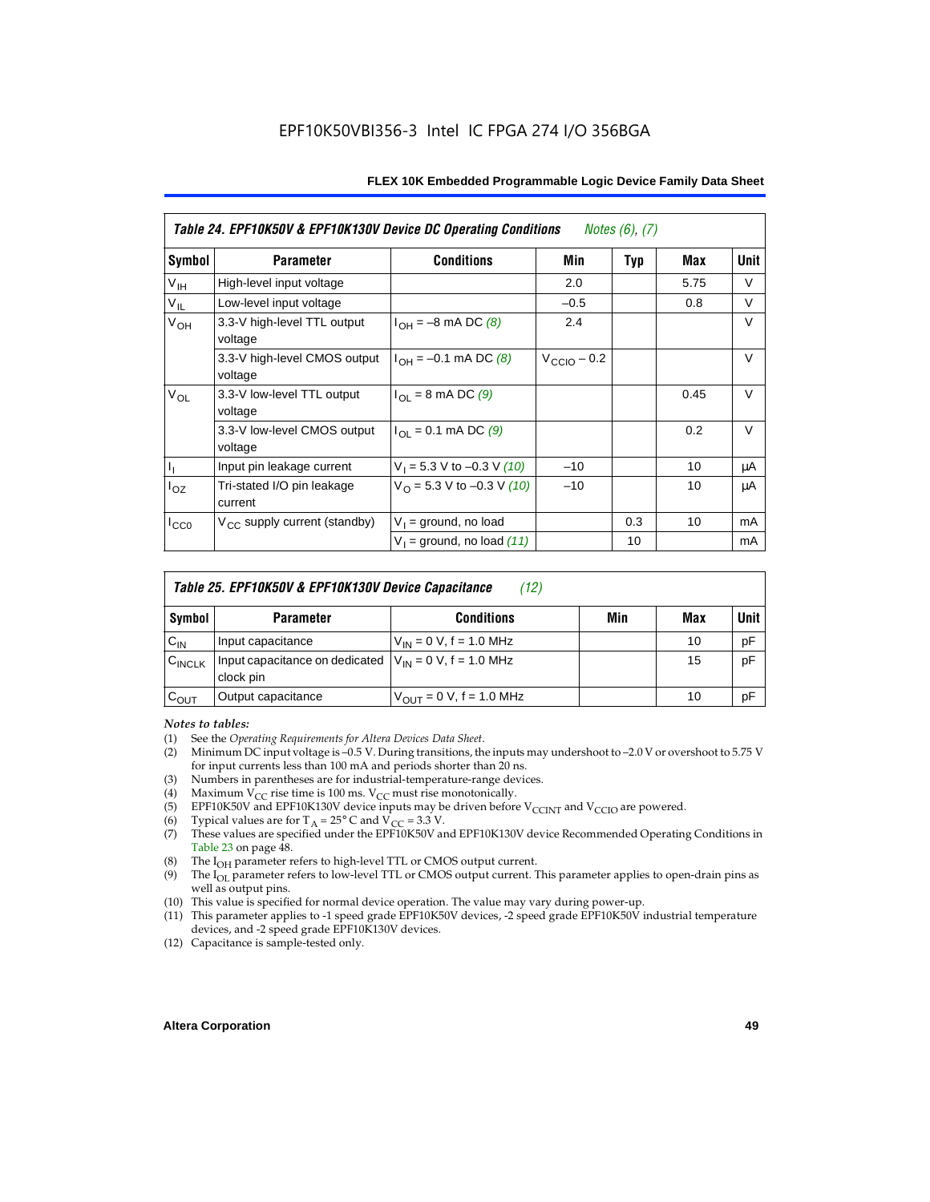**Table 24. EPF10K50V & EPF10K130V Device DC Operating Conditions** *Notes (6), (7)*

| Symbol | Parameter | Conditions | Min | Typ | Max | Unit |
|---|---|---|---|---|---|---|
| $V_{IH}$ | High-level input voltage | | 2.0 | | 5.75 | V |
| $V_{IL}$ | Low-level input voltage | | –0.5 | | 0.8 | V |
| $V_{OH}$ | 3.3-V high-level TTL output voltage | $I_{OH}$ = –8 mA DC *(8)* | 2.4 | | | V |
| | 3.3-V high-level CMOS output voltage | $I_{OH}$ = –0.1 mA DC *(8)* | $V_{CCIO}$ – 0.2 | | | V |
| $V_{OL}$ | 3.3-V low-level TTL output voltage | $I_{OL}$ = 8 mA DC *(9)* | | | 0.45 | V |
| | 3.3-V low-level CMOS output voltage | $I_{OL}$ = 0.1 mA DC *(9)* | | | 0.2 | V |
| $I_I$ | Input pin leakage current | $V_I$ = 5.3 V to –0.3 V *(10)* | –10 | | 10 | μA |
| $I_{OZ}$ | Tri-stated I/O pin leakage current | $V_O$ = 5.3 V to –0.3 V *(10)* | –10 | | 10 | μA |
| $I_{CC0}$ | $V_{CC}$ supply current (standby) | $V_I$ = ground, no load | | 0.3 | 10 | mA |
| | | $V_I$ = ground, no load *(11)* | | 10 | | mA |

**Table 25. EPF10K50V & EPF10K130V Device Capacitance** *(12)*

| Symbol | Parameter | Conditions | Min | Max | Unit |
|---|---|---|---|---|---|
| $C_{IN}$ | Input capacitance | $V_{IN}$ = 0 V, f = 1.0 MHz | | 10 | pF |
| $C_{INCLK}$ | Input capacitance on dedicated clock pin | $V_{IN}$ = 0 V, f = 1.0 MHz | | 15 | pF |
| $C_{OUT}$ | Output capacitance | $V_{OUT}$ = 0 V, f = 1.0 MHz | | 10 | pF |

*Notes to tables:*

(1) See the *Operating Requirements for Altera Devices Data Sheet*.
(2) Minimum DC input voltage is –0.5 V. During transitions, the inputs may undershoot to –2.0 V or overshoot to 5.75 V for input currents less than 100 mA and periods shorter than 20 ns.
(3) Numbers in parentheses are for industrial-temperature-range devices.
(4) Maximum $V_{CC}$ rise time is 100 ms. $V_{CC}$ must rise monotonically.
(5) EPF10K50V and EPF10K130V device inputs may be driven before $V_{CCINT}$ and $V_{CCIO}$ are powered.
(6) Typical values are for $T_A$ = 25° C and $V_{CC}$ = 3.3 V.
(7) These values are specified under the EPF10K50V and EPF10K130V device Recommended Operating Conditions in Table 23 on page 48.
(8) The $I_{OH}$ parameter refers to high-level TTL or CMOS output current.
(9) The $I_{OL}$ parameter refers to low-level TTL or CMOS output current. This parameter applies to open-drain pins as well as output pins.
(10) This value is specified for normal device operation. The value may vary during power-up.
(11) This parameter applies to -1 speed grade EPF10K50V devices, -2 speed grade EPF10K50V industrial temperature devices, and -2 speed grade EPF10K130V devices.
(12) Capacitance is sample-tested only.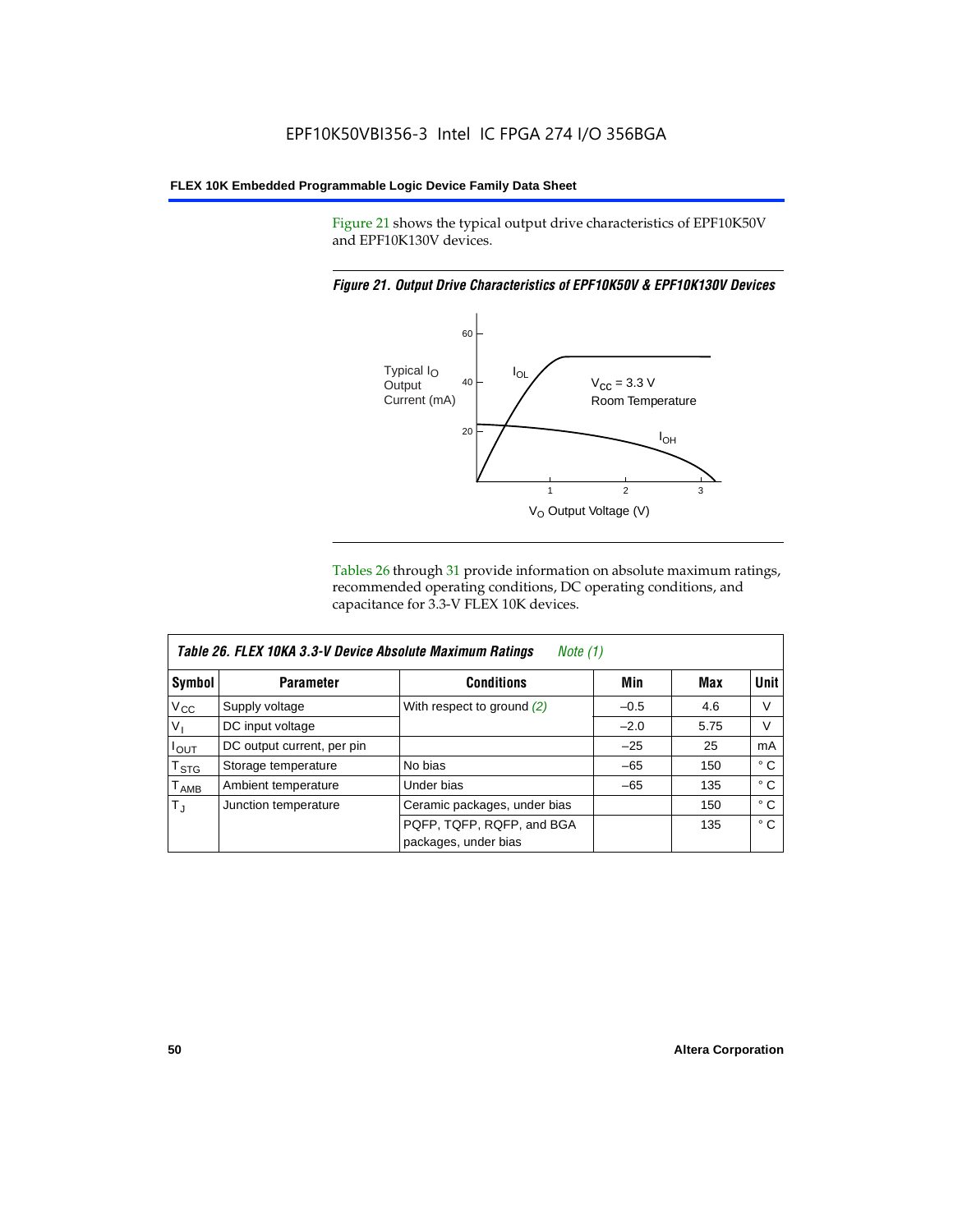Figure 21 shows the typical output drive characteristics of EPF10K50V and EPF10K130V devices.

*Figure 21. Output Drive Characteristics of EPF10K50V & EPF10K130V Devices*

Tables 26 through 31 provide information on absolute maximum ratings, recommended operating conditions, DC operating conditions, and capacitance for 3.3-V FLEX 10K devices.

*Table 26. FLEX 10KA 3.3-V Device Absolute Maximum Ratings* *Note (1)*

| Symbol | Parameter | Conditions | Min | Max | Unit |
|---|---|---|---|---|---|
| $V_{CC}$ | Supply voltage | With respect to ground *(2)* | –0.5 | 4.6 | V |
| $V_I$ | DC input voltage | | –2.0 | 5.75 | V |
| $I_{OUT}$ | DC output current, per pin | | –25 | 25 | mA |
| $T_{STG}$ | Storage temperature | No bias | –65 | 150 | ° C |
| $T_{AMB}$ | Ambient temperature | Under bias | –65 | 135 | ° C |
| $T_J$ | Junction temperature | Ceramic packages, under bias | | 150 | ° C |
| | | PQFP, TQFP, RQFP, and BGA packages, under bias | | 135 | ° C |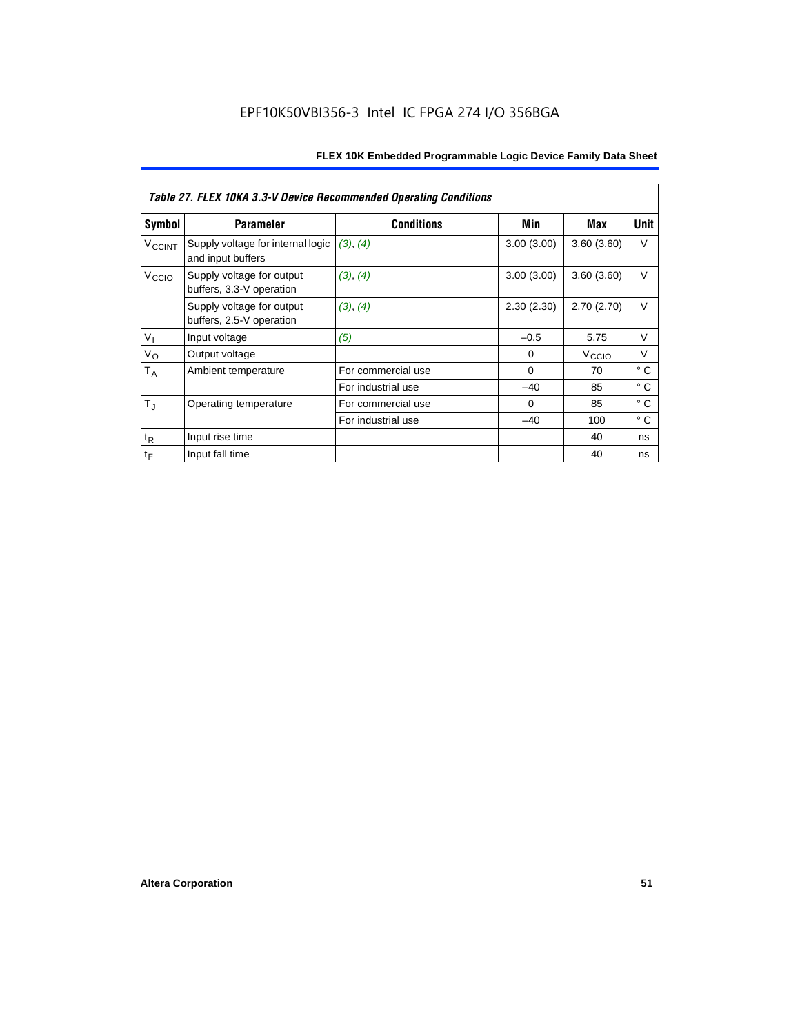*Table 27. FLEX 10KA 3.3-V Device Recommended Operating Conditions*

| Symbol | Parameter | Conditions | Min | Max | Unit |
|---|---|---|---|---|---|
| $V_{CCINT}$ | Supply voltage for internal logic and input buffers | *(3)*, *(4)* | 3.00 (3.00) | 3.60 (3.60) | V |
| $V_{CCIO}$ | Supply voltage for output buffers, 3.3-V operation | *(3)*, *(4)* | 3.00 (3.00) | 3.60 (3.60) | V |
| | Supply voltage for output buffers, 2.5-V operation | *(3)*, *(4)* | 2.30 (2.30) | 2.70 (2.70) | V |
| $V_I$ | Input voltage | *(5)* | –0.5 | 5.75 | V |
| $V_O$ | Output voltage | | 0 | $V_{CCIO}$ | V |
| $T_A$ | Ambient temperature | For commercial use | 0 | 70 | ° C |
| | | For industrial use | –40 | 85 | ° C |
| $T_J$ | Operating temperature | For commercial use | 0 | 85 | ° C |
| | | For industrial use | –40 | 100 | ° C |
| $t_R$ | Input rise time | | | 40 | ns |
| $t_F$ | Input fall time | | | 40 | ns |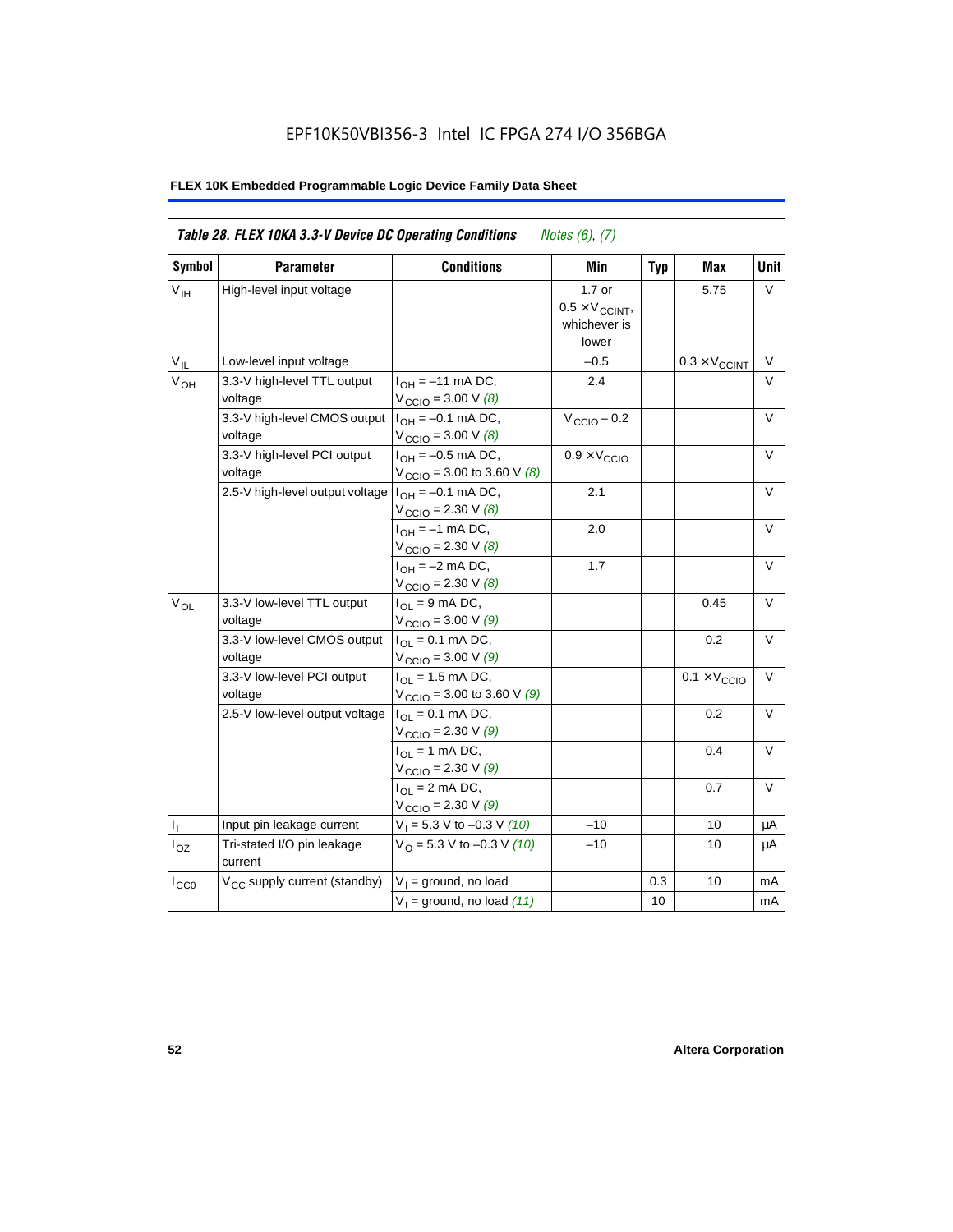EPF10K50VBI356-3 Intel IC FPGA 274 I/O 356BGA

**FLEX 10K Embedded Programmable Logic Device Family Data Sheet**

| *Table 28. FLEX 10KA 3.3-V Device DC Operating Conditions* *Notes (6), (7)* | | | | | | |
|---|---|---|---|---|---|---|
| **Symbol** | **Parameter** | **Conditions** | **Min** | **Typ** | **Max** | **Unit** |
| $V_{IH}$ | High-level input voltage | | 1.7 or $0.5 \times V_{CCINT}$, whichever is lower | | 5.75 | V |
| $V_{IL}$ | Low-level input voltage | | –0.5 | | $0.3 \times V_{CCINT}$ | V |
| $V_{OH}$ | 3.3-V high-level TTL output voltage | $I_{OH}$ = –11 mA DC, $V_{CCIO}$ = 3.00 V *(8)* | 2.4 | | | V |
| | 3.3-V high-level CMOS output voltage | $I_{OH}$ = –0.1 mA DC, $V_{CCIO}$ = 3.00 V *(8)* | $V_{CCIO}$ – 0.2 | | | V |
| | 3.3-V high-level PCI output voltage | $I_{OH}$ = –0.5 mA DC, $V_{CCIO}$ = 3.00 to 3.60 V *(8)* | $0.9 \times V_{CCIO}$ | | | V |
| | 2.5-V high-level output voltage | $I_{OH}$ = –0.1 mA DC, $V_{CCIO}$ = 2.30 V *(8)* | 2.1 | | | V |
| | | $I_{OH}$ = –1 mA DC, $V_{CCIO}$ = 2.30 V *(8)* | 2.0 | | | V |
| | | $I_{OH}$ = –2 mA DC, $V_{CCIO}$ = 2.30 V *(8)* | 1.7 | | | V |
| $V_{OL}$ | 3.3-V low-level TTL output voltage | $I_{OL}$ = 9 mA DC, $V_{CCIO}$ = 3.00 V *(9)* | | | 0.45 | V |
| | 3.3-V low-level CMOS output voltage | $I_{OL}$ = 0.1 mA DC, $V_{CCIO}$ = 3.00 V *(9)* | | | 0.2 | V |
| | 3.3-V low-level PCI output voltage | $I_{OL}$ = 1.5 mA DC, $V_{CCIO}$ = 3.00 to 3.60 V *(9)* | | | $0.1 \times V_{CCIO}$ | V |
| | 2.5-V low-level output voltage | $I_{OL}$ = 0.1 mA DC, $V_{CCIO}$ = 2.30 V *(9)* | | | 0.2 | V |
| | | $I_{OL}$ = 1 mA DC, $V_{CCIO}$ = 2.30 V *(9)* | | | 0.4 | V |
| | | $I_{OL}$ = 2 mA DC, $V_{CCIO}$ = 2.30 V *(9)* | | | 0.7 | V |
| $I_I$ | Input pin leakage current | $V_I$ = 5.3 V to –0.3 V *(10)* | –10 | | 10 | μA |
| $I_{OZ}$ | Tri-stated I/O pin leakage current | $V_O$ = 5.3 V to –0.3 V *(10)* | –10 | | 10 | μA |
| $I_{CC0}$ | $V_{CC}$ supply current (standby) | $V_I$ = ground, no load | | 0.3 | 10 | mA |
| | | $V_I$ = ground, no load *(11)* | | 10 | | mA |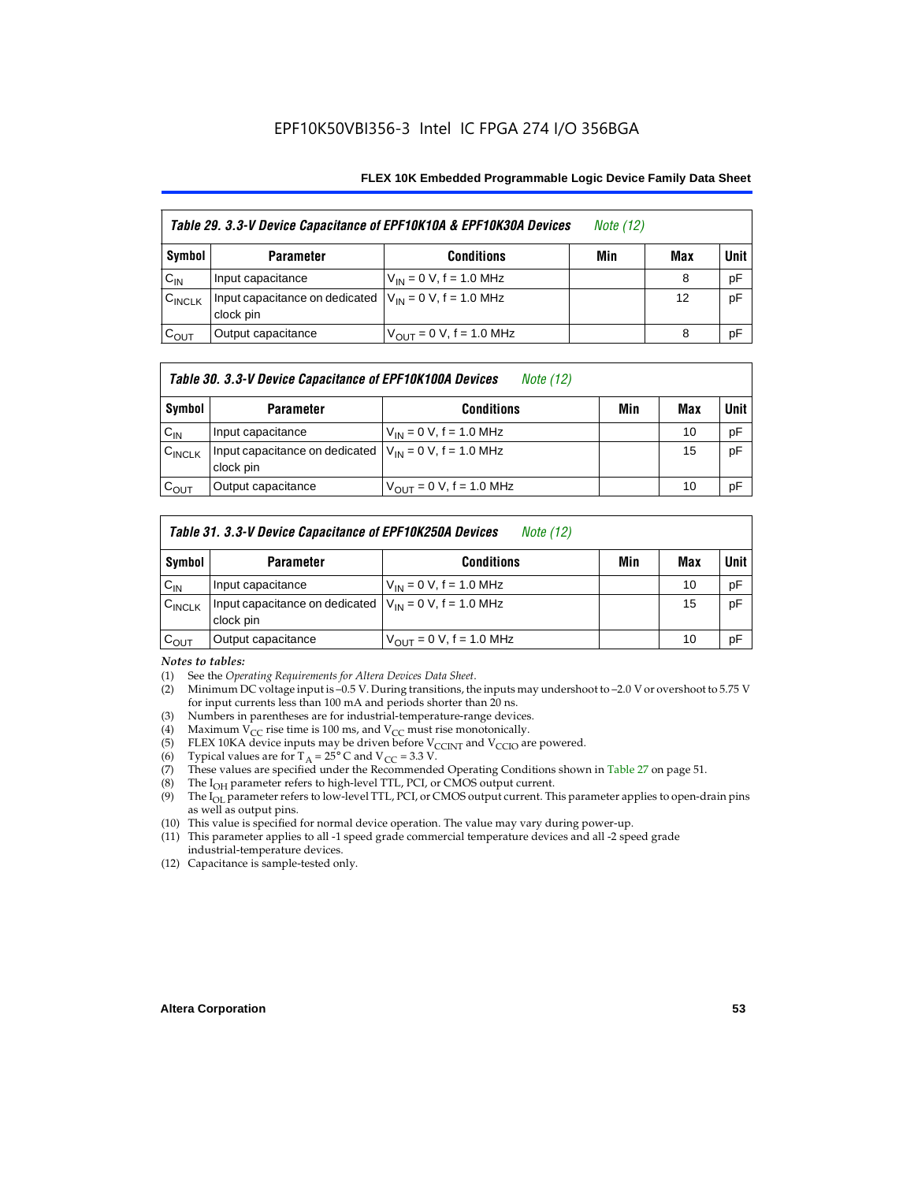*Table 29. 3.3-V Device Capacitance of EPF10K10A & EPF10K30A Devices* *Note (12)*

| Symbol | Parameter | Conditions | Min | Max | Unit |
|---|---|---|---|---|---|
| $C_{IN}$ | Input capacitance | $V_{IN}$ = 0 V, f = 1.0 MHz | | 8 | pF |
| $C_{INCLK}$ | Input capacitance on dedicated clock pin | $V_{IN}$ = 0 V, f = 1.0 MHz | | 12 | pF |
| $C_{OUT}$ | Output capacitance | $V_{OUT}$ = 0 V, f = 1.0 MHz | | 8 | pF |

*Table 30. 3.3-V Device Capacitance of EPF10K100A Devices* *Note (12)*

| Symbol | Parameter | Conditions | Min | Max | Unit |
|---|---|---|---|---|---|
| $C_{IN}$ | Input capacitance | $V_{IN}$ = 0 V, f = 1.0 MHz | | 10 | pF |
| $C_{INCLK}$ | Input capacitance on dedicated clock pin | $V_{IN}$ = 0 V, f = 1.0 MHz | | 15 | pF |
| $C_{OUT}$ | Output capacitance | $V_{OUT}$ = 0 V, f = 1.0 MHz | | 10 | pF |

*Table 31. 3.3-V Device Capacitance of EPF10K250A Devices* *Note (12)*

| Symbol | Parameter | Conditions | Min | Max | Unit |
|---|---|---|---|---|---|
| $C_{IN}$ | Input capacitance | $V_{IN}$ = 0 V, f = 1.0 MHz | | 10 | pF |
| $C_{INCLK}$ | Input capacitance on dedicated clock pin | $V_{IN}$ = 0 V, f = 1.0 MHz | | 15 | pF |
| $C_{OUT}$ | Output capacitance | $V_{OUT}$ = 0 V, f = 1.0 MHz | | 10 | pF |

*Notes to tables:*

(1) See the *Operating Requirements for Altera Devices Data Sheet*.
(2) Minimum DC voltage input is –0.5 V. During transitions, the inputs may undershoot to –2.0 V or overshoot to 5.75 V for input currents less than 100 mA and periods shorter than 20 ns.
(3) Numbers in parentheses are for industrial-temperature-range devices.
(4) Maximum $V_{CC}$ rise time is 100 ms, and $V_{CC}$ must rise monotonically.
(5) FLEX 10KA device inputs may be driven before $V_{CCINT}$ and $V_{CCIO}$ are powered.
(6) Typical values are for $T_A$ = 25° C and $V_{CC}$ = 3.3 V.
(7) These values are specified under the Recommended Operating Conditions shown in Table 27 on page 51.
(8) The $I_{OH}$ parameter refers to high-level TTL, PCI, or CMOS output current.
(9) The $I_{OL}$ parameter refers to low-level TTL, PCI, or CMOS output current. This parameter applies to open-drain pins as well as output pins.
(10) This value is specified for normal device operation. The value may vary during power-up.
(11) This parameter applies to all -1 speed grade commercial temperature devices and all -2 speed grade industrial-temperature devices.
(12) Capacitance is sample-tested only.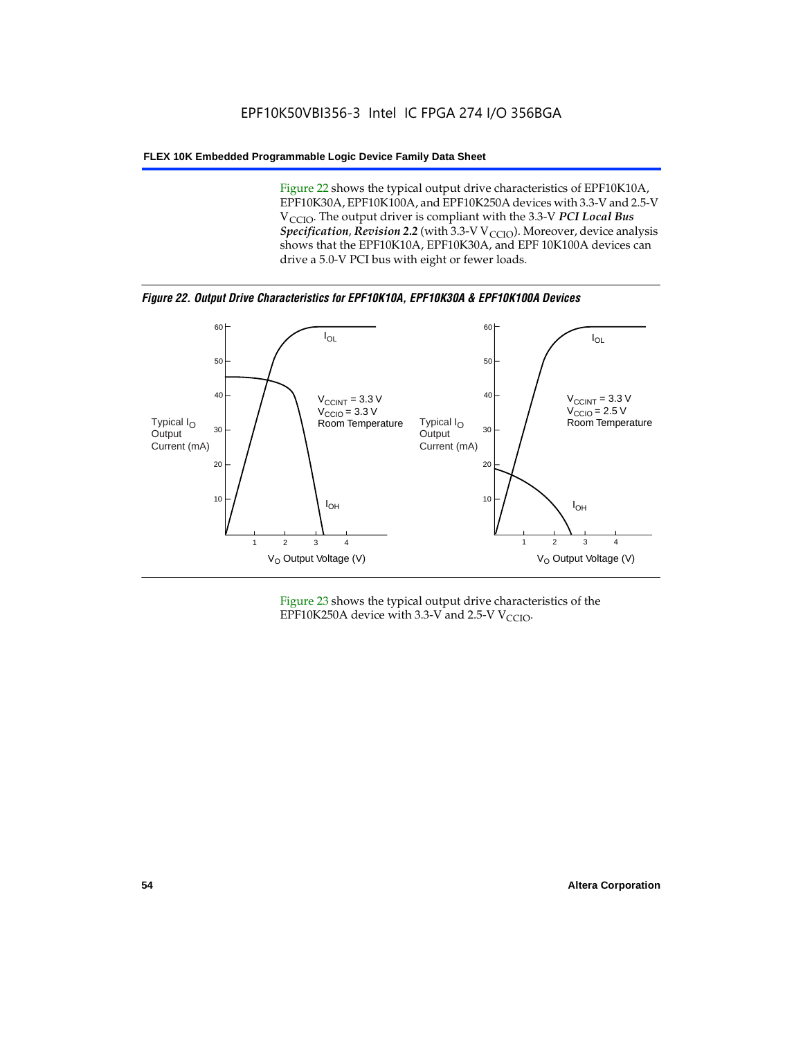Figure 22 shows the typical output drive characteristics of EPF10K10A, EPF10K30A, EPF10K100A, and EPF10K250A devices with 3.3-V and 2.5-V $V_{CCIO}$. The output driver is compliant with the 3.3-V ***PCI Local Bus Specification*, *Revision 2.2*** (with 3.3-V $V_{CCIO}$). Moreover, device analysis shows that the EPF10K10A, EPF10K30A, and EPF 10K100A devices can drive a 5.0-V PCI bus with eight or fewer loads.

***Figure 22. Output Drive Characteristics for EPF10K10A, EPF10K30A & EPF10K100A Devices***

Typical $I_O$ Output Current (mA) vs. $V_O$ Output Voltage (V)

Left graph: $V_{CCINT}$ = 3.3 V, $V_{CCIO}$ = 3.3 V, Room Temperature ($I_{OL}$, $I_{OH}$)

Right graph: $V_{CCINT}$ = 3.3 V, $V_{CCIO}$ = 2.5 V, Room Temperature ($I_{OL}$, $I_{OH}$)

Figure 23 shows the typical output drive characteristics of the EPF10K250A device with 3.3-V and 2.5-V $V_{CCIO}$.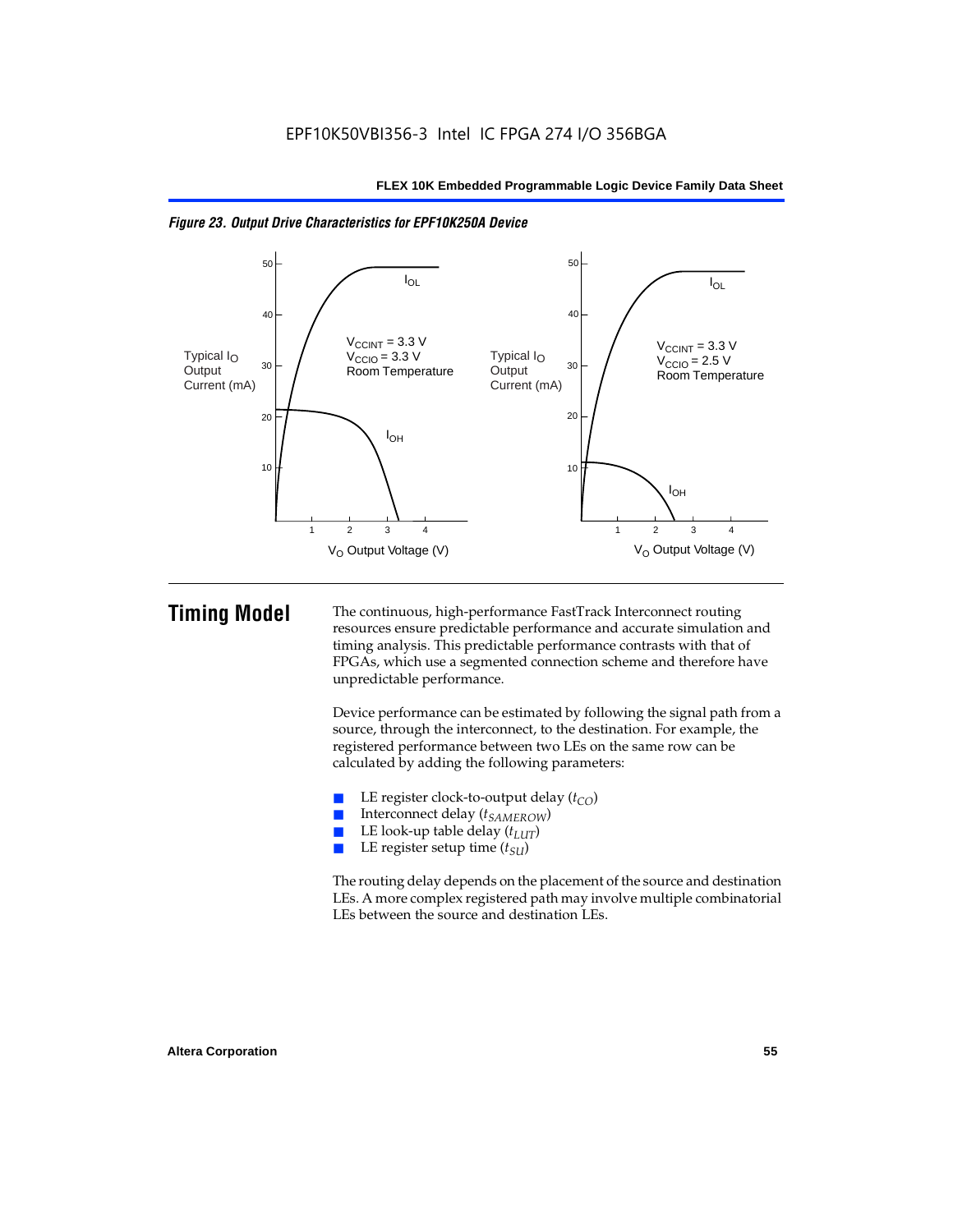*Figure 23. Output Drive Characteristics for EPF10K250A Device*

## Timing Model

The continuous, high-performance FastTrack Interconnect routing resources ensure predictable performance and accurate simulation and timing analysis. This predictable performance contrasts with that of FPGAs, which use a segmented connection scheme and therefore have unpredictable performance.

Device performance can be estimated by following the signal path from a source, through the interconnect, to the destination. For example, the registered performance between two LEs on the same row can be calculated by adding the following parameters:

- LE register clock-to-output delay ($t_{CO}$)
- Interconnect delay ($t_{SAMEROW}$)
- LE look-up table delay ($t_{LUT}$)
- LE register setup time ($t_{SU}$)

The routing delay depends on the placement of the source and destination LEs. A more complex registered path may involve multiple combinatorial LEs between the source and destination LEs.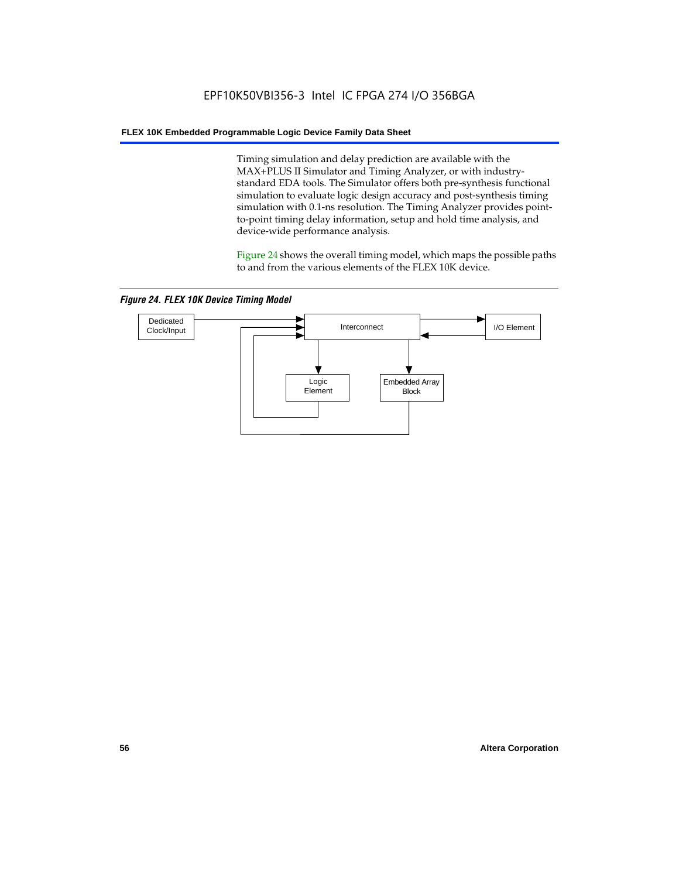Timing simulation and delay prediction are available with the MAX+PLUS II Simulator and Timing Analyzer, or with industry-standard EDA tools. The Simulator offers both pre-synthesis functional simulation to evaluate logic design accuracy and post-synthesis timing simulation with 0.1-ns resolution. The Timing Analyzer provides point-to-point timing delay information, setup and hold time analysis, and device-wide performance analysis.

Figure 24 shows the overall timing model, which maps the possible paths to and from the various elements of the FLEX 10K device.

*Figure 24. FLEX 10K Device Timing Model*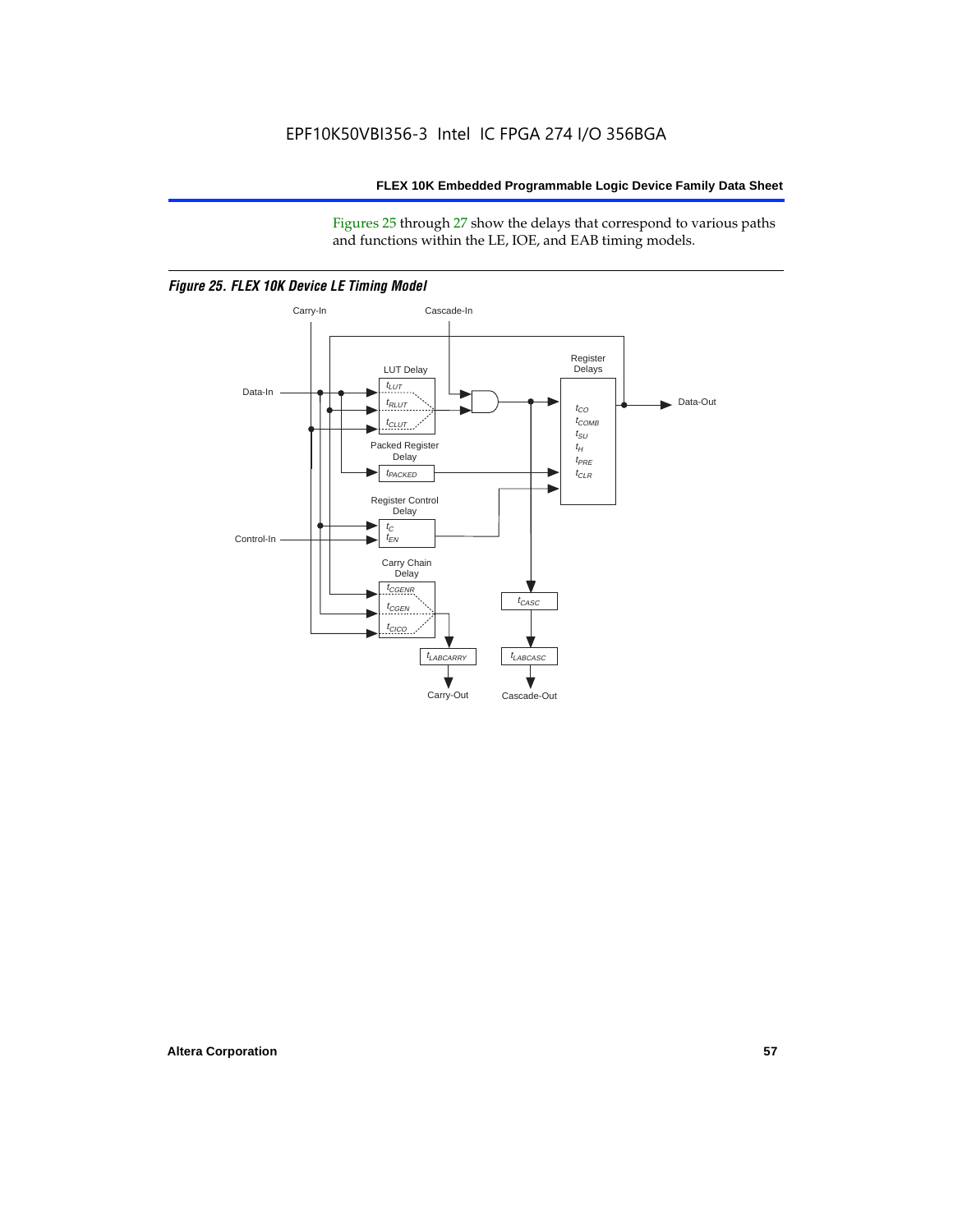Figures 25 through 27 show the delays that correspond to various paths and functions within the LE, IOE, and EAB timing models.

*Figure 25. FLEX 10K Device LE Timing Model*

Carry-In

Cascade-In

Data-In

LUT Delay

$t_{LUT}$

$t_{RLUT}$

$t_{CLUT}$

Register Delays

$t_{CO}$

$t_{COMB}$

$t_{SU}$

$t_{H}$

$t_{PRE}$

$t_{CLR}$

Data-Out

Packed Register Delay

$t_{PACKED}$

Register Control Delay

$t_{C}$

$t_{EN}$

Control-In

Carry Chain Delay

$t_{CGENR}$

$t_{CGEN}$

$t_{CICO}$

$t_{CASC}$

$t_{LABCARRY}$

$t_{LABCASC}$

Carry-Out

Cascade-Out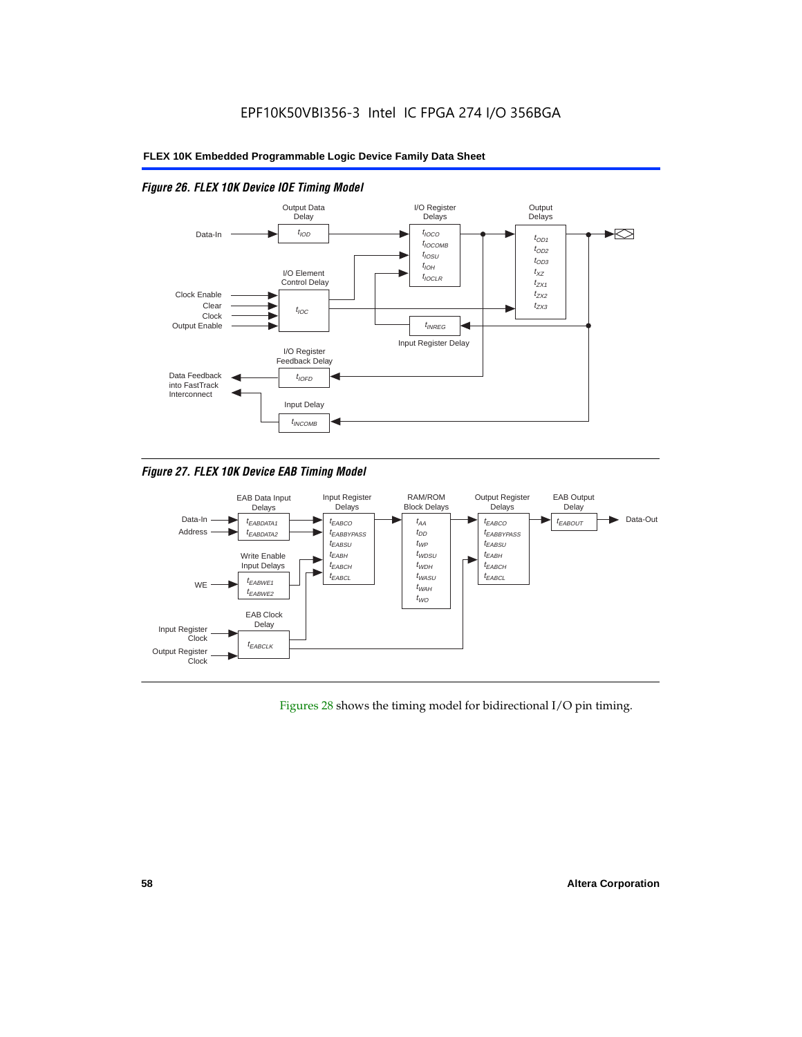*Figure 26. FLEX 10K Device IOE Timing Model*

Output Data Delay: $t_{IOD}$

I/O Register Delays: $t_{IOCO}$, $t_{IOCOMB}$, $t_{IOSU}$, $t_{IOH}$, $t_{IOCLR}$

Output Delays: $t_{OD1}$, $t_{OD2}$, $t_{OD3}$, $t_{XZ}$, $t_{ZX1}$, $t_{ZX2}$, $t_{ZX3}$

I/O Element Control Delay: $t_{IOC}$ (inputs: Clock Enable, Clear, Clock, Output Enable)

Input Register Delay: $t_{INREG}$

I/O Register Feedback Delay: $t_{IOFD}$

Input Delay: $t_{INCOMB}$

Data-In; Data Feedback into FastTrack Interconnect

*Figure 27. FLEX 10K Device EAB Timing Model*

EAB Data Input Delays: $t_{EABDATA1}$, $t_{EABDATA2}$ (inputs: Data-In, Address)

Write Enable Input Delays: $t_{EABWE1}$, $t_{EABWE2}$ (input: WE)

EAB Clock Delay: $t_{EABCLK}$ (inputs: Input Register Clock, Output Register Clock)

Input Register Delays: $t_{EABCO}$, $t_{EABBYPASS}$, $t_{EABSU}$, $t_{EABH}$, $t_{EABCH}$, $t_{EABCL}$

RAM/ROM Block Delays: $t_{AA}$, $t_{DD}$, $t_{WP}$, $t_{WDSU}$, $t_{WDH}$, $t_{WASU}$, $t_{WAH}$, $t_{WO}$

Output Register Delays: $t_{EABCO}$, $t_{EABBYPASS}$, $t_{EABSU}$, $t_{EABH}$, $t_{EABCH}$, $t_{EABCL}$

EAB Output Delay: $t_{EABOUT}$ → Data-Out

Figures 28 shows the timing model for bidirectional I/O pin timing.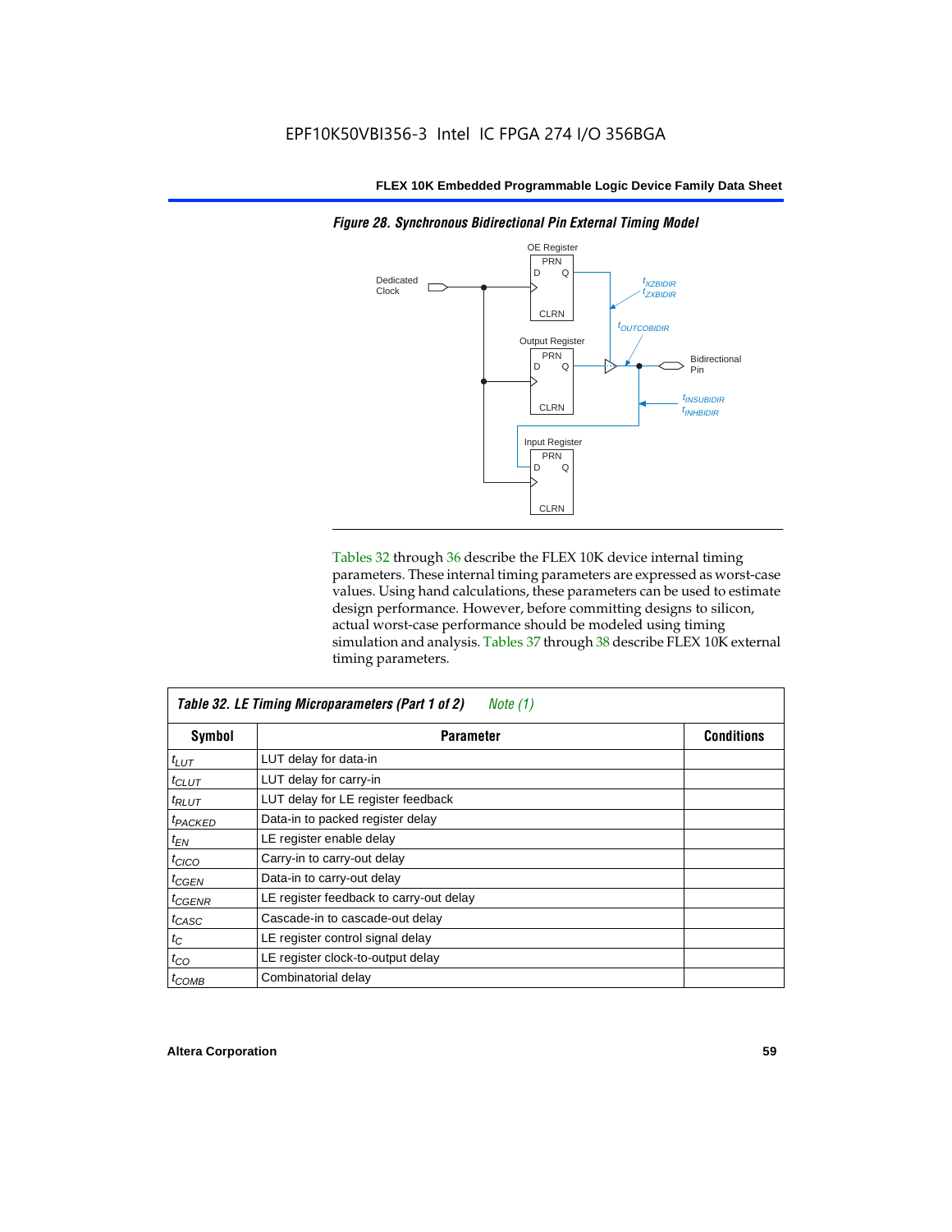*Figure 28. Synchronous Bidirectional Pin External Timing Model*

Tables 32 through 36 describe the FLEX 10K device internal timing parameters. These internal timing parameters are expressed as worst-case values. Using hand calculations, these parameters can be used to estimate design performance. However, before committing designs to silicon, actual worst-case performance should be modeled using timing simulation and analysis. Tables 37 through 38 describe FLEX 10K external timing parameters.

**Table 32. LE Timing Microparameters (Part 1 of 2)** *Note (1)*

| Symbol | Parameter | Conditions |
|---|---|---|
| $t_{LUT}$ | LUT delay for data-in | |
| $t_{CLUT}$ | LUT delay for carry-in | |
| $t_{RLUT}$ | LUT delay for LE register feedback | |
| $t_{PACKED}$ | Data-in to packed register delay | |
| $t_{EN}$ | LE register enable delay | |
| $t_{CICO}$ | Carry-in to carry-out delay | |
| $t_{CGEN}$ | Data-in to carry-out delay | |
| $t_{CGENR}$ | LE register feedback to carry-out delay | |
| $t_{CASC}$ | Cascade-in to cascade-out delay | |
| $t_{C}$ | LE register control signal delay | |
| $t_{CO}$ | LE register clock-to-output delay | |
| $t_{COMB}$ | Combinatorial delay | |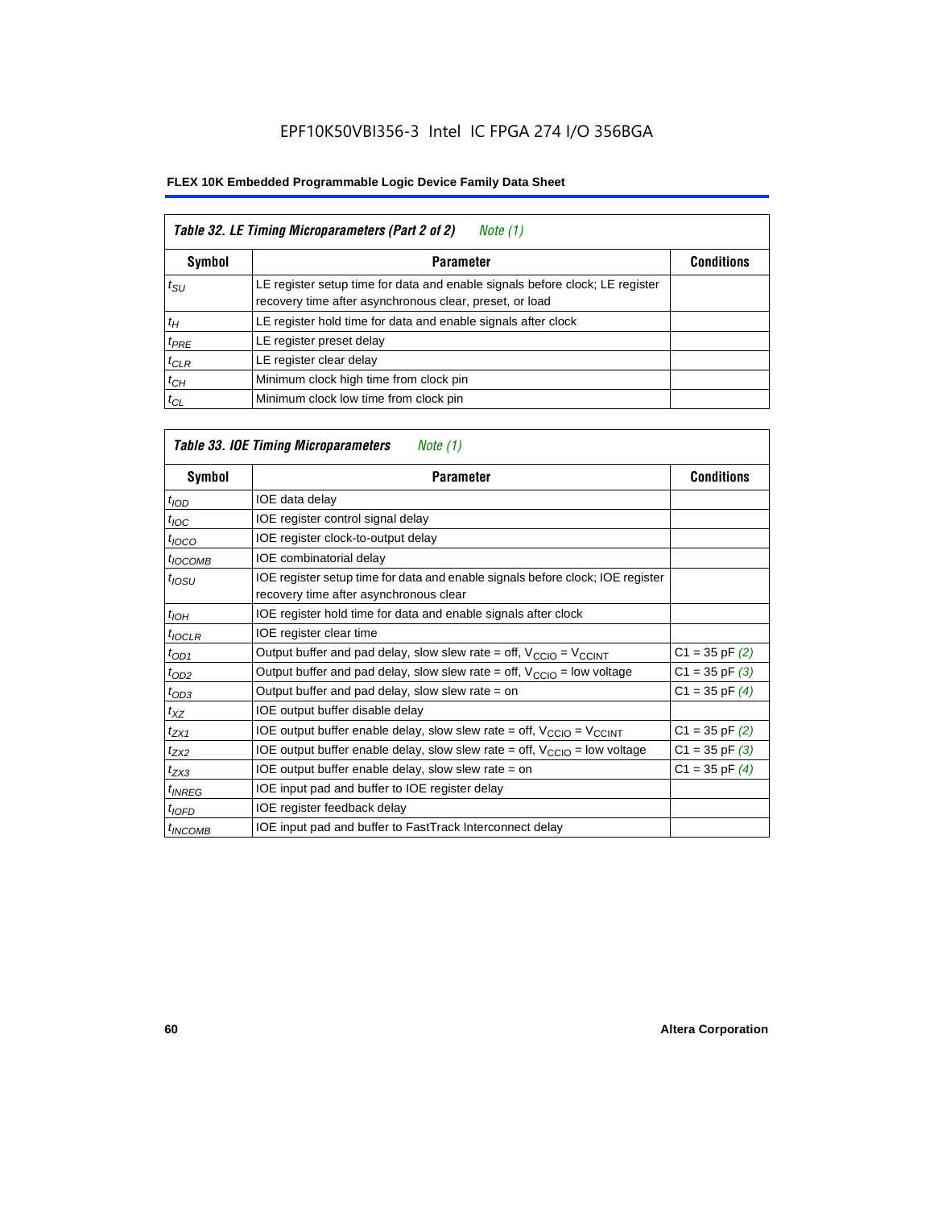EPF10K50VBI356-3 Intel IC FPGA 274 I/O 356BGA

**FLEX 10K Embedded Programmable Logic Device Family Data Sheet**

| *Table 32. LE Timing Microparameters (Part 2 of 2) Note (1)* | | |
|---|---|---|
| **Symbol** | **Parameter** | **Conditions** |
| $t_{SU}$ | LE register setup time for data and enable signals before clock; LE register recovery time after asynchronous clear, preset, or load | |
| $t_{H}$ | LE register hold time for data and enable signals after clock | |
| $t_{PRE}$ | LE register preset delay | |
| $t_{CLR}$ | LE register clear delay | |
| $t_{CH}$ | Minimum clock high time from clock pin | |
| $t_{CL}$ | Minimum clock low time from clock pin | |

| *Table 33. IOE Timing Microparameters Note (1)* | | |
|---|---|---|
| **Symbol** | **Parameter** | **Conditions** |
| $t_{IOD}$ | IOE data delay | |
| $t_{IOC}$ | IOE register control signal delay | |
| $t_{IOCO}$ | IOE register clock-to-output delay | |
| $t_{IOCOMB}$ | IOE combinatorial delay | |
| $t_{IOSU}$ | IOE register setup time for data and enable signals before clock; IOE register recovery time after asynchronous clear | |
| $t_{IOH}$ | IOE register hold time for data and enable signals after clock | |
| $t_{IOCLR}$ | IOE register clear time | |
| $t_{OD1}$ | Output buffer and pad delay, slow slew rate = off, $V_{CCIO} = V_{CCINT}$ | C1 = 35 pF *(2)* |
| $t_{OD2}$ | Output buffer and pad delay, slow slew rate = off, $V_{CCIO}$ = low voltage | C1 = 35 pF *(3)* |
| $t_{OD3}$ | Output buffer and pad delay, slow slew rate = on | C1 = 35 pF *(4)* |
| $t_{XZ}$ | IOE output buffer disable delay | |
| $t_{ZX1}$ | IOE output buffer enable delay, slow slew rate = off, $V_{CCIO} = V_{CCINT}$ | C1 = 35 pF *(2)* |
| $t_{ZX2}$ | IOE output buffer enable delay, slow slew rate = off, $V_{CCIO}$ = low voltage | C1 = 35 pF *(3)* |
| $t_{ZX3}$ | IOE output buffer enable delay, slow slew rate = on | C1 = 35 pF *(4)* |
| $t_{INREG}$ | IOE input pad and buffer to IOE register delay | |
| $t_{IOFD}$ | IOE register feedback delay | |
| $t_{INCOMB}$ | IOE input pad and buffer to FastTrack Interconnect delay | |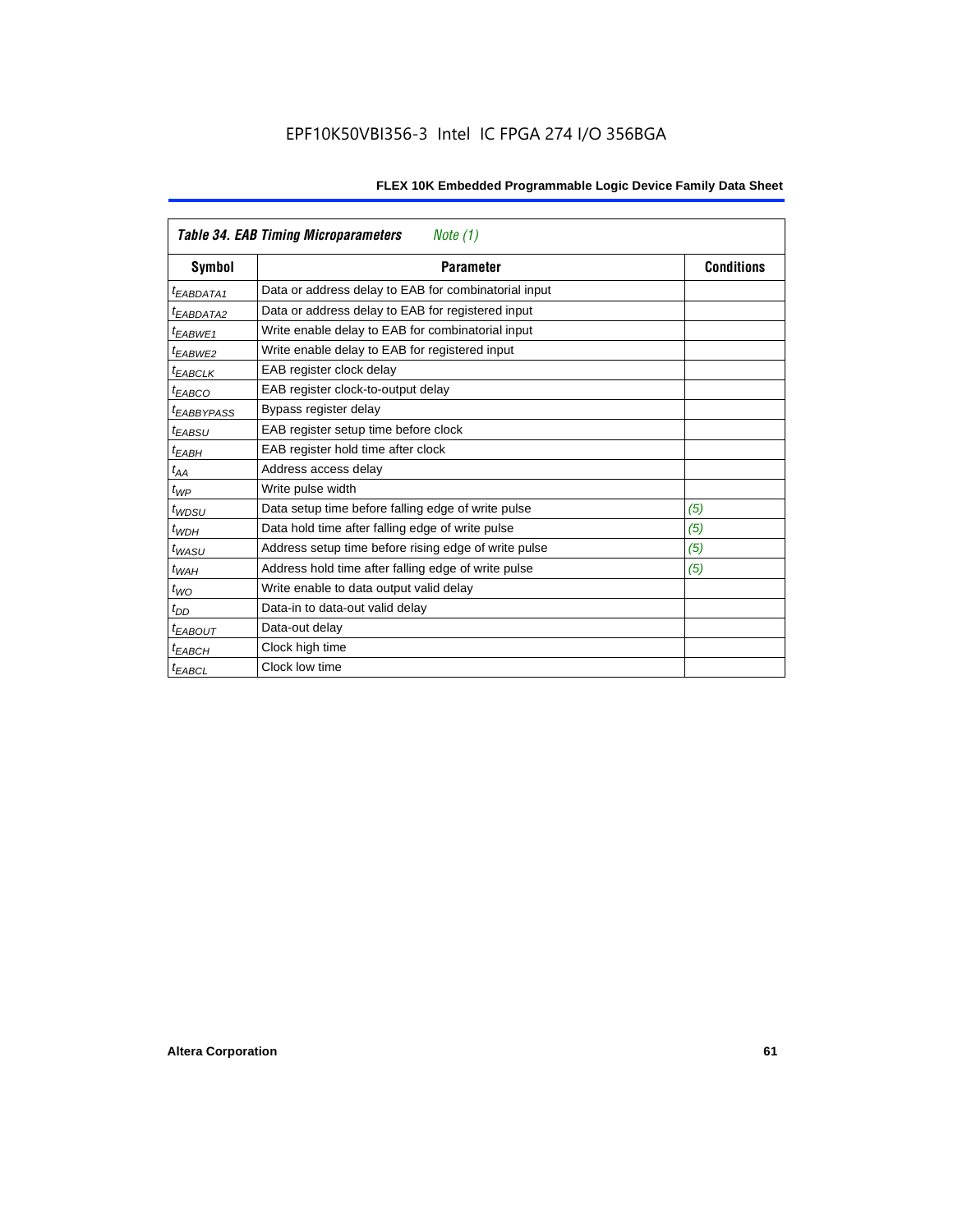*Table 34. EAB Timing Microparameters* *Note (1)*

| Symbol | Parameter | Conditions |
|---|---|---|
| $t_{EABDATA1}$ | Data or address delay to EAB for combinatorial input | |
| $t_{EABDATA2}$ | Data or address delay to EAB for registered input | |
| $t_{EABWE1}$ | Write enable delay to EAB for combinatorial input | |
| $t_{EABWE2}$ | Write enable delay to EAB for registered input | |
| $t_{EABCLK}$ | EAB register clock delay | |
| $t_{EABCO}$ | EAB register clock-to-output delay | |
| $t_{EABBYPASS}$ | Bypass register delay | |
| $t_{EABSU}$ | EAB register setup time before clock | |
| $t_{EABH}$ | EAB register hold time after clock | |
| $t_{AA}$ | Address access delay | |
| $t_{WP}$ | Write pulse width | |
| $t_{WDSU}$ | Data setup time before falling edge of write pulse | *(5)* |
| $t_{WDH}$ | Data hold time after falling edge of write pulse | *(5)* |
| $t_{WASU}$ | Address setup time before rising edge of write pulse | *(5)* |
| $t_{WAH}$ | Address hold time after falling edge of write pulse | *(5)* |
| $t_{WO}$ | Write enable to data output valid delay | |
| $t_{DD}$ | Data-in to data-out valid delay | |
| $t_{EABOUT}$ | Data-out delay | |
| $t_{EABCH}$ | Clock high time | |
| $t_{EABCL}$ | Clock low time | |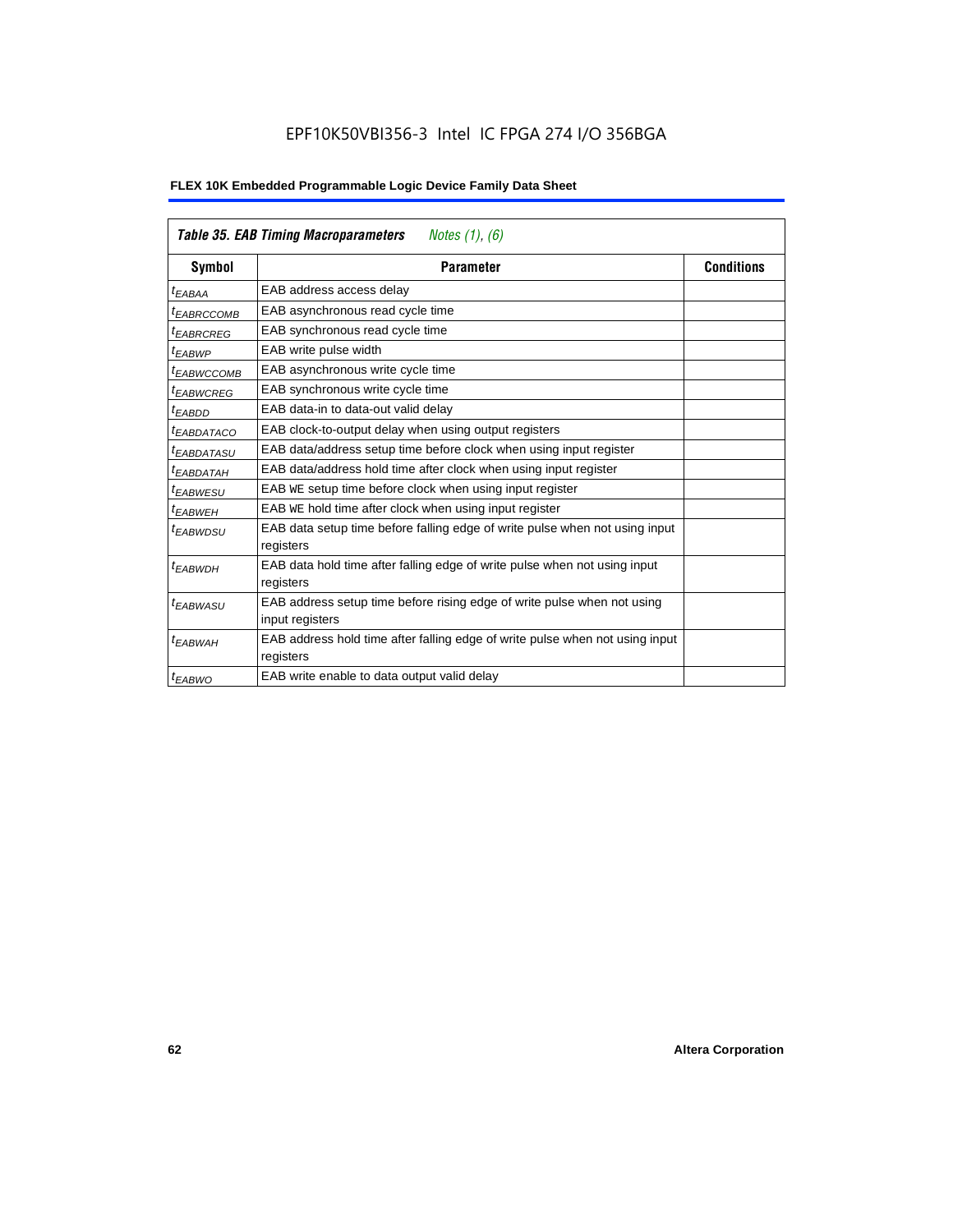| *Table 35. EAB Timing Macroparameters* *Notes (1), (6)* | | |
|---|---|---|
| **Symbol** | **Parameter** | **Conditions** |
| $t_{EABAA}$ | EAB address access delay | |
| $t_{EABRCCOMB}$ | EAB asynchronous read cycle time | |
| $t_{EABRCREG}$ | EAB synchronous read cycle time | |
| $t_{EABWP}$ | EAB write pulse width | |
| $t_{EABWCCOMB}$ | EAB asynchronous write cycle time | |
| $t_{EABWCREG}$ | EAB synchronous write cycle time | |
| $t_{EABDD}$ | EAB data-in to data-out valid delay | |
| $t_{EABDATACO}$ | EAB clock-to-output delay when using output registers | |
| $t_{EABDATASU}$ | EAB data/address setup time before clock when using input register | |
| $t_{EABDATAH}$ | EAB data/address hold time after clock when using input register | |
| $t_{EABWESU}$ | EAB WE setup time before clock when using input register | |
| $t_{EABWEH}$ | EAB WE hold time after clock when using input register | |
| $t_{EABWDSU}$ | EAB data setup time before falling edge of write pulse when not using input registers | |
| $t_{EABWDH}$ | EAB data hold time after falling edge of write pulse when not using input registers | |
| $t_{EABWASU}$ | EAB address setup time before rising edge of write pulse when not using input registers | |
| $t_{EABWAH}$ | EAB address hold time after falling edge of write pulse when not using input registers | |
| $t_{EABWO}$ | EAB write enable to data output valid delay | |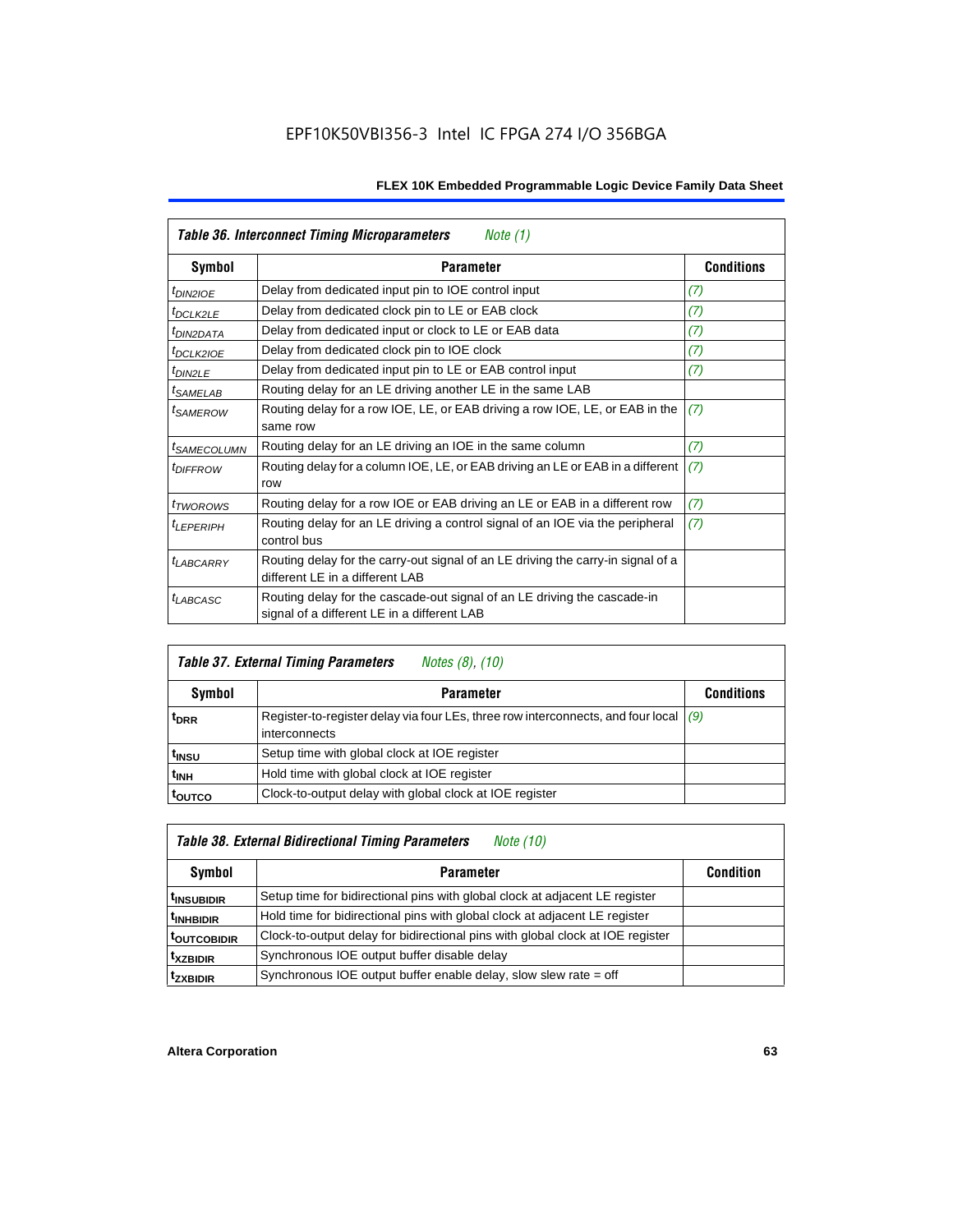| *Table 36. Interconnect Timing Microparameters* *Note (1)* | | |
|---|---|---|
| **Symbol** | **Parameter** | **Conditions** |
| $t_{DIN2IOE}$ | Delay from dedicated input pin to IOE control input | *(7)* |
| $t_{DCLK2LE}$ | Delay from dedicated clock pin to LE or EAB clock | *(7)* |
| $t_{DIN2DATA}$ | Delay from dedicated input or clock to LE or EAB data | *(7)* |
| $t_{DCLK2IOE}$ | Delay from dedicated clock pin to IOE clock | *(7)* |
| $t_{DIN2LE}$ | Delay from dedicated input pin to LE or EAB control input | *(7)* |
| $t_{SAMELAB}$ | Routing delay for an LE driving another LE in the same LAB | |
| $t_{SAMEROW}$ | Routing delay for a row IOE, LE, or EAB driving a row IOE, LE, or EAB in the same row | *(7)* |
| $t_{SAMECOLUMN}$ | Routing delay for an LE driving an IOE in the same column | *(7)* |
| $t_{DIFFROW}$ | Routing delay for a column IOE, LE, or EAB driving an LE or EAB in a different row | *(7)* |
| $t_{TWOROWS}$ | Routing delay for a row IOE or EAB driving an LE or EAB in a different row | *(7)* |
| $t_{LEPERIPH}$ | Routing delay for an LE driving a control signal of an IOE via the peripheral control bus | *(7)* |
| $t_{LABCARRY}$ | Routing delay for the carry-out signal of an LE driving the carry-in signal of a different LE in a different LAB | |
| $t_{LABCASC}$ | Routing delay for the cascade-out signal of an LE driving the cascade-in signal of a different LE in a different LAB | |

| *Table 37. External Timing Parameters* *Notes (8), (10)* | | |
|---|---|---|
| **Symbol** | **Parameter** | **Conditions** |
| $t_{DRR}$ | Register-to-register delay via four LEs, three row interconnects, and four local interconnects | *(9)* |
| $t_{INSU}$ | Setup time with global clock at IOE register | |
| $t_{INH}$ | Hold time with global clock at IOE register | |
| $t_{OUTCO}$ | Clock-to-output delay with global clock at IOE register | |

| *Table 38. External Bidirectional Timing Parameters* *Note (10)* | | |
|---|---|---|
| **Symbol** | **Parameter** | **Condition** |
| $t_{INSUBIDIR}$ | Setup time for bidirectional pins with global clock at adjacent LE register | |
| $t_{INHBIDIR}$ | Hold time for bidirectional pins with global clock at adjacent LE register | |
| $t_{OUTCOBIDIR}$ | Clock-to-output delay for bidirectional pins with global clock at IOE register | |
| $t_{XZBIDIR}$ | Synchronous IOE output buffer disable delay | |
| $t_{ZXBIDIR}$ | Synchronous IOE output buffer enable delay, slow slew rate = off | |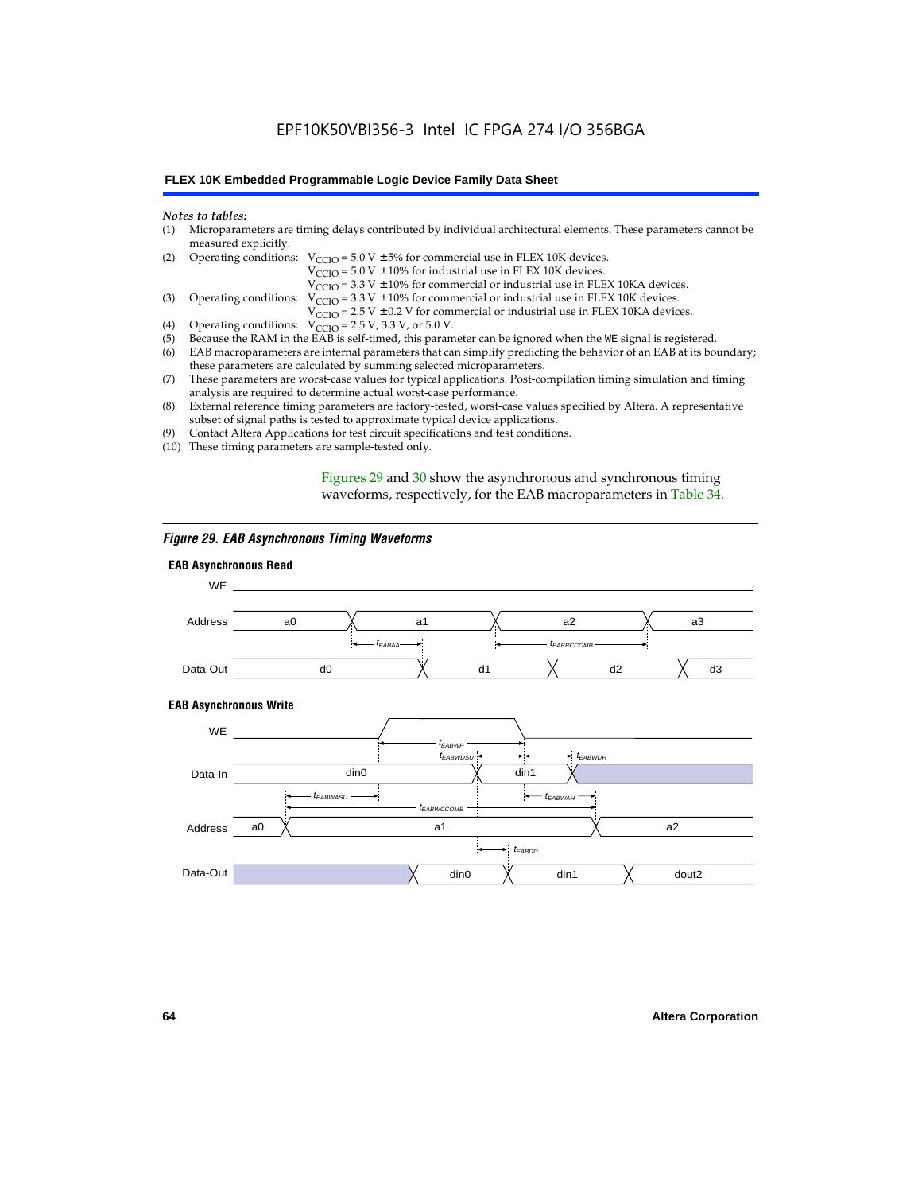*Notes to tables:*

(1) Microparameters are timing delays contributed by individual architectural elements. These parameters cannot be measured explicitly.

(2) Operating conditions: $V_{CCIO}$ = 5.0 V ± 5% for commercial use in FLEX 10K devices.
$V_{CCIO}$ = 5.0 V ± 10% for industrial use in FLEX 10K devices.
$V_{CCIO}$ = 3.3 V ± 10% for commercial or industrial use in FLEX 10KA devices.

(3) Operating conditions: $V_{CCIO}$ = 3.3 V ± 10% for commercial or industrial use in FLEX 10K devices.
$V_{CCIO}$ = 2.5 V ± 0.2 V for commercial or industrial use in FLEX 10KA devices.

(4) Operating conditions: $V_{CCIO}$ = 2.5 V, 3.3 V, or 5.0 V.

(5) Because the RAM in the EAB is self-timed, this parameter can be ignored when the WE signal is registered.

(6) EAB macroparameters are internal parameters that can simplify predicting the behavior of an EAB at its boundary; these parameters are calculated by summing selected microparameters.

(7) These parameters are worst-case values for typical applications. Post-compilation timing simulation and timing analysis are required to determine actual worst-case performance.

(8) External reference timing parameters are factory-tested, worst-case values specified by Altera. A representative subset of signal paths is tested to approximate typical device applications.

(9) Contact Altera Applications for test circuit specifications and test conditions.

(10) These timing parameters are sample-tested only.

Figures 29 and 30 show the asynchronous and synchronous timing waveforms, respectively, for the EAB macroparameters in Table 34.

*Figure 29. EAB Asynchronous Timing Waveforms*

**EAB Asynchronous Read**

**EAB Asynchronous Write**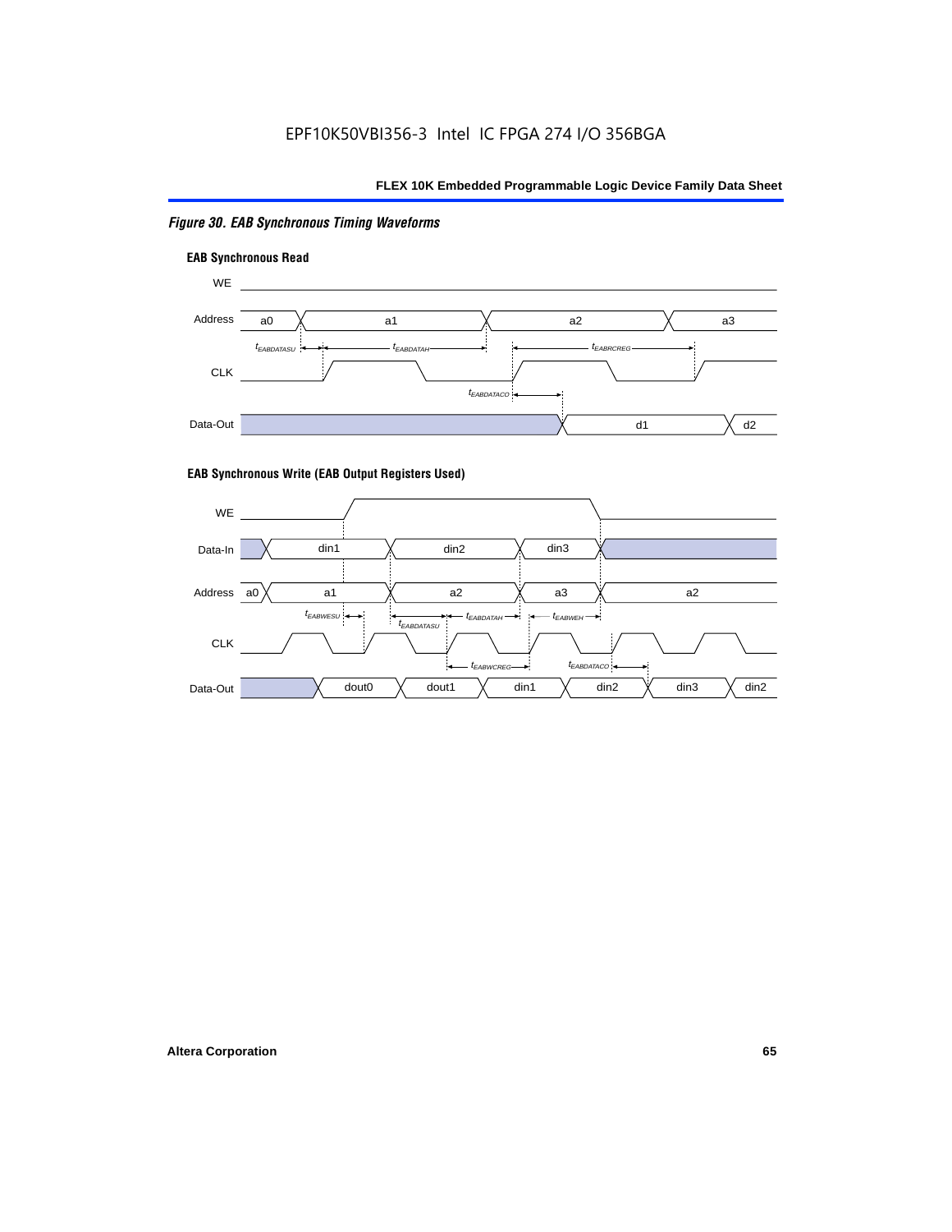*Figure 30. EAB Synchronous Timing Waveforms*

**EAB Synchronous Read**

**EAB Synchronous Write (EAB Output Registers Used)**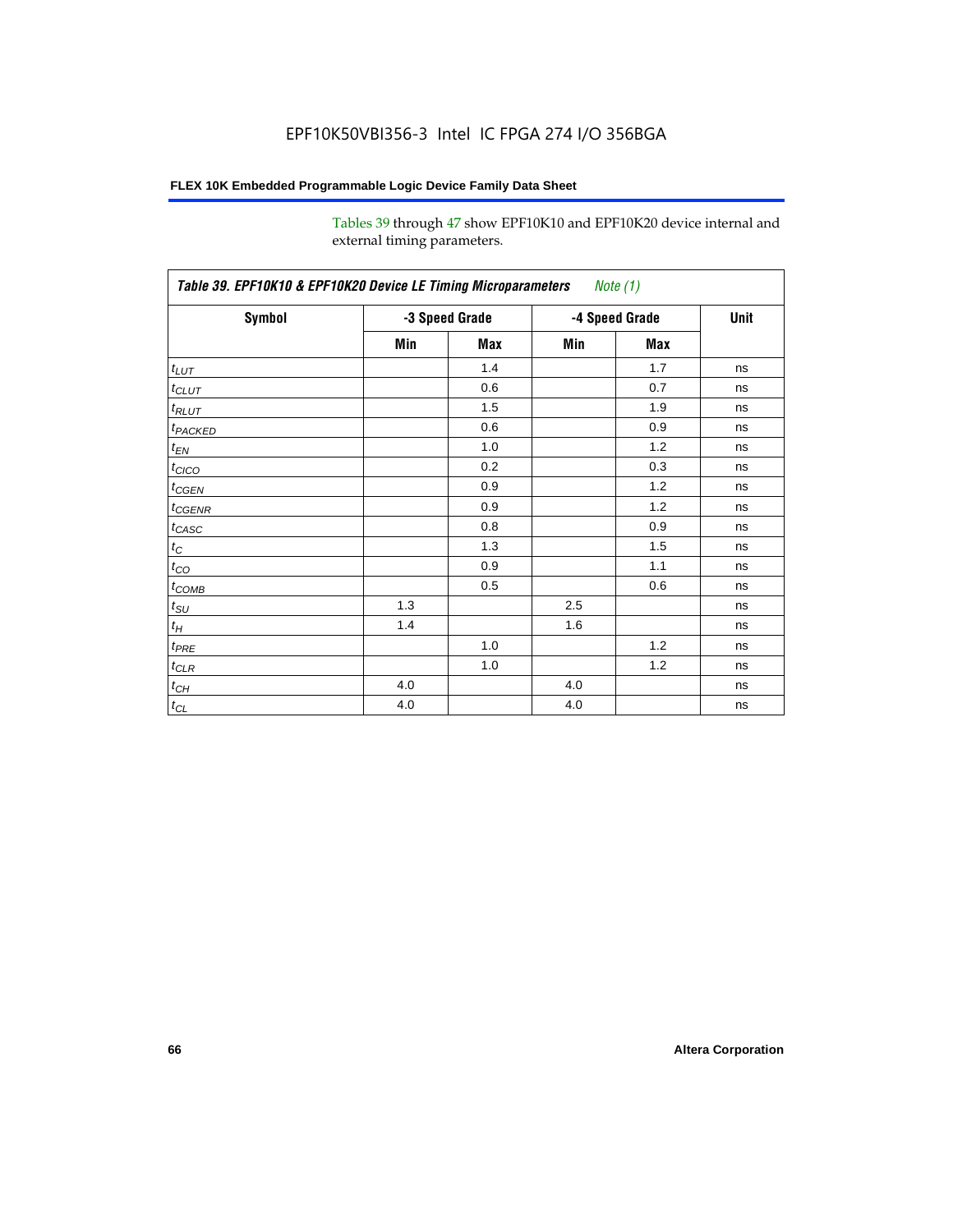Tables 39 through 47 show EPF10K10 and EPF10K20 device internal and external timing parameters.

| *Table 39. EPF10K10 & EPF10K20 Device LE Timing Microparameters* *Note (1)* | | | | | |
|---|---|---|---|---|---|
| **Symbol** | **-3 Speed Grade** | | **-4 Speed Grade** | | **Unit** |
| | **Min** | **Max** | **Min** | **Max** | |
| $t_{LUT}$ | | 1.4 | | 1.7 | ns |
| $t_{CLUT}$ | | 0.6 | | 0.7 | ns |
| $t_{RLUT}$ | | 1.5 | | 1.9 | ns |
| $t_{PACKED}$ | | 0.6 | | 0.9 | ns |
| $t_{EN}$ | | 1.0 | | 1.2 | ns |
| $t_{CICO}$ | | 0.2 | | 0.3 | ns |
| $t_{CGEN}$ | | 0.9 | | 1.2 | ns |
| $t_{CGENR}$ | | 0.9 | | 1.2 | ns |
| $t_{CASC}$ | | 0.8 | | 0.9 | ns |
| $t_{C}$ | | 1.3 | | 1.5 | ns |
| $t_{CO}$ | | 0.9 | | 1.1 | ns |
| $t_{COMB}$ | | 0.5 | | 0.6 | ns |
| $t_{SU}$ | 1.3 | | 2.5 | | ns |
| $t_{H}$ | 1.4 | | 1.6 | | ns |
| $t_{PRE}$ | | 1.0 | | 1.2 | ns |
| $t_{CLR}$ | | 1.0 | | 1.2 | ns |
| $t_{CH}$ | 4.0 | | 4.0 | | ns |
| $t_{CL}$ | 4.0 | | 4.0 | | ns |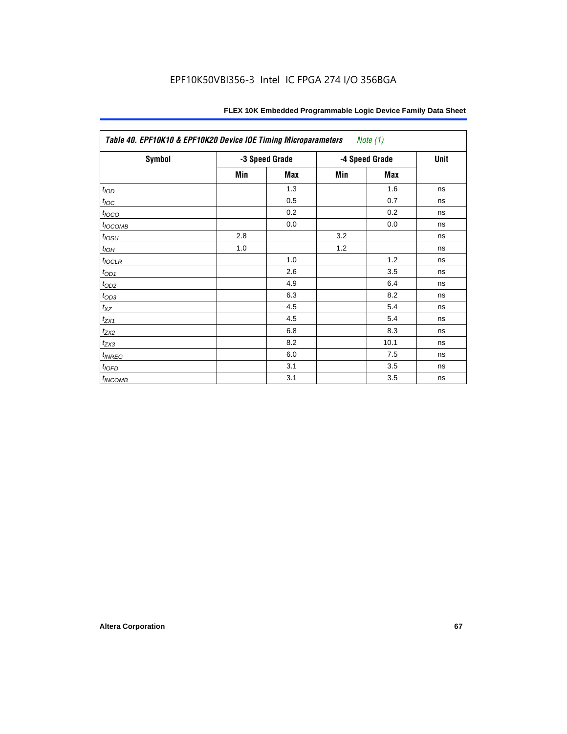**Table 40. EPF10K10 & EPF10K20 Device IOE Timing Microparameters** *Note (1)*

| Symbol | -3 Speed Grade | | -4 Speed Grade | | Unit |
|---|---|---|---|---|---|
| | Min | Max | Min | Max | |
| $t_{IOD}$ | | 1.3 | | 1.6 | ns |
| $t_{IOC}$ | | 0.5 | | 0.7 | ns |
| $t_{IOCO}$ | | 0.2 | | 0.2 | ns |
| $t_{IOCOMB}$ | | 0.0 | | 0.0 | ns |
| $t_{IOSU}$ | 2.8 | | 3.2 | | ns |
| $t_{IOH}$ | 1.0 | | 1.2 | | ns |
| $t_{IOCLR}$ | | 1.0 | | 1.2 | ns |
| $t_{OD1}$ | | 2.6 | | 3.5 | ns |
| $t_{OD2}$ | | 4.9 | | 6.4 | ns |
| $t_{OD3}$ | | 6.3 | | 8.2 | ns |
| $t_{XZ}$ | | 4.5 | | 5.4 | ns |
| $t_{ZX1}$ | | 4.5 | | 5.4 | ns |
| $t_{ZX2}$ | | 6.8 | | 8.3 | ns |
| $t_{ZX3}$ | | 8.2 | | 10.1 | ns |
| $t_{INREG}$ | | 6.0 | | 7.5 | ns |
| $t_{IOFD}$ | | 3.1 | | 3.5 | ns |
| $t_{INCOMB}$ | | 3.1 | | 3.5 | ns |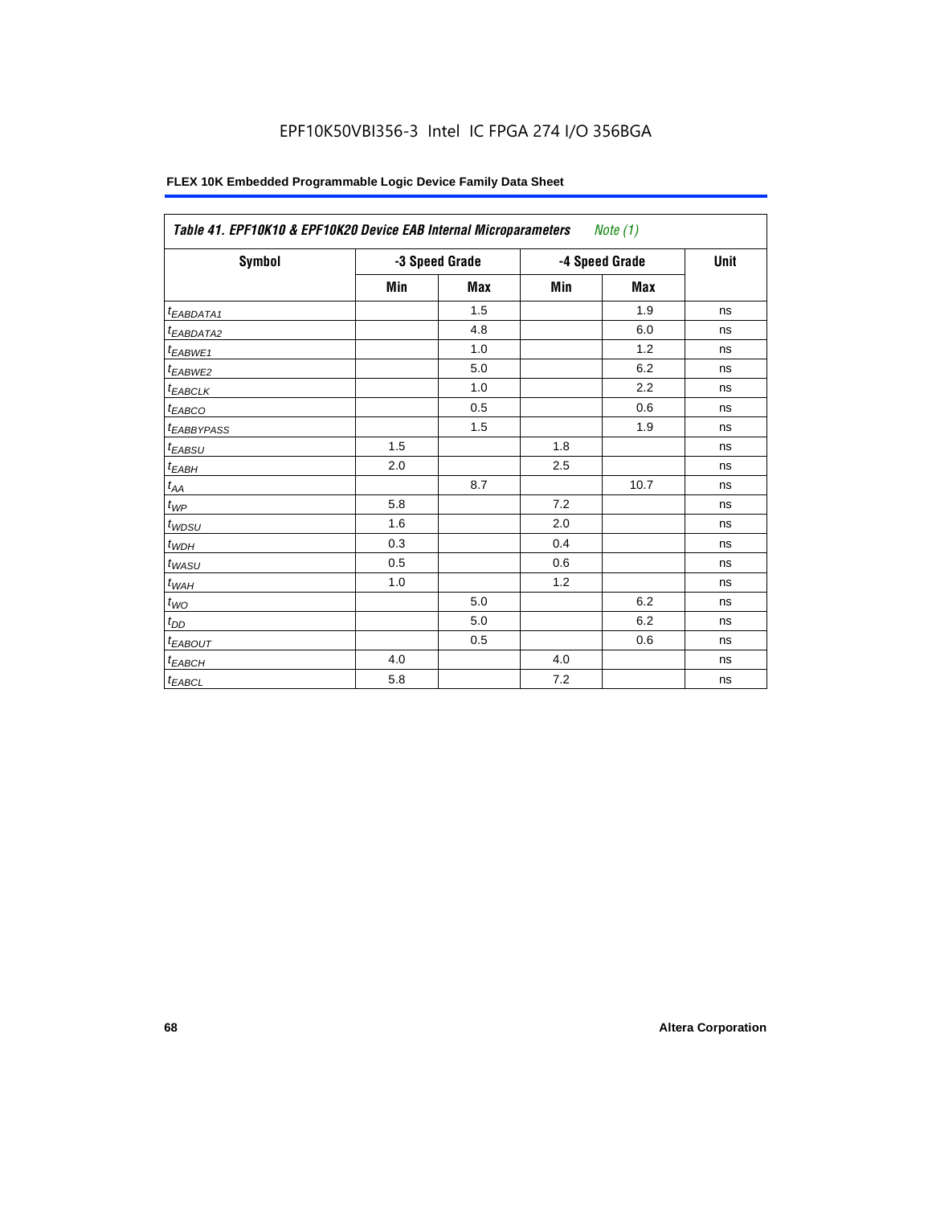**Table 41. EPF10K10 & EPF10K20 Device EAB Internal Microparameters** *Note (1)*

| Symbol | -3 Speed Grade | | -4 Speed Grade | | Unit |
|---|---|---|---|---|---|
| | Min | Max | Min | Max | |
| $t_{EABDATA1}$ | | 1.5 | | 1.9 | ns |
| $t_{EABDATA2}$ | | 4.8 | | 6.0 | ns |
| $t_{EABWE1}$ | | 1.0 | | 1.2 | ns |
| $t_{EABWE2}$ | | 5.0 | | 6.2 | ns |
| $t_{EABCLK}$ | | 1.0 | | 2.2 | ns |
| $t_{EABCO}$ | | 0.5 | | 0.6 | ns |
| $t_{EABBYPASS}$ | | 1.5 | | 1.9 | ns |
| $t_{EABSU}$ | 1.5 | | 1.8 | | ns |
| $t_{EABH}$ | 2.0 | | 2.5 | | ns |
| $t_{AA}$ | | 8.7 | | 10.7 | ns |
| $t_{WP}$ | 5.8 | | 7.2 | | ns |
| $t_{WDSU}$ | 1.6 | | 2.0 | | ns |
| $t_{WDH}$ | 0.3 | | 0.4 | | ns |
| $t_{WASU}$ | 0.5 | | 0.6 | | ns |
| $t_{WAH}$ | 1.0 | | 1.2 | | ns |
| $t_{WO}$ | | 5.0 | | 6.2 | ns |
| $t_{DD}$ | | 5.0 | | 6.2 | ns |
| $t_{EABOUT}$ | | 0.5 | | 0.6 | ns |
| $t_{EABCH}$ | 4.0 | | 4.0 | | ns |
| $t_{EABCL}$ | 5.8 | | 7.2 | | ns |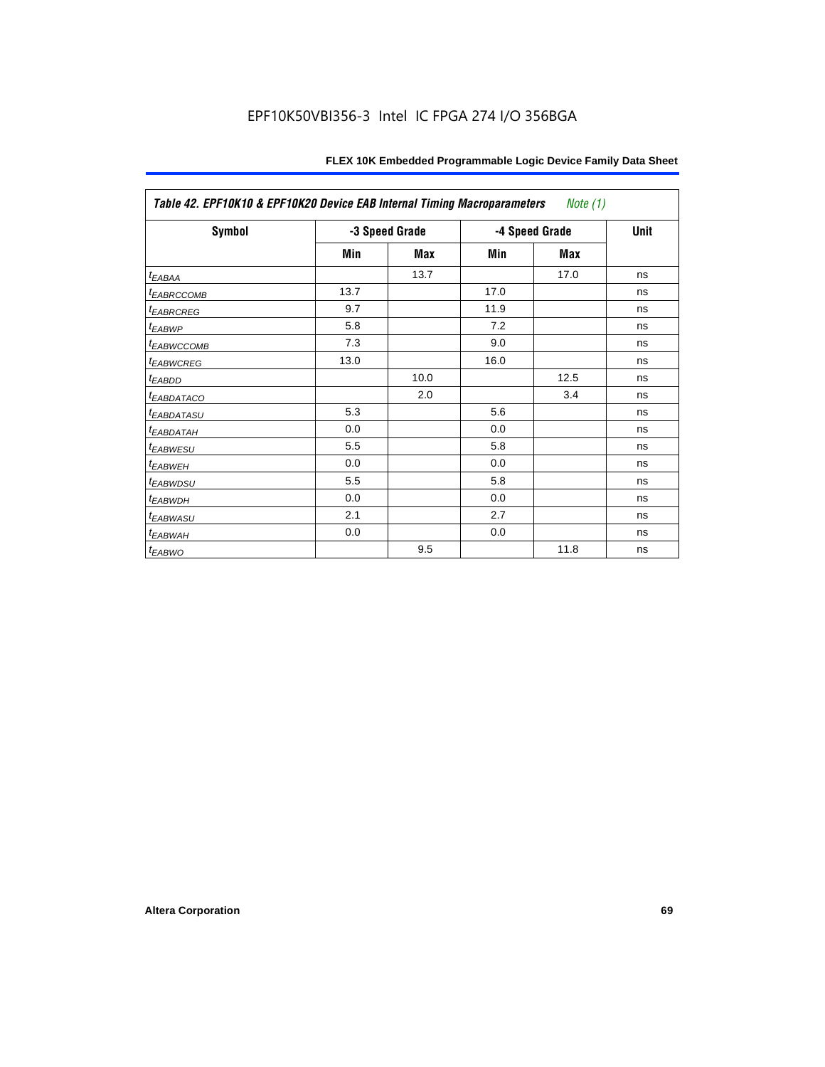| Table 42. EPF10K10 & EPF10K20 Device EAB Internal Timing Macroparameters *Note (1)* | | | | | |
|---|---|---|---|---|---|
| Symbol | -3 Speed Grade | | -4 Speed Grade | | Unit |
| | Min | Max | Min | Max | |
| $t_{EABAA}$ | | 13.7 | | 17.0 | ns |
| $t_{EABRCCOMB}$ | 13.7 | | 17.0 | | ns |
| $t_{EABRCREG}$ | 9.7 | | 11.9 | | ns |
| $t_{EABWP}$ | 5.8 | | 7.2 | | ns |
| $t_{EABWCCOMB}$ | 7.3 | | 9.0 | | ns |
| $t_{EABWCREG}$ | 13.0 | | 16.0 | | ns |
| $t_{EABDD}$ | | 10.0 | | 12.5 | ns |
| $t_{EABDATACO}$ | | 2.0 | | 3.4 | ns |
| $t_{EABDATASU}$ | 5.3 | | 5.6 | | ns |
| $t_{EABDATAH}$ | 0.0 | | 0.0 | | ns |
| $t_{EABWESU}$ | 5.5 | | 5.8 | | ns |
| $t_{EABWEH}$ | 0.0 | | 0.0 | | ns |
| $t_{EABWDSU}$ | 5.5 | | 5.8 | | ns |
| $t_{EABWDH}$ | 0.0 | | 0.0 | | ns |
| $t_{EABWASU}$ | 2.1 | | 2.7 | | ns |
| $t_{EABWAH}$ | 0.0 | | 0.0 | | ns |
| $t_{EABWO}$ | | 9.5 | | 11.8 | ns |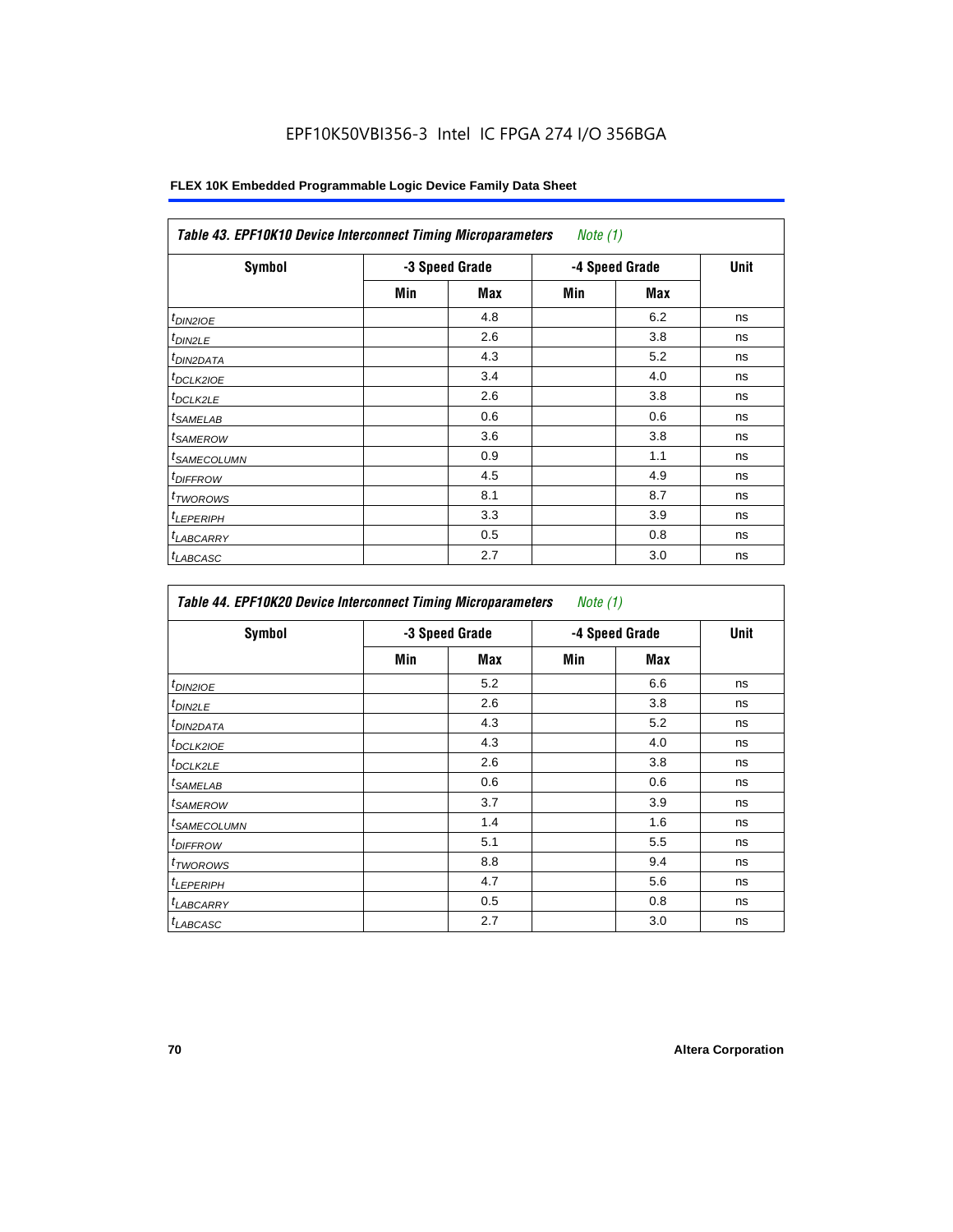EPF10K50VBI356-3 Intel IC FPGA 274 I/O 356BGA

**FLEX 10K Embedded Programmable Logic Device Family Data Sheet**

| *Table 43. EPF10K10 Device Interconnect Timing Microparameters* *Note (1)* | | | | | |
|---|---|---|---|---|---|
| **Symbol** | **-3 Speed Grade** | | **-4 Speed Grade** | | **Unit** |
| | **Min** | **Max** | **Min** | **Max** | |
| $t_{DIN2IOE}$ | | 4.8 | | 6.2 | ns |
| $t_{DIN2LE}$ | | 2.6 | | 3.8 | ns |
| $t_{DIN2DATA}$ | | 4.3 | | 5.2 | ns |
| $t_{DCLK2IOE}$ | | 3.4 | | 4.0 | ns |
| $t_{DCLK2LE}$ | | 2.6 | | 3.8 | ns |
| $t_{SAMELAB}$ | | 0.6 | | 0.6 | ns |
| $t_{SAMEROW}$ | | 3.6 | | 3.8 | ns |
| $t_{SAMECOLUMN}$ | | 0.9 | | 1.1 | ns |
| $t_{DIFFROW}$ | | 4.5 | | 4.9 | ns |
| $t_{TWOROWS}$ | | 8.1 | | 8.7 | ns |
| $t_{LEPERIPH}$ | | 3.3 | | 3.9 | ns |
| $t_{LABCARRY}$ | | 0.5 | | 0.8 | ns |
| $t_{LABCASC}$ | | 2.7 | | 3.0 | ns |

| *Table 44. EPF10K20 Device Interconnect Timing Microparameters* *Note (1)* | | | | | |
|---|---|---|---|---|---|
| **Symbol** | **-3 Speed Grade** | | **-4 Speed Grade** | | **Unit** |
| | **Min** | **Max** | **Min** | **Max** | |
| $t_{DIN2IOE}$ | | 5.2 | | 6.6 | ns |
| $t_{DIN2LE}$ | | 2.6 | | 3.8 | ns |
| $t_{DIN2DATA}$ | | 4.3 | | 5.2 | ns |
| $t_{DCLK2IOE}$ | | 4.3 | | 4.0 | ns |
| $t_{DCLK2LE}$ | | 2.6 | | 3.8 | ns |
| $t_{SAMELAB}$ | | 0.6 | | 0.6 | ns |
| $t_{SAMEROW}$ | | 3.7 | | 3.9 | ns |
| $t_{SAMECOLUMN}$ | | 1.4 | | 1.6 | ns |
| $t_{DIFFROW}$ | | 5.1 | | 5.5 | ns |
| $t_{TWOROWS}$ | | 8.8 | | 9.4 | ns |
| $t_{LEPERIPH}$ | | 4.7 | | 5.6 | ns |
| $t_{LABCARRY}$ | | 0.5 | | 0.8 | ns |
| $t_{LABCASC}$ | | 2.7 | | 3.0 | ns |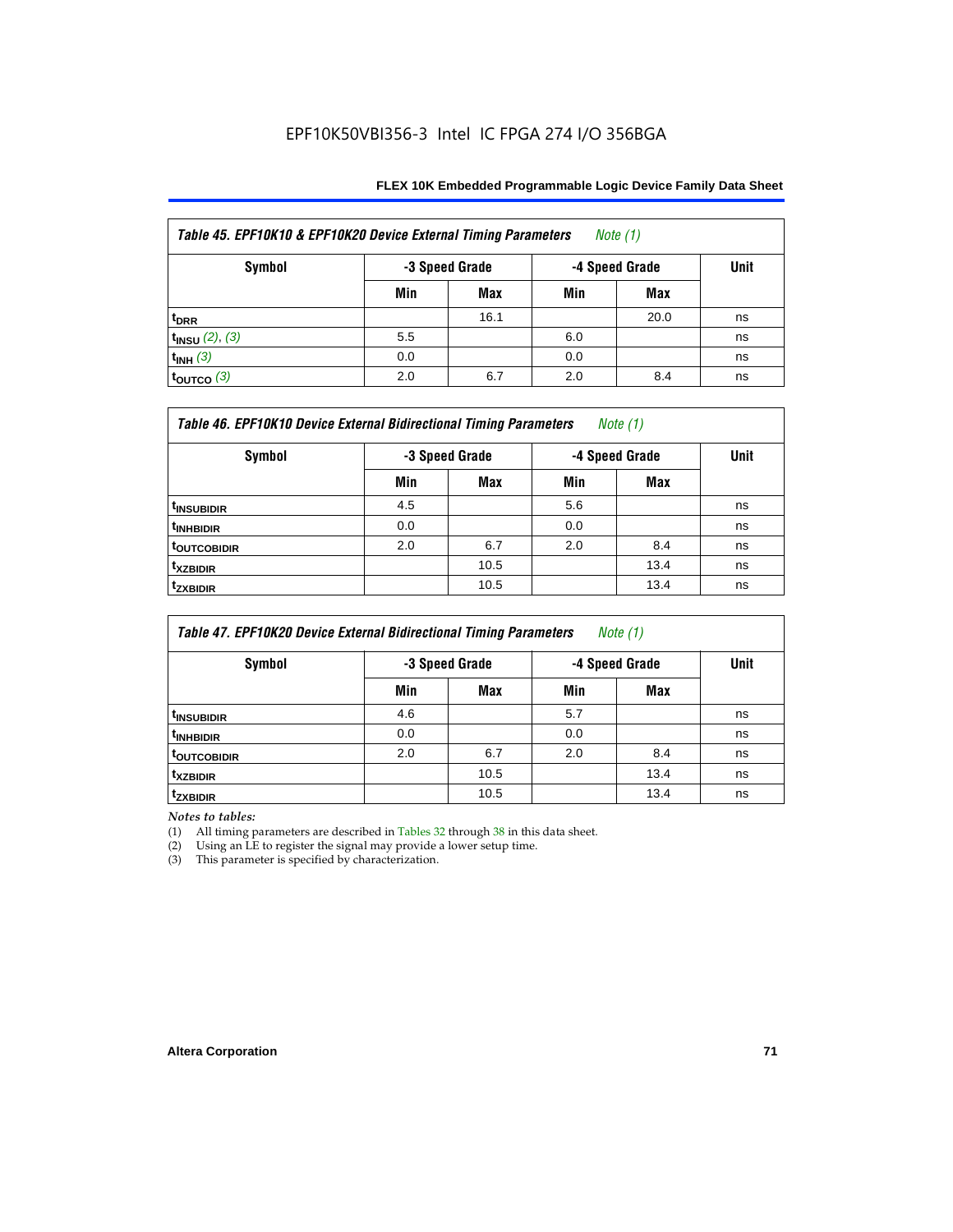Table 45. EPF10K10 & EPF10K20 Device External Timing Parameters *Note (1)*

| Symbol | -3 Speed Grade | | -4 Speed Grade | | Unit |
|---|---|---|---|---|---|
| | Min | Max | Min | Max | |
| $t_{DRR}$ | | 16.1 | | 20.0 | ns |
| $t_{INSU}$ *(2), (3)* | 5.5 | | 6.0 | | ns |
| $t_{INH}$ *(3)* | 0.0 | | 0.0 | | ns |
| $t_{OUTCO}$ *(3)* | 2.0 | 6.7 | 2.0 | 8.4 | ns |

Table 46. EPF10K10 Device External Bidirectional Timing Parameters *Note (1)*

| Symbol | -3 Speed Grade | | -4 Speed Grade | | Unit |
|---|---|---|---|---|---|
| | Min | Max | Min | Max | |
| $t_{INSUBIDIR}$ | 4.5 | | 5.6 | | ns |
| $t_{INHBIDIR}$ | 0.0 | | 0.0 | | ns |
| $t_{OUTCOBIDIR}$ | 2.0 | 6.7 | 2.0 | 8.4 | ns |
| $t_{XZBIDIR}$ | | 10.5 | | 13.4 | ns |
| $t_{ZXBIDIR}$ | | 10.5 | | 13.4 | ns |

Table 47. EPF10K20 Device External Bidirectional Timing Parameters *Note (1)*

| Symbol | -3 Speed Grade | | -4 Speed Grade | | Unit |
|---|---|---|---|---|---|
| | Min | Max | Min | Max | |
| $t_{INSUBIDIR}$ | 4.6 | | 5.7 | | ns |
| $t_{INHBIDIR}$ | 0.0 | | 0.0 | | ns |
| $t_{OUTCOBIDIR}$ | 2.0 | 6.7 | 2.0 | 8.4 | ns |
| $t_{XZBIDIR}$ | | 10.5 | | 13.4 | ns |
| $t_{ZXBIDIR}$ | | 10.5 | | 13.4 | ns |

*Notes to tables:*

(1) All timing parameters are described in Tables 32 through 38 in this data sheet.
(2) Using an LE to register the signal may provide a lower setup time.
(3) This parameter is specified by characterization.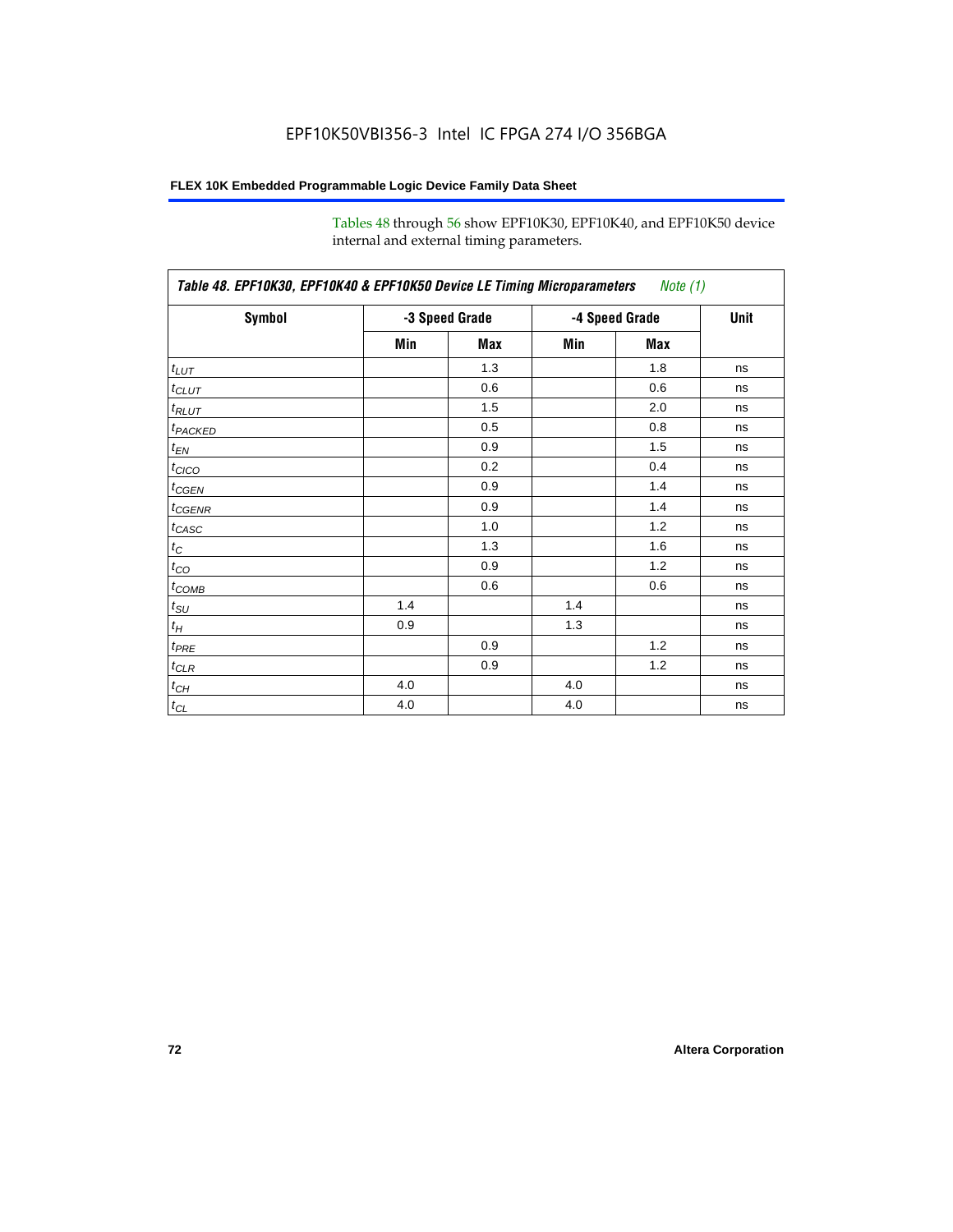Tables 48 through 56 show EPF10K30, EPF10K40, and EPF10K50 device internal and external timing parameters.

**Table 48. EPF10K30, EPF10K40 & EPF10K50 Device LE Timing Microparameters** *Note (1)*

| Symbol | -3 Speed Grade | | -4 Speed Grade | | Unit |
|---|---|---|---|---|---|
| | Min | Max | Min | Max | |
| $t_{LUT}$ | | 1.3 | | 1.8 | ns |
| $t_{CLUT}$ | | 0.6 | | 0.6 | ns |
| $t_{RLUT}$ | | 1.5 | | 2.0 | ns |
| $t_{PACKED}$ | | 0.5 | | 0.8 | ns |
| $t_{EN}$ | | 0.9 | | 1.5 | ns |
| $t_{CICO}$ | | 0.2 | | 0.4 | ns |
| $t_{CGEN}$ | | 0.9 | | 1.4 | ns |
| $t_{CGENR}$ | | 0.9 | | 1.4 | ns |
| $t_{CASC}$ | | 1.0 | | 1.2 | ns |
| $t_C$ | | 1.3 | | 1.6 | ns |
| $t_{CO}$ | | 0.9 | | 1.2 | ns |
| $t_{COMB}$ | | 0.6 | | 0.6 | ns |
| $t_{SU}$ | 1.4 | | 1.4 | | ns |
| $t_H$ | 0.9 | | 1.3 | | ns |
| $t_{PRE}$ | | 0.9 | | 1.2 | ns |
| $t_{CLR}$ | | 0.9 | | 1.2 | ns |
| $t_{CH}$ | 4.0 | | 4.0 | | ns |
| $t_{CL}$ | 4.0 | | 4.0 | | ns |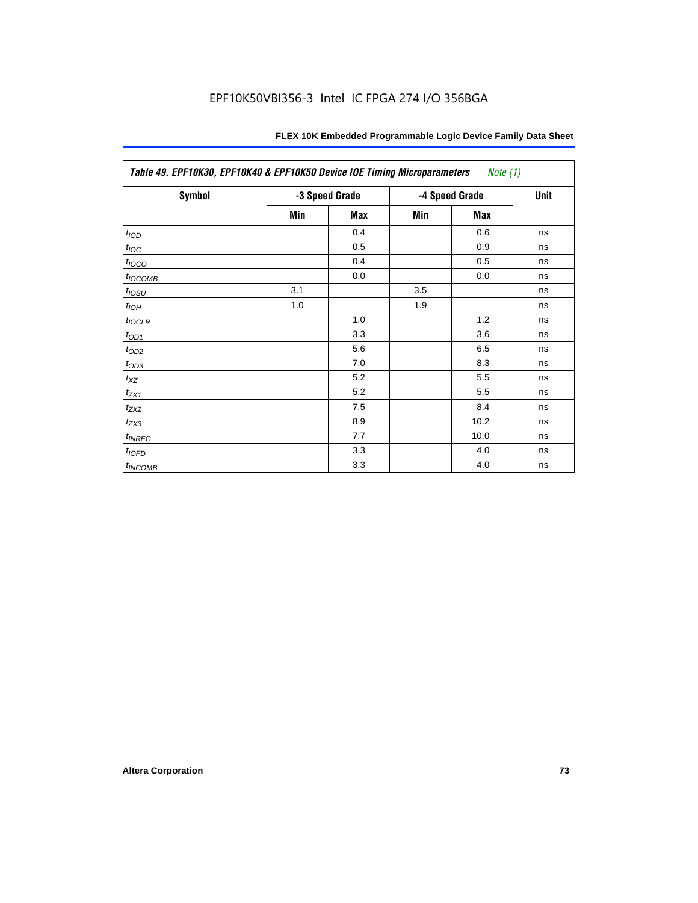Table 49. EPF10K30, EPF10K40 & EPF10K50 Device IOE Timing Microparameters *Note (1)*

| Symbol | -3 Speed Grade | | -4 Speed Grade | | Unit |
|---|---|---|---|---|---|
| | Min | Max | Min | Max | |
| $t_{IOD}$ | | 0.4 | | 0.6 | ns |
| $t_{IOC}$ | | 0.5 | | 0.9 | ns |
| $t_{IOCO}$ | | 0.4 | | 0.5 | ns |
| $t_{IOCOMB}$ | | 0.0 | | 0.0 | ns |
| $t_{IOSU}$ | 3.1 | | 3.5 | | ns |
| $t_{IOH}$ | 1.0 | | 1.9 | | ns |
| $t_{IOCLR}$ | | 1.0 | | 1.2 | ns |
| $t_{OD1}$ | | 3.3 | | 3.6 | ns |
| $t_{OD2}$ | | 5.6 | | 6.5 | ns |
| $t_{OD3}$ | | 7.0 | | 8.3 | ns |
| $t_{XZ}$ | | 5.2 | | 5.5 | ns |
| $t_{ZX1}$ | | 5.2 | | 5.5 | ns |
| $t_{ZX2}$ | | 7.5 | | 8.4 | ns |
| $t_{ZX3}$ | | 8.9 | | 10.2 | ns |
| $t_{INREG}$ | | 7.7 | | 10.0 | ns |
| $t_{IOFD}$ | | 3.3 | | 4.0 | ns |
| $t_{INCOMB}$ | | 3.3 | | 4.0 | ns |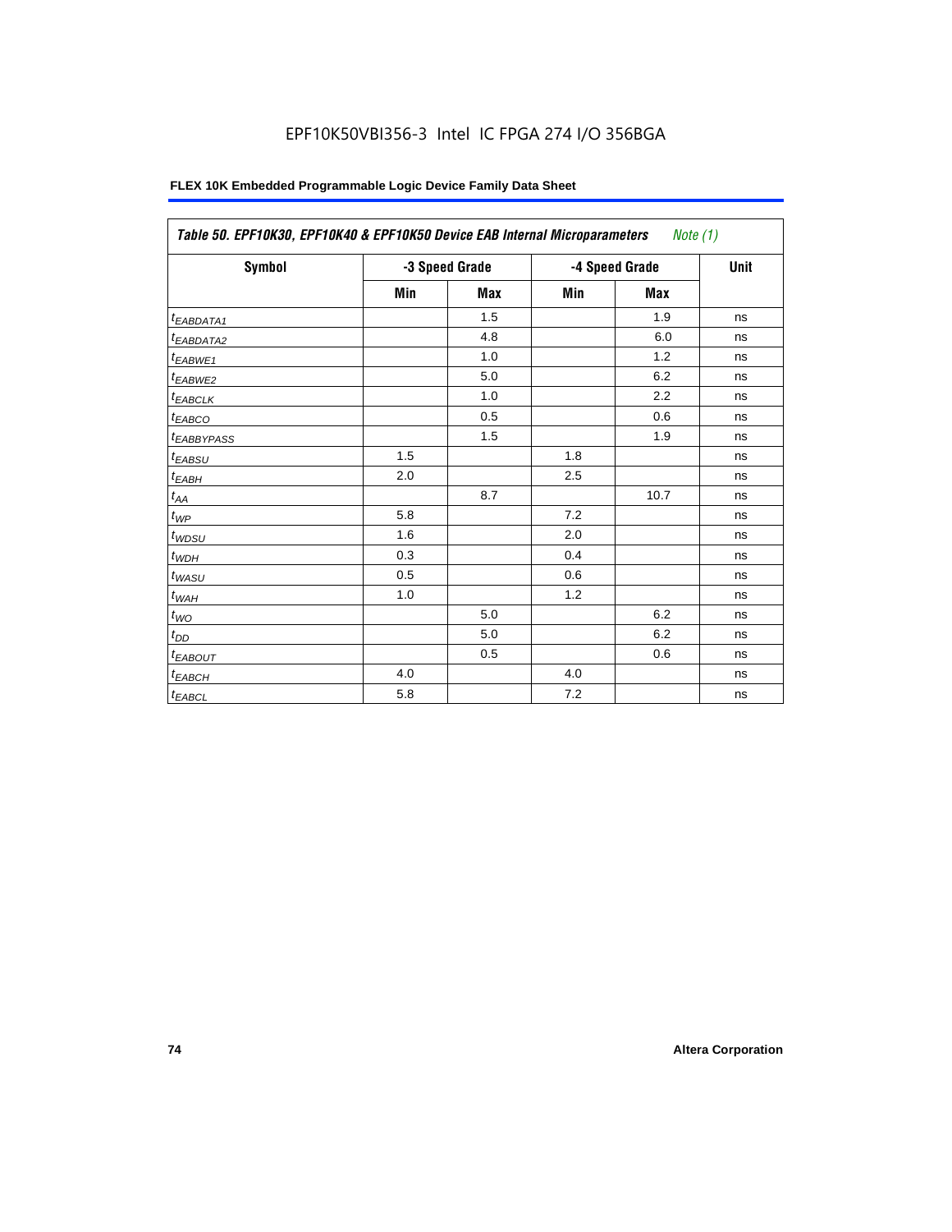EPF10K50VBI356-3 Intel IC FPGA 274 I/O 356BGA

| *Table 50. EPF10K30, EPF10K40 & EPF10K50 Device EAB Internal Microparameters Note (1)* | | | | | |
|---|---|---|---|---|---|
| **Symbol** | **-3 Speed Grade** | | **-4 Speed Grade** | | **Unit** |
| | **Min** | **Max** | **Min** | **Max** | |
| $t_{EABDATA1}$ | | 1.5 | | 1.9 | ns |
| $t_{EABDATA2}$ | | 4.8 | | 6.0 | ns |
| $t_{EABWE1}$ | | 1.0 | | 1.2 | ns |
| $t_{EABWE2}$ | | 5.0 | | 6.2 | ns |
| $t_{EABCLK}$ | | 1.0 | | 2.2 | ns |
| $t_{EABCO}$ | | 0.5 | | 0.6 | ns |
| $t_{EABBYPASS}$ | | 1.5 | | 1.9 | ns |
| $t_{EABSU}$ | 1.5 | | 1.8 | | ns |
| $t_{EABH}$ | 2.0 | | 2.5 | | ns |
| $t_{AA}$ | | 8.7 | | 10.7 | ns |
| $t_{WP}$ | 5.8 | | 7.2 | | ns |
| $t_{WDSU}$ | 1.6 | | 2.0 | | ns |
| $t_{WDH}$ | 0.3 | | 0.4 | | ns |
| $t_{WASU}$ | 0.5 | | 0.6 | | ns |
| $t_{WAH}$ | 1.0 | | 1.2 | | ns |
| $t_{WO}$ | | 5.0 | | 6.2 | ns |
| $t_{DD}$ | | 5.0 | | 6.2 | ns |
| $t_{EABOUT}$ | | 0.5 | | 0.6 | ns |
| $t_{EABCH}$ | 4.0 | | 4.0 | | ns |
| $t_{EABCL}$ | 5.8 | | 7.2 | | ns |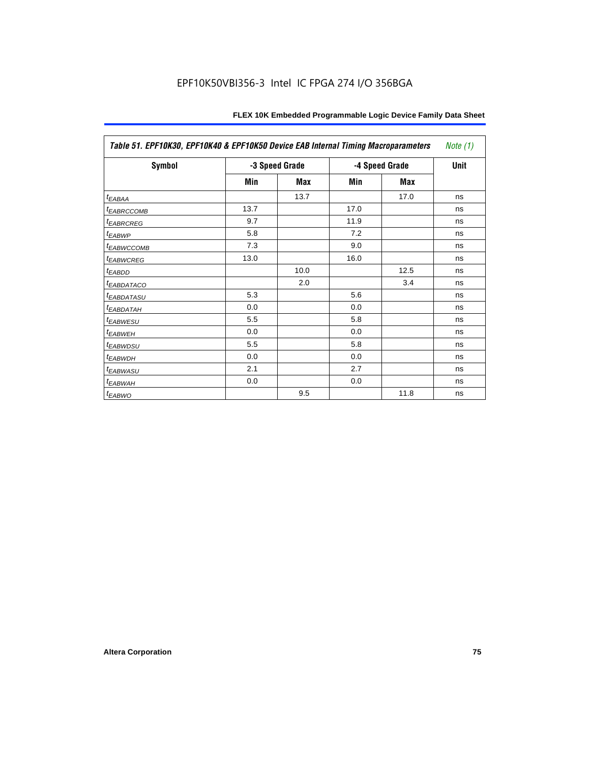| Table 51. EPF10K30, EPF10K40 & EPF10K50 Device EAB Internal Timing Macroparameters *Note (1)* | | | | | |
|---|---|---|---|---|---|
| **Symbol** | **-3 Speed Grade** | | **-4 Speed Grade** | | **Unit** |
| | **Min** | **Max** | **Min** | **Max** | |
| $t_{EABAA}$ | | 13.7 | | 17.0 | ns |
| $t_{EABRCCOMB}$ | 13.7 | | 17.0 | | ns |
| $t_{EABRCREG}$ | 9.7 | | 11.9 | | ns |
| $t_{EABWP}$ | 5.8 | | 7.2 | | ns |
| $t_{EABWCCOMB}$ | 7.3 | | 9.0 | | ns |
| $t_{EABWCREG}$ | 13.0 | | 16.0 | | ns |
| $t_{EABDD}$ | | 10.0 | | 12.5 | ns |
| $t_{EABDATACO}$ | | 2.0 | | 3.4 | ns |
| $t_{EABDATASU}$ | 5.3 | | 5.6 | | ns |
| $t_{EABDATAH}$ | 0.0 | | 0.0 | | ns |
| $t_{EABWESU}$ | 5.5 | | 5.8 | | ns |
| $t_{EABWEH}$ | 0.0 | | 0.0 | | ns |
| $t_{EABWDSU}$ | 5.5 | | 5.8 | | ns |
| $t_{EABWDH}$ | 0.0 | | 0.0 | | ns |
| $t_{EABWASU}$ | 2.1 | | 2.7 | | ns |
| $t_{EABWAH}$ | 0.0 | | 0.0 | | ns |
| $t_{EABWO}$ | | 9.5 | | 11.8 | ns |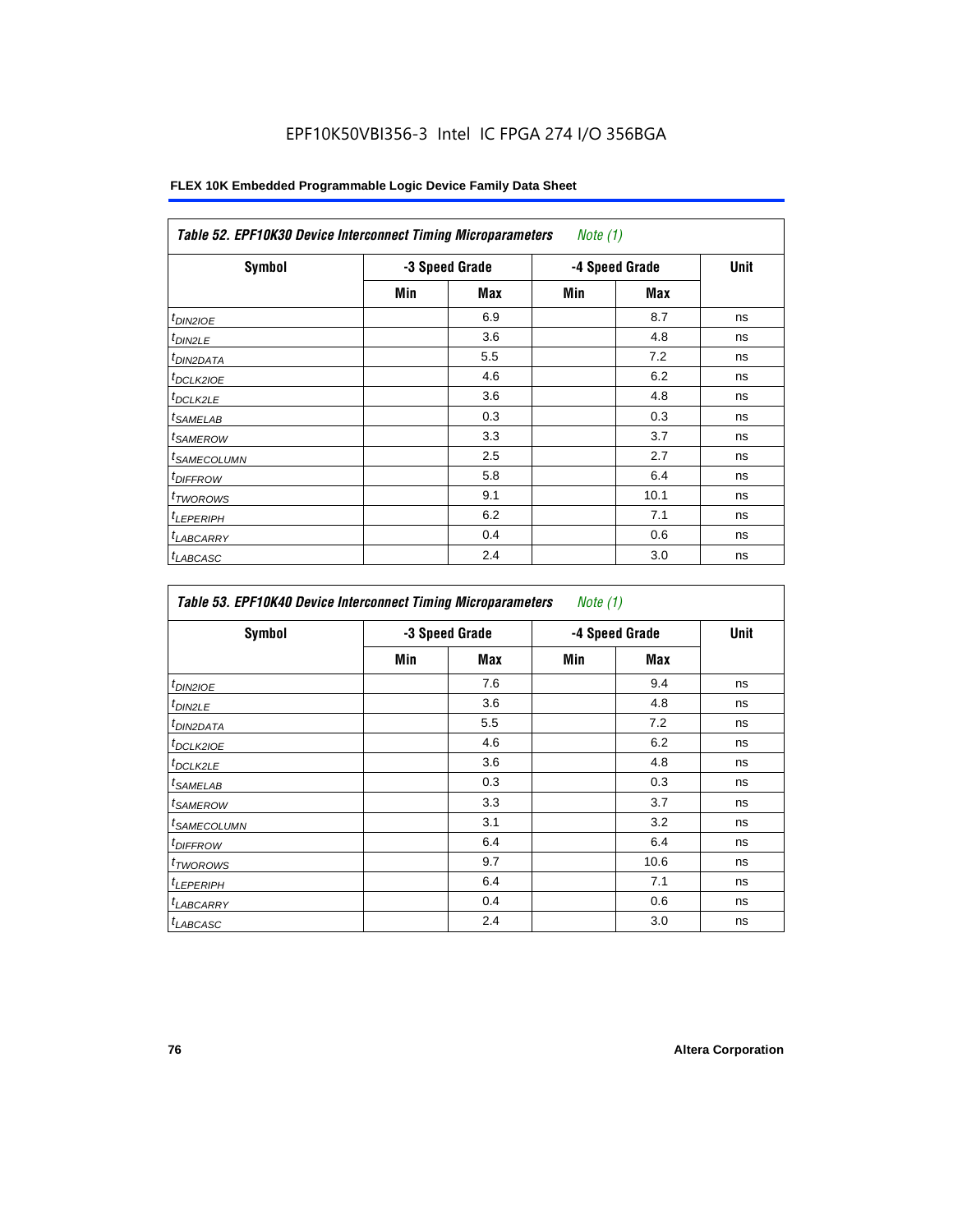### Table 52. EPF10K30 Device Interconnect Timing Microparameters *Note (1)*

| Symbol | -3 Speed Grade | | -4 Speed Grade | | Unit |
|---|---|---|---|---|---|
| | Min | Max | Min | Max | |
| $t_{DIN2IOE}$ | | 6.9 | | 8.7 | ns |
| $t_{DIN2LE}$ | | 3.6 | | 4.8 | ns |
| $t_{DIN2DATA}$ | | 5.5 | | 7.2 | ns |
| $t_{DCLK2IOE}$ | | 4.6 | | 6.2 | ns |
| $t_{DCLK2LE}$ | | 3.6 | | 4.8 | ns |
| $t_{SAMELAB}$ | | 0.3 | | 0.3 | ns |
| $t_{SAMEROW}$ | | 3.3 | | 3.7 | ns |
| $t_{SAMECOLUMN}$ | | 2.5 | | 2.7 | ns |
| $t_{DIFFROW}$ | | 5.8 | | 6.4 | ns |
| $t_{TWOROWS}$ | | 9.1 | | 10.1 | ns |
| $t_{LEPERIPH}$ | | 6.2 | | 7.1 | ns |
| $t_{LABCARRY}$ | | 0.4 | | 0.6 | ns |
| $t_{LABCASC}$ | | 2.4 | | 3.0 | ns |

### Table 53. EPF10K40 Device Interconnect Timing Microparameters *Note (1)*

| Symbol | -3 Speed Grade | | -4 Speed Grade | | Unit |
|---|---|---|---|---|---|
| | Min | Max | Min | Max | |
| $t_{DIN2IOE}$ | | 7.6 | | 9.4 | ns |
| $t_{DIN2LE}$ | | 3.6 | | 4.8 | ns |
| $t_{DIN2DATA}$ | | 5.5 | | 7.2 | ns |
| $t_{DCLK2IOE}$ | | 4.6 | | 6.2 | ns |
| $t_{DCLK2LE}$ | | 3.6 | | 4.8 | ns |
| $t_{SAMELAB}$ | | 0.3 | | 0.3 | ns |
| $t_{SAMEROW}$ | | 3.3 | | 3.7 | ns |
| $t_{SAMECOLUMN}$ | | 3.1 | | 3.2 | ns |
| $t_{DIFFROW}$ | | 6.4 | | 6.4 | ns |
| $t_{TWOROWS}$ | | 9.7 | | 10.6 | ns |
| $t_{LEPERIPH}$ | | 6.4 | | 7.1 | ns |
| $t_{LABCARRY}$ | | 0.4 | | 0.6 | ns |
| $t_{LABCASC}$ | | 2.4 | | 3.0 | ns |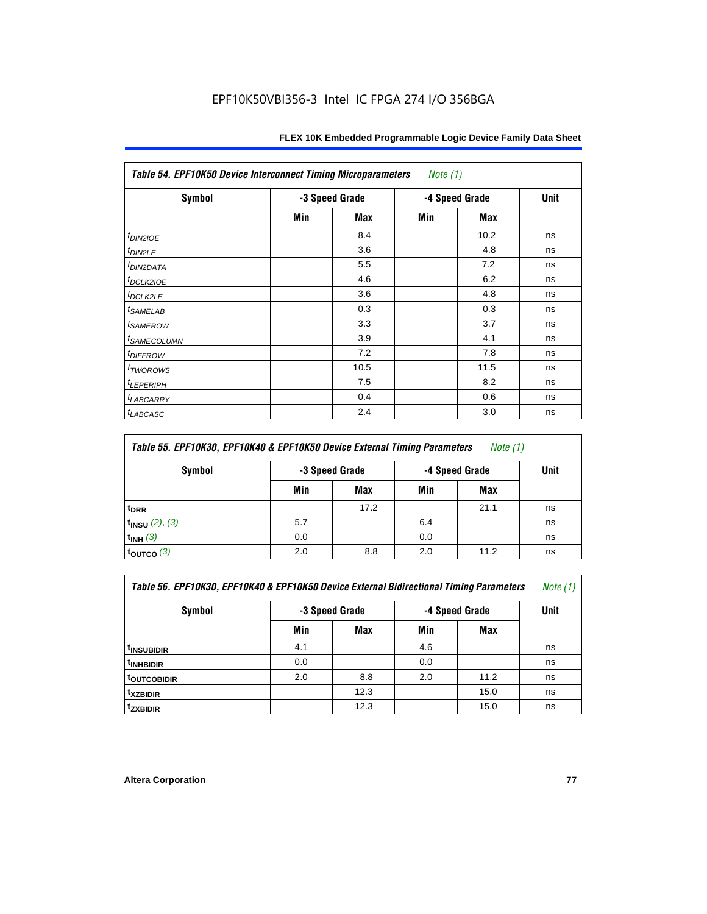EPF10K50VBI356-3 Intel IC FPGA 274 I/O 356BGA

| Table 54. EPF10K50 Device Interconnect Timing Microparameters *Note (1)* | | | | | |
|---|---|---|---|---|---|
| Symbol | -3 Speed Grade | | -4 Speed Grade | | Unit |
| | Min | Max | Min | Max | |
| $t_{DIN2IOE}$ | | 8.4 | | 10.2 | ns |
| $t_{DIN2LE}$ | | 3.6 | | 4.8 | ns |
| $t_{DIN2DATA}$ | | 5.5 | | 7.2 | ns |
| $t_{DCLK2IOE}$ | | 4.6 | | 6.2 | ns |
| $t_{DCLK2LE}$ | | 3.6 | | 4.8 | ns |
| $t_{SAMELAB}$ | | 0.3 | | 0.3 | ns |
| $t_{SAMEROW}$ | | 3.3 | | 3.7 | ns |
| $t_{SAMECOLUMN}$ | | 3.9 | | 4.1 | ns |
| $t_{DIFFROW}$ | | 7.2 | | 7.8 | ns |
| $t_{TWOROWS}$ | | 10.5 | | 11.5 | ns |
| $t_{LEPERIPH}$ | | 7.5 | | 8.2 | ns |
| $t_{LABCARRY}$ | | 0.4 | | 0.6 | ns |
| $t_{LABCASC}$ | | 2.4 | | 3.0 | ns |

| Table 55. EPF10K30, EPF10K40 & EPF10K50 Device External Timing Parameters *Note (1)* | | | | | |
|---|---|---|---|---|---|
| Symbol | -3 Speed Grade | | -4 Speed Grade | | Unit |
| | Min | Max | Min | Max | |
| $t_{DRR}$ | | 17.2 | | 21.1 | ns |
| $t_{INSU}$ *(2)*, *(3)* | 5.7 | | 6.4 | | ns |
| $t_{INH}$ *(3)* | 0.0 | | 0.0 | | ns |
| $t_{OUTCO}$ *(3)* | 2.0 | 8.8 | 2.0 | 11.2 | ns |

| Table 56. EPF10K30, EPF10K40 & EPF10K50 Device External Bidirectional Timing Parameters *Note (1)* | | | | | |
|---|---|---|---|---|---|
| Symbol | -3 Speed Grade | | -4 Speed Grade | | Unit |
| | Min | Max | Min | Max | |
| $t_{INSUBIDIR}$ | 4.1 | | 4.6 | | ns |
| $t_{INHBIDIR}$ | 0.0 | | 0.0 | | ns |
| $t_{OUTCOBIDIR}$ | 2.0 | 8.8 | 2.0 | 11.2 | ns |
| $t_{XZBIDIR}$ | | 12.3 | | 15.0 | ns |
| $t_{ZXBIDIR}$ | | 12.3 | | 15.0 | ns |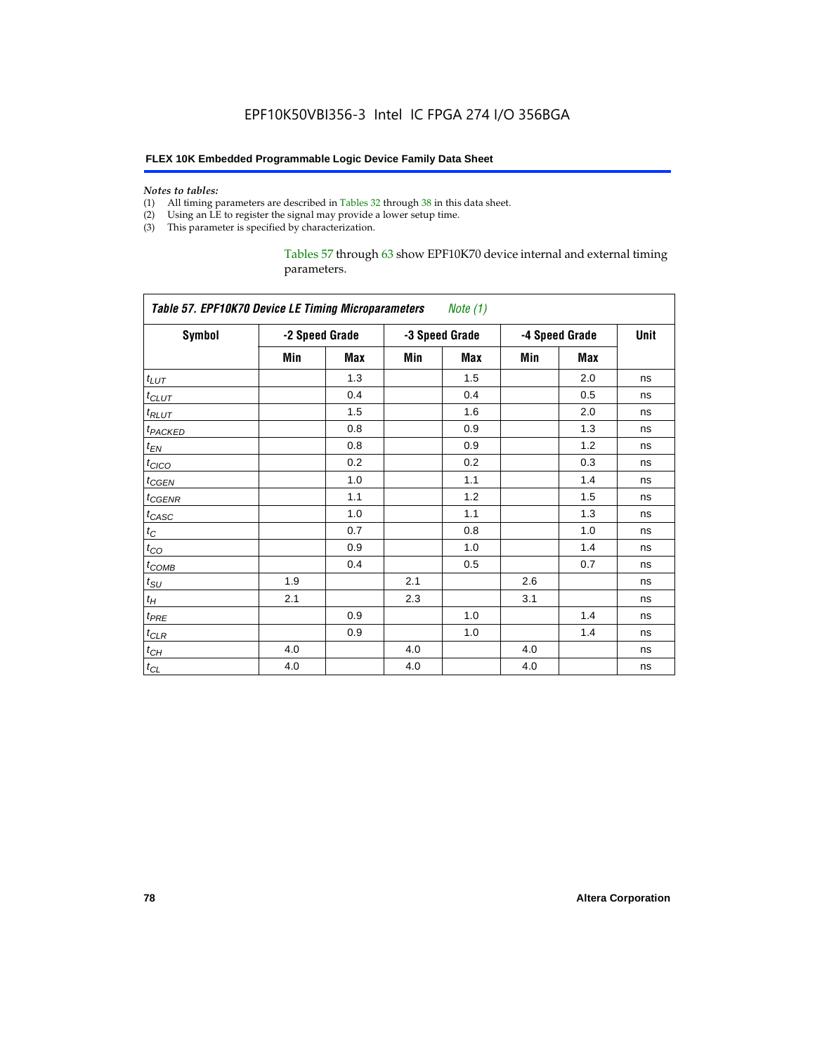*Notes to tables:*

(1) All timing parameters are described in Tables 32 through 38 in this data sheet.
(2) Using an LE to register the signal may provide a lower setup time.
(3) This parameter is specified by characterization.

Tables 57 through 63 show EPF10K70 device internal and external timing parameters.

**Table 57. EPF10K70 Device LE Timing Microparameters** *Note (1)*

| Symbol | -2 Speed Grade | | -3 Speed Grade | | -4 Speed Grade | | Unit |
|---|---|---|---|---|---|---|---|
| | Min | Max | Min | Max | Min | Max | |
| $t_{LUT}$ | | 1.3 | | 1.5 | | 2.0 | ns |
| $t_{CLUT}$ | | 0.4 | | 0.4 | | 0.5 | ns |
| $t_{RLUT}$ | | 1.5 | | 1.6 | | 2.0 | ns |
| $t_{PACKED}$ | | 0.8 | | 0.9 | | 1.3 | ns |
| $t_{EN}$ | | 0.8 | | 0.9 | | 1.2 | ns |
| $t_{CICO}$ | | 0.2 | | 0.2 | | 0.3 | ns |
| $t_{CGEN}$ | | 1.0 | | 1.1 | | 1.4 | ns |
| $t_{CGENR}$ | | 1.1 | | 1.2 | | 1.5 | ns |
| $t_{CASC}$ | | 1.0 | | 1.1 | | 1.3 | ns |
| $t_{C}$ | | 0.7 | | 0.8 | | 1.0 | ns |
| $t_{CO}$ | | 0.9 | | 1.0 | | 1.4 | ns |
| $t_{COMB}$ | | 0.4 | | 0.5 | | 0.7 | ns |
| $t_{SU}$ | 1.9 | | 2.1 | | 2.6 | | ns |
| $t_{H}$ | 2.1 | | 2.3 | | 3.1 | | ns |
| $t_{PRE}$ | | 0.9 | | 1.0 | | 1.4 | ns |
| $t_{CLR}$ | | 0.9 | | 1.0 | | 1.4 | ns |
| $t_{CH}$ | 4.0 | | 4.0 | | 4.0 | | ns |
| $t_{CL}$ | 4.0 | | 4.0 | | 4.0 | | ns |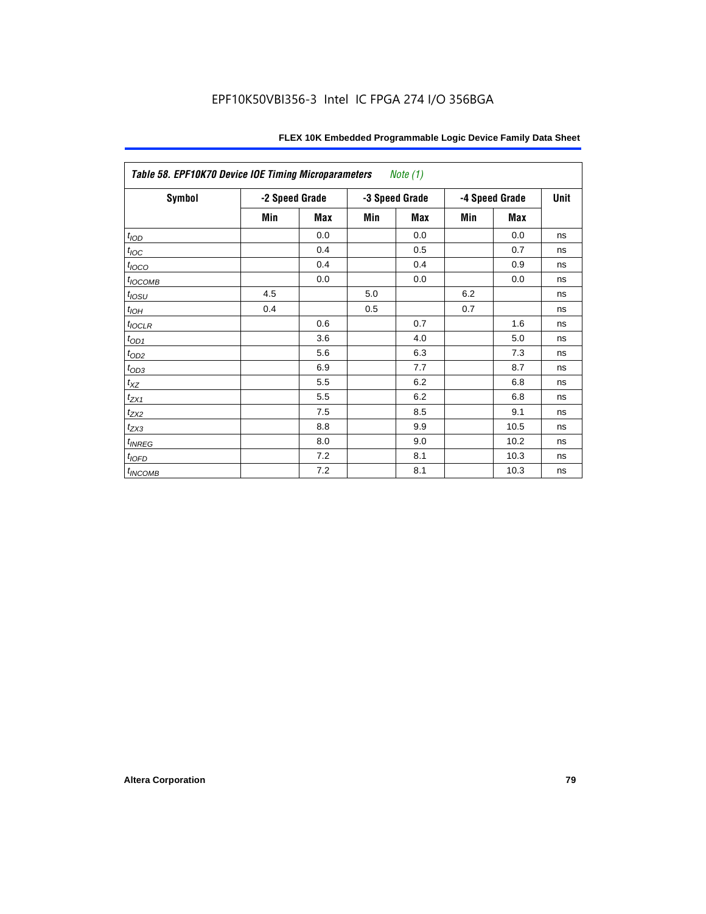**Table 58. EPF10K70 Device IOE Timing Microparameters** *Note (1)*

| Symbol | -2 Speed Grade | | -3 Speed Grade | | -4 Speed Grade | | Unit |
|---|---|---|---|---|---|---|---|
| | Min | Max | Min | Max | Min | Max | |
| $t_{IOD}$ | | 0.0 | | 0.0 | | 0.0 | ns |
| $t_{IOC}$ | | 0.4 | | 0.5 | | 0.7 | ns |
| $t_{IOCO}$ | | 0.4 | | 0.4 | | 0.9 | ns |
| $t_{IOCOMB}$ | | 0.0 | | 0.0 | | 0.0 | ns |
| $t_{IOSU}$ | 4.5 | | 5.0 | | 6.2 | | ns |
| $t_{IOH}$ | 0.4 | | 0.5 | | 0.7 | | ns |
| $t_{IOCLR}$ | | 0.6 | | 0.7 | | 1.6 | ns |
| $t_{OD1}$ | | 3.6 | | 4.0 | | 5.0 | ns |
| $t_{OD2}$ | | 5.6 | | 6.3 | | 7.3 | ns |
| $t_{OD3}$ | | 6.9 | | 7.7 | | 8.7 | ns |
| $t_{XZ}$ | | 5.5 | | 6.2 | | 6.8 | ns |
| $t_{ZX1}$ | | 5.5 | | 6.2 | | 6.8 | ns |
| $t_{ZX2}$ | | 7.5 | | 8.5 | | 9.1 | ns |
| $t_{ZX3}$ | | 8.8 | | 9.9 | | 10.5 | ns |
| $t_{INREG}$ | | 8.0 | | 9.0 | | 10.2 | ns |
| $t_{IOFD}$ | | 7.2 | | 8.1 | | 10.3 | ns |
| $t_{INCOMB}$ | | 7.2 | | 8.1 | | 10.3 | ns |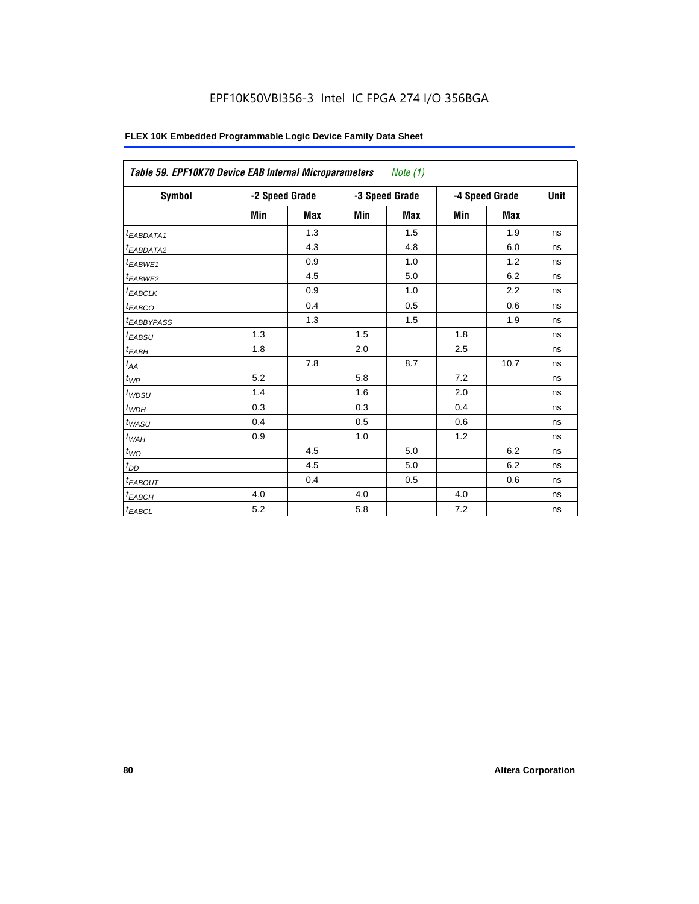**Table 59. EPF10K70 Device EAB Internal Microparameters** *Note (1)*

| Symbol | -2 Speed Grade | | -3 Speed Grade | | -4 Speed Grade | | Unit |
|---|---|---|---|---|---|---|---|
| | Min | Max | Min | Max | Min | Max | |
| $t_{EABDATA1}$ | | 1.3 | | 1.5 | | 1.9 | ns |
| $t_{EABDATA2}$ | | 4.3 | | 4.8 | | 6.0 | ns |
| $t_{EABWE1}$ | | 0.9 | | 1.0 | | 1.2 | ns |
| $t_{EABWE2}$ | | 4.5 | | 5.0 | | 6.2 | ns |
| $t_{EABCLK}$ | | 0.9 | | 1.0 | | 2.2 | ns |
| $t_{EABCO}$ | | 0.4 | | 0.5 | | 0.6 | ns |
| $t_{EABBYPASS}$ | | 1.3 | | 1.5 | | 1.9 | ns |
| $t_{EABSU}$ | 1.3 | | 1.5 | | 1.8 | | ns |
| $t_{EABH}$ | 1.8 | | 2.0 | | 2.5 | | ns |
| $t_{AA}$ | | 7.8 | | 8.7 | | 10.7 | ns |
| $t_{WP}$ | 5.2 | | 5.8 | | 7.2 | | ns |
| $t_{WDSU}$ | 1.4 | | 1.6 | | 2.0 | | ns |
| $t_{WDH}$ | 0.3 | | 0.3 | | 0.4 | | ns |
| $t_{WASU}$ | 0.4 | | 0.5 | | 0.6 | | ns |
| $t_{WAH}$ | 0.9 | | 1.0 | | 1.2 | | ns |
| $t_{WO}$ | | 4.5 | | 5.0 | | 6.2 | ns |
| $t_{DD}$ | | 4.5 | | 5.0 | | 6.2 | ns |
| $t_{EABOUT}$ | | 0.4 | | 0.5 | | 0.6 | ns |
| $t_{EABCH}$ | 4.0 | | 4.0 | | 4.0 | | ns |
| $t_{EABCL}$ | 5.2 | | 5.8 | | 7.2 | | ns |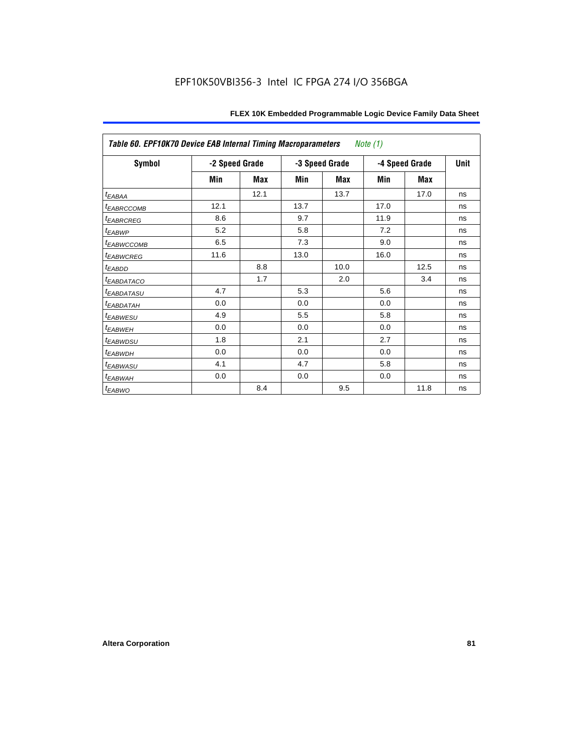| *Table 60. EPF10K70 Device EAB Internal Timing Macroparameters* *Note (1)* | | | | | | | |
|---|---|---|---|---|---|---|---|
| **Symbol** | **-2 Speed Grade** | | **-3 Speed Grade** | | **-4 Speed Grade** | | **Unit** |
| | **Min** | **Max** | **Min** | **Max** | **Min** | **Max** | |
| $t_{EABAA}$ | | 12.1 | | 13.7 | | 17.0 | ns |
| $t_{EABRCCOMB}$ | 12.1 | | 13.7 | | 17.0 | | ns |
| $t_{EABRCREG}$ | 8.6 | | 9.7 | | 11.9 | | ns |
| $t_{EABWP}$ | 5.2 | | 5.8 | | 7.2 | | ns |
| $t_{EABWCCOMB}$ | 6.5 | | 7.3 | | 9.0 | | ns |
| $t_{EABWCREG}$ | 11.6 | | 13.0 | | 16.0 | | ns |
| $t_{EABDD}$ | | 8.8 | | 10.0 | | 12.5 | ns |
| $t_{EABDATACO}$ | | 1.7 | | 2.0 | | 3.4 | ns |
| $t_{EABDATASU}$ | 4.7 | | 5.3 | | 5.6 | | ns |
| $t_{EABDATAH}$ | 0.0 | | 0.0 | | 0.0 | | ns |
| $t_{EABWESU}$ | 4.9 | | 5.5 | | 5.8 | | ns |
| $t_{EABWEH}$ | 0.0 | | 0.0 | | 0.0 | | ns |
| $t_{EABWDSU}$ | 1.8 | | 2.1 | | 2.7 | | ns |
| $t_{EABWDH}$ | 0.0 | | 0.0 | | 0.0 | | ns |
| $t_{EABWASU}$ | 4.1 | | 4.7 | | 5.8 | | ns |
| $t_{EABWAH}$ | 0.0 | | 0.0 | | 0.0 | | ns |
| $t_{EABWO}$ | | 8.4 | | 9.5 | | 11.8 | ns |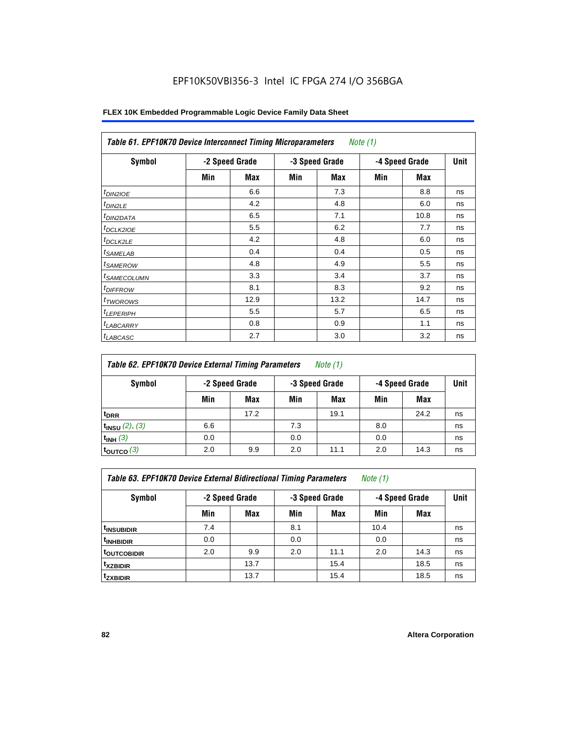# EPF10K50VBI356-3 Intel IC FPGA 274 I/O 356BGA

**FLEX 10K Embedded Programmable Logic Device Family Data Sheet**

| *Table 61. EPF10K70 Device Interconnect Timing Microparameters* *Note (1)* | | | | | | | |
|---|---|---|---|---|---|---|---|
| **Symbol** | **-2 Speed Grade** | | **-3 Speed Grade** | | **-4 Speed Grade** | | **Unit** |
| | **Min** | **Max** | **Min** | **Max** | **Min** | **Max** | |
| $t_{DIN2IOE}$ | | 6.6 | | 7.3 | | 8.8 | ns |
| $t_{DIN2LE}$ | | 4.2 | | 4.8 | | 6.0 | ns |
| $t_{DIN2DATA}$ | | 6.5 | | 7.1 | | 10.8 | ns |
| $t_{DCLK2IOE}$ | | 5.5 | | 6.2 | | 7.7 | ns |
| $t_{DCLK2LE}$ | | 4.2 | | 4.8 | | 6.0 | ns |
| $t_{SAMELAB}$ | | 0.4 | | 0.4 | | 0.5 | ns |
| $t_{SAMEROW}$ | | 4.8 | | 4.9 | | 5.5 | ns |
| $t_{SAMECOLUMN}$ | | 3.3 | | 3.4 | | 3.7 | ns |
| $t_{DIFFROW}$ | | 8.1 | | 8.3 | | 9.2 | ns |
| $t_{TWOROWS}$ | | 12.9 | | 13.2 | | 14.7 | ns |
| $t_{LEPERIPH}$ | | 5.5 | | 5.7 | | 6.5 | ns |
| $t_{LABCARRY}$ | | 0.8 | | 0.9 | | 1.1 | ns |
| $t_{LABCASC}$ | | 2.7 | | 3.0 | | 3.2 | ns |

| *Table 62. EPF10K70 Device External Timing Parameters* *Note (1)* | | | | | | | |
|---|---|---|---|---|---|---|---|
| **Symbol** | **-2 Speed Grade** | | **-3 Speed Grade** | | **-4 Speed Grade** | | **Unit** |
| | **Min** | **Max** | **Min** | **Max** | **Min** | **Max** | |
| $t_{DRR}$ | | 17.2 | | 19.1 | | 24.2 | ns |
| $t_{INSU}$ *(2), (3)* | 6.6 | | 7.3 | | 8.0 | | ns |
| $t_{INH}$ *(3)* | 0.0 | | 0.0 | | 0.0 | | ns |
| $t_{OUTCO}$ *(3)* | 2.0 | 9.9 | 2.0 | 11.1 | 2.0 | 14.3 | ns |

| *Table 63. EPF10K70 Device External Bidirectional Timing Parameters* *Note (1)* | | | | | | | |
|---|---|---|---|---|---|---|---|
| **Symbol** | **-2 Speed Grade** | | **-3 Speed Grade** | | **-4 Speed Grade** | | **Unit** |
| | **Min** | **Max** | **Min** | **Max** | **Min** | **Max** | |
| $t_{INSUBIDIR}$ | 7.4 | | 8.1 | | 10.4 | | ns |
| $t_{INHBIDIR}$ | 0.0 | | 0.0 | | 0.0 | | ns |
| $t_{OUTCOBIDIR}$ | 2.0 | 9.9 | 2.0 | 11.1 | 2.0 | 14.3 | ns |
| $t_{XZBIDIR}$ | | 13.7 | | 15.4 | | 18.5 | ns |
| $t_{ZXBIDIR}$ | | 13.7 | | 15.4 | | 18.5 | ns |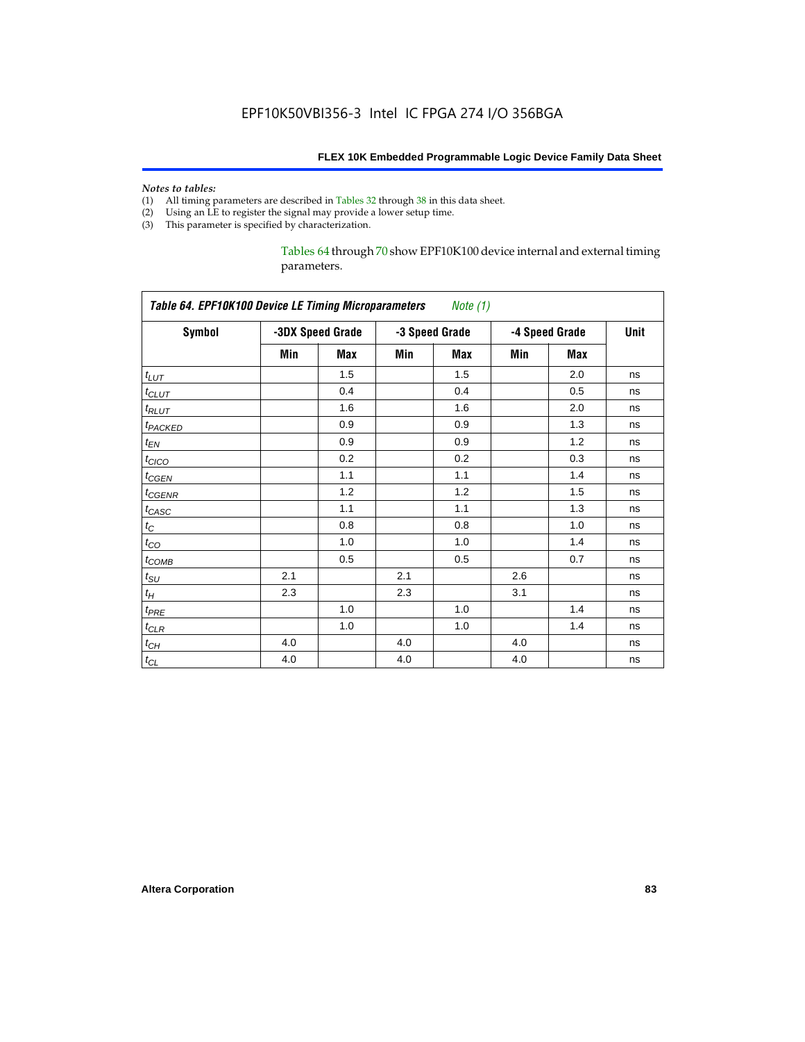*Notes to tables:*
(1) All timing parameters are described in Tables 32 through 38 in this data sheet.
(2) Using an LE to register the signal may provide a lower setup time.
(3) This parameter is specified by characterization.

Tables 64 through 70 show EPF10K100 device internal and external timing parameters.

**Table 64. EPF10K100 Device LE Timing Microparameters** *Note (1)*

| Symbol | -3DX Speed Grade | | -3 Speed Grade | | -4 Speed Grade | | Unit |
|---|---|---|---|---|---|---|---|
| | Min | Max | Min | Max | Min | Max | |
| $t_{LUT}$ | | 1.5 | | 1.5 | | 2.0 | ns |
| $t_{CLUT}$ | | 0.4 | | 0.4 | | 0.5 | ns |
| $t_{RLUT}$ | | 1.6 | | 1.6 | | 2.0 | ns |
| $t_{PACKED}$ | | 0.9 | | 0.9 | | 1.3 | ns |
| $t_{EN}$ | | 0.9 | | 0.9 | | 1.2 | ns |
| $t_{CICO}$ | | 0.2 | | 0.2 | | 0.3 | ns |
| $t_{CGEN}$ | | 1.1 | | 1.1 | | 1.4 | ns |
| $t_{CGENR}$ | | 1.2 | | 1.2 | | 1.5 | ns |
| $t_{CASC}$ | | 1.1 | | 1.1 | | 1.3 | ns |
| $t_{C}$ | | 0.8 | | 0.8 | | 1.0 | ns |
| $t_{CO}$ | | 1.0 | | 1.0 | | 1.4 | ns |
| $t_{COMB}$ | | 0.5 | | 0.5 | | 0.7 | ns |
| $t_{SU}$ | 2.1 | | 2.1 | | 2.6 | | ns |
| $t_{H}$ | 2.3 | | 2.3 | | 3.1 | | ns |
| $t_{PRE}$ | | 1.0 | | 1.0 | | 1.4 | ns |
| $t_{CLR}$ | | 1.0 | | 1.0 | | 1.4 | ns |
| $t_{CH}$ | 4.0 | | 4.0 | | 4.0 | | ns |
| $t_{CL}$ | 4.0 | | 4.0 | | 4.0 | | ns |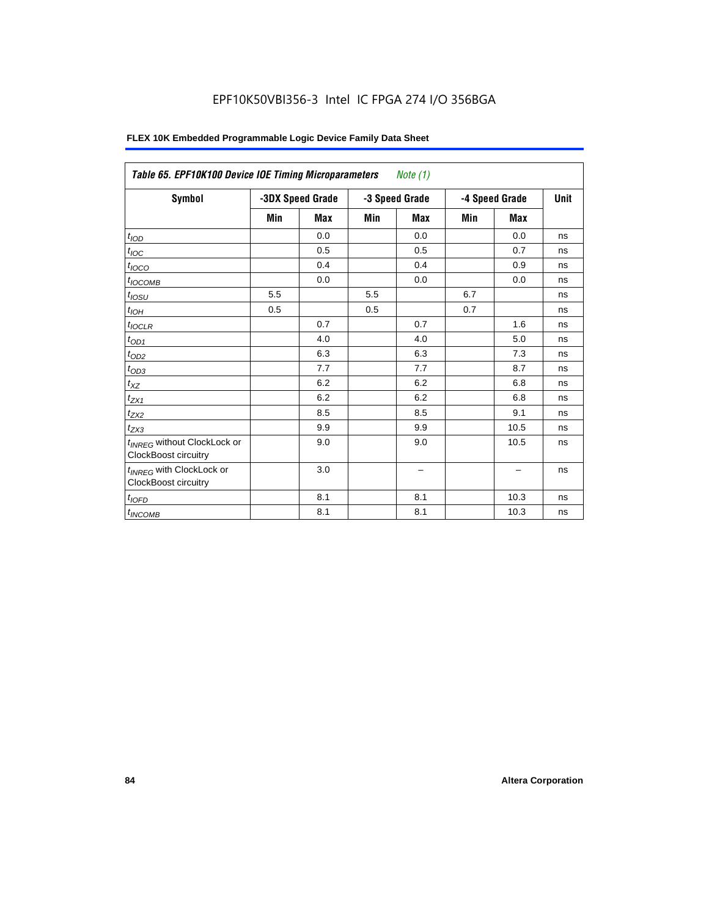EPF10K50VBI356-3 Intel IC FPGA 274 I/O 356BGA

| *Table 65. EPF10K100 Device IOE Timing Microparameters* *Note (1)* | | | | | | | |
|---|---|---|---|---|---|---|---|
| **Symbol** | **-3DX Speed Grade** | | **-3 Speed Grade** | | **-4 Speed Grade** | | **Unit** |
| | **Min** | **Max** | **Min** | **Max** | **Min** | **Max** | |
| $t_{IOD}$ | | 0.0 | | 0.0 | | 0.0 | ns |
| $t_{IOC}$ | | 0.5 | | 0.5 | | 0.7 | ns |
| $t_{IOCO}$ | | 0.4 | | 0.4 | | 0.9 | ns |
| $t_{IOCOMB}$ | | 0.0 | | 0.0 | | 0.0 | ns |
| $t_{IOSU}$ | 5.5 | | 5.5 | | 6.7 | | ns |
| $t_{IOH}$ | 0.5 | | 0.5 | | 0.7 | | ns |
| $t_{IOCLR}$ | | 0.7 | | 0.7 | | 1.6 | ns |
| $t_{OD1}$ | | 4.0 | | 4.0 | | 5.0 | ns |
| $t_{OD2}$ | | 6.3 | | 6.3 | | 7.3 | ns |
| $t_{OD3}$ | | 7.7 | | 7.7 | | 8.7 | ns |
| $t_{XZ}$ | | 6.2 | | 6.2 | | 6.8 | ns |
| $t_{ZX1}$ | | 6.2 | | 6.2 | | 6.8 | ns |
| $t_{ZX2}$ | | 8.5 | | 8.5 | | 9.1 | ns |
| $t_{ZX3}$ | | 9.9 | | 9.9 | | 10.5 | ns |
| $t_{INREG}$ without ClockLock or ClockBoost circuitry | | 9.0 | | 9.0 | | 10.5 | ns |
| $t_{INREG}$ with ClockLock or ClockBoost circuitry | | 3.0 | | – | | – | ns |
| $t_{IOFD}$ | | 8.1 | | 8.1 | | 10.3 | ns |
| $t_{INCOMB}$ | | 8.1 | | 8.1 | | 10.3 | ns |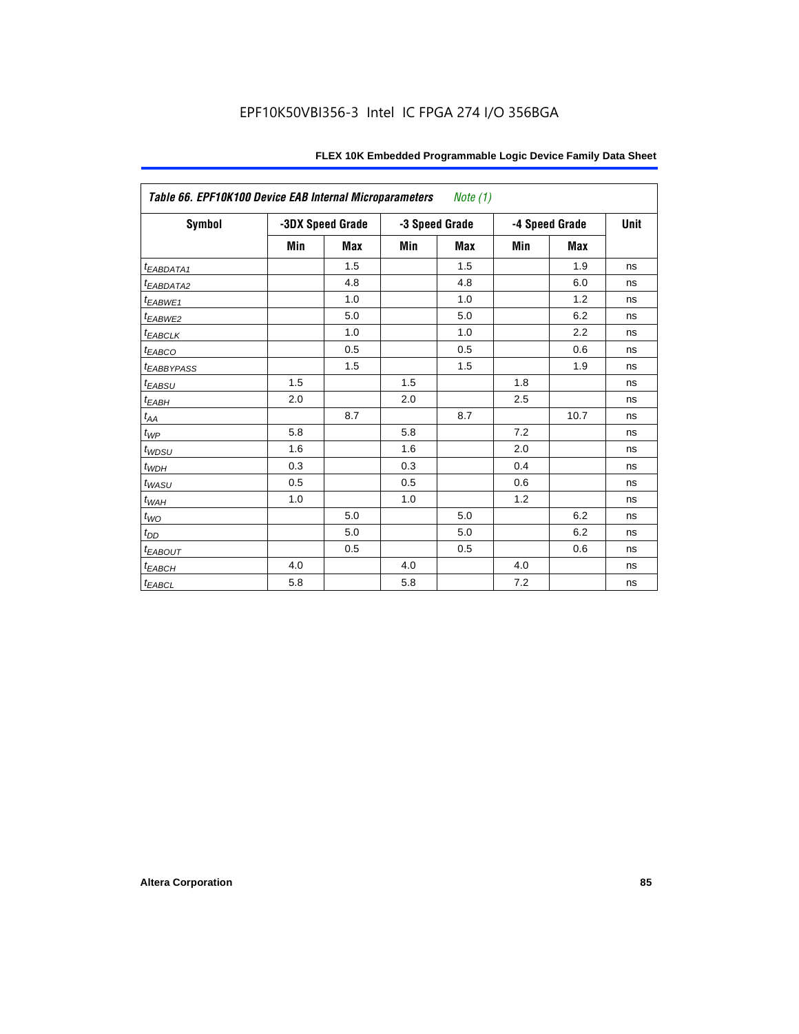EPF10K50VBI356-3 Intel IC FPGA 274 I/O 356BGA

| Table 66. EPF10K100 Device EAB Internal Microparameters *Note (1)* | | | | | | | |
|---|---|---|---|---|---|---|---|
| Symbol | -3DX Speed Grade | | -3 Speed Grade | | -4 Speed Grade | | Unit |
| | Min | Max | Min | Max | Min | Max | |
| $t_{EABDATA1}$ | | 1.5 | | 1.5 | | 1.9 | ns |
| $t_{EABDATA2}$ | | 4.8 | | 4.8 | | 6.0 | ns |
| $t_{EABWE1}$ | | 1.0 | | 1.0 | | 1.2 | ns |
| $t_{EABWE2}$ | | 5.0 | | 5.0 | | 6.2 | ns |
| $t_{EABCLK}$ | | 1.0 | | 1.0 | | 2.2 | ns |
| $t_{EABCO}$ | | 0.5 | | 0.5 | | 0.6 | ns |
| $t_{EABBYPASS}$ | | 1.5 | | 1.5 | | 1.9 | ns |
| $t_{EABSU}$ | 1.5 | | 1.5 | | 1.8 | | ns |
| $t_{EABH}$ | 2.0 | | 2.0 | | 2.5 | | ns |
| $t_{AA}$ | | 8.7 | | 8.7 | | 10.7 | ns |
| $t_{WP}$ | 5.8 | | 5.8 | | 7.2 | | ns |
| $t_{WDSU}$ | 1.6 | | 1.6 | | 2.0 | | ns |
| $t_{WDH}$ | 0.3 | | 0.3 | | 0.4 | | ns |
| $t_{WASU}$ | 0.5 | | 0.5 | | 0.6 | | ns |
| $t_{WAH}$ | 1.0 | | 1.0 | | 1.2 | | ns |
| $t_{WO}$ | | 5.0 | | 5.0 | | 6.2 | ns |
| $t_{DD}$ | | 5.0 | | 5.0 | | 6.2 | ns |
| $t_{EABOUT}$ | | 0.5 | | 0.5 | | 0.6 | ns |
| $t_{EABCH}$ | 4.0 | | 4.0 | | 4.0 | | ns |
| $t_{EABCL}$ | 5.8 | | 5.8 | | 7.2 | | ns |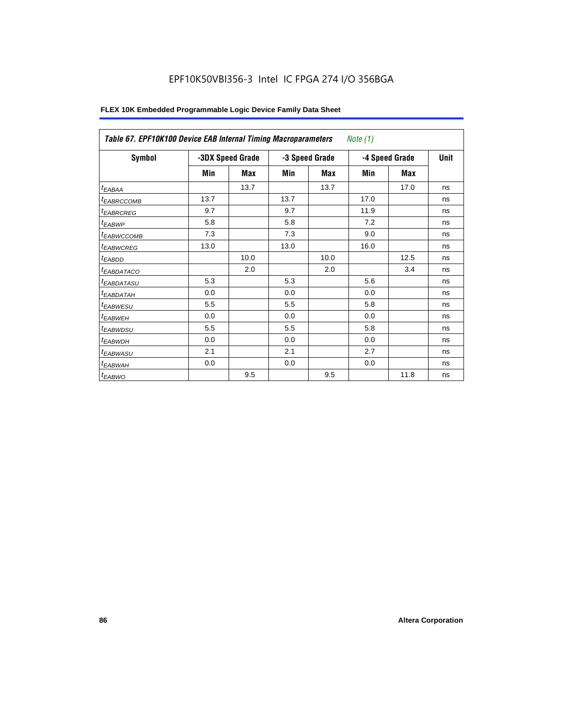EPF10K50VBI356-3 Intel IC FPGA 274 I/O 356BGA

| *Table 67. EPF10K100 Device EAB Internal Timing Macroparameters Note (1)* | | | | | | | |
|---|---|---|---|---|---|---|---|
| **Symbol** | **-3DX Speed Grade** | | **-3 Speed Grade** | | **-4 Speed Grade** | | **Unit** |
| | **Min** | **Max** | **Min** | **Max** | **Min** | **Max** | |
| $t_{EABAA}$ | | 13.7 | | 13.7 | | 17.0 | ns |
| $t_{EABRCCOMB}$ | 13.7 | | 13.7 | | 17.0 | | ns |
| $t_{EABRCREG}$ | 9.7 | | 9.7 | | 11.9 | | ns |
| $t_{EABWP}$ | 5.8 | | 5.8 | | 7.2 | | ns |
| $t_{EABWCCOMB}$ | 7.3 | | 7.3 | | 9.0 | | ns |
| $t_{EABWCREG}$ | 13.0 | | 13.0 | | 16.0 | | ns |
| $t_{EABDD}$ | | 10.0 | | 10.0 | | 12.5 | ns |
| $t_{EABDATACO}$ | | 2.0 | | 2.0 | | 3.4 | ns |
| $t_{EABDATASU}$ | 5.3 | | 5.3 | | 5.6 | | ns |
| $t_{EABDATAH}$ | 0.0 | | 0.0 | | 0.0 | | ns |
| $t_{EABWESU}$ | 5.5 | | 5.5 | | 5.8 | | ns |
| $t_{EABWEH}$ | 0.0 | | 0.0 | | 0.0 | | ns |
| $t_{EABWDSU}$ | 5.5 | | 5.5 | | 5.8 | | ns |
| $t_{EABWDH}$ | 0.0 | | 0.0 | | 0.0 | | ns |
| $t_{EABWASU}$ | 2.1 | | 2.1 | | 2.7 | | ns |
| $t_{EABWAH}$ | 0.0 | | 0.0 | | 0.0 | | ns |
| $t_{EABWO}$ | | 9.5 | | 9.5 | | 11.8 | ns |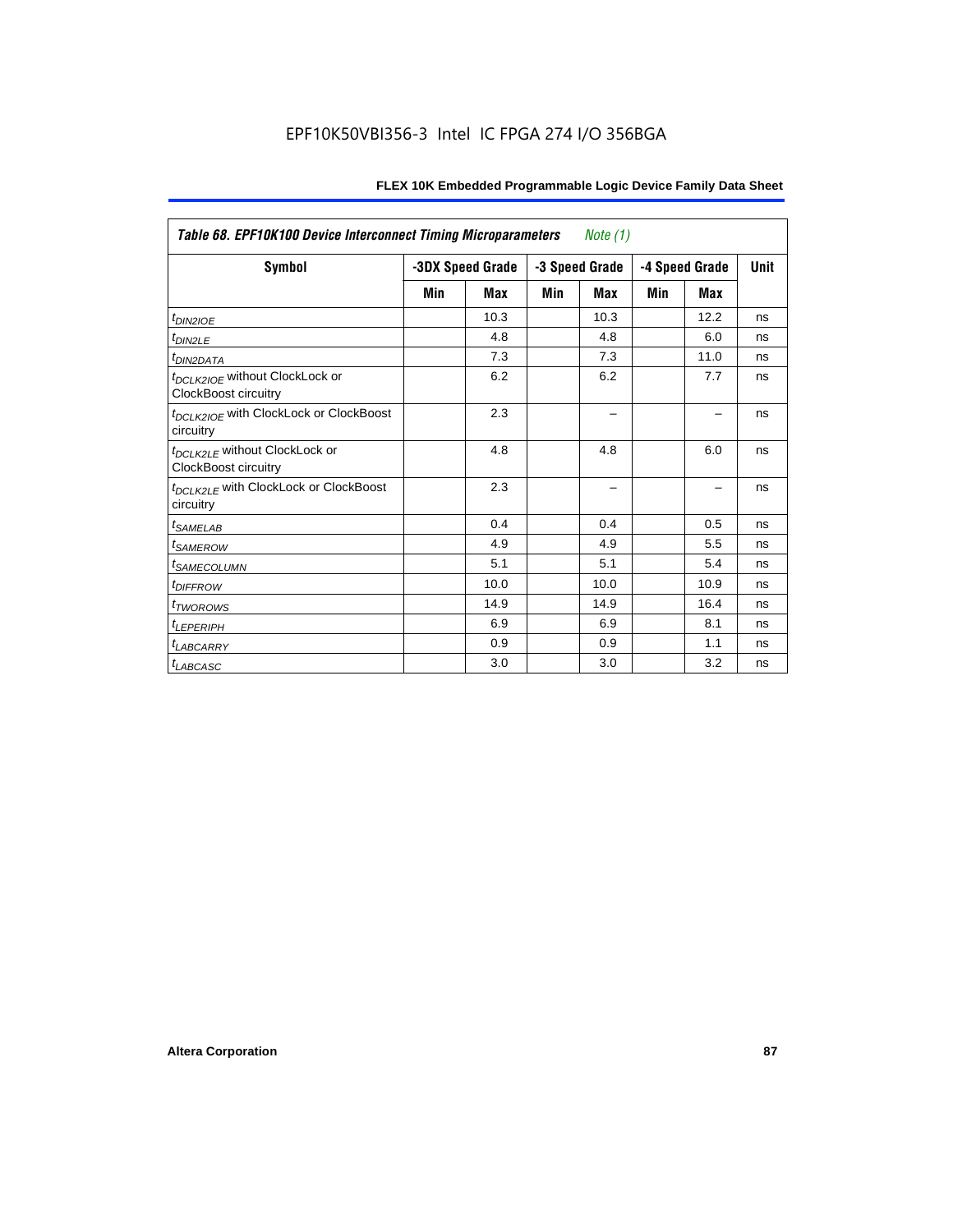| *Table 68. EPF10K100 Device Interconnect Timing Microparameters* *Note (1)* | | | | | | | |
|---|---|---|---|---|---|---|---|
| **Symbol** | **-3DX Speed Grade** | | **-3 Speed Grade** | | **-4 Speed Grade** | | **Unit** |
| | **Min** | **Max** | **Min** | **Max** | **Min** | **Max** | |
| $t_{DIN2IOE}$ | | 10.3 | | 10.3 | | 12.2 | ns |
| $t_{DIN2LE}$ | | 4.8 | | 4.8 | | 6.0 | ns |
| $t_{DIN2DATA}$ | | 7.3 | | 7.3 | | 11.0 | ns |
| $t_{DCLK2IOE}$ without ClockLock or ClockBoost circuitry | | 6.2 | | 6.2 | | 7.7 | ns |
| $t_{DCLK2IOE}$ with ClockLock or ClockBoost circuitry | | 2.3 | | – | | – | ns |
| $t_{DCLK2LE}$ without ClockLock or ClockBoost circuitry | | 4.8 | | 4.8 | | 6.0 | ns |
| $t_{DCLK2LE}$ with ClockLock or ClockBoost circuitry | | 2.3 | | – | | – | ns |
| $t_{SAMELAB}$ | | 0.4 | | 0.4 | | 0.5 | ns |
| $t_{SAMEROW}$ | | 4.9 | | 4.9 | | 5.5 | ns |
| $t_{SAMECOLUMN}$ | | 5.1 | | 5.1 | | 5.4 | ns |
| $t_{DIFFROW}$ | | 10.0 | | 10.0 | | 10.9 | ns |
| $t_{TWOROWS}$ | | 14.9 | | 14.9 | | 16.4 | ns |
| $t_{LEPERIPH}$ | | 6.9 | | 6.9 | | 8.1 | ns |
| $t_{LABCARRY}$ | | 0.9 | | 0.9 | | 1.1 | ns |
| $t_{LABCASC}$ | | 3.0 | | 3.0 | | 3.2 | ns |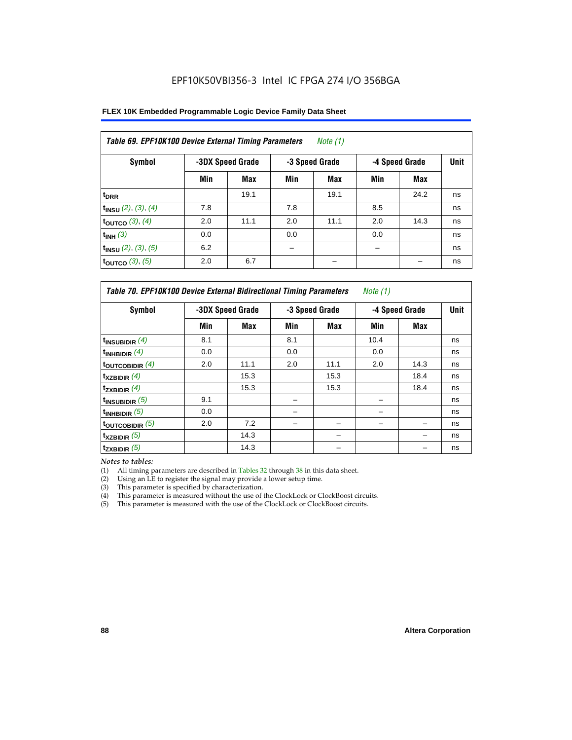EPF10K50VBI356-3 Intel IC FPGA 274 I/O 356BGA

| Table 69. EPF10K100 Device External Timing Parameters *Note (1)* | | | | | | | |
|---|---|---|---|---|---|---|---|
| **Symbol** | **-3DX Speed Grade** | | **-3 Speed Grade** | | **-4 Speed Grade** | | **Unit** |
| | **Min** | **Max** | **Min** | **Max** | **Min** | **Max** | |
| $t_{DRR}$ | | 19.1 | | 19.1 | | 24.2 | ns |
| $t_{INSU}$ *(2), (3), (4)* | 7.8 | | 7.8 | | 8.5 | | ns |
| $t_{OUTCO}$ *(3), (4)* | 2.0 | 11.1 | 2.0 | 11.1 | 2.0 | 14.3 | ns |
| $t_{INH}$ *(3)* | 0.0 | | 0.0 | | 0.0 | | ns |
| $t_{INSU}$ *(2), (3), (5)* | 6.2 | | – | | – | | ns |
| $t_{OUTCO}$ *(3), (5)* | 2.0 | 6.7 | | – | | – | ns |

| Table 70. EPF10K100 Device External Bidirectional Timing Parameters *Note (1)* | | | | | | | |
|---|---|---|---|---|---|---|---|
| **Symbol** | **-3DX Speed Grade** | | **-3 Speed Grade** | | **-4 Speed Grade** | | **Unit** |
| | **Min** | **Max** | **Min** | **Max** | **Min** | **Max** | |
| $t_{INSUBIDIR}$ *(4)* | 8.1 | | 8.1 | | 10.4 | | ns |
| $t_{INHBIDIR}$ *(4)* | 0.0 | | 0.0 | | 0.0 | | ns |
| $t_{OUTCOBIDIR}$ *(4)* | 2.0 | 11.1 | 2.0 | 11.1 | 2.0 | 14.3 | ns |
| $t_{XZBIDIR}$ *(4)* | | 15.3 | | 15.3 | | 18.4 | ns |
| $t_{ZXBIDIR}$ *(4)* | | 15.3 | | 15.3 | | 18.4 | ns |
| $t_{INSUBIDIR}$ *(5)* | 9.1 | | – | | – | | ns |
| $t_{INHBIDIR}$ *(5)* | 0.0 | | – | | – | | ns |
| $t_{OUTCOBIDIR}$ *(5)* | 2.0 | 7.2 | – | – | – | – | ns |
| $t_{XZBIDIR}$ *(5)* | | 14.3 | | – | | – | ns |
| $t_{ZXBIDIR}$ *(5)* | | 14.3 | | – | | – | ns |

*Notes to tables:*

(1) All timing parameters are described in Tables 32 through 38 in this data sheet.
(2) Using an LE to register the signal may provide a lower setup time.
(3) This parameter is specified by characterization.
(4) This parameter is measured without the use of the ClockLock or ClockBoost circuits.
(5) This parameter is measured with the use of the ClockLock or ClockBoost circuits.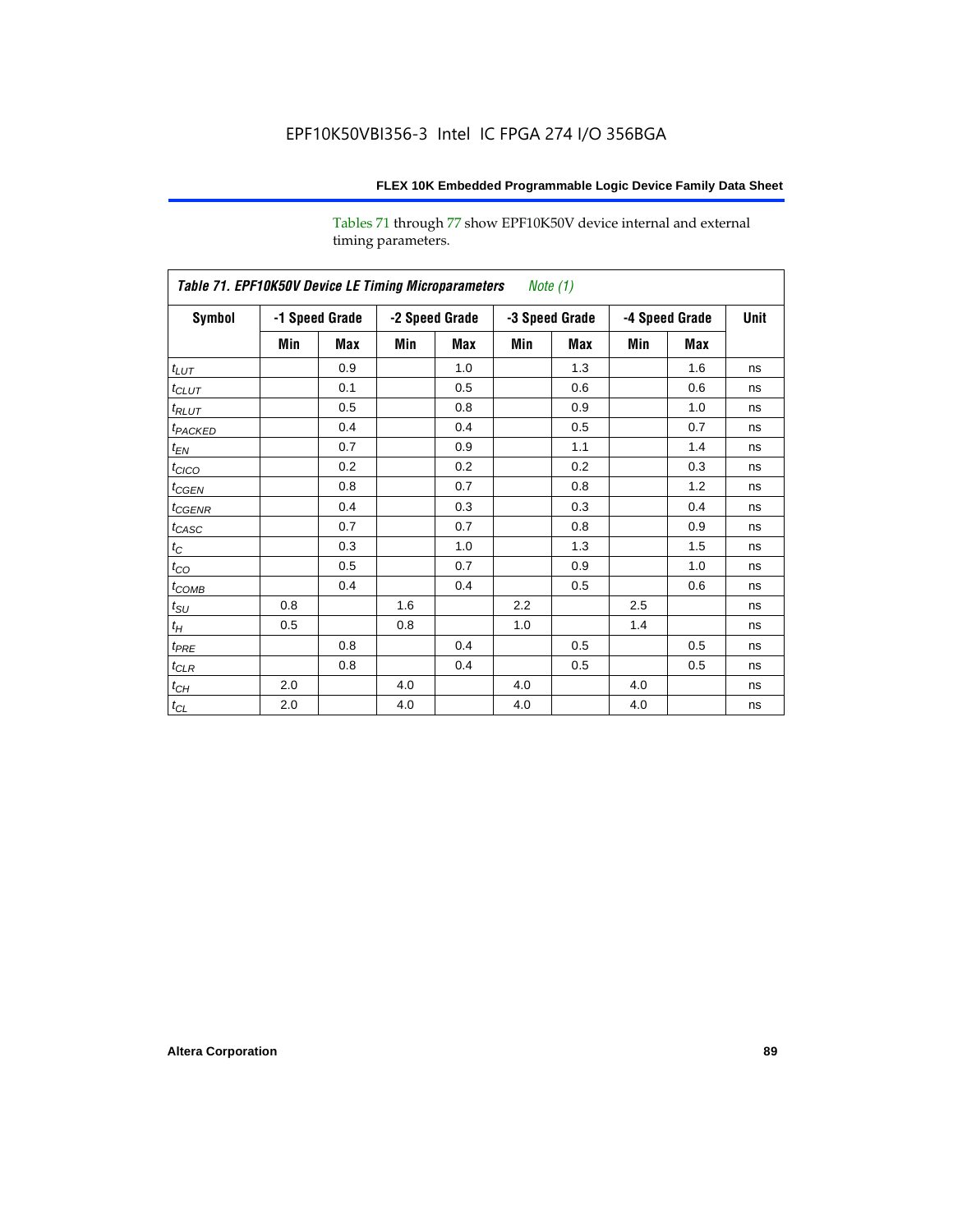Tables 71 through 77 show EPF10K50V device internal and external timing parameters.

| *Table 71. EPF10K50V Device LE Timing Microparameters Note (1)* | | | | | | | | | |
|---|---|---|---|---|---|---|---|---|---|
| **Symbol** | **-1 Speed Grade** | | **-2 Speed Grade** | | **-3 Speed Grade** | | **-4 Speed Grade** | | **Unit** |
| | **Min** | **Max** | **Min** | **Max** | **Min** | **Max** | **Min** | **Max** | |
| $t_{LUT}$ | | 0.9 | | 1.0 | | 1.3 | | 1.6 | ns |
| $t_{CLUT}$ | | 0.1 | | 0.5 | | 0.6 | | 0.6 | ns |
| $t_{RLUT}$ | | 0.5 | | 0.8 | | 0.9 | | 1.0 | ns |
| $t_{PACKED}$ | | 0.4 | | 0.4 | | 0.5 | | 0.7 | ns |
| $t_{EN}$ | | 0.7 | | 0.9 | | 1.1 | | 1.4 | ns |
| $t_{CICO}$ | | 0.2 | | 0.2 | | 0.2 | | 0.3 | ns |
| $t_{CGEN}$ | | 0.8 | | 0.7 | | 0.8 | | 1.2 | ns |
| $t_{CGENR}$ | | 0.4 | | 0.3 | | 0.3 | | 0.4 | ns |
| $t_{CASC}$ | | 0.7 | | 0.7 | | 0.8 | | 0.9 | ns |
| $t_C$ | | 0.3 | | 1.0 | | 1.3 | | 1.5 | ns |
| $t_{CO}$ | | 0.5 | | 0.7 | | 0.9 | | 1.0 | ns |
| $t_{COMB}$ | | 0.4 | | 0.4 | | 0.5 | | 0.6 | ns |
| $t_{SU}$ | 0.8 | | 1.6 | | 2.2 | | 2.5 | | ns |
| $t_H$ | 0.5 | | 0.8 | | 1.0 | | 1.4 | | ns |
| $t_{PRE}$ | | 0.8 | | 0.4 | | 0.5 | | 0.5 | ns |
| $t_{CLR}$ | | 0.8 | | 0.4 | | 0.5 | | 0.5 | ns |
| $t_{CH}$ | 2.0 | | 4.0 | | 4.0 | | 4.0 | | ns |
| $t_{CL}$ | 2.0 | | 4.0 | | 4.0 | | 4.0 | | ns |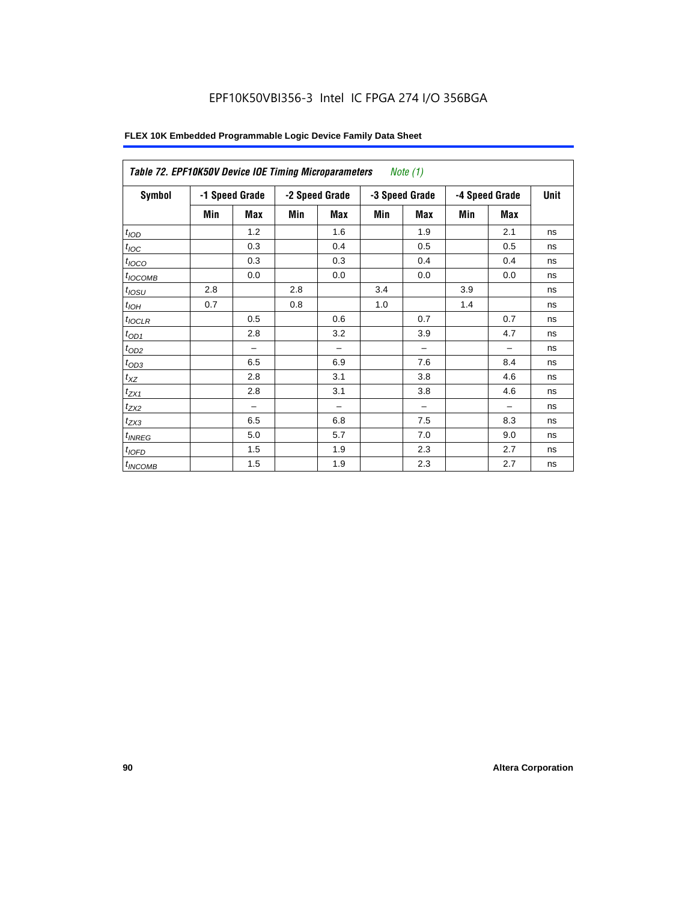EPF10K50VBI356-3 Intel IC FPGA 274 I/O 356BGA

**FLEX 10K Embedded Programmable Logic Device Family Data Sheet**

| *Table 72. EPF10K50V Device IOE Timing Microparameters* *Note (1)* | | | | | | | | | |
|---|---|---|---|---|---|---|---|---|---|
| **Symbol** | **-1 Speed Grade** | | **-2 Speed Grade** | | **-3 Speed Grade** | | **-4 Speed Grade** | | **Unit** |
| | **Min** | **Max** | **Min** | **Max** | **Min** | **Max** | **Min** | **Max** | |
| $t_{IOD}$ | | 1.2 | | 1.6 | | 1.9 | | 2.1 | ns |
| $t_{IOC}$ | | 0.3 | | 0.4 | | 0.5 | | 0.5 | ns |
| $t_{IOCO}$ | | 0.3 | | 0.3 | | 0.4 | | 0.4 | ns |
| $t_{IOCOMB}$ | | 0.0 | | 0.0 | | 0.0 | | 0.0 | ns |
| $t_{IOSU}$ | 2.8 | | 2.8 | | 3.4 | | 3.9 | | ns |
| $t_{IOH}$ | 0.7 | | 0.8 | | 1.0 | | 1.4 | | ns |
| $t_{IOCLR}$ | | 0.5 | | 0.6 | | 0.7 | | 0.7 | ns |
| $t_{OD1}$ | | 2.8 | | 3.2 | | 3.9 | | 4.7 | ns |
| $t_{OD2}$ | | – | | – | | – | | – | ns |
| $t_{OD3}$ | | 6.5 | | 6.9 | | 7.6 | | 8.4 | ns |
| $t_{XZ}$ | | 2.8 | | 3.1 | | 3.8 | | 4.6 | ns |
| $t_{ZX1}$ | | 2.8 | | 3.1 | | 3.8 | | 4.6 | ns |
| $t_{ZX2}$ | | – | | – | | – | | – | ns |
| $t_{ZX3}$ | | 6.5 | | 6.8 | | 7.5 | | 8.3 | ns |
| $t_{INREG}$ | | 5.0 | | 5.7 | | 7.0 | | 9.0 | ns |
| $t_{IOFD}$ | | 1.5 | | 1.9 | | 2.3 | | 2.7 | ns |
| $t_{INCOMB}$ | | 1.5 | | 1.9 | | 2.3 | | 2.7 | ns |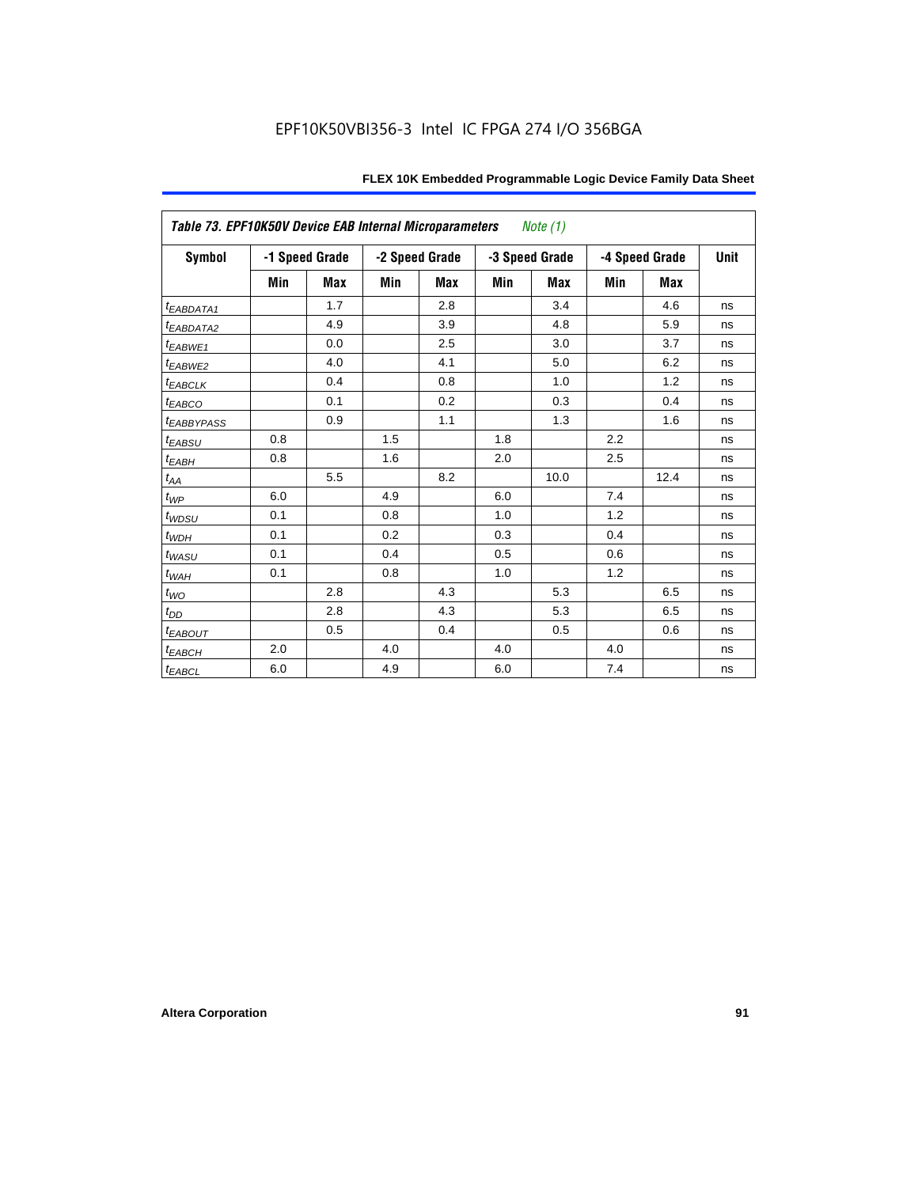EPF10K50VBI356-3 Intel IC FPGA 274 I/O 356BGA

| Table 73. EPF10K50V Device EAB Internal Microparameters *Note (1)* | | | | | | | | | |
|---|---|---|---|---|---|---|---|---|---|
| Symbol | -1 Speed Grade | | -2 Speed Grade | | -3 Speed Grade | | -4 Speed Grade | | Unit |
| | Min | Max | Min | Max | Min | Max | Min | Max | |
| $t_{EABDATA1}$ | | 1.7 | | 2.8 | | 3.4 | | 4.6 | ns |
| $t_{EABDATA2}$ | | 4.9 | | 3.9 | | 4.8 | | 5.9 | ns |
| $t_{EABWE1}$ | | 0.0 | | 2.5 | | 3.0 | | 3.7 | ns |
| $t_{EABWE2}$ | | 4.0 | | 4.1 | | 5.0 | | 6.2 | ns |
| $t_{EABCLK}$ | | 0.4 | | 0.8 | | 1.0 | | 1.2 | ns |
| $t_{EABCO}$ | | 0.1 | | 0.2 | | 0.3 | | 0.4 | ns |
| $t_{EABBYPASS}$ | | 0.9 | | 1.1 | | 1.3 | | 1.6 | ns |
| $t_{EABSU}$ | 0.8 | | 1.5 | | 1.8 | | 2.2 | | ns |
| $t_{EABH}$ | 0.8 | | 1.6 | | 2.0 | | 2.5 | | ns |
| $t_{AA}$ | | 5.5 | | 8.2 | | 10.0 | | 12.4 | ns |
| $t_{WP}$ | 6.0 | | 4.9 | | 6.0 | | 7.4 | | ns |
| $t_{WDSU}$ | 0.1 | | 0.8 | | 1.0 | | 1.2 | | ns |
| $t_{WDH}$ | 0.1 | | 0.2 | | 0.3 | | 0.4 | | ns |
| $t_{WASU}$ | 0.1 | | 0.4 | | 0.5 | | 0.6 | | ns |
| $t_{WAH}$ | 0.1 | | 0.8 | | 1.0 | | 1.2 | | ns |
| $t_{WO}$ | | 2.8 | | 4.3 | | 5.3 | | 6.5 | ns |
| $t_{DD}$ | | 2.8 | | 4.3 | | 5.3 | | 6.5 | ns |
| $t_{EABOUT}$ | | 0.5 | | 0.4 | | 0.5 | | 0.6 | ns |
| $t_{EABCH}$ | 2.0 | | 4.0 | | 4.0 | | 4.0 | | ns |
| $t_{EABCL}$ | 6.0 | | 4.9 | | 6.0 | | 7.4 | | ns |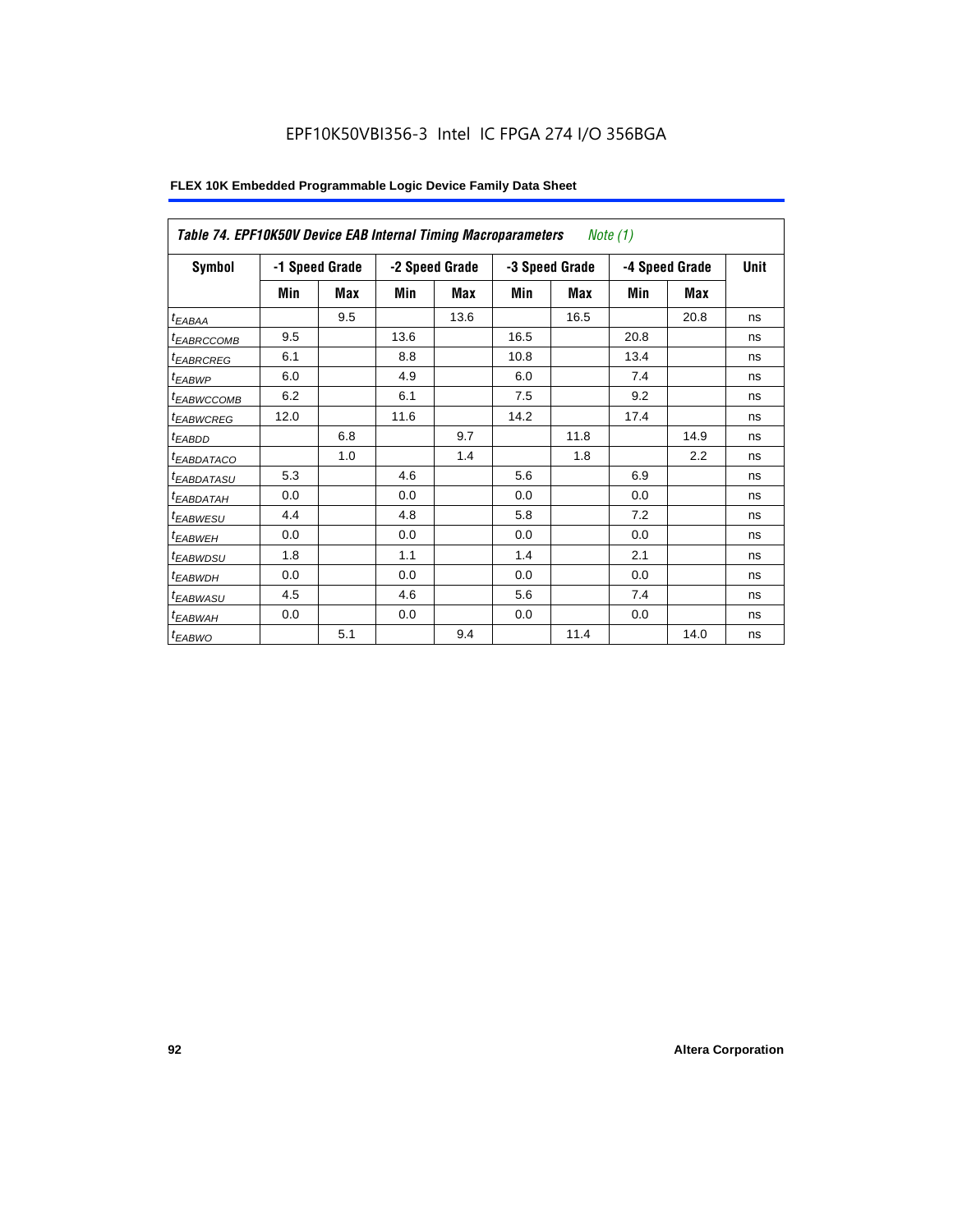EPF10K50VBI356-3 Intel IC FPGA 274 I/O 356BGA

**FLEX 10K Embedded Programmable Logic Device Family Data Sheet**

| *Table 74. EPF10K50V Device EAB Internal Timing Macroparameters Note (1)* | | | | | | | | | |
|---|---|---|---|---|---|---|---|---|---|
| **Symbol** | **-1 Speed Grade** | | **-2 Speed Grade** | | **-3 Speed Grade** | | **-4 Speed Grade** | | **Unit** |
| | **Min** | **Max** | **Min** | **Max** | **Min** | **Max** | **Min** | **Max** | |
| $t_{EABAA}$ | | 9.5 | | 13.6 | | 16.5 | | 20.8 | ns |
| $t_{EABRCCOMB}$ | 9.5 | | 13.6 | | 16.5 | | 20.8 | | ns |
| $t_{EABRCREG}$ | 6.1 | | 8.8 | | 10.8 | | 13.4 | | ns |
| $t_{EABWP}$ | 6.0 | | 4.9 | | 6.0 | | 7.4 | | ns |
| $t_{EABWCCOMB}$ | 6.2 | | 6.1 | | 7.5 | | 9.2 | | ns |
| $t_{EABWCREG}$ | 12.0 | | 11.6 | | 14.2 | | 17.4 | | ns |
| $t_{EABDD}$ | | 6.8 | | 9.7 | | 11.8 | | 14.9 | ns |
| $t_{EABDATACO}$ | | 1.0 | | 1.4 | | 1.8 | | 2.2 | ns |
| $t_{EABDATASU}$ | 5.3 | | 4.6 | | 5.6 | | 6.9 | | ns |
| $t_{EABDATAH}$ | 0.0 | | 0.0 | | 0.0 | | 0.0 | | ns |
| $t_{EABWESU}$ | 4.4 | | 4.8 | | 5.8 | | 7.2 | | ns |
| $t_{EABWEH}$ | 0.0 | | 0.0 | | 0.0 | | 0.0 | | ns |
| $t_{EABWDSU}$ | 1.8 | | 1.1 | | 1.4 | | 2.1 | | ns |
| $t_{EABWDH}$ | 0.0 | | 0.0 | | 0.0 | | 0.0 | | ns |
| $t_{EABWASU}$ | 4.5 | | 4.6 | | 5.6 | | 7.4 | | ns |
| $t_{EABWAH}$ | 0.0 | | 0.0 | | 0.0 | | 0.0 | | ns |
| $t_{EABWO}$ | | 5.1 | | 9.4 | | 11.4 | | 14.0 | ns |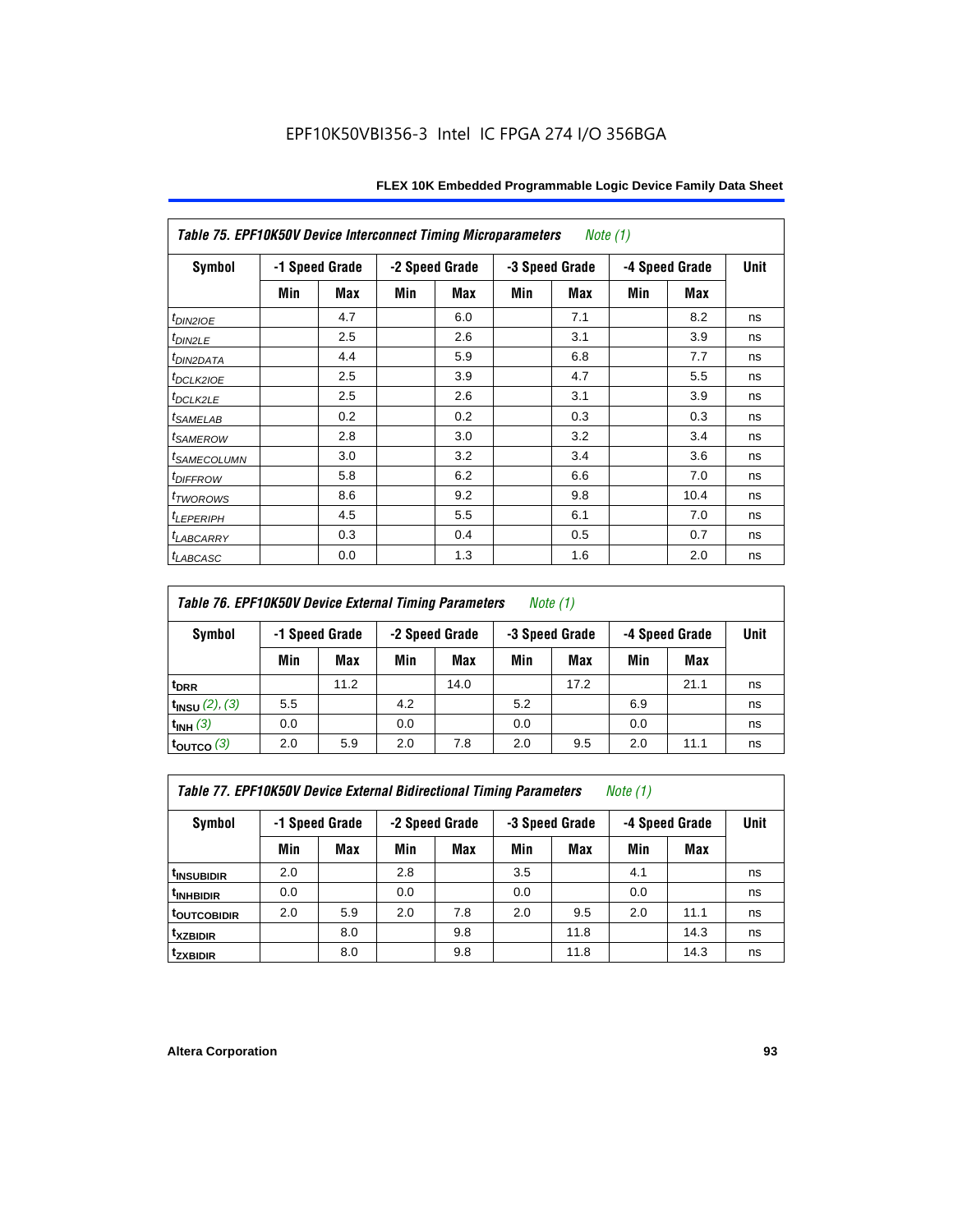| Table 75. EPF10K50V Device Interconnect Timing Microparameters *Note (1)* | | | | | | | | | |
|---|---|---|---|---|---|---|---|---|---|
| Symbol | -1 Speed Grade | | -2 Speed Grade | | -3 Speed Grade | | -4 Speed Grade | | Unit |
| | Min | Max | Min | Max | Min | Max | Min | Max | |
| $t_{DIN2IOE}$ | | 4.7 | | 6.0 | | 7.1 | | 8.2 | ns |
| $t_{DIN2LE}$ | | 2.5 | | 2.6 | | 3.1 | | 3.9 | ns |
| $t_{DIN2DATA}$ | | 4.4 | | 5.9 | | 6.8 | | 7.7 | ns |
| $t_{DCLK2IOE}$ | | 2.5 | | 3.9 | | 4.7 | | 5.5 | ns |
| $t_{DCLK2LE}$ | | 2.5 | | 2.6 | | 3.1 | | 3.9 | ns |
| $t_{SAMELAB}$ | | 0.2 | | 0.2 | | 0.3 | | 0.3 | ns |
| $t_{SAMEROW}$ | | 2.8 | | 3.0 | | 3.2 | | 3.4 | ns |
| $t_{SAMECOLUMN}$ | | 3.0 | | 3.2 | | 3.4 | | 3.6 | ns |
| $t_{DIFFROW}$ | | 5.8 | | 6.2 | | 6.6 | | 7.0 | ns |
| $t_{TWOROWS}$ | | 8.6 | | 9.2 | | 9.8 | | 10.4 | ns |
| $t_{LEPERIPH}$ | | 4.5 | | 5.5 | | 6.1 | | 7.0 | ns |
| $t_{LABCARRY}$ | | 0.3 | | 0.4 | | 0.5 | | 0.7 | ns |
| $t_{LABCASC}$ | | 0.0 | | 1.3 | | 1.6 | | 2.0 | ns |

| Table 76. EPF10K50V Device External Timing Parameters *Note (1)* | | | | | | | | | |
|---|---|---|---|---|---|---|---|---|---|
| Symbol | -1 Speed Grade | | -2 Speed Grade | | -3 Speed Grade | | -4 Speed Grade | | Unit |
| | Min | Max | Min | Max | Min | Max | Min | Max | |
| $t_{DRR}$ | | 11.2 | | 14.0 | | 17.2 | | 21.1 | ns |
| $t_{INSU}$ *(2), (3)* | 5.5 | | 4.2 | | 5.2 | | 6.9 | | ns |
| $t_{INH}$ *(3)* | 0.0 | | 0.0 | | 0.0 | | 0.0 | | ns |
| $t_{OUTCO}$ *(3)* | 2.0 | 5.9 | 2.0 | 7.8 | 2.0 | 9.5 | 2.0 | 11.1 | ns |

| Table 77. EPF10K50V Device External Bidirectional Timing Parameters *Note (1)* | | | | | | | | | |
|---|---|---|---|---|---|---|---|---|---|
| Symbol | -1 Speed Grade | | -2 Speed Grade | | -3 Speed Grade | | -4 Speed Grade | | Unit |
| | Min | Max | Min | Max | Min | Max | Min | Max | |
| $t_{INSUBIDIR}$ | 2.0 | | 2.8 | | 3.5 | | 4.1 | | ns |
| $t_{INHBIDIR}$ | 0.0 | | 0.0 | | 0.0 | | 0.0 | | ns |
| $t_{OUTCOBIDIR}$ | 2.0 | 5.9 | 2.0 | 7.8 | 2.0 | 9.5 | 2.0 | 11.1 | ns |
| $t_{XZBIDIR}$ | | 8.0 | | 9.8 | | 11.8 | | 14.3 | ns |
| $t_{ZXBIDIR}$ | | 8.0 | | 9.8 | | 11.8 | | 14.3 | ns |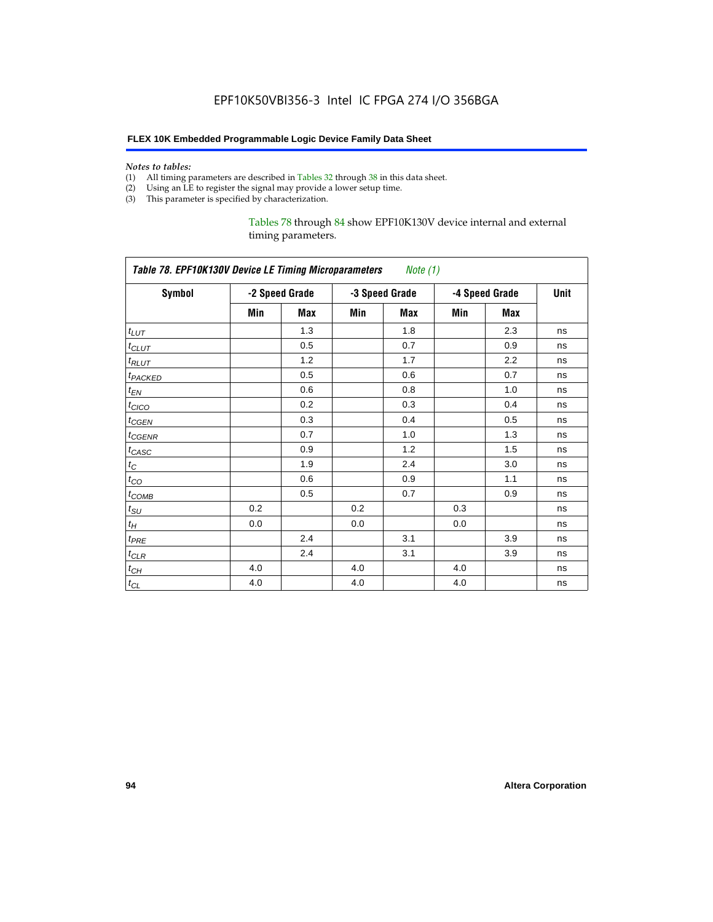*Notes to tables:*

(1) All timing parameters are described in Tables 32 through 38 in this data sheet.
(2) Using an LE to register the signal may provide a lower setup time.
(3) This parameter is specified by characterization.

Tables 78 through 84 show EPF10K130V device internal and external timing parameters.

| *Table 78. EPF10K130V Device LE Timing Microparameters* *Note (1)* | | | | | | | |
|---|---|---|---|---|---|---|---|
| **Symbol** | **-2 Speed Grade** | | **-3 Speed Grade** | | **-4 Speed Grade** | | **Unit** |
| | **Min** | **Max** | **Min** | **Max** | **Min** | **Max** | |
| $t_{LUT}$ | | 1.3 | | 1.8 | | 2.3 | ns |
| $t_{CLUT}$ | | 0.5 | | 0.7 | | 0.9 | ns |
| $t_{RLUT}$ | | 1.2 | | 1.7 | | 2.2 | ns |
| $t_{PACKED}$ | | 0.5 | | 0.6 | | 0.7 | ns |
| $t_{EN}$ | | 0.6 | | 0.8 | | 1.0 | ns |
| $t_{CICO}$ | | 0.2 | | 0.3 | | 0.4 | ns |
| $t_{CGEN}$ | | 0.3 | | 0.4 | | 0.5 | ns |
| $t_{CGENR}$ | | 0.7 | | 1.0 | | 1.3 | ns |
| $t_{CASC}$ | | 0.9 | | 1.2 | | 1.5 | ns |
| $t_{C}$ | | 1.9 | | 2.4 | | 3.0 | ns |
| $t_{CO}$ | | 0.6 | | 0.9 | | 1.1 | ns |
| $t_{COMB}$ | | 0.5 | | 0.7 | | 0.9 | ns |
| $t_{SU}$ | 0.2 | | 0.2 | | 0.3 | | ns |
| $t_{H}$ | 0.0 | | 0.0 | | 0.0 | | ns |
| $t_{PRE}$ | | 2.4 | | 3.1 | | 3.9 | ns |
| $t_{CLR}$ | | 2.4 | | 3.1 | | 3.9 | ns |
| $t_{CH}$ | 4.0 | | 4.0 | | 4.0 | | ns |
| $t_{CL}$ | 4.0 | | 4.0 | | 4.0 | | ns |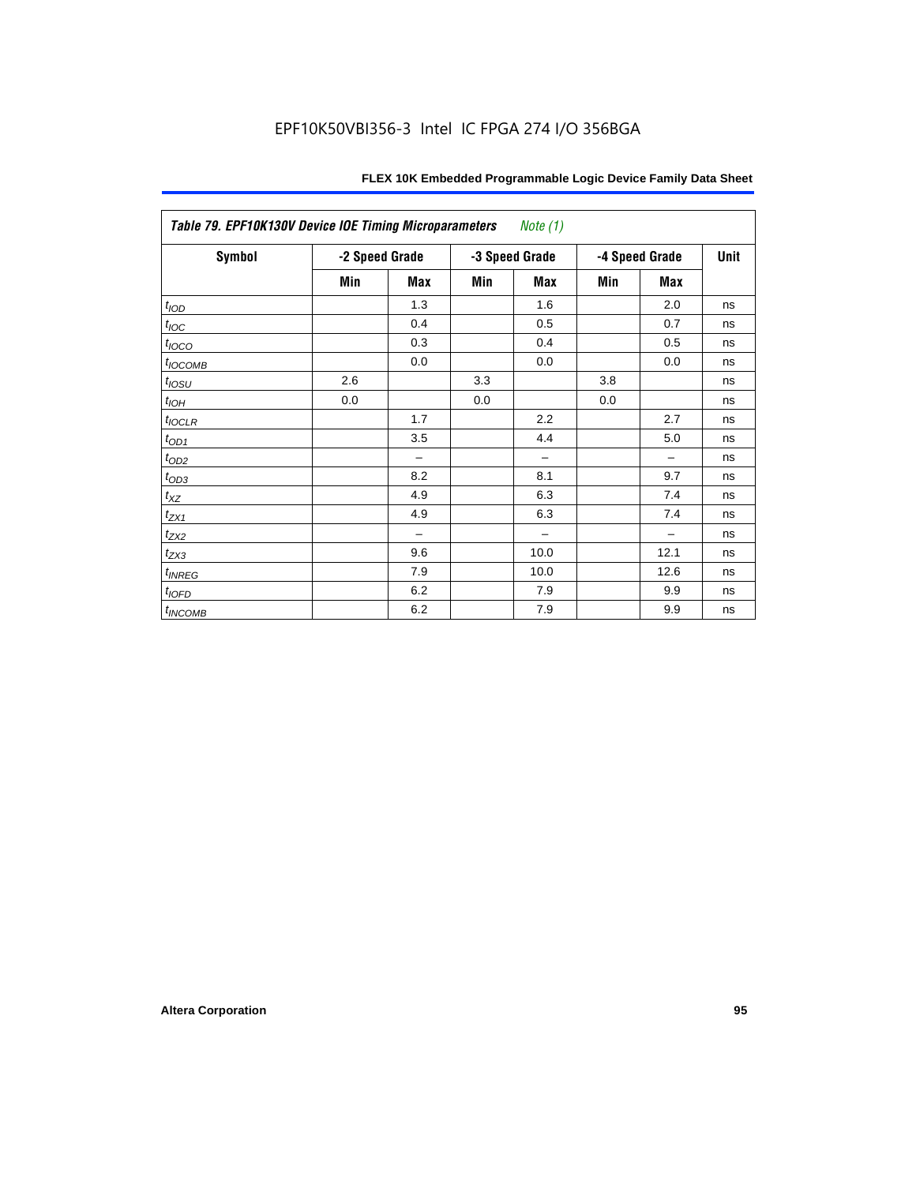| *Table 79. EPF10K130V Device IOE Timing Microparameters* *Note (1)* | | | | | | | |
|---|---|---|---|---|---|---|---|
| **Symbol** | **-2 Speed Grade** | | **-3 Speed Grade** | | **-4 Speed Grade** | | **Unit** |
| | **Min** | **Max** | **Min** | **Max** | **Min** | **Max** | |
| $t_{IOD}$ | | 1.3 | | 1.6 | | 2.0 | ns |
| $t_{IOC}$ | | 0.4 | | 0.5 | | 0.7 | ns |
| $t_{IOCO}$ | | 0.3 | | 0.4 | | 0.5 | ns |
| $t_{IOCOMB}$ | | 0.0 | | 0.0 | | 0.0 | ns |
| $t_{IOSU}$ | 2.6 | | 3.3 | | 3.8 | | ns |
| $t_{IOH}$ | 0.0 | | 0.0 | | 0.0 | | ns |
| $t_{IOCLR}$ | | 1.7 | | 2.2 | | 2.7 | ns |
| $t_{OD1}$ | | 3.5 | | 4.4 | | 5.0 | ns |
| $t_{OD2}$ | | – | | – | | – | ns |
| $t_{OD3}$ | | 8.2 | | 8.1 | | 9.7 | ns |
| $t_{XZ}$ | | 4.9 | | 6.3 | | 7.4 | ns |
| $t_{ZX1}$ | | 4.9 | | 6.3 | | 7.4 | ns |
| $t_{ZX2}$ | | – | | – | | – | ns |
| $t_{ZX3}$ | | 9.6 | | 10.0 | | 12.1 | ns |
| $t_{INREG}$ | | 7.9 | | 10.0 | | 12.6 | ns |
| $t_{IOFD}$ | | 6.2 | | 7.9 | | 9.9 | ns |
| $t_{INCOMB}$ | | 6.2 | | 7.9 | | 9.9 | ns |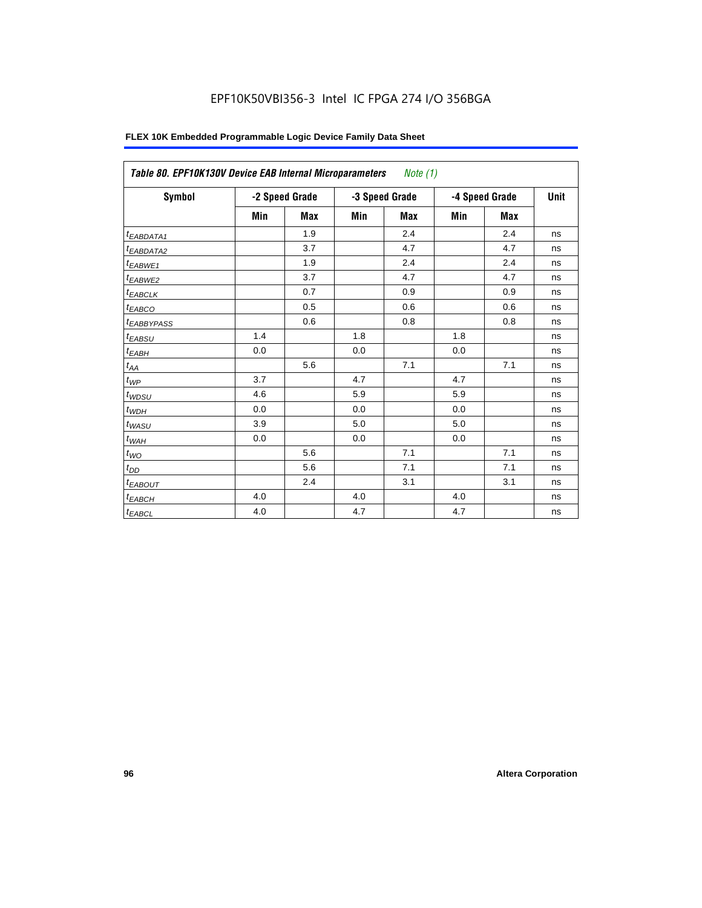EPF10K50VBI356-3 Intel IC FPGA 274 I/O 356BGA

**FLEX 10K Embedded Programmable Logic Device Family Data Sheet**

| *Table 80. EPF10K130V Device EAB Internal Microparameters Note (1)* | | | | | | | |
|---|---|---|---|---|---|---|---|
| Symbol | -2 Speed Grade | | -3 Speed Grade | | -4 Speed Grade | | Unit |
| | Min | Max | Min | Max | Min | Max | |
| $t_{EABDATA1}$ | | 1.9 | | 2.4 | | 2.4 | ns |
| $t_{EABDATA2}$ | | 3.7 | | 4.7 | | 4.7 | ns |
| $t_{EABWE1}$ | | 1.9 | | 2.4 | | 2.4 | ns |
| $t_{EABWE2}$ | | 3.7 | | 4.7 | | 4.7 | ns |
| $t_{EABCLK}$ | | 0.7 | | 0.9 | | 0.9 | ns |
| $t_{EABCO}$ | | 0.5 | | 0.6 | | 0.6 | ns |
| $t_{EABBYPASS}$ | | 0.6 | | 0.8 | | 0.8 | ns |
| $t_{EABSU}$ | 1.4 | | 1.8 | | 1.8 | | ns |
| $t_{EABH}$ | 0.0 | | 0.0 | | 0.0 | | ns |
| $t_{AA}$ | | 5.6 | | 7.1 | | 7.1 | ns |
| $t_{WP}$ | 3.7 | | 4.7 | | 4.7 | | ns |
| $t_{WDSU}$ | 4.6 | | 5.9 | | 5.9 | | ns |
| $t_{WDH}$ | 0.0 | | 0.0 | | 0.0 | | ns |
| $t_{WASU}$ | 3.9 | | 5.0 | | 5.0 | | ns |
| $t_{WAH}$ | 0.0 | | 0.0 | | 0.0 | | ns |
| $t_{WO}$ | | 5.6 | | 7.1 | | 7.1 | ns |
| $t_{DD}$ | | 5.6 | | 7.1 | | 7.1 | ns |
| $t_{EABOUT}$ | | 2.4 | | 3.1 | | 3.1 | ns |
| $t_{EABCH}$ | 4.0 | | 4.0 | | 4.0 | | ns |
| $t_{EABCL}$ | 4.0 | | 4.7 | | 4.7 | | ns |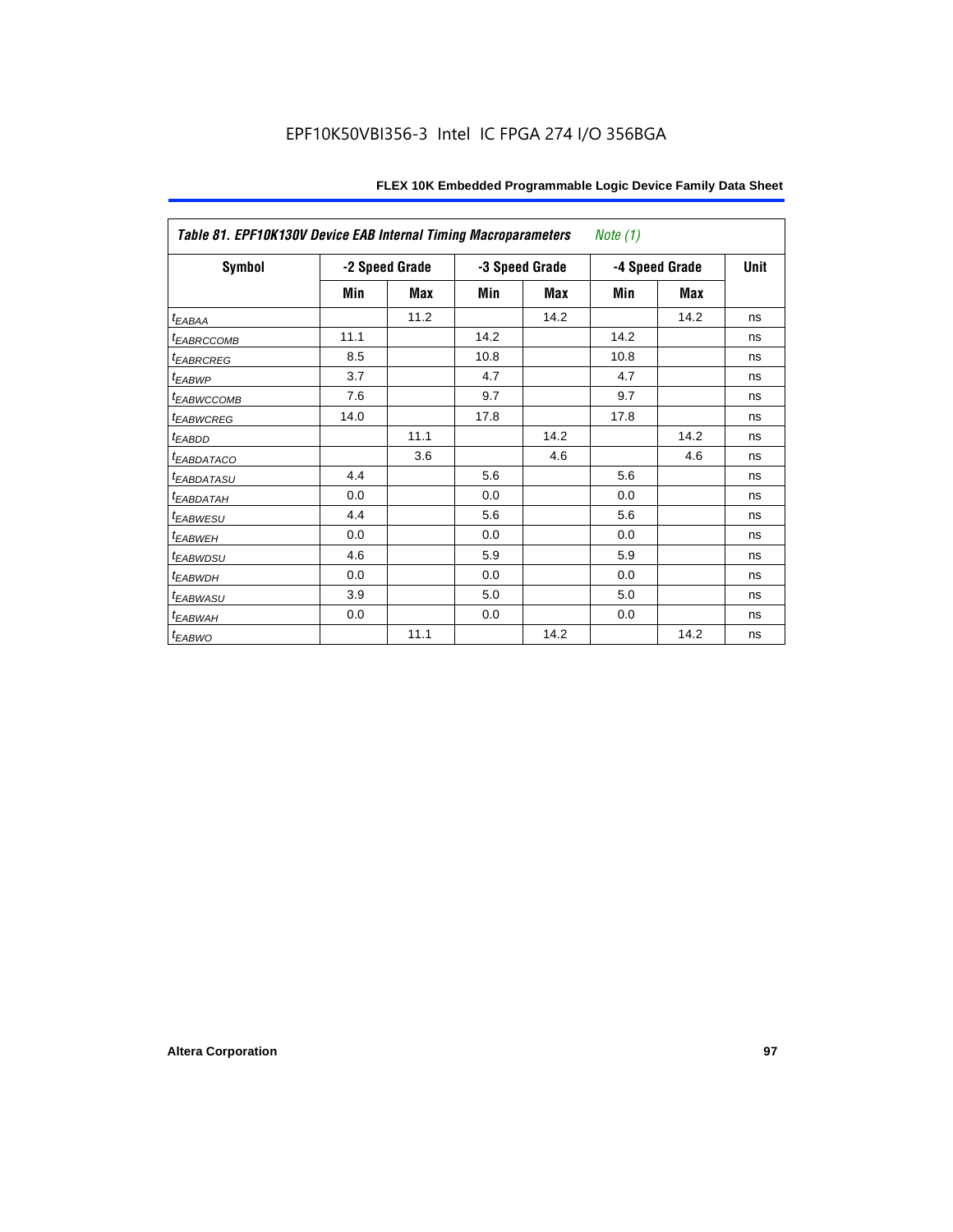EPF10K50VBI356-3 Intel IC FPGA 274 I/O 356BGA

| *Table 81. EPF10K130V Device EAB Internal Timing Macroparameters* | *Note (1)* | | | | | | |
|---|---|---|---|---|---|---|---|
| **Symbol** | **-2 Speed Grade** | | **-3 Speed Grade** | | **-4 Speed Grade** | | **Unit** |
| | **Min** | **Max** | **Min** | **Max** | **Min** | **Max** | |
| $t_{EABAA}$ | | 11.2 | | 14.2 | | 14.2 | ns |
| $t_{EABRCCOMB}$ | 11.1 | | 14.2 | | 14.2 | | ns |
| $t_{EABRCREG}$ | 8.5 | | 10.8 | | 10.8 | | ns |
| $t_{EABWP}$ | 3.7 | | 4.7 | | 4.7 | | ns |
| $t_{EABWCCOMB}$ | 7.6 | | 9.7 | | 9.7 | | ns |
| $t_{EABWCREG}$ | 14.0 | | 17.8 | | 17.8 | | ns |
| $t_{EABDD}$ | | 11.1 | | 14.2 | | 14.2 | ns |
| $t_{EABDATACO}$ | | 3.6 | | 4.6 | | 4.6 | ns |
| $t_{EABDATASU}$ | 4.4 | | 5.6 | | 5.6 | | ns |
| $t_{EABDATAH}$ | 0.0 | | 0.0 | | 0.0 | | ns |
| $t_{EABWESU}$ | 4.4 | | 5.6 | | 5.6 | | ns |
| $t_{EABWEH}$ | 0.0 | | 0.0 | | 0.0 | | ns |
| $t_{EABWDSU}$ | 4.6 | | 5.9 | | 5.9 | | ns |
| $t_{EABWDH}$ | 0.0 | | 0.0 | | 0.0 | | ns |
| $t_{EABWASU}$ | 3.9 | | 5.0 | | 5.0 | | ns |
| $t_{EABWAH}$ | 0.0 | | 0.0 | | 0.0 | | ns |
| $t_{EABWO}$ | | 11.1 | | 14.2 | | 14.2 | ns |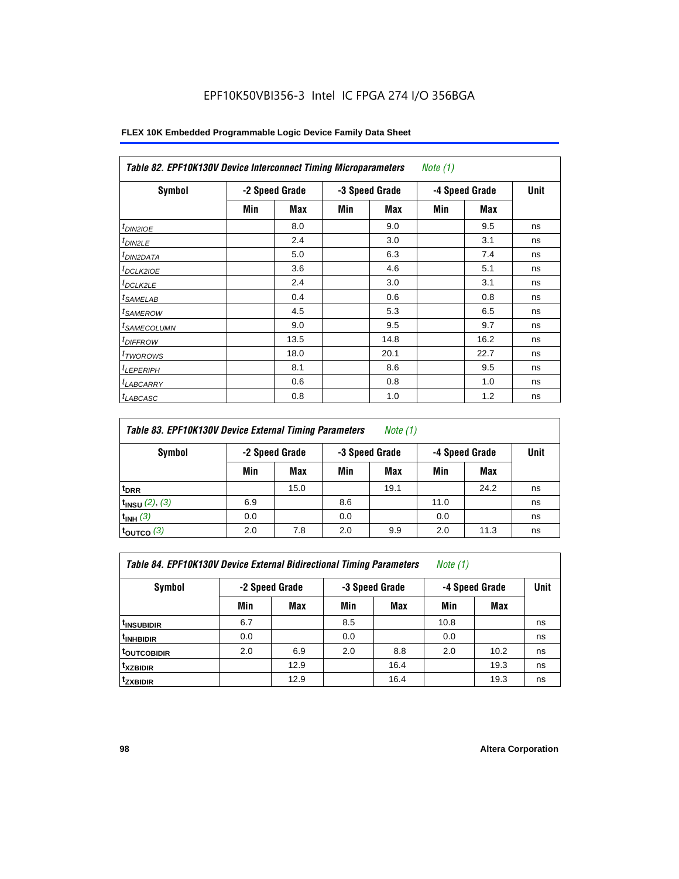EPF10K50VBI356-3 Intel IC FPGA 274 I/O 356BGA

**FLEX 10K Embedded Programmable Logic Device Family Data Sheet**

| Table 82. EPF10K130V Device Interconnect Timing Microparameters *Note (1)* | | | | | | | |
|---|---|---|---|---|---|---|---|
| Symbol | -2 Speed Grade | | -3 Speed Grade | | -4 Speed Grade | | Unit |
| | Min | Max | Min | Max | Min | Max | |
| $t_{DIN2IOE}$ | | 8.0 | | 9.0 | | 9.5 | ns |
| $t_{DIN2LE}$ | | 2.4 | | 3.0 | | 3.1 | ns |
| $t_{DIN2DATA}$ | | 5.0 | | 6.3 | | 7.4 | ns |
| $t_{DCLK2IOE}$ | | 3.6 | | 4.6 | | 5.1 | ns |
| $t_{DCLK2LE}$ | | 2.4 | | 3.0 | | 3.1 | ns |
| $t_{SAMELAB}$ | | 0.4 | | 0.6 | | 0.8 | ns |
| $t_{SAMEROW}$ | | 4.5 | | 5.3 | | 6.5 | ns |
| $t_{SAMECOLUMN}$ | | 9.0 | | 9.5 | | 9.7 | ns |
| $t_{DIFFROW}$ | | 13.5 | | 14.8 | | 16.2 | ns |
| $t_{TWOROWS}$ | | 18.0 | | 20.1 | | 22.7 | ns |
| $t_{LEPERIPH}$ | | 8.1 | | 8.6 | | 9.5 | ns |
| $t_{LABCARRY}$ | | 0.6 | | 0.8 | | 1.0 | ns |
| $t_{LABCASC}$ | | 0.8 | | 1.0 | | 1.2 | ns |

| Table 83. EPF10K130V Device External Timing Parameters *Note (1)* | | | | | | | |
|---|---|---|---|---|---|---|---|
| Symbol | -2 Speed Grade | | -3 Speed Grade | | -4 Speed Grade | | Unit |
| | Min | Max | Min | Max | Min | Max | |
| $t_{DRR}$ | | 15.0 | | 19.1 | | 24.2 | ns |
| $t_{INSU}$ *(2), (3)* | 6.9 | | 8.6 | | 11.0 | | ns |
| $t_{INH}$ *(3)* | 0.0 | | 0.0 | | 0.0 | | ns |
| $t_{OUTCO}$ *(3)* | 2.0 | 7.8 | 2.0 | 9.9 | 2.0 | 11.3 | ns |

| Table 84. EPF10K130V Device External Bidirectional Timing Parameters *Note (1)* | | | | | | | |
|---|---|---|---|---|---|---|---|
| Symbol | -2 Speed Grade | | -3 Speed Grade | | -4 Speed Grade | | Unit |
| | Min | Max | Min | Max | Min | Max | |
| $t_{INSUBIDIR}$ | 6.7 | | 8.5 | | 10.8 | | ns |
| $t_{INHBIDIR}$ | 0.0 | | 0.0 | | 0.0 | | ns |
| $t_{OUTCOBIDIR}$ | 2.0 | 6.9 | 2.0 | 8.8 | 2.0 | 10.2 | ns |
| $t_{XZBIDIR}$ | | 12.9 | | 16.4 | | 19.3 | ns |
| $t_{ZXBIDIR}$ | | 12.9 | | 16.4 | | 19.3 | ns |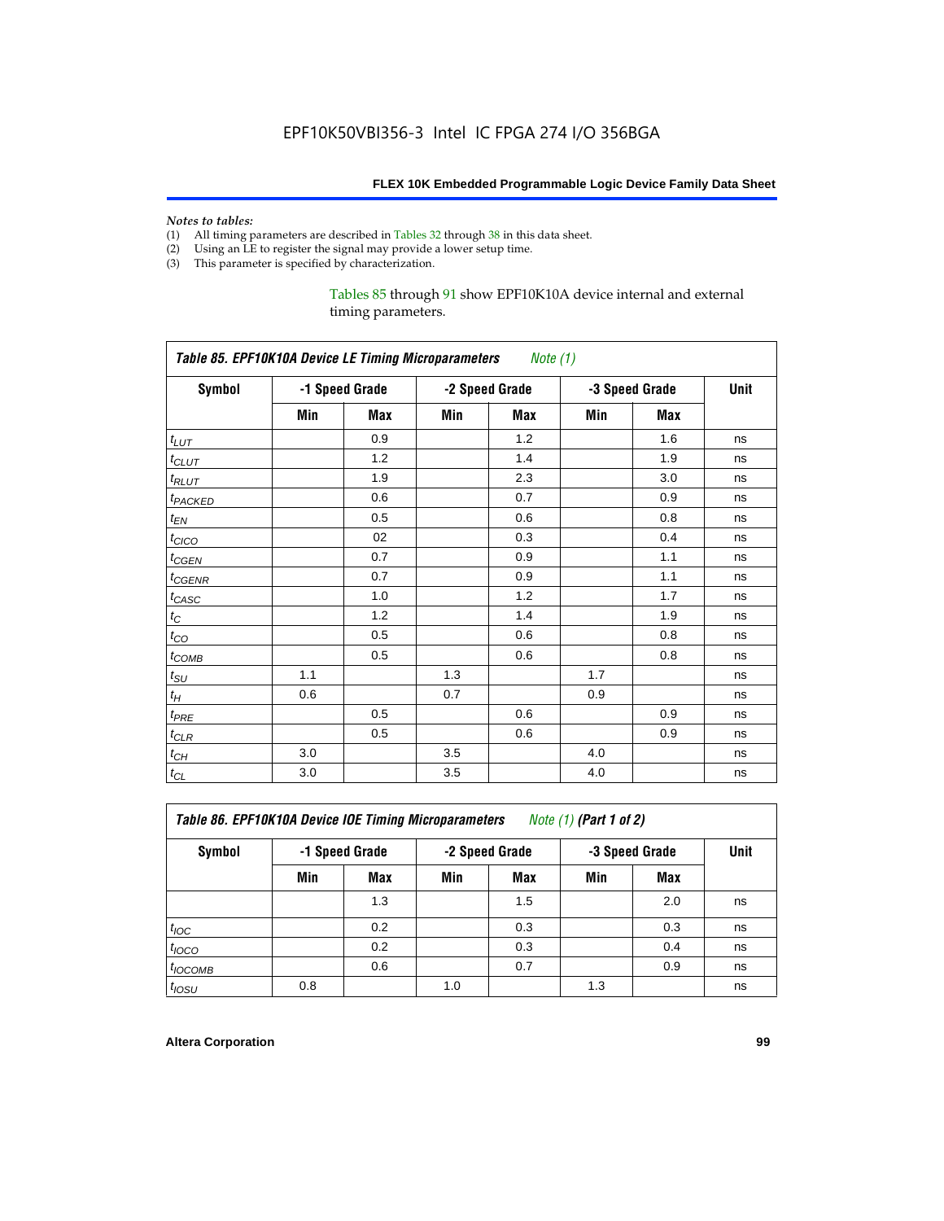*Notes to tables:*

(1) All timing parameters are described in Tables 32 through 38 in this data sheet.
(2) Using an LE to register the signal may provide a lower setup time.
(3) This parameter is specified by characterization.

Tables 85 through 91 show EPF10K10A device internal and external timing parameters.

| *Table 85. EPF10K10A Device LE Timing Microparameters Note (1)* | | | | | | | |
|---|---|---|---|---|---|---|---|
| **Symbol** | **-1 Speed Grade** | | **-2 Speed Grade** | | **-3 Speed Grade** | | **Unit** |
| | **Min** | **Max** | **Min** | **Max** | **Min** | **Max** | |
| $t_{LUT}$ | | 0.9 | | 1.2 | | 1.6 | ns |
| $t_{CLUT}$ | | 1.2 | | 1.4 | | 1.9 | ns |
| $t_{RLUT}$ | | 1.9 | | 2.3 | | 3.0 | ns |
| $t_{PACKED}$ | | 0.6 | | 0.7 | | 0.9 | ns |
| $t_{EN}$ | | 0.5 | | 0.6 | | 0.8 | ns |
| $t_{CICO}$ | | 02 | | 0.3 | | 0.4 | ns |
| $t_{CGEN}$ | | 0.7 | | 0.9 | | 1.1 | ns |
| $t_{CGENR}$ | | 0.7 | | 0.9 | | 1.1 | ns |
| $t_{CASC}$ | | 1.0 | | 1.2 | | 1.7 | ns |
| $t_C$ | | 1.2 | | 1.4 | | 1.9 | ns |
| $t_{CO}$ | | 0.5 | | 0.6 | | 0.8 | ns |
| $t_{COMB}$ | | 0.5 | | 0.6 | | 0.8 | ns |
| $t_{SU}$ | 1.1 | | 1.3 | | 1.7 | | ns |
| $t_H$ | 0.6 | | 0.7 | | 0.9 | | ns |
| $t_{PRE}$ | | 0.5 | | 0.6 | | 0.9 | ns |
| $t_{CLR}$ | | 0.5 | | 0.6 | | 0.9 | ns |
| $t_{CH}$ | 3.0 | | 3.5 | | 4.0 | | ns |
| $t_{CL}$ | 3.0 | | 3.5 | | 4.0 | | ns |

| *Table 86. EPF10K10A Device IOE Timing Microparameters Note (1) (Part 1 of 2)* | | | | | | | |
|---|---|---|---|---|---|---|---|
| **Symbol** | **-1 Speed Grade** | | **-2 Speed Grade** | | **-3 Speed Grade** | | **Unit** |
| | **Min** | **Max** | **Min** | **Max** | **Min** | **Max** | |
| | | 1.3 | | 1.5 | | 2.0 | ns |
| $t_{IOC}$ | | 0.2 | | 0.3 | | 0.3 | ns |
| $t_{IOCO}$ | | 0.2 | | 0.3 | | 0.4 | ns |
| $t_{IOCOMB}$ | | 0.6 | | 0.7 | | 0.9 | ns |
| $t_{IOSU}$ | 0.8 | | 1.0 | | 1.3 | | ns |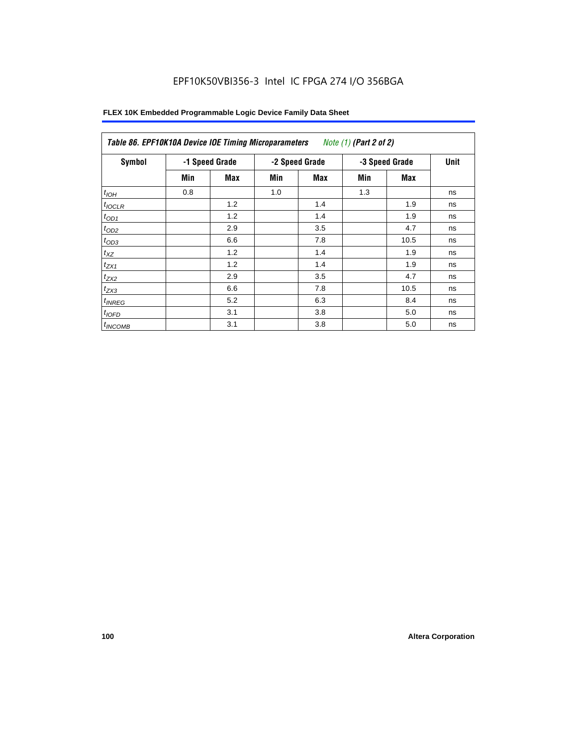| *Table 86. EPF10K10A Device IOE Timing Microparameters Note (1) (Part 2 of 2)* | | | | | | | |
|---|---|---|---|---|---|---|---|
| **Symbol** | **-1 Speed Grade** | | **-2 Speed Grade** | | **-3 Speed Grade** | | **Unit** |
| | **Min** | **Max** | **Min** | **Max** | **Min** | **Max** | |
| $t_{IOH}$ | 0.8 | | 1.0 | | 1.3 | | ns |
| $t_{IOCLR}$ | | 1.2 | | 1.4 | | 1.9 | ns |
| $t_{OD1}$ | | 1.2 | | 1.4 | | 1.9 | ns |
| $t_{OD2}$ | | 2.9 | | 3.5 | | 4.7 | ns |
| $t_{OD3}$ | | 6.6 | | 7.8 | | 10.5 | ns |
| $t_{XZ}$ | | 1.2 | | 1.4 | | 1.9 | ns |
| $t_{ZX1}$ | | 1.2 | | 1.4 | | 1.9 | ns |
| $t_{ZX2}$ | | 2.9 | | 3.5 | | 4.7 | ns |
| $t_{ZX3}$ | | 6.6 | | 7.8 | | 10.5 | ns |
| $t_{INREG}$ | | 5.2 | | 6.3 | | 8.4 | ns |
| $t_{IOFD}$ | | 3.1 | | 3.8 | | 5.0 | ns |
| $t_{INCOMB}$ | | 3.1 | | 3.8 | | 5.0 | ns |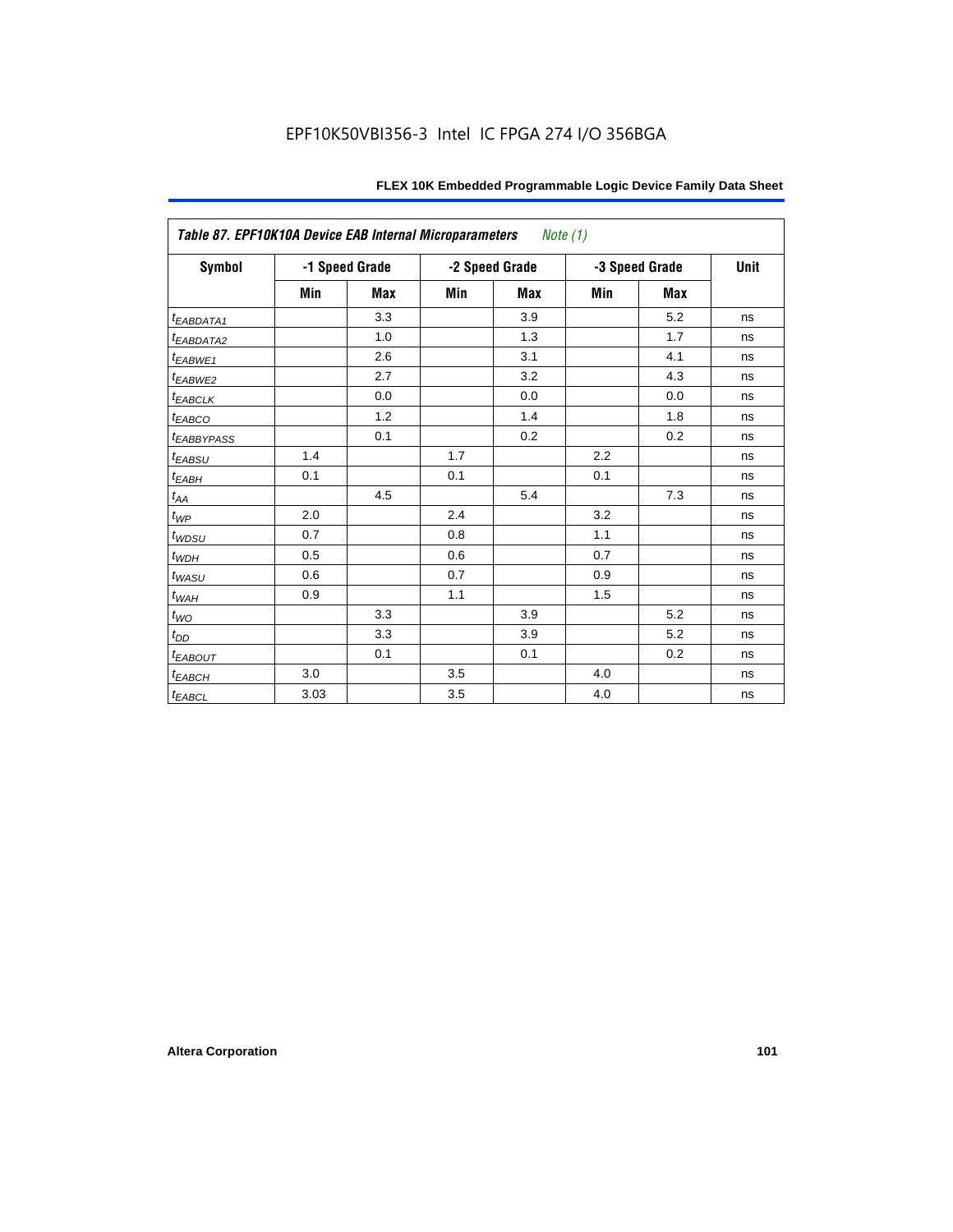Table 87. EPF10K10A Device EAB Internal Microparameters *Note (1)*

| Symbol | -1 Speed Grade | | -2 Speed Grade | | -3 Speed Grade | | Unit |
|---|---|---|---|---|---|---|---|
| | Min | Max | Min | Max | Min | Max | |
| $t_{EABDATA1}$ | | 3.3 | | 3.9 | | 5.2 | ns |
| $t_{EABDATA2}$ | | 1.0 | | 1.3 | | 1.7 | ns |
| $t_{EABWE1}$ | | 2.6 | | 3.1 | | 4.1 | ns |
| $t_{EABWE2}$ | | 2.7 | | 3.2 | | 4.3 | ns |
| $t_{EABCLK}$ | | 0.0 | | 0.0 | | 0.0 | ns |
| $t_{EABCO}$ | | 1.2 | | 1.4 | | 1.8 | ns |
| $t_{EABBYPASS}$ | | 0.1 | | 0.2 | | 0.2 | ns |
| $t_{EABSU}$ | 1.4 | | 1.7 | | 2.2 | | ns |
| $t_{EABH}$ | 0.1 | | 0.1 | | 0.1 | | ns |
| $t_{AA}$ | | 4.5 | | 5.4 | | 7.3 | ns |
| $t_{WP}$ | 2.0 | | 2.4 | | 3.2 | | ns |
| $t_{WDSU}$ | 0.7 | | 0.8 | | 1.1 | | ns |
| $t_{WDH}$ | 0.5 | | 0.6 | | 0.7 | | ns |
| $t_{WASU}$ | 0.6 | | 0.7 | | 0.9 | | ns |
| $t_{WAH}$ | 0.9 | | 1.1 | | 1.5 | | ns |
| $t_{WO}$ | | 3.3 | | 3.9 | | 5.2 | ns |
| $t_{DD}$ | | 3.3 | | 3.9 | | 5.2 | ns |
| $t_{EABOUT}$ | | 0.1 | | 0.1 | | 0.2 | ns |
| $t_{EABCH}$ | 3.0 | | 3.5 | | 4.0 | | ns |
| $t_{EABCL}$ | 3.03 | | 3.5 | | 4.0 | | ns |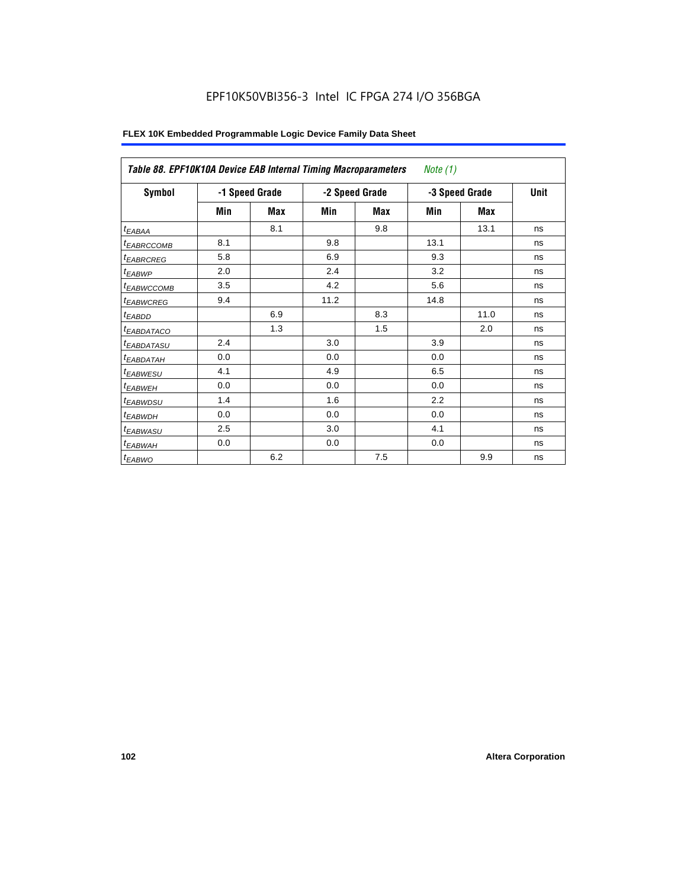EPF10K50VBI356-3 Intel IC FPGA 274 I/O 356BGA

**FLEX 10K Embedded Programmable Logic Device Family Data Sheet**

| *Table 88. EPF10K10A Device EAB Internal Timing Macroparameters* *Note (1)* | | | | | | | |
|---|---|---|---|---|---|---|---|
| **Symbol** | **-1 Speed Grade** | | **-2 Speed Grade** | | **-3 Speed Grade** | | **Unit** |
| | **Min** | **Max** | **Min** | **Max** | **Min** | **Max** | |
| $t_{EABAA}$ | | 8.1 | | 9.8 | | 13.1 | ns |
| $t_{EABRCCOMB}$ | 8.1 | | 9.8 | | 13.1 | | ns |
| $t_{EABRCREG}$ | 5.8 | | 6.9 | | 9.3 | | ns |
| $t_{EABWP}$ | 2.0 | | 2.4 | | 3.2 | | ns |
| $t_{EABWCCOMB}$ | 3.5 | | 4.2 | | 5.6 | | ns |
| $t_{EABWCREG}$ | 9.4 | | 11.2 | | 14.8 | | ns |
| $t_{EABDD}$ | | 6.9 | | 8.3 | | 11.0 | ns |
| $t_{EABDATACO}$ | | 1.3 | | 1.5 | | 2.0 | ns |
| $t_{EABDATASU}$ | 2.4 | | 3.0 | | 3.9 | | ns |
| $t_{EABDATAH}$ | 0.0 | | 0.0 | | 0.0 | | ns |
| $t_{EABWESU}$ | 4.1 | | 4.9 | | 6.5 | | ns |
| $t_{EABWEH}$ | 0.0 | | 0.0 | | 0.0 | | ns |
| $t_{EABWDSU}$ | 1.4 | | 1.6 | | 2.2 | | ns |
| $t_{EABWDH}$ | 0.0 | | 0.0 | | 0.0 | | ns |
| $t_{EABWASU}$ | 2.5 | | 3.0 | | 4.1 | | ns |
| $t_{EABWAH}$ | 0.0 | | 0.0 | | 0.0 | | ns |
| $t_{EABWO}$ | | 6.2 | | 7.5 | | 9.9 | ns |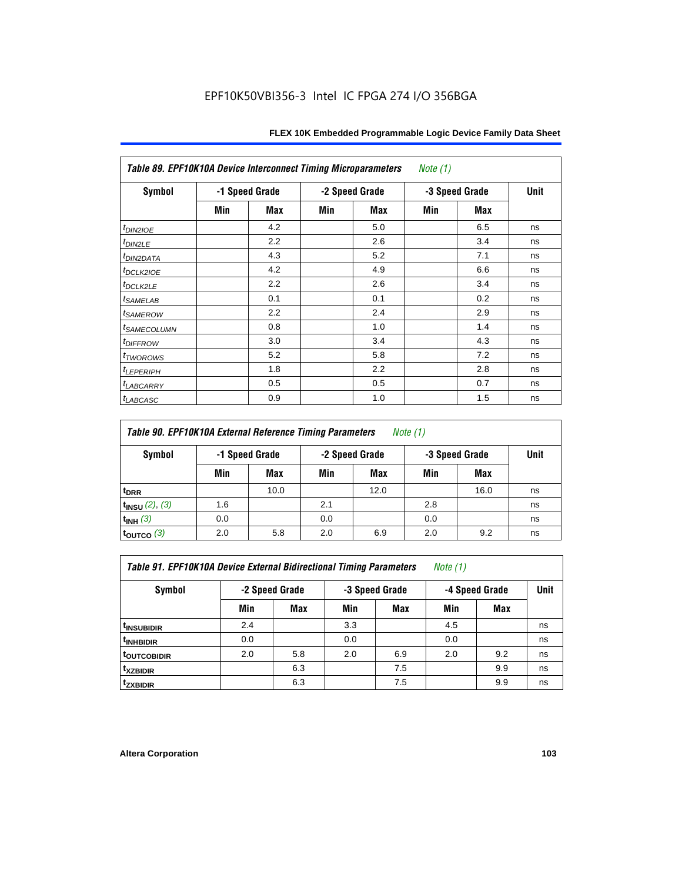| Table 89. EPF10K10A Device Interconnect Timing Microparameters *Note (1)* | | | | | | | |
|---|---|---|---|---|---|---|---|
| Symbol | -1 Speed Grade | | -2 Speed Grade | | -3 Speed Grade | | Unit |
| | Min | Max | Min | Max | Min | Max | |
| $t_{DIN2IOE}$ | | 4.2 | | 5.0 | | 6.5 | ns |
| $t_{DIN2LE}$ | | 2.2 | | 2.6 | | 3.4 | ns |
| $t_{DIN2DATA}$ | | 4.3 | | 5.2 | | 7.1 | ns |
| $t_{DCLK2IOE}$ | | 4.2 | | 4.9 | | 6.6 | ns |
| $t_{DCLK2LE}$ | | 2.2 | | 2.6 | | 3.4 | ns |
| $t_{SAMELAB}$ | | 0.1 | | 0.1 | | 0.2 | ns |
| $t_{SAMEROW}$ | | 2.2 | | 2.4 | | 2.9 | ns |
| $t_{SAMECOLUMN}$ | | 0.8 | | 1.0 | | 1.4 | ns |
| $t_{DIFFROW}$ | | 3.0 | | 3.4 | | 4.3 | ns |
| $t_{TWOROWS}$ | | 5.2 | | 5.8 | | 7.2 | ns |
| $t_{LEPERIPH}$ | | 1.8 | | 2.2 | | 2.8 | ns |
| $t_{LABCARRY}$ | | 0.5 | | 0.5 | | 0.7 | ns |
| $t_{LABCASC}$ | | 0.9 | | 1.0 | | 1.5 | ns |

| Table 90. EPF10K10A External Reference Timing Parameters *Note (1)* | | | | | | | |
|---|---|---|---|---|---|---|---|
| Symbol | -1 Speed Grade | | -2 Speed Grade | | -3 Speed Grade | | Unit |
| | Min | Max | Min | Max | Min | Max | |
| $t_{DRR}$ | | 10.0 | | 12.0 | | 16.0 | ns |
| $t_{INSU}$ *(2), (3)* | 1.6 | | 2.1 | | 2.8 | | ns |
| $t_{INH}$ *(3)* | 0.0 | | 0.0 | | 0.0 | | ns |
| $t_{OUTCO}$ *(3)* | 2.0 | 5.8 | 2.0 | 6.9 | 2.0 | 9.2 | ns |

| Table 91. EPF10K10A Device External Bidirectional Timing Parameters *Note (1)* | | | | | | | |
|---|---|---|---|---|---|---|---|
| Symbol | -2 Speed Grade | | -3 Speed Grade | | -4 Speed Grade | | Unit |
| | Min | Max | Min | Max | Min | Max | |
| $t_{INSUBIDIR}$ | 2.4 | | 3.3 | | 4.5 | | ns |
| $t_{INHBIDIR}$ | 0.0 | | 0.0 | | 0.0 | | ns |
| $t_{OUTCOBIDIR}$ | 2.0 | 5.8 | 2.0 | 6.9 | 2.0 | 9.2 | ns |
| $t_{XZBIDIR}$ | | 6.3 | | 7.5 | | 9.9 | ns |
| $t_{ZXBIDIR}$ | | 6.3 | | 7.5 | | 9.9 | ns |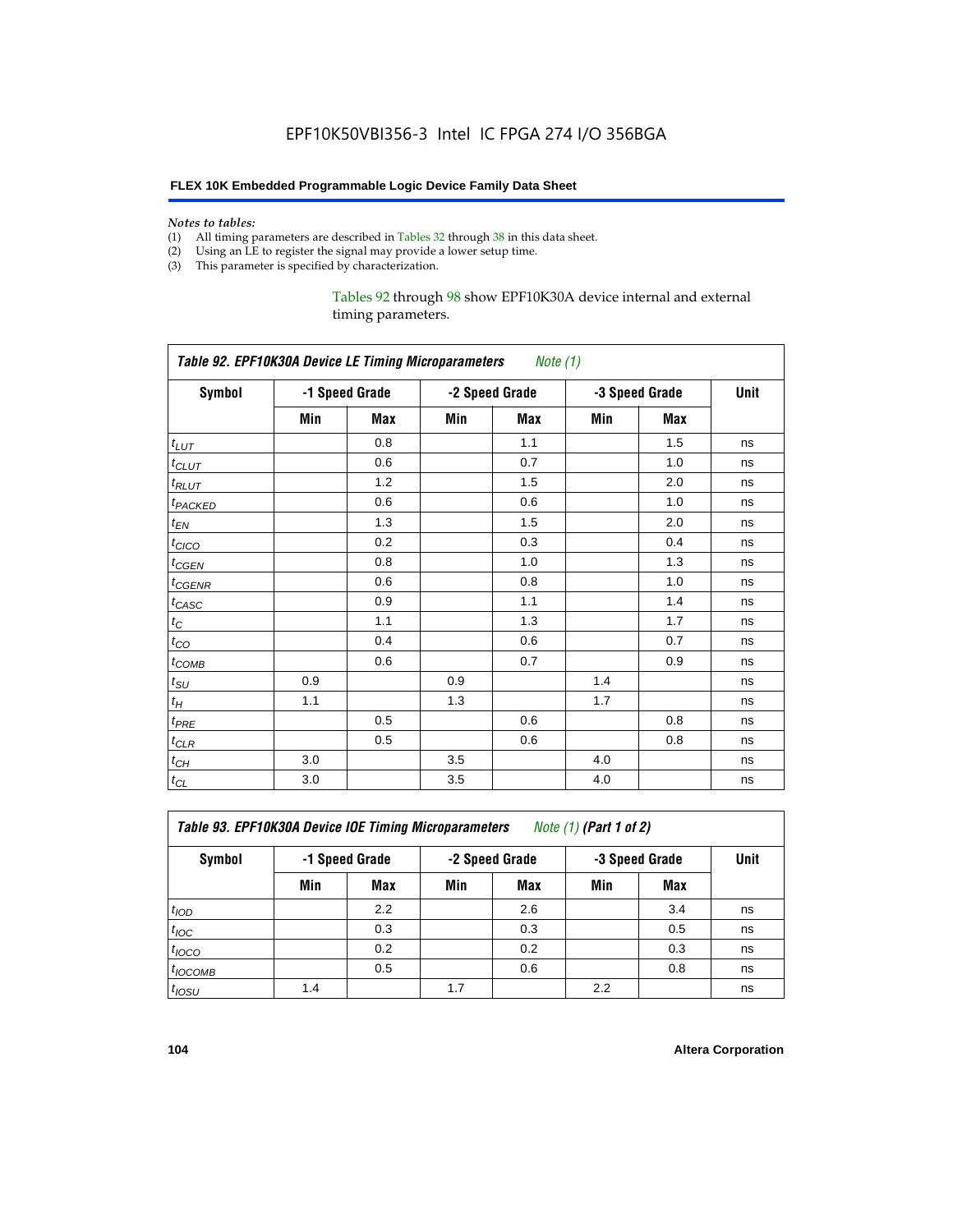*Notes to tables:*

(1) All timing parameters are described in Tables 32 through 38 in this data sheet.
(2) Using an LE to register the signal may provide a lower setup time.
(3) This parameter is specified by characterization.

Tables 92 through 98 show EPF10K30A device internal and external timing parameters.

| *Table 92. EPF10K30A Device LE Timing Microparameters* *Note (1)* | | | | | | | |
|---|---|---|---|---|---|---|---|
| **Symbol** | **-1 Speed Grade** | | **-2 Speed Grade** | | **-3 Speed Grade** | | **Unit** |
| | **Min** | **Max** | **Min** | **Max** | **Min** | **Max** | |
| $t_{LUT}$ | | 0.8 | | 1.1 | | 1.5 | ns |
| $t_{CLUT}$ | | 0.6 | | 0.7 | | 1.0 | ns |
| $t_{RLUT}$ | | 1.2 | | 1.5 | | 2.0 | ns |
| $t_{PACKED}$ | | 0.6 | | 0.6 | | 1.0 | ns |
| $t_{EN}$ | | 1.3 | | 1.5 | | 2.0 | ns |
| $t_{CICO}$ | | 0.2 | | 0.3 | | 0.4 | ns |
| $t_{CGEN}$ | | 0.8 | | 1.0 | | 1.3 | ns |
| $t_{CGENR}$ | | 0.6 | | 0.8 | | 1.0 | ns |
| $t_{CASC}$ | | 0.9 | | 1.1 | | 1.4 | ns |
| $t_{C}$ | | 1.1 | | 1.3 | | 1.7 | ns |
| $t_{CO}$ | | 0.4 | | 0.6 | | 0.7 | ns |
| $t_{COMB}$ | | 0.6 | | 0.7 | | 0.9 | ns |
| $t_{SU}$ | 0.9 | | 0.9 | | 1.4 | | ns |
| $t_{H}$ | 1.1 | | 1.3 | | 1.7 | | ns |
| $t_{PRE}$ | | 0.5 | | 0.6 | | 0.8 | ns |
| $t_{CLR}$ | | 0.5 | | 0.6 | | 0.8 | ns |
| $t_{CH}$ | 3.0 | | 3.5 | | 4.0 | | ns |
| $t_{CL}$ | 3.0 | | 3.5 | | 4.0 | | ns |

| *Table 93. EPF10K30A Device IOE Timing Microparameters* *Note (1)* ***(Part 1 of 2)*** | | | | | | | |
|---|---|---|---|---|---|---|---|
| **Symbol** | **-1 Speed Grade** | | **-2 Speed Grade** | | **-3 Speed Grade** | | **Unit** |
| | **Min** | **Max** | **Min** | **Max** | **Min** | **Max** | |
| $t_{IOD}$ | | 2.2 | | 2.6 | | 3.4 | ns |
| $t_{IOC}$ | | 0.3 | | 0.3 | | 0.5 | ns |
| $t_{IOCO}$ | | 0.2 | | 0.2 | | 0.3 | ns |
| $t_{IOCOMB}$ | | 0.5 | | 0.6 | | 0.8 | ns |
| $t_{IOSU}$ | 1.4 | | 1.7 | | 2.2 | | ns |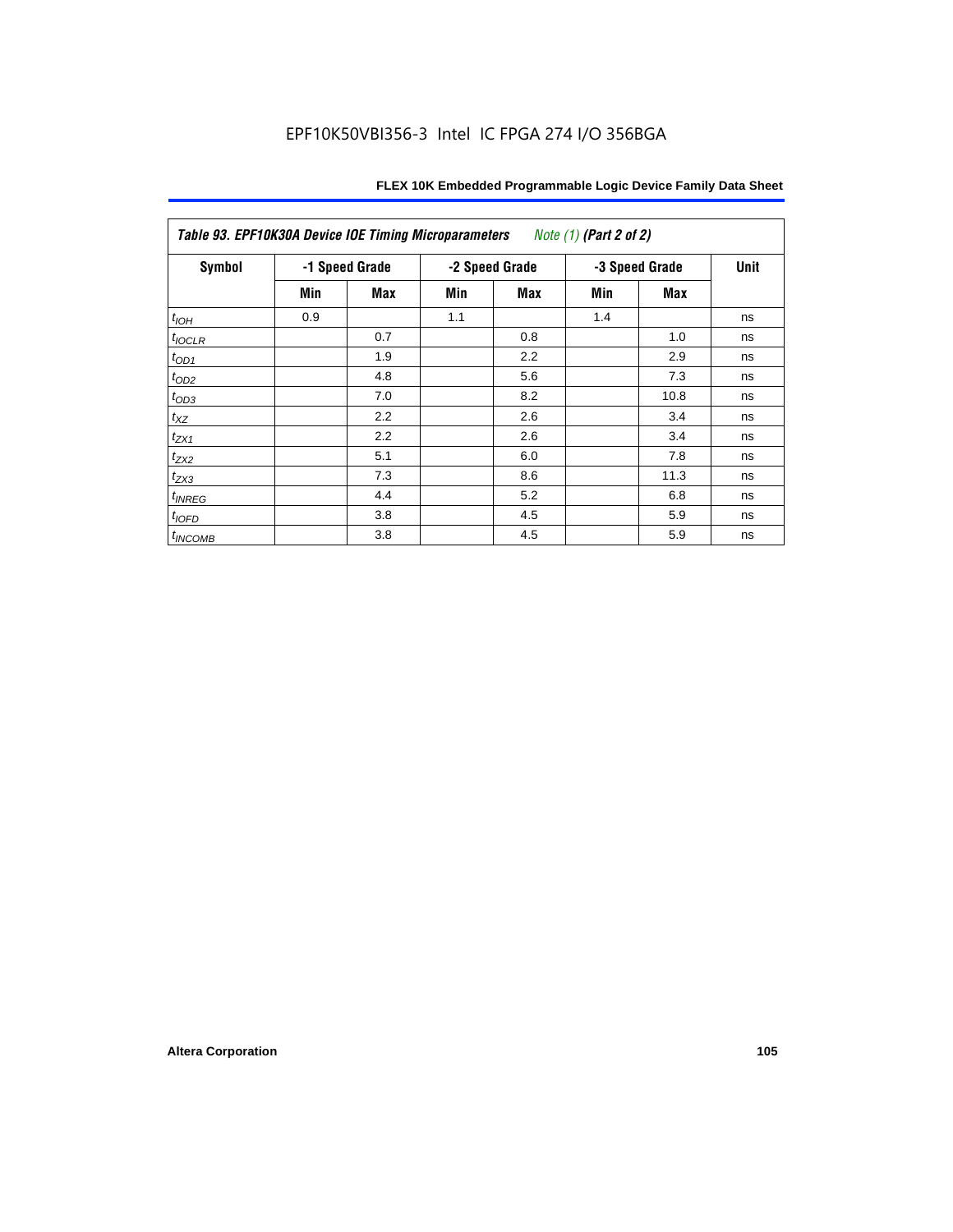**Table 93. EPF10K30A Device IOE Timing Microparameters** *Note (1)* **(Part 2 of 2)**

| Symbol | -1 Speed Grade | | -2 Speed Grade | | -3 Speed Grade | | Unit |
|---|---|---|---|---|---|---|---|
| | Min | Max | Min | Max | Min | Max | |
| $t_{IOH}$ | 0.9 | | 1.1 | | 1.4 | | ns |
| $t_{IOCLR}$ | | 0.7 | | 0.8 | | 1.0 | ns |
| $t_{OD1}$ | | 1.9 | | 2.2 | | 2.9 | ns |
| $t_{OD2}$ | | 4.8 | | 5.6 | | 7.3 | ns |
| $t_{OD3}$ | | 7.0 | | 8.2 | | 10.8 | ns |
| $t_{XZ}$ | | 2.2 | | 2.6 | | 3.4 | ns |
| $t_{ZX1}$ | | 2.2 | | 2.6 | | 3.4 | ns |
| $t_{ZX2}$ | | 5.1 | | 6.0 | | 7.8 | ns |
| $t_{ZX3}$ | | 7.3 | | 8.6 | | 11.3 | ns |
| $t_{INREG}$ | | 4.4 | | 5.2 | | 6.8 | ns |
| $t_{IOFD}$ | | 3.8 | | 4.5 | | 5.9 | ns |
| $t_{INCOMB}$ | | 3.8 | | 4.5 | | 5.9 | ns |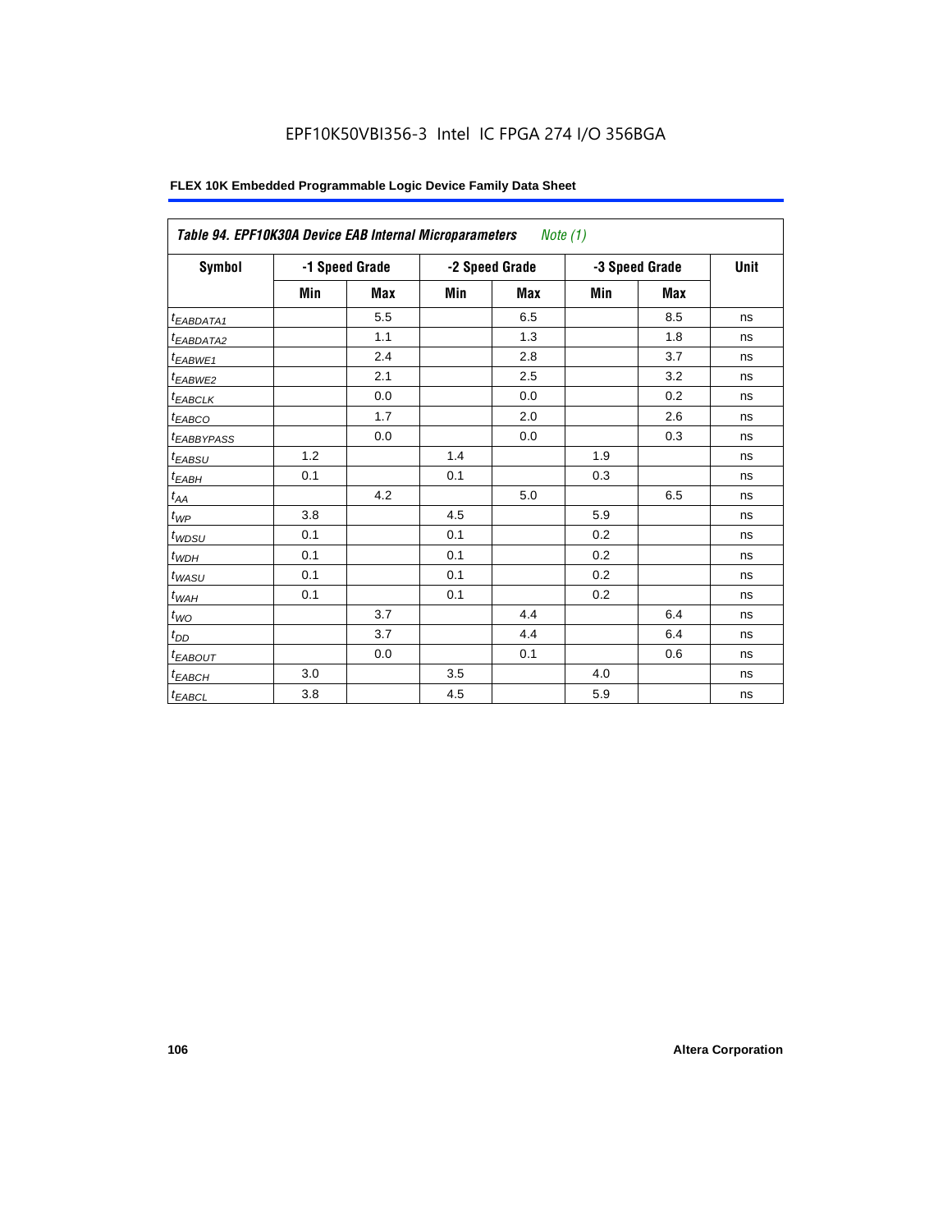EPF10K50VBI356-3 Intel IC FPGA 274 I/O 356BGA

**FLEX 10K Embedded Programmable Logic Device Family Data Sheet**

| *Table 94. EPF10K30A Device EAB Internal Microparameters* *Note (1)* | | | | | | | |
|---|---|---|---|---|---|---|---|
| **Symbol** | **-1 Speed Grade** | | **-2 Speed Grade** | | **-3 Speed Grade** | | **Unit** |
| | **Min** | **Max** | **Min** | **Max** | **Min** | **Max** | |
| $t_{EABDATA1}$ | | 5.5 | | 6.5 | | 8.5 | ns |
| $t_{EABDATA2}$ | | 1.1 | | 1.3 | | 1.8 | ns |
| $t_{EABWE1}$ | | 2.4 | | 2.8 | | 3.7 | ns |
| $t_{EABWE2}$ | | 2.1 | | 2.5 | | 3.2 | ns |
| $t_{EABCLK}$ | | 0.0 | | 0.0 | | 0.2 | ns |
| $t_{EABCO}$ | | 1.7 | | 2.0 | | 2.6 | ns |
| $t_{EABBYPASS}$ | | 0.0 | | 0.0 | | 0.3 | ns |
| $t_{EABSU}$ | 1.2 | | 1.4 | | 1.9 | | ns |
| $t_{EABH}$ | 0.1 | | 0.1 | | 0.3 | | ns |
| $t_{AA}$ | | 4.2 | | 5.0 | | 6.5 | ns |
| $t_{WP}$ | 3.8 | | 4.5 | | 5.9 | | ns |
| $t_{WDSU}$ | 0.1 | | 0.1 | | 0.2 | | ns |
| $t_{WDH}$ | 0.1 | | 0.1 | | 0.2 | | ns |
| $t_{WASU}$ | 0.1 | | 0.1 | | 0.2 | | ns |
| $t_{WAH}$ | 0.1 | | 0.1 | | 0.2 | | ns |
| $t_{WO}$ | | 3.7 | | 4.4 | | 6.4 | ns |
| $t_{DD}$ | | 3.7 | | 4.4 | | 6.4 | ns |
| $t_{EABOUT}$ | | 0.0 | | 0.1 | | 0.6 | ns |
| $t_{EABCH}$ | 3.0 | | 3.5 | | 4.0 | | ns |
| $t_{EABCL}$ | 3.8 | | 4.5 | | 5.9 | | ns |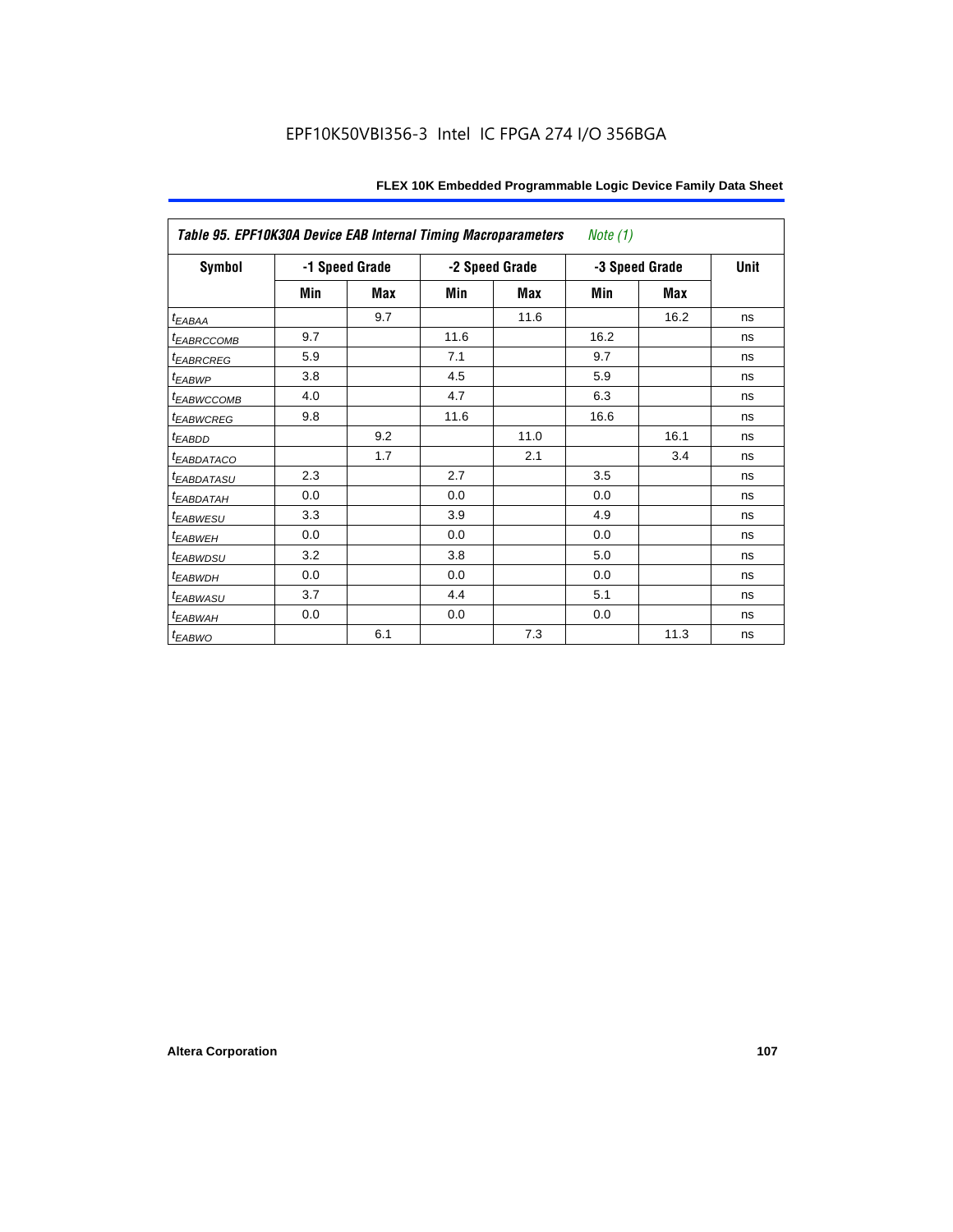EPF10K50VBI356-3 Intel IC FPGA 274 I/O 356BGA

| Table 95. EPF10K30A Device EAB Internal Timing Macroparameters *Note (1)* | | | | | | | |
|---|---|---|---|---|---|---|---|
| Symbol | -1 Speed Grade | | -2 Speed Grade | | -3 Speed Grade | | Unit |
| | Min | Max | Min | Max | Min | Max | |
| $t_{EABAA}$ | | 9.7 | | 11.6 | | 16.2 | ns |
| $t_{EABRCCOMB}$ | 9.7 | | 11.6 | | 16.2 | | ns |
| $t_{EABRCREG}$ | 5.9 | | 7.1 | | 9.7 | | ns |
| $t_{EABWP}$ | 3.8 | | 4.5 | | 5.9 | | ns |
| $t_{EABWCCOMB}$ | 4.0 | | 4.7 | | 6.3 | | ns |
| $t_{EABWCREG}$ | 9.8 | | 11.6 | | 16.6 | | ns |
| $t_{EABDD}$ | | 9.2 | | 11.0 | | 16.1 | ns |
| $t_{EABDATACO}$ | | 1.7 | | 2.1 | | 3.4 | ns |
| $t_{EABDATASU}$ | 2.3 | | 2.7 | | 3.5 | | ns |
| $t_{EABDATAH}$ | 0.0 | | 0.0 | | 0.0 | | ns |
| $t_{EABWESU}$ | 3.3 | | 3.9 | | 4.9 | | ns |
| $t_{EABWEH}$ | 0.0 | | 0.0 | | 0.0 | | ns |
| $t_{EABWDSU}$ | 3.2 | | 3.8 | | 5.0 | | ns |
| $t_{EABWDH}$ | 0.0 | | 0.0 | | 0.0 | | ns |
| $t_{EABWASU}$ | 3.7 | | 4.4 | | 5.1 | | ns |
| $t_{EABWAH}$ | 0.0 | | 0.0 | | 0.0 | | ns |
| $t_{EABWO}$ | | 6.1 | | 7.3 | | 11.3 | ns |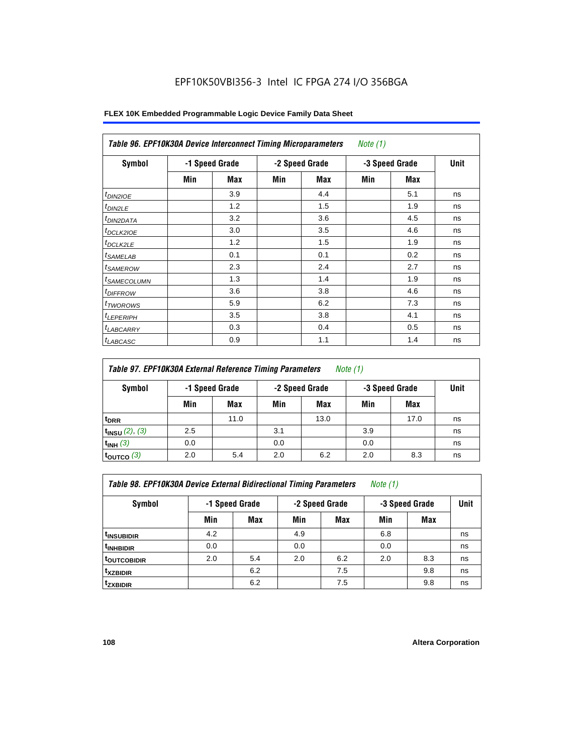EPF10K50VBI356-3 Intel IC FPGA 274 I/O 356BGA

| Table 96. EPF10K30A Device Interconnect Timing Microparameters *Note (1)* | | | | | | | |
|---|---|---|---|---|---|---|---|
| Symbol | -1 Speed Grade | | -2 Speed Grade | | -3 Speed Grade | | Unit |
| | Min | Max | Min | Max | Min | Max | |
| $t_{DIN2IOE}$ | | 3.9 | | 4.4 | | 5.1 | ns |
| $t_{DIN2LE}$ | | 1.2 | | 1.5 | | 1.9 | ns |
| $t_{DIN2DATA}$ | | 3.2 | | 3.6 | | 4.5 | ns |
| $t_{DCLK2IOE}$ | | 3.0 | | 3.5 | | 4.6 | ns |
| $t_{DCLK2LE}$ | | 1.2 | | 1.5 | | 1.9 | ns |
| $t_{SAMELAB}$ | | 0.1 | | 0.1 | | 0.2 | ns |
| $t_{SAMEROW}$ | | 2.3 | | 2.4 | | 2.7 | ns |
| $t_{SAMECOLUMN}$ | | 1.3 | | 1.4 | | 1.9 | ns |
| $t_{DIFFROW}$ | | 3.6 | | 3.8 | | 4.6 | ns |
| $t_{TWOROWS}$ | | 5.9 | | 6.2 | | 7.3 | ns |
| $t_{LEPERIPH}$ | | 3.5 | | 3.8 | | 4.1 | ns |
| $t_{LABCARRY}$ | | 0.3 | | 0.4 | | 0.5 | ns |
| $t_{LABCASC}$ | | 0.9 | | 1.1 | | 1.4 | ns |

| Table 97. EPF10K30A External Reference Timing Parameters *Note (1)* | | | | | | | |
|---|---|---|---|---|---|---|---|
| Symbol | -1 Speed Grade | | -2 Speed Grade | | -3 Speed Grade | | Unit |
| | Min | Max | Min | Max | Min | Max | |
| $t_{DRR}$ | | 11.0 | | 13.0 | | 17.0 | ns |
| $t_{INSU}$ *(2), (3)* | 2.5 | | 3.1 | | 3.9 | | ns |
| $t_{INH}$ *(3)* | 0.0 | | 0.0 | | 0.0 | | ns |
| $t_{OUTCO}$ *(3)* | 2.0 | 5.4 | 2.0 | 6.2 | 2.0 | 8.3 | ns |

| Table 98. EPF10K30A Device External Bidirectional Timing Parameters *Note (1)* | | | | | | | |
|---|---|---|---|---|---|---|---|
| Symbol | -1 Speed Grade | | -2 Speed Grade | | -3 Speed Grade | | Unit |
| | Min | Max | Min | Max | Min | Max | |
| $t_{INSUBIDIR}$ | 4.2 | | 4.9 | | 6.8 | | ns |
| $t_{INHBIDIR}$ | 0.0 | | 0.0 | | 0.0 | | ns |
| $t_{OUTCOBIDIR}$ | 2.0 | 5.4 | 2.0 | 6.2 | 2.0 | 8.3 | ns |
| $t_{XZBIDIR}$ | | 6.2 | | 7.5 | | 9.8 | ns |
| $t_{ZXBIDIR}$ | | 6.2 | | 7.5 | | 9.8 | ns |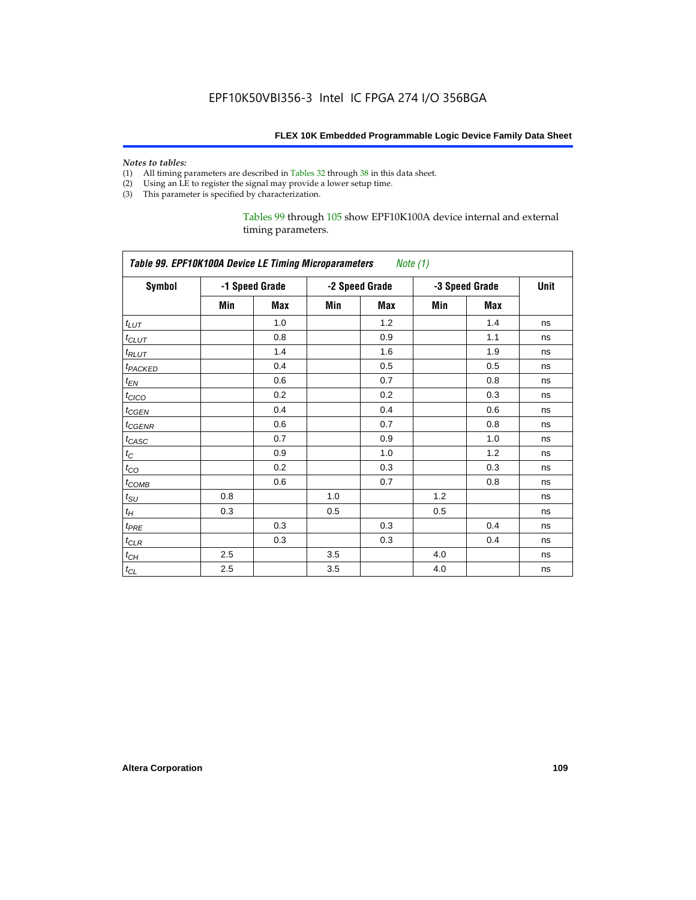*Notes to tables:*

(1) All timing parameters are described in Tables 32 through 38 in this data sheet.
(2) Using an LE to register the signal may provide a lower setup time.
(3) This parameter is specified by characterization.

Tables 99 through 105 show EPF10K100A device internal and external timing parameters.

*Table 99. EPF10K100A Device LE Timing Microparameters Note (1)*

| Symbol | -1 Speed Grade | | -2 Speed Grade | | -3 Speed Grade | | Unit |
|---|---|---|---|---|---|---|---|
| | Min | Max | Min | Max | Min | Max | |
| $t_{LUT}$ | | 1.0 | | 1.2 | | 1.4 | ns |
| $t_{CLUT}$ | | 0.8 | | 0.9 | | 1.1 | ns |
| $t_{RLUT}$ | | 1.4 | | 1.6 | | 1.9 | ns |
| $t_{PACKED}$ | | 0.4 | | 0.5 | | 0.5 | ns |
| $t_{EN}$ | | 0.6 | | 0.7 | | 0.8 | ns |
| $t_{CICO}$ | | 0.2 | | 0.2 | | 0.3 | ns |
| $t_{CGEN}$ | | 0.4 | | 0.4 | | 0.6 | ns |
| $t_{CGENR}$ | | 0.6 | | 0.7 | | 0.8 | ns |
| $t_{CASC}$ | | 0.7 | | 0.9 | | 1.0 | ns |
| $t_{C}$ | | 0.9 | | 1.0 | | 1.2 | ns |
| $t_{CO}$ | | 0.2 | | 0.3 | | 0.3 | ns |
| $t_{COMB}$ | | 0.6 | | 0.7 | | 0.8 | ns |
| $t_{SU}$ | 0.8 | | 1.0 | | 1.2 | | ns |
| $t_{H}$ | 0.3 | | 0.5 | | 0.5 | | ns |
| $t_{PRE}$ | | 0.3 | | 0.3 | | 0.4 | ns |
| $t_{CLR}$ | | 0.3 | | 0.3 | | 0.4 | ns |
| $t_{CH}$ | 2.5 | | 3.5 | | 4.0 | | ns |
| $t_{CL}$ | 2.5 | | 3.5 | | 4.0 | | ns |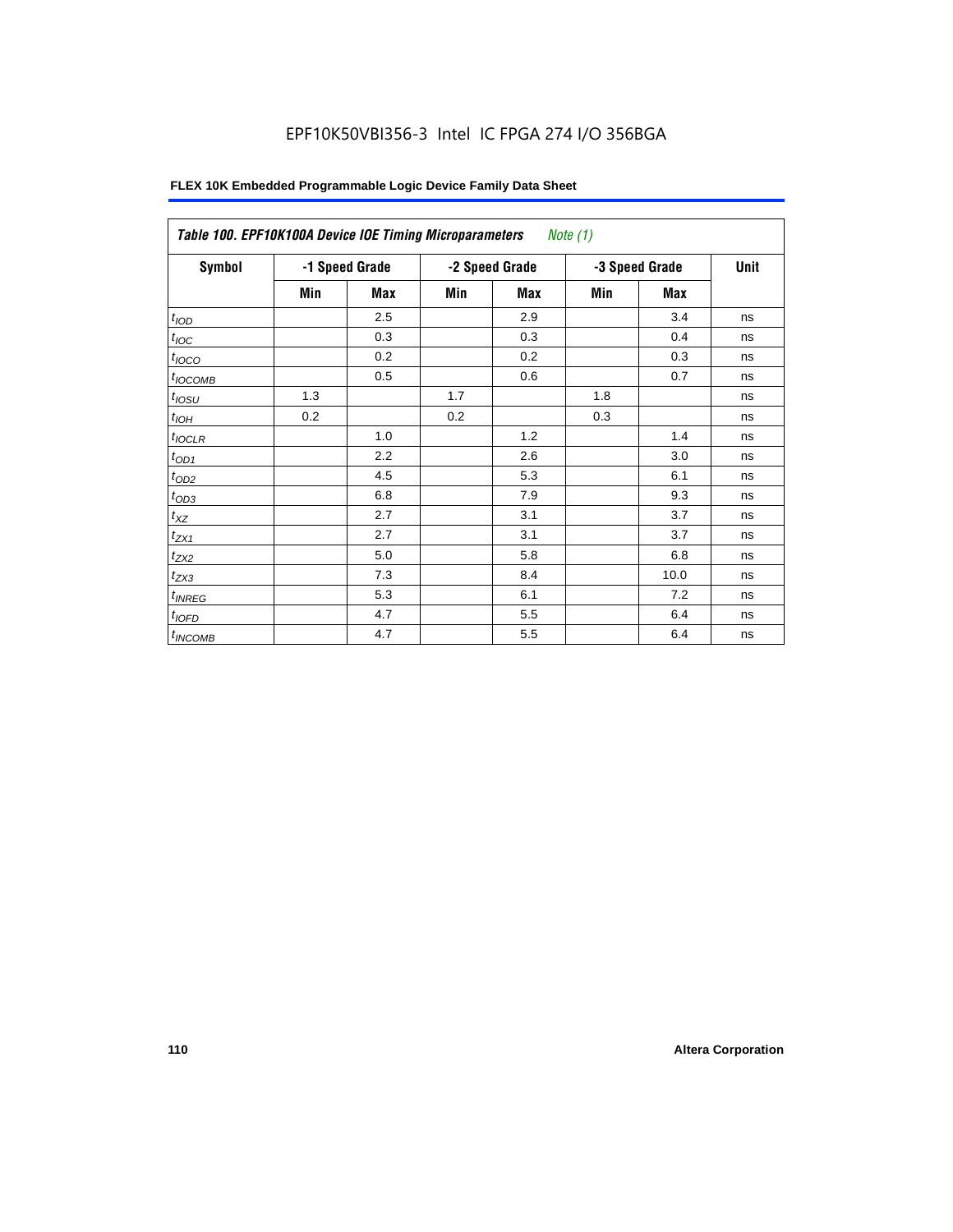# EPF10K50VBI356-3 Intel IC FPGA 274 I/O 356BGA

**FLEX 10K Embedded Programmable Logic Device Family Data Sheet**

| *Table 100. EPF10K100A Device IOE Timing Microparameters Note (1)* | | | | | | | |
|---|---|---|---|---|---|---|---|
| **Symbol** | **-1 Speed Grade** | | **-2 Speed Grade** | | **-3 Speed Grade** | | **Unit** |
| | **Min** | **Max** | **Min** | **Max** | **Min** | **Max** | |
| $t_{IOD}$ | | 2.5 | | 2.9 | | 3.4 | ns |
| $t_{IOC}$ | | 0.3 | | 0.3 | | 0.4 | ns |
| $t_{IOCO}$ | | 0.2 | | 0.2 | | 0.3 | ns |
| $t_{IOCOMB}$ | | 0.5 | | 0.6 | | 0.7 | ns |
| $t_{IOSU}$ | 1.3 | | 1.7 | | 1.8 | | ns |
| $t_{IOH}$ | 0.2 | | 0.2 | | 0.3 | | ns |
| $t_{IOCLR}$ | | 1.0 | | 1.2 | | 1.4 | ns |
| $t_{OD1}$ | | 2.2 | | 2.6 | | 3.0 | ns |
| $t_{OD2}$ | | 4.5 | | 5.3 | | 6.1 | ns |
| $t_{OD3}$ | | 6.8 | | 7.9 | | 9.3 | ns |
| $t_{XZ}$ | | 2.7 | | 3.1 | | 3.7 | ns |
| $t_{ZX1}$ | | 2.7 | | 3.1 | | 3.7 | ns |
| $t_{ZX2}$ | | 5.0 | | 5.8 | | 6.8 | ns |
| $t_{ZX3}$ | | 7.3 | | 8.4 | | 10.0 | ns |
| $t_{INREG}$ | | 5.3 | | 6.1 | | 7.2 | ns |
| $t_{IOFD}$ | | 4.7 | | 5.5 | | 6.4 | ns |
| $t_{INCOMB}$ | | 4.7 | | 5.5 | | 6.4 | ns |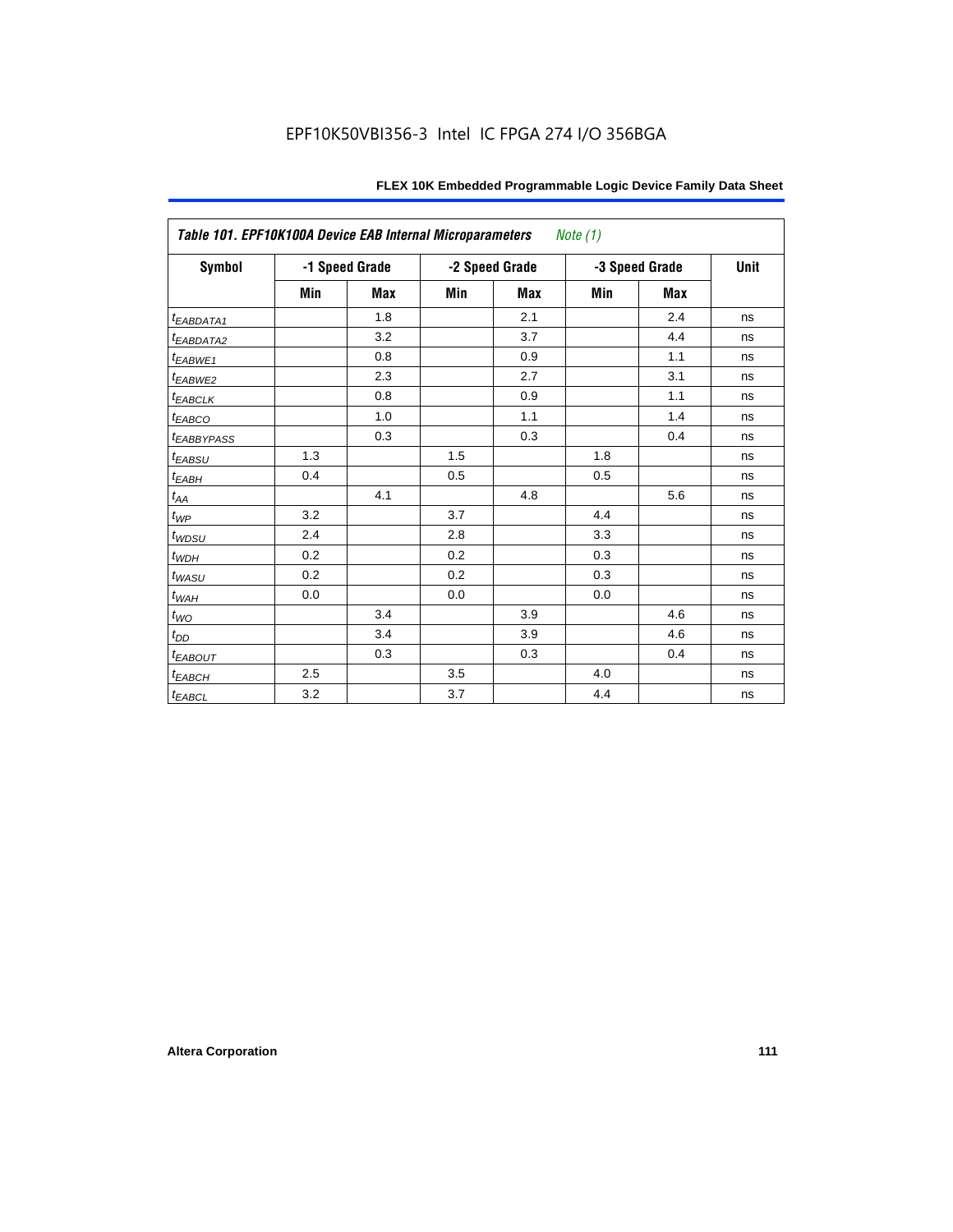EPF10K50VBI356-3 Intel IC FPGA 274 I/O 356BGA

| Table 101. EPF10K100A Device EAB Internal Microparameters *Note (1)* | | | | | | | |
|---|---|---|---|---|---|---|---|
| Symbol | -1 Speed Grade | | -2 Speed Grade | | -3 Speed Grade | | Unit |
| | Min | Max | Min | Max | Min | Max | |
| $t_{EABDATA1}$ | | 1.8 | | 2.1 | | 2.4 | ns |
| $t_{EABDATA2}$ | | 3.2 | | 3.7 | | 4.4 | ns |
| $t_{EABWE1}$ | | 0.8 | | 0.9 | | 1.1 | ns |
| $t_{EABWE2}$ | | 2.3 | | 2.7 | | 3.1 | ns |
| $t_{EABCLK}$ | | 0.8 | | 0.9 | | 1.1 | ns |
| $t_{EABCO}$ | | 1.0 | | 1.1 | | 1.4 | ns |
| $t_{EABBYPASS}$ | | 0.3 | | 0.3 | | 0.4 | ns |
| $t_{EABSU}$ | 1.3 | | 1.5 | | 1.8 | | ns |
| $t_{EABH}$ | 0.4 | | 0.5 | | 0.5 | | ns |
| $t_{AA}$ | | 4.1 | | 4.8 | | 5.6 | ns |
| $t_{WP}$ | 3.2 | | 3.7 | | 4.4 | | ns |
| $t_{WDSU}$ | 2.4 | | 2.8 | | 3.3 | | ns |
| $t_{WDH}$ | 0.2 | | 0.2 | | 0.3 | | ns |
| $t_{WASU}$ | 0.2 | | 0.2 | | 0.3 | | ns |
| $t_{WAH}$ | 0.0 | | 0.0 | | 0.0 | | ns |
| $t_{WO}$ | | 3.4 | | 3.9 | | 4.6 | ns |
| $t_{DD}$ | | 3.4 | | 3.9 | | 4.6 | ns |
| $t_{EABOUT}$ | | 0.3 | | 0.3 | | 0.4 | ns |
| $t_{EABCH}$ | 2.5 | | 3.5 | | 4.0 | | ns |
| $t_{EABCL}$ | 3.2 | | 3.7 | | 4.4 | | ns |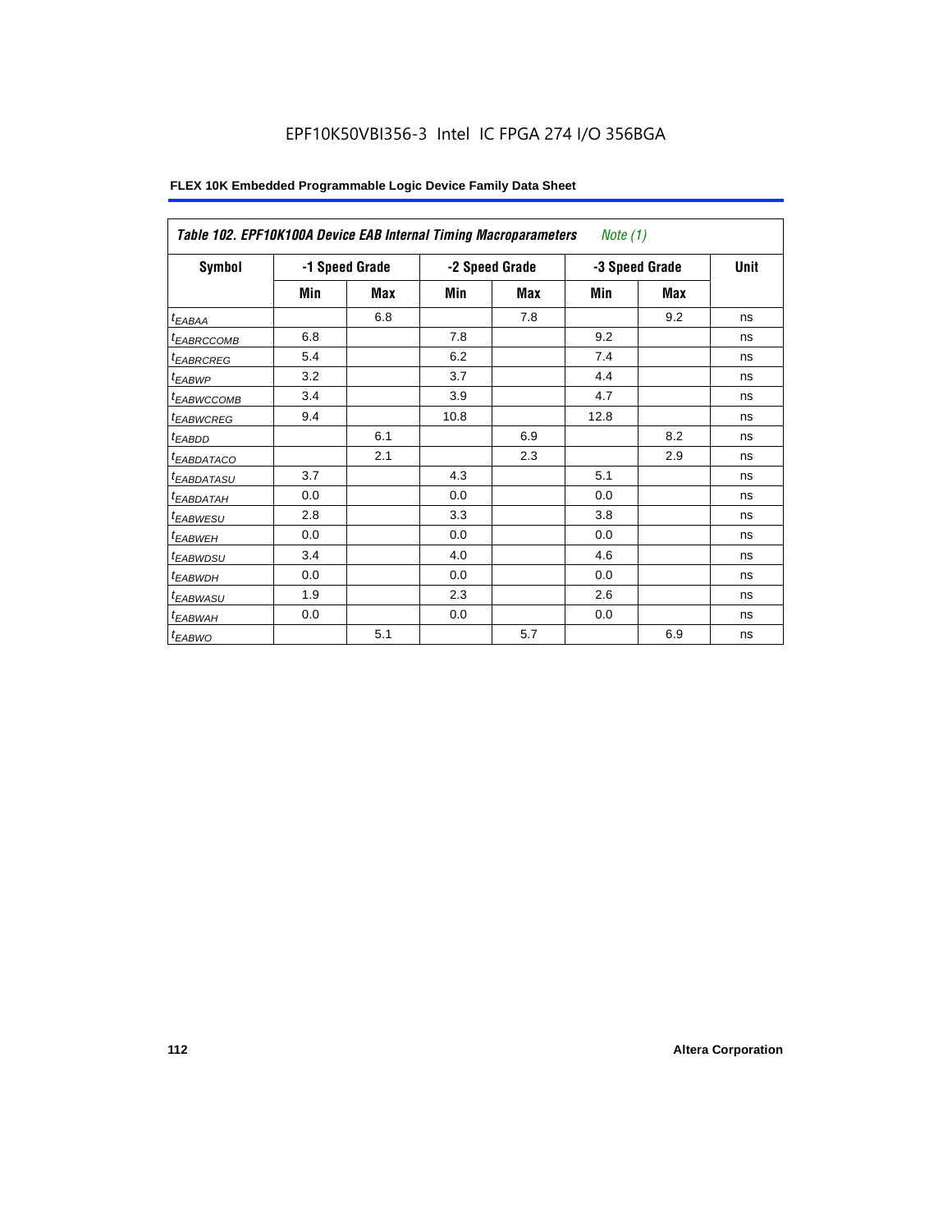EPF10K50VBI356-3 Intel IC FPGA 274 I/O 356BGA

| Table 102. EPF10K100A Device EAB Internal Timing Macroparameters *Note (1)* | | | | | | | |
|---|---|---|---|---|---|---|---|
| Symbol | -1 Speed Grade | | -2 Speed Grade | | -3 Speed Grade | | Unit |
| | Min | Max | Min | Max | Min | Max | |
| $t_{EABAA}$ | | 6.8 | | 7.8 | | 9.2 | ns |
| $t_{EABRCCOMB}$ | 6.8 | | 7.8 | | 9.2 | | ns |
| $t_{EABRCREG}$ | 5.4 | | 6.2 | | 7.4 | | ns |
| $t_{EABWP}$ | 3.2 | | 3.7 | | 4.4 | | ns |
| $t_{EABWCCOMB}$ | 3.4 | | 3.9 | | 4.7 | | ns |
| $t_{EABWCREG}$ | 9.4 | | 10.8 | | 12.8 | | ns |
| $t_{EABDD}$ | | 6.1 | | 6.9 | | 8.2 | ns |
| $t_{EABDATACO}$ | | 2.1 | | 2.3 | | 2.9 | ns |
| $t_{EABDATASU}$ | 3.7 | | 4.3 | | 5.1 | | ns |
| $t_{EABDATAH}$ | 0.0 | | 0.0 | | 0.0 | | ns |
| $t_{EABWESU}$ | 2.8 | | 3.3 | | 3.8 | | ns |
| $t_{EABWEH}$ | 0.0 | | 0.0 | | 0.0 | | ns |
| $t_{EABWDSU}$ | 3.4 | | 4.0 | | 4.6 | | ns |
| $t_{EABWDH}$ | 0.0 | | 0.0 | | 0.0 | | ns |
| $t_{EABWASU}$ | 1.9 | | 2.3 | | 2.6 | | ns |
| $t_{EABWAH}$ | 0.0 | | 0.0 | | 0.0 | | ns |
| $t_{EABWO}$ | | 5.1 | | 5.7 | | 6.9 | ns |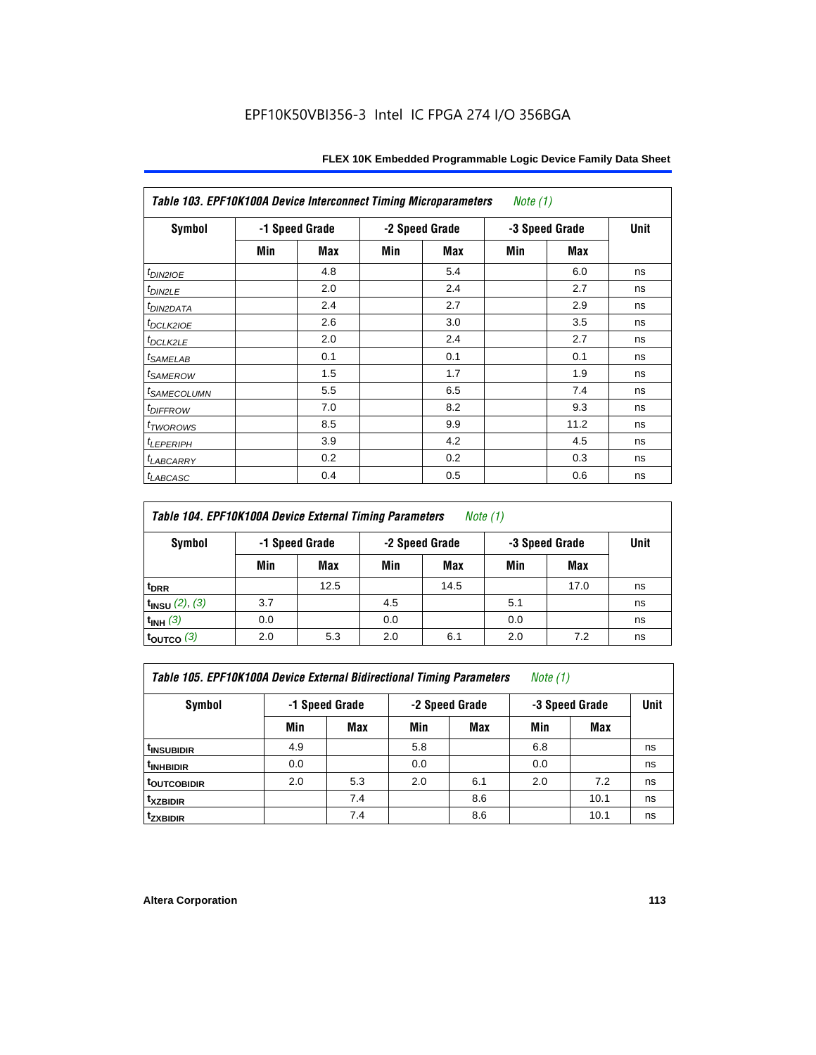| Table 103. EPF10K100A Device Interconnect Timing Microparameters *Note (1)* | | | | | | | |
|---|---|---|---|---|---|---|---|
| Symbol | -1 Speed Grade | | -2 Speed Grade | | -3 Speed Grade | | Unit |
| | Min | Max | Min | Max | Min | Max | |
| $t_{DIN2IOE}$ | | 4.8 | | 5.4 | | 6.0 | ns |
| $t_{DIN2LE}$ | | 2.0 | | 2.4 | | 2.7 | ns |
| $t_{DIN2DATA}$ | | 2.4 | | 2.7 | | 2.9 | ns |
| $t_{DCLK2IOE}$ | | 2.6 | | 3.0 | | 3.5 | ns |
| $t_{DCLK2LE}$ | | 2.0 | | 2.4 | | 2.7 | ns |
| $t_{SAMELAB}$ | | 0.1 | | 0.1 | | 0.1 | ns |
| $t_{SAMEROW}$ | | 1.5 | | 1.7 | | 1.9 | ns |
| $t_{SAMECOLUMN}$ | | 5.5 | | 6.5 | | 7.4 | ns |
| $t_{DIFFROW}$ | | 7.0 | | 8.2 | | 9.3 | ns |
| $t_{TWOROWS}$ | | 8.5 | | 9.9 | | 11.2 | ns |
| $t_{LEPERIPH}$ | | 3.9 | | 4.2 | | 4.5 | ns |
| $t_{LABCARRY}$ | | 0.2 | | 0.2 | | 0.3 | ns |
| $t_{LABCASC}$ | | 0.4 | | 0.5 | | 0.6 | ns |

| Table 104. EPF10K100A Device External Timing Parameters *Note (1)* | | | | | | | |
|---|---|---|---|---|---|---|---|
| Symbol | -1 Speed Grade | | -2 Speed Grade | | -3 Speed Grade | | Unit |
| | Min | Max | Min | Max | Min | Max | |
| $t_{DRR}$ | | 12.5 | | 14.5 | | 17.0 | ns |
| $t_{INSU}$ *(2), (3)* | 3.7 | | 4.5 | | 5.1 | | ns |
| $t_{INH}$ *(3)* | 0.0 | | 0.0 | | 0.0 | | ns |
| $t_{OUTCO}$ *(3)* | 2.0 | 5.3 | 2.0 | 6.1 | 2.0 | 7.2 | ns |

| Table 105. EPF10K100A Device External Bidirectional Timing Parameters *Note (1)* | | | | | | | |
|---|---|---|---|---|---|---|---|
| Symbol | -1 Speed Grade | | -2 Speed Grade | | -3 Speed Grade | | Unit |
| | Min | Max | Min | Max | Min | Max | |
| $t_{INSUBIDIR}$ | 4.9 | | 5.8 | | 6.8 | | ns |
| $t_{INHBIDIR}$ | 0.0 | | 0.0 | | 0.0 | | ns |
| $t_{OUTCOBIDIR}$ | 2.0 | 5.3 | 2.0 | 6.1 | 2.0 | 7.2 | ns |
| $t_{XZBIDIR}$ | | 7.4 | | 8.6 | | 10.1 | ns |
| $t_{ZXBIDIR}$ | | 7.4 | | 8.6 | | 10.1 | ns |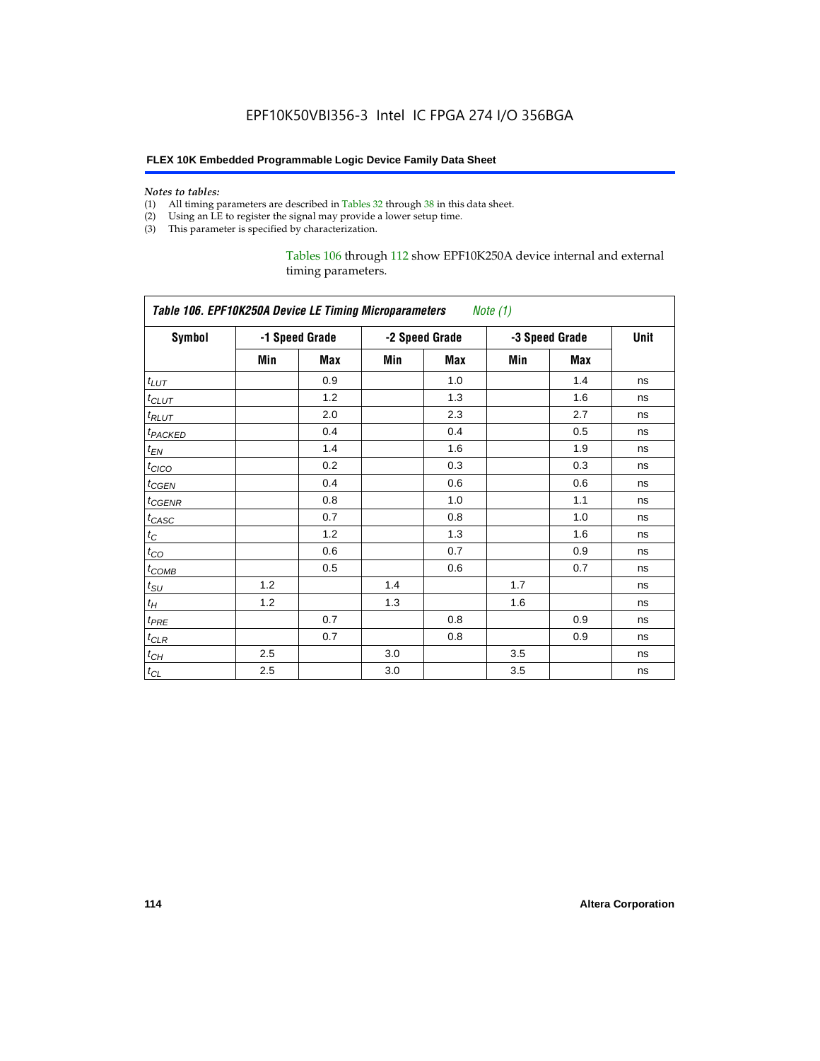*Notes to tables:*

(1) All timing parameters are described in Tables 32 through 38 in this data sheet.
(2) Using an LE to register the signal may provide a lower setup time.
(3) This parameter is specified by characterization.

Tables 106 through 112 show EPF10K250A device internal and external timing parameters.

**Table 106. EPF10K250A Device LE Timing Microparameters** *Note (1)*

| Symbol | -1 Speed Grade | | -2 Speed Grade | | -3 Speed Grade | | Unit |
|---|---|---|---|---|---|---|---|
| | Min | Max | Min | Max | Min | Max | |
| $t_{LUT}$ | | 0.9 | | 1.0 | | 1.4 | ns |
| $t_{CLUT}$ | | 1.2 | | 1.3 | | 1.6 | ns |
| $t_{RLUT}$ | | 2.0 | | 2.3 | | 2.7 | ns |
| $t_{PACKED}$ | | 0.4 | | 0.4 | | 0.5 | ns |
| $t_{EN}$ | | 1.4 | | 1.6 | | 1.9 | ns |
| $t_{CICO}$ | | 0.2 | | 0.3 | | 0.3 | ns |
| $t_{CGEN}$ | | 0.4 | | 0.6 | | 0.6 | ns |
| $t_{CGENR}$ | | 0.8 | | 1.0 | | 1.1 | ns |
| $t_{CASC}$ | | 0.7 | | 0.8 | | 1.0 | ns |
| $t_{C}$ | | 1.2 | | 1.3 | | 1.6 | ns |
| $t_{CO}$ | | 0.6 | | 0.7 | | 0.9 | ns |
| $t_{COMB}$ | | 0.5 | | 0.6 | | 0.7 | ns |
| $t_{SU}$ | 1.2 | | 1.4 | | 1.7 | | ns |
| $t_{H}$ | 1.2 | | 1.3 | | 1.6 | | ns |
| $t_{PRE}$ | | 0.7 | | 0.8 | | 0.9 | ns |
| $t_{CLR}$ | | 0.7 | | 0.8 | | 0.9 | ns |
| $t_{CH}$ | 2.5 | | 3.0 | | 3.5 | | ns |
| $t_{CL}$ | 2.5 | | 3.0 | | 3.5 | | ns |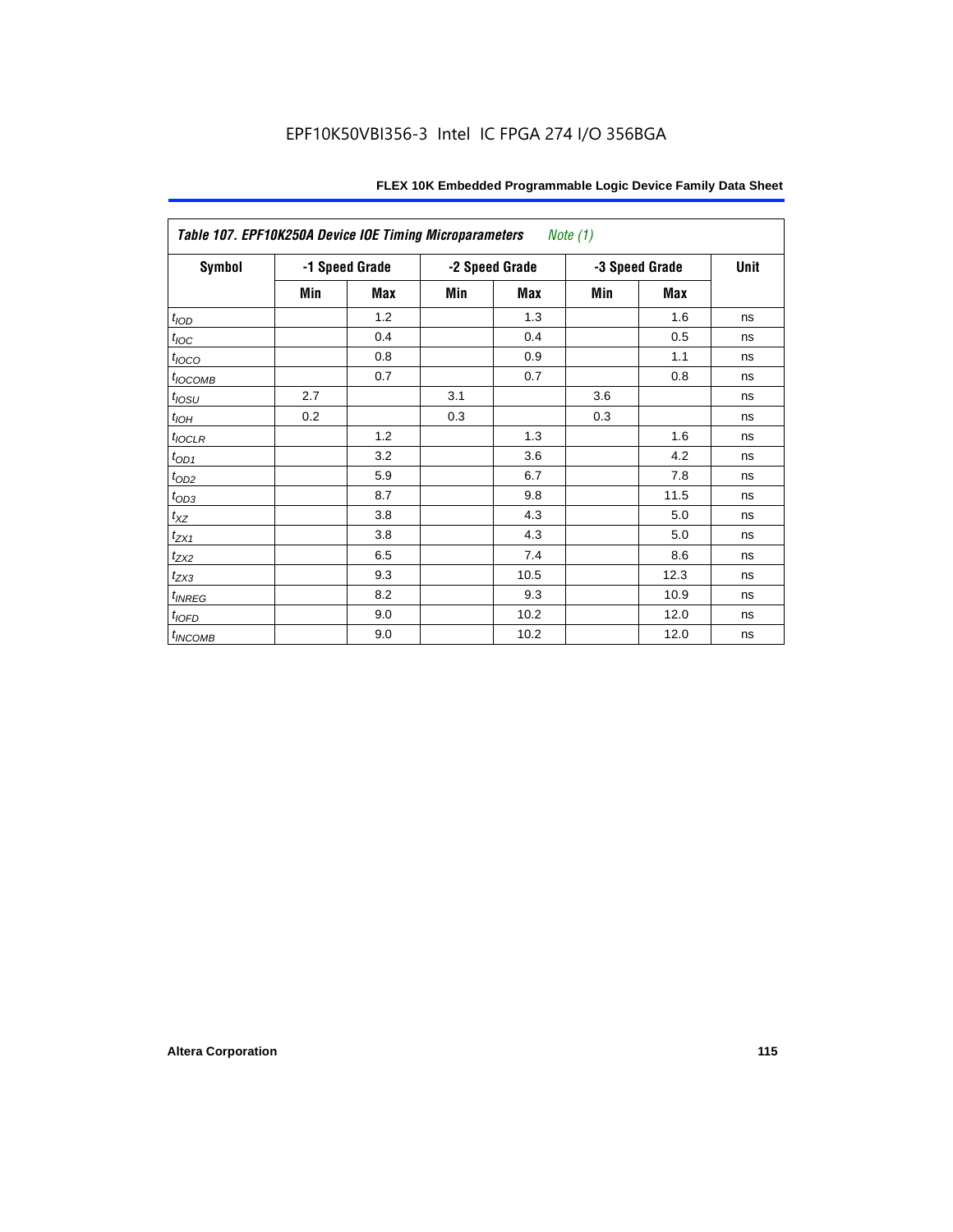EPF10K50VBI356-3 Intel IC FPGA 274 I/O 356BGA

| Table 107. EPF10K250A Device IOE Timing Microparameters *Note (1)* | | | | | | | |
|---|---|---|---|---|---|---|---|
| Symbol | -1 Speed Grade | | -2 Speed Grade | | -3 Speed Grade | | Unit |
| | Min | Max | Min | Max | Min | Max | |
| $t_{IOD}$ | | 1.2 | | 1.3 | | 1.6 | ns |
| $t_{IOC}$ | | 0.4 | | 0.4 | | 0.5 | ns |
| $t_{IOCO}$ | | 0.8 | | 0.9 | | 1.1 | ns |
| $t_{IOCOMB}$ | | 0.7 | | 0.7 | | 0.8 | ns |
| $t_{IOSU}$ | 2.7 | | 3.1 | | 3.6 | | ns |
| $t_{IOH}$ | 0.2 | | 0.3 | | 0.3 | | ns |
| $t_{IOCLR}$ | | 1.2 | | 1.3 | | 1.6 | ns |
| $t_{OD1}$ | | 3.2 | | 3.6 | | 4.2 | ns |
| $t_{OD2}$ | | 5.9 | | 6.7 | | 7.8 | ns |
| $t_{OD3}$ | | 8.7 | | 9.8 | | 11.5 | ns |
| $t_{XZ}$ | | 3.8 | | 4.3 | | 5.0 | ns |
| $t_{ZX1}$ | | 3.8 | | 4.3 | | 5.0 | ns |
| $t_{ZX2}$ | | 6.5 | | 7.4 | | 8.6 | ns |
| $t_{ZX3}$ | | 9.3 | | 10.5 | | 12.3 | ns |
| $t_{INREG}$ | | 8.2 | | 9.3 | | 10.9 | ns |
| $t_{IOFD}$ | | 9.0 | | 10.2 | | 12.0 | ns |
| $t_{INCOMB}$ | | 9.0 | | 10.2 | | 12.0 | ns |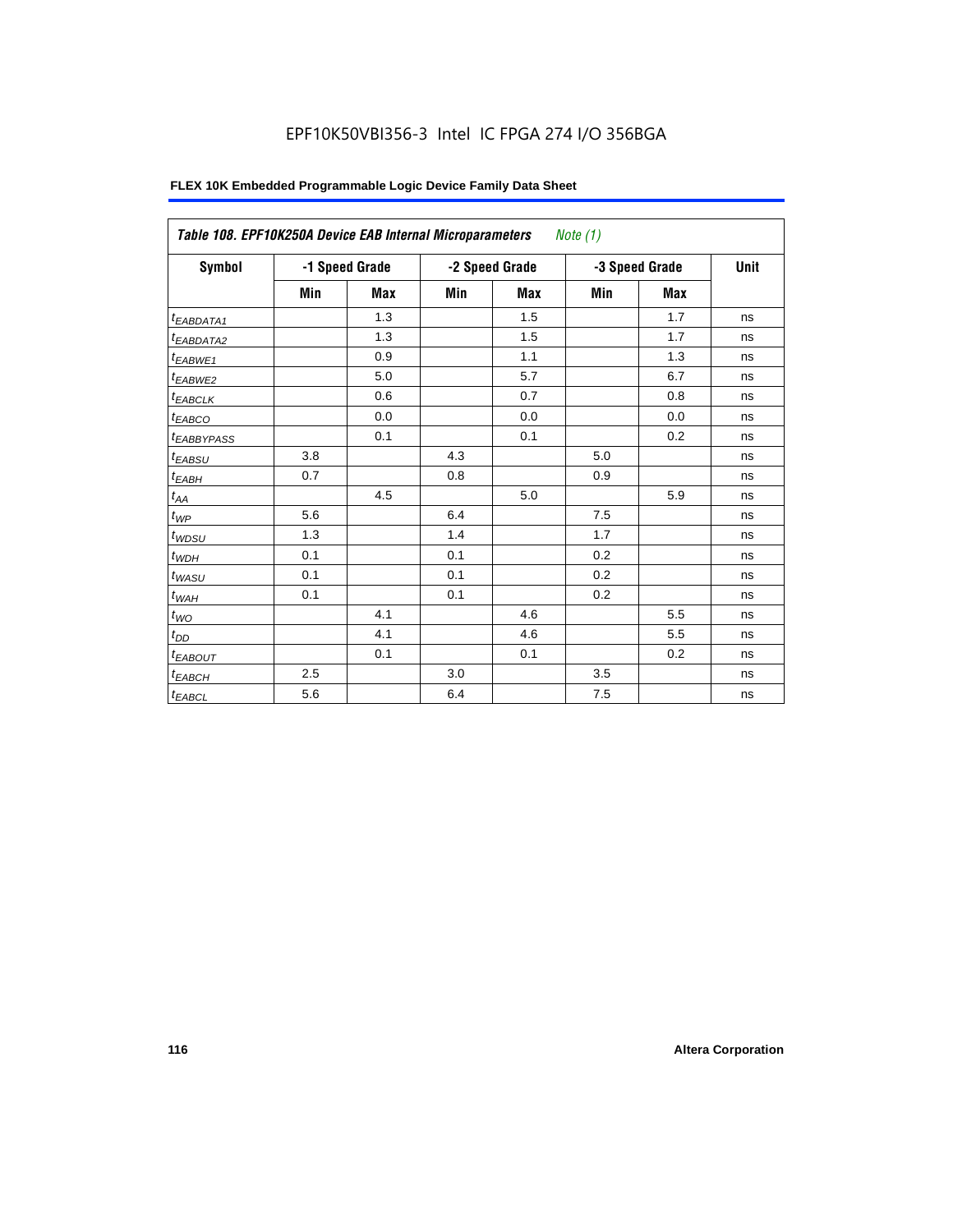**FLEX 10K Embedded Programmable Logic Device Family Data Sheet**

| *Table 108. EPF10K250A Device EAB Internal Microparameters* *Note (1)* | | | | | | | |
|---|---|---|---|---|---|---|---|
| **Symbol** | **-1 Speed Grade** | | **-2 Speed Grade** | | **-3 Speed Grade** | | **Unit** |
| | **Min** | **Max** | **Min** | **Max** | **Min** | **Max** | |
| $t_{EABDATA1}$ | | 1.3 | | 1.5 | | 1.7 | ns |
| $t_{EABDATA2}$ | | 1.3 | | 1.5 | | 1.7 | ns |
| $t_{EABWE1}$ | | 0.9 | | 1.1 | | 1.3 | ns |
| $t_{EABWE2}$ | | 5.0 | | 5.7 | | 6.7 | ns |
| $t_{EABCLK}$ | | 0.6 | | 0.7 | | 0.8 | ns |
| $t_{EABCO}$ | | 0.0 | | 0.0 | | 0.0 | ns |
| $t_{EABBYPASS}$ | | 0.1 | | 0.1 | | 0.2 | ns |
| $t_{EABSU}$ | 3.8 | | 4.3 | | 5.0 | | ns |
| $t_{EABH}$ | 0.7 | | 0.8 | | 0.9 | | ns |
| $t_{AA}$ | | 4.5 | | 5.0 | | 5.9 | ns |
| $t_{WP}$ | 5.6 | | 6.4 | | 7.5 | | ns |
| $t_{WDSU}$ | 1.3 | | 1.4 | | 1.7 | | ns |
| $t_{WDH}$ | 0.1 | | 0.1 | | 0.2 | | ns |
| $t_{WASU}$ | 0.1 | | 0.1 | | 0.2 | | ns |
| $t_{WAH}$ | 0.1 | | 0.1 | | 0.2 | | ns |
| $t_{WO}$ | | 4.1 | | 4.6 | | 5.5 | ns |
| $t_{DD}$ | | 4.1 | | 4.6 | | 5.5 | ns |
| $t_{EABOUT}$ | | 0.1 | | 0.1 | | 0.2 | ns |
| $t_{EABCH}$ | 2.5 | | 3.0 | | 3.5 | | ns |
| $t_{EABCL}$ | 5.6 | | 6.4 | | 7.5 | | ns |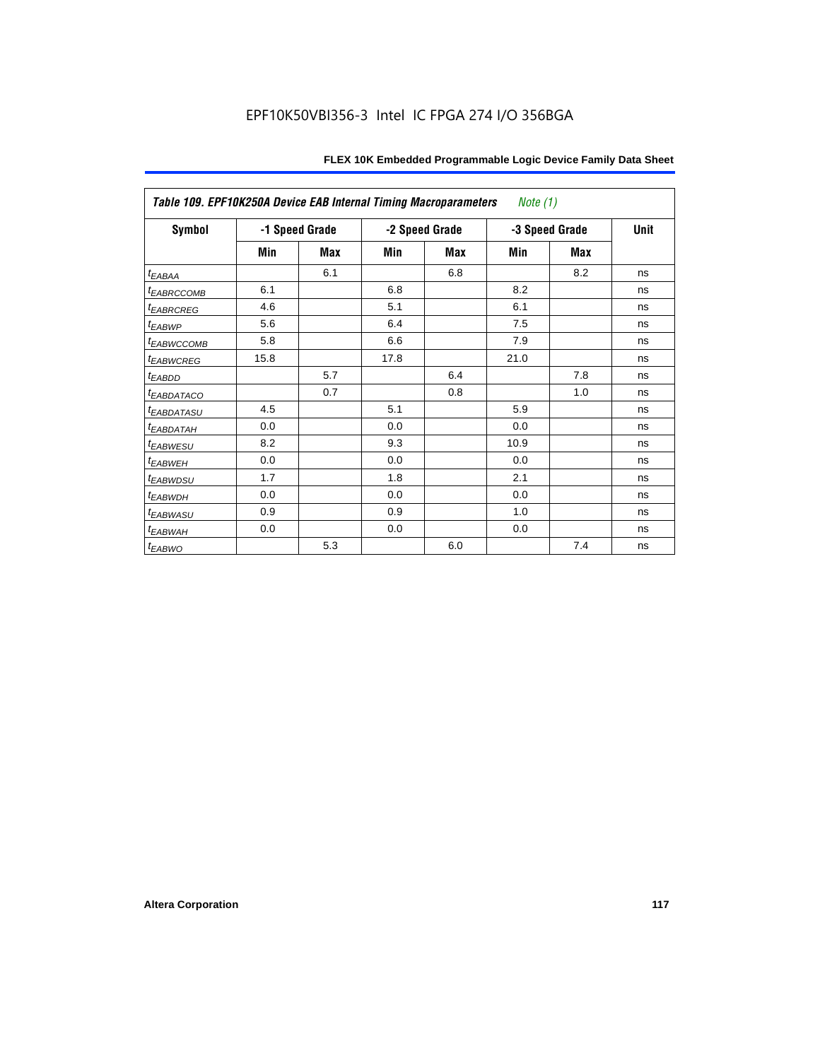| *Table 109. EPF10K250A Device EAB Internal Timing Macroparameters* *Note (1)* | | | | | | | |
|---|---|---|---|---|---|---|---|
| **Symbol** | **-1 Speed Grade** | | **-2 Speed Grade** | | **-3 Speed Grade** | | **Unit** |
| | **Min** | **Max** | **Min** | **Max** | **Min** | **Max** | |
| $t_{EABAA}$ | | 6.1 | | 6.8 | | 8.2 | ns |
| $t_{EABRCCOMB}$ | 6.1 | | 6.8 | | 8.2 | | ns |
| $t_{EABRCREG}$ | 4.6 | | 5.1 | | 6.1 | | ns |
| $t_{EABWP}$ | 5.6 | | 6.4 | | 7.5 | | ns |
| $t_{EABWCCOMB}$ | 5.8 | | 6.6 | | 7.9 | | ns |
| $t_{EABWCREG}$ | 15.8 | | 17.8 | | 21.0 | | ns |
| $t_{EABDD}$ | | 5.7 | | 6.4 | | 7.8 | ns |
| $t_{EABDATACO}$ | | 0.7 | | 0.8 | | 1.0 | ns |
| $t_{EABDATASU}$ | 4.5 | | 5.1 | | 5.9 | | ns |
| $t_{EABDATAH}$ | 0.0 | | 0.0 | | 0.0 | | ns |
| $t_{EABWESU}$ | 8.2 | | 9.3 | | 10.9 | | ns |
| $t_{EABWEH}$ | 0.0 | | 0.0 | | 0.0 | | ns |
| $t_{EABWDSU}$ | 1.7 | | 1.8 | | 2.1 | | ns |
| $t_{EABWDH}$ | 0.0 | | 0.0 | | 0.0 | | ns |
| $t_{EABWASU}$ | 0.9 | | 0.9 | | 1.0 | | ns |
| $t_{EABWAH}$ | 0.0 | | 0.0 | | 0.0 | | ns |
| $t_{EABWO}$ | | 5.3 | | 6.0 | | 7.4 | ns |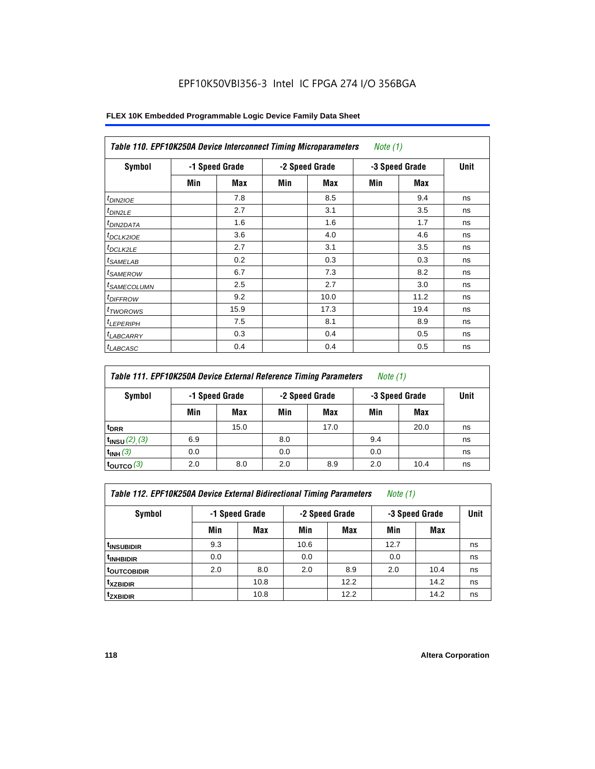EPF10K50VBI356-3 Intel IC FPGA 274 I/O 356BGA

**FLEX 10K Embedded Programmable Logic Device Family Data Sheet**

| *Table 110. EPF10K250A Device Interconnect Timing Microparameters* *Note (1)* | | | | | | | |
|---|---|---|---|---|---|---|---|
| **Symbol** | **-1 Speed Grade** | | **-2 Speed Grade** | | **-3 Speed Grade** | | **Unit** |
| | **Min** | **Max** | **Min** | **Max** | **Min** | **Max** | |
| $t_{DIN2IOE}$ | | 7.8 | | 8.5 | | 9.4 | ns |
| $t_{DIN2LE}$ | | 2.7 | | 3.1 | | 3.5 | ns |
| $t_{DIN2DATA}$ | | 1.6 | | 1.6 | | 1.7 | ns |
| $t_{DCLK2IOE}$ | | 3.6 | | 4.0 | | 4.6 | ns |
| $t_{DCLK2LE}$ | | 2.7 | | 3.1 | | 3.5 | ns |
| $t_{SAMELAB}$ | | 0.2 | | 0.3 | | 0.3 | ns |
| $t_{SAMEROW}$ | | 6.7 | | 7.3 | | 8.2 | ns |
| $t_{SAMECOLUMN}$ | | 2.5 | | 2.7 | | 3.0 | ns |
| $t_{DIFFROW}$ | | 9.2 | | 10.0 | | 11.2 | ns |
| $t_{TWOROWS}$ | | 15.9 | | 17.3 | | 19.4 | ns |
| $t_{LEPERIPH}$ | | 7.5 | | 8.1 | | 8.9 | ns |
| $t_{LABCARRY}$ | | 0.3 | | 0.4 | | 0.5 | ns |
| $t_{LABCASC}$ | | 0.4 | | 0.4 | | 0.5 | ns |

| *Table 111. EPF10K250A Device External Reference Timing Parameters* *Note (1)* | | | | | | | |
|---|---|---|---|---|---|---|---|
| **Symbol** | **-1 Speed Grade** | | **-2 Speed Grade** | | **-3 Speed Grade** | | **Unit** |
| | **Min** | **Max** | **Min** | **Max** | **Min** | **Max** | |
| $t_{DRR}$ | | 15.0 | | 17.0 | | 20.0 | ns |
| $t_{INSU}$ *(2), (3)* | 6.9 | | 8.0 | | 9.4 | | ns |
| $t_{INH}$ *(3)* | 0.0 | | 0.0 | | 0.0 | | ns |
| $t_{OUTCO}$ *(3)* | 2.0 | 8.0 | 2.0 | 8.9 | 2.0 | 10.4 | ns |

| *Table 112. EPF10K250A Device External Bidirectional Timing Parameters* *Note (1)* | | | | | | | |
|---|---|---|---|---|---|---|---|
| **Symbol** | **-1 Speed Grade** | | **-2 Speed Grade** | | **-3 Speed Grade** | | **Unit** |
| | **Min** | **Max** | **Min** | **Max** | **Min** | **Max** | |
| $t_{INSUBIDIR}$ | 9.3 | | 10.6 | | 12.7 | | ns |
| $t_{INHBIDIR}$ | 0.0 | | 0.0 | | 0.0 | | ns |
| $t_{OUTCOBIDIR}$ | 2.0 | 8.0 | 2.0 | 8.9 | 2.0 | 10.4 | ns |
| $t_{XZBIDIR}$ | | 10.8 | | 12.2 | | 14.2 | ns |
| $t_{ZXBIDIR}$ | | 10.8 | | 12.2 | | 14.2 | ns |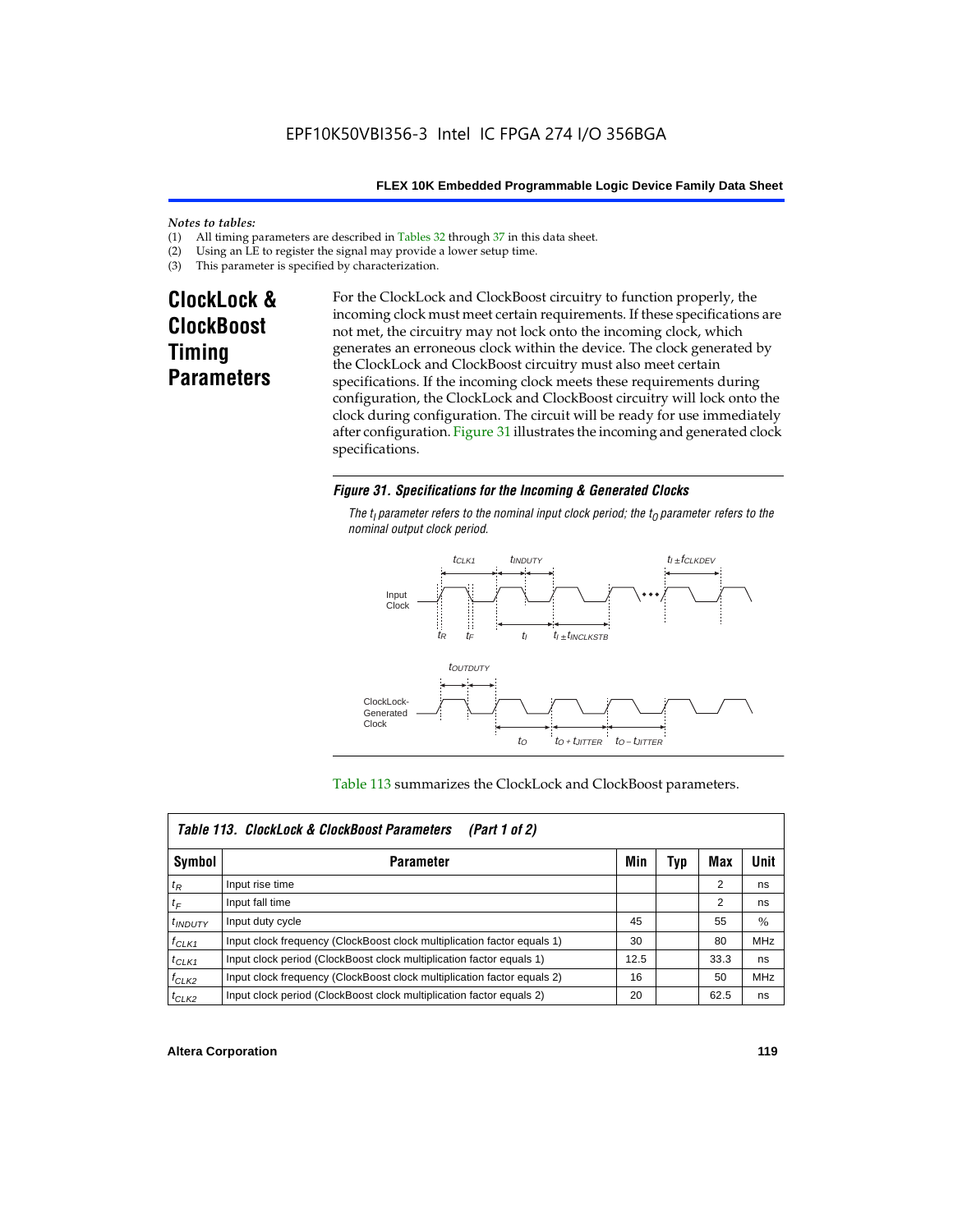*Notes to tables:*

(1) All timing parameters are described in Tables 32 through 37 in this data sheet.
(2) Using an LE to register the signal may provide a lower setup time.
(3) This parameter is specified by characterization.

## ClockLock & ClockBoost Timing Parameters

For the ClockLock and ClockBoost circuitry to function properly, the incoming clock must meet certain requirements. If these specifications are not met, the circuitry may not lock onto the incoming clock, which generates an erroneous clock within the device. The clock generated by the ClockLock and ClockBoost circuitry must also meet certain specifications. If the incoming clock meets these requirements during configuration, the ClockLock and ClockBoost circuitry will lock onto the clock during configuration. The circuit will be ready for use immediately after configuration. Figure 31 illustrates the incoming and generated clock specifications.

***Figure 31. Specifications for the Incoming & Generated Clocks***

*The $t_I$ parameter refers to the nominal input clock period; the $t_O$ parameter refers to the nominal output clock period.*

Table 113 summarizes the ClockLock and ClockBoost parameters.

| ***Table 113. ClockLock & ClockBoost Parameters (Part 1 of 2)*** | | | | | |
|---|---|---|---|---|---|
| **Symbol** | **Parameter** | **Min** | **Typ** | **Max** | **Unit** |
| $t_R$ | Input rise time | | | 2 | ns |
| $t_F$ | Input fall time | | | 2 | ns |
| $t_{INDUTY}$ | Input duty cycle | 45 | | 55 | % |
| $f_{CLK1}$ | Input clock frequency (ClockBoost clock multiplication factor equals 1) | 30 | | 80 | MHz |
| $t_{CLK1}$ | Input clock period (ClockBoost clock multiplication factor equals 1) | 12.5 | | 33.3 | ns |
| $f_{CLK2}$ | Input clock frequency (ClockBoost clock multiplication factor equals 2) | 16 | | 50 | MHz |
| $t_{CLK2}$ | Input clock period (ClockBoost clock multiplication factor equals 2) | 20 | | 62.5 | ns |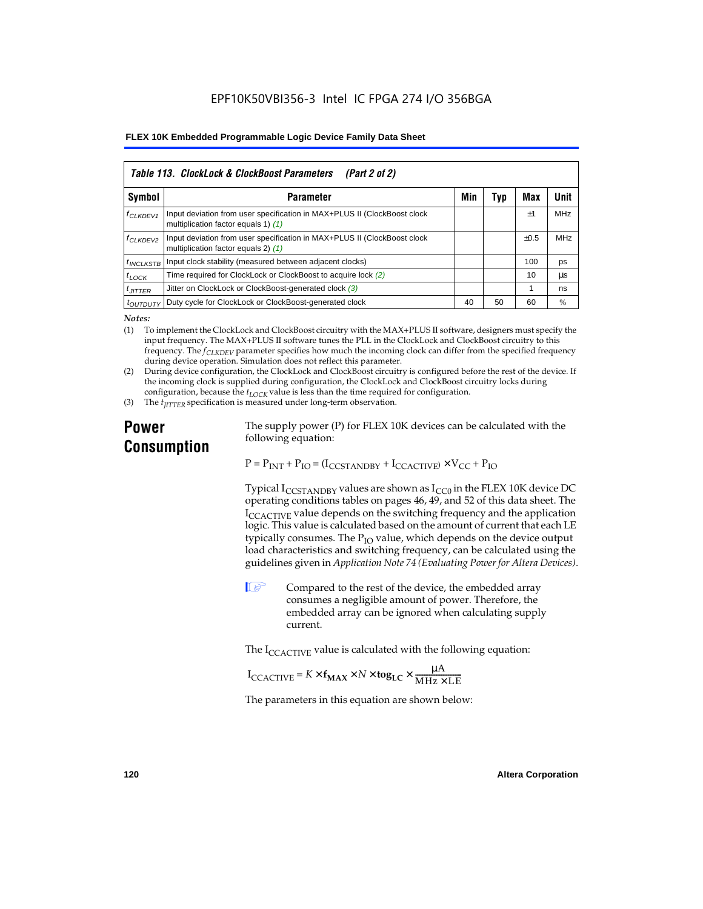| Table 113. ClockLock & ClockBoost Parameters (Part 2 of 2) | | | | | |
|---|---|---|---|---|---|
| Symbol | Parameter | Min | Typ | Max | Unit |
| $f_{CLKDEV1}$ | Input deviation from user specification in MAX+PLUS II (ClockBoost clock multiplication factor equals 1) *(1)* | | | ±1 | MHz |
| $f_{CLKDEV2}$ | Input deviation from user specification in MAX+PLUS II (ClockBoost clock multiplication factor equals 2) *(1)* | | | ±0.5 | MHz |
| $t_{INCLKSTB}$ | Input clock stability (measured between adjacent clocks) | | | 100 | ps |
| $t_{LOCK}$ | Time required for ClockLock or ClockBoost to acquire lock *(2)* | | | 10 | µs |
| $t_{JITTER}$ | Jitter on ClockLock or ClockBoost-generated clock *(3)* | | | 1 | ns |
| $t_{OUTDUTY}$ | Duty cycle for ClockLock or ClockBoost-generated clock | 40 | 50 | 60 | % |

*Notes:*

(1) To implement the ClockLock and ClockBoost circuitry with the MAX+PLUS II software, designers must specify the input frequency. The MAX+PLUS II software tunes the PLL in the ClockLock and ClockBoost circuitry to this frequency. The $f_{CLKDEV}$ parameter specifies how much the incoming clock can differ from the specified frequency during device operation. Simulation does not reflect this parameter.

(2) During device configuration, the ClockLock and ClockBoost circuitry is configured before the rest of the device. If the incoming clock is supplied during configuration, the ClockLock and ClockBoost circuitry locks during configuration, because the $t_{LOCK}$ value is less than the time required for configuration.

(3) The $t_{JITTER}$ specification is measured under long-term observation.

## Power Consumption

The supply power (P) for FLEX 10K devices can be calculated with the following equation:

$$P = P_{INT} + P_{IO} = (I_{CCSTANDBY} + I_{CCACTIVE}) \times V_{CC} + P_{IO}$$

Typical $I_{CCSTANDBY}$ values are shown as $I_{CC0}$ in the FLEX 10K device DC operating conditions tables on pages 46, 49, and 52 of this data sheet. The $I_{CCACTIVE}$ value depends on the switching frequency and the application logic. This value is calculated based on the amount of current that each LE typically consumes. The $P_{IO}$ value, which depends on the device output load characteristics and switching frequency, can be calculated using the guidelines given in *Application Note 74 (Evaluating Power for Altera Devices)*.

Compared to the rest of the device, the embedded array consumes a negligible amount of power. Therefore, the embedded array can be ignored when calculating supply current.

The $I_{CCACTIVE}$ value is calculated with the following equation:

$$I_{CCACTIVE} = K \times \mathbf{f_{MAX}} \times N \times \mathbf{tog_{LC}} \times \frac{\mu A}{MHz \times LE}$$

The parameters in this equation are shown below: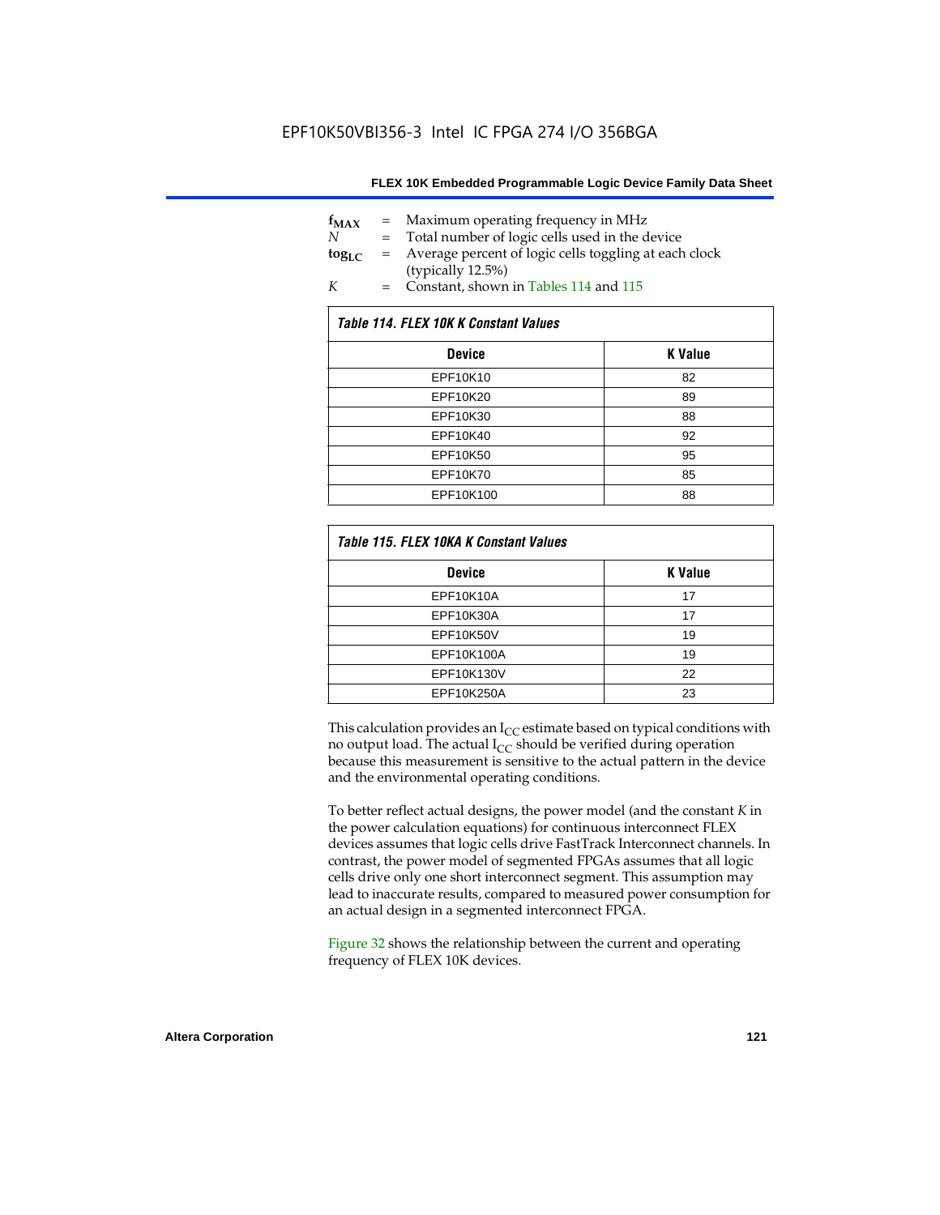$f_{MAX}$ = Maximum operating frequency in MHz
$N$ = Total number of logic cells used in the device
$tog_{LC}$ = Average percent of logic cells toggling at each clock (typically 12.5%)
$K$ = Constant, shown in Tables 114 and 115

| *Table 114. FLEX 10K K Constant Values* | |
|---|---|
| **Device** | **K Value** |
| EPF10K10 | 82 |
| EPF10K20 | 89 |
| EPF10K30 | 88 |
| EPF10K40 | 92 |
| EPF10K50 | 95 |
| EPF10K70 | 85 |
| EPF10K100 | 88 |

| *Table 115. FLEX 10KA K Constant Values* | |
|---|---|
| **Device** | **K Value** |
| EPF10K10A | 17 |
| EPF10K30A | 17 |
| EPF10K50V | 19 |
| EPF10K100A | 19 |
| EPF10K130V | 22 |
| EPF10K250A | 23 |

This calculation provides an $I_{CC}$ estimate based on typical conditions with no output load. The actual $I_{CC}$ should be verified during operation because this measurement is sensitive to the actual pattern in the device and the environmental operating conditions.

To better reflect actual designs, the power model (and the constant $K$ in the power calculation equations) for continuous interconnect FLEX devices assumes that logic cells drive FastTrack Interconnect channels. In contrast, the power model of segmented FPGAs assumes that all logic cells drive only one short interconnect segment. This assumption may lead to inaccurate results, compared to measured power consumption for an actual design in a segmented interconnect FPGA.

Figure 32 shows the relationship between the current and operating frequency of FLEX 10K devices.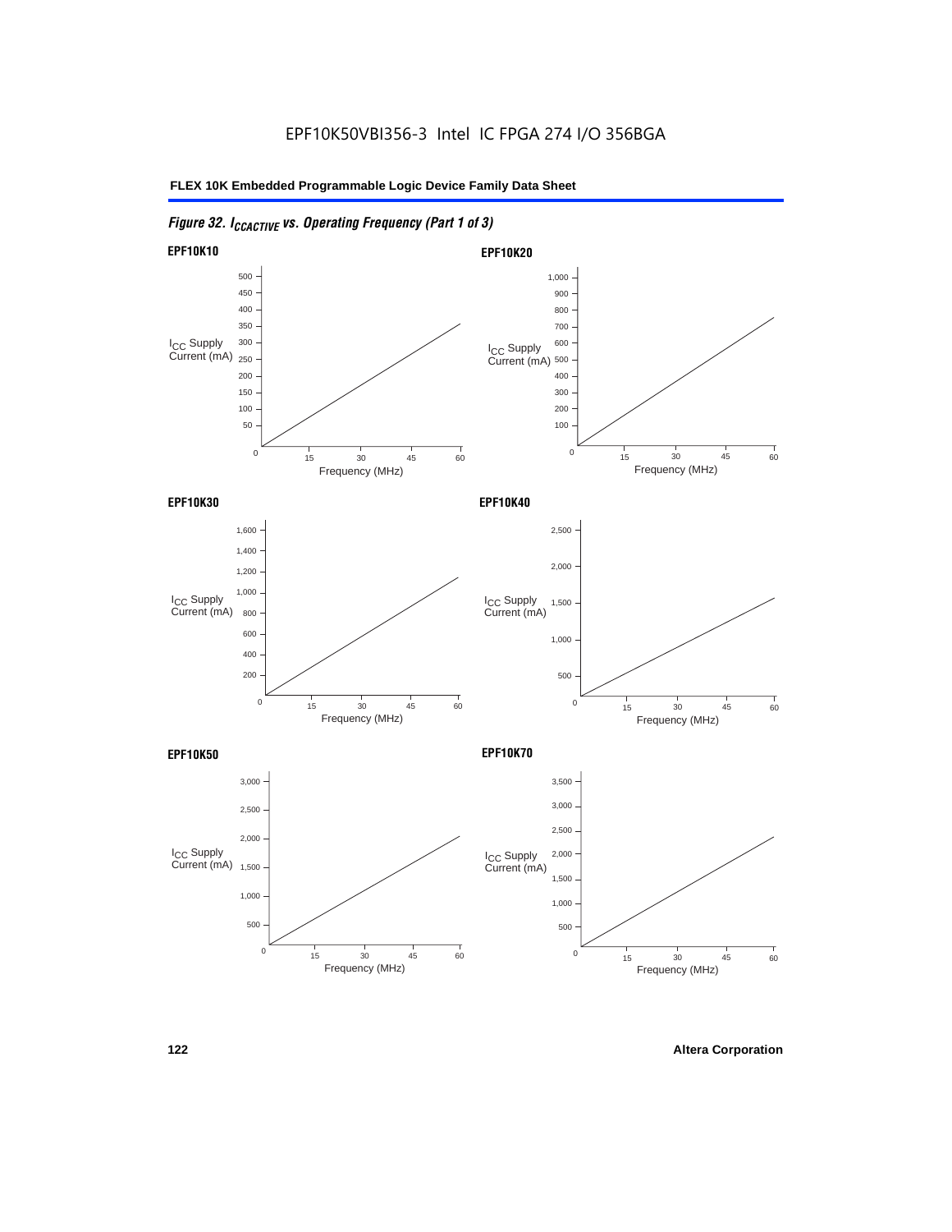EPF10K50VBI356-3 Intel IC FPGA 274 I/O 356BGA

*Figure 32. $I_{CCACTIVE}$ vs. Operating Frequency (Part 1 of 3)*

**EPF10K10**

$I_{CC}$ Supply Current (mA)

0, 50, 100, 150, 200, 250, 300, 350, 400, 450, 500

0, 15, 30, 45, 60

Frequency (MHz)

**EPF10K20**

$I_{CC}$ Supply Current (mA)

0, 100, 200, 300, 400, 500, 600, 700, 800, 900, 1,000

0, 15, 30, 45, 60

Frequency (MHz)

**EPF10K30**

$I_{CC}$ Supply Current (mA)

0, 200, 400, 600, 800, 1,000, 1,200, 1,400, 1,600

0, 15, 30, 45, 60

Frequency (MHz)

**EPF10K40**

$I_{CC}$ Supply Current (mA)

0, 500, 1,000, 1,500, 2,000, 2,500

0, 15, 30, 45, 60

Frequency (MHz)

**EPF10K50**

$I_{CC}$ Supply Current (mA)

0, 500, 1,000, 1,500, 2,000, 2,500, 3,000

0, 15, 30, 45, 60

Frequency (MHz)

**EPF10K70**

$I_{CC}$ Supply Current (mA)

0, 500, 1,000, 1,500, 2,000, 2,500, 3,000, 3,500

0, 15, 30, 45, 60

Frequency (MHz)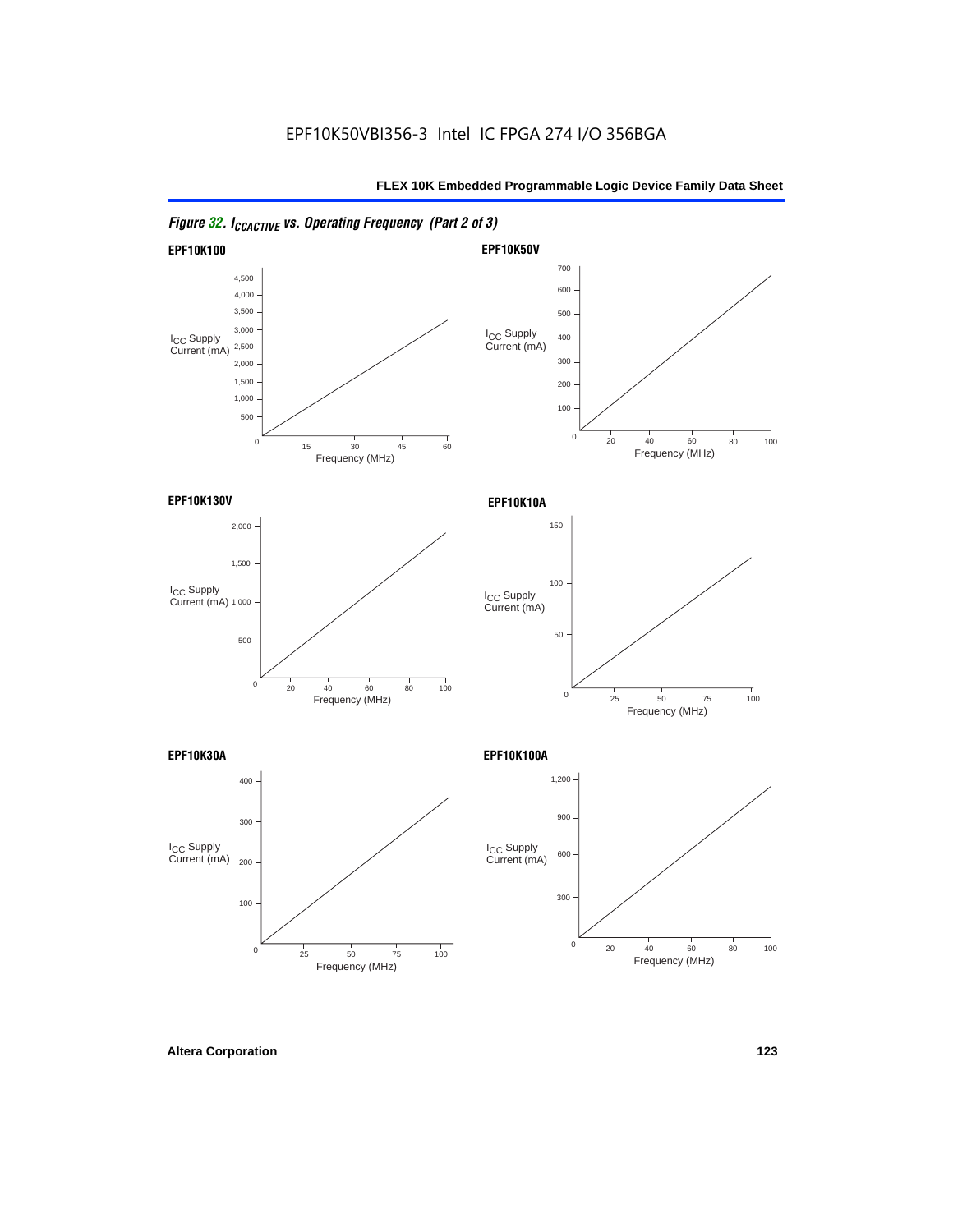*Figure 32. $I_{CCACTIVE}$ vs. Operating Frequency (Part 2 of 3)*

**EPF10K100**

$I_{CC}$ Supply Current (mA)

4,500
4,000
3,500
3,000
2,500
2,000
1,500
1,000
500
0

15 30 45 60

Frequency (MHz)

**EPF10K50V**

$I_{CC}$ Supply Current (mA)

700
600
500
400
300
200
100
0

20 40 60 80 100

Frequency (MHz)

**EPF10K130V**

$I_{CC}$ Supply Current (mA)

2,000
1,500
1,000
500
0

20 40 60 80 100

Frequency (MHz)

**EPF10K10A**

$I_{CC}$ Supply Current (mA)

150
100
50
0

25 50 75 100

Frequency (MHz)

**EPF10K30A**

$I_{CC}$ Supply Current (mA)

400
300
200
100
0

25 50 75 100

Frequency (MHz)

**EPF10K100A**

$I_{CC}$ Supply Current (mA)

1,200
900
600
300
0

20 40 60 80 100

Frequency (MHz)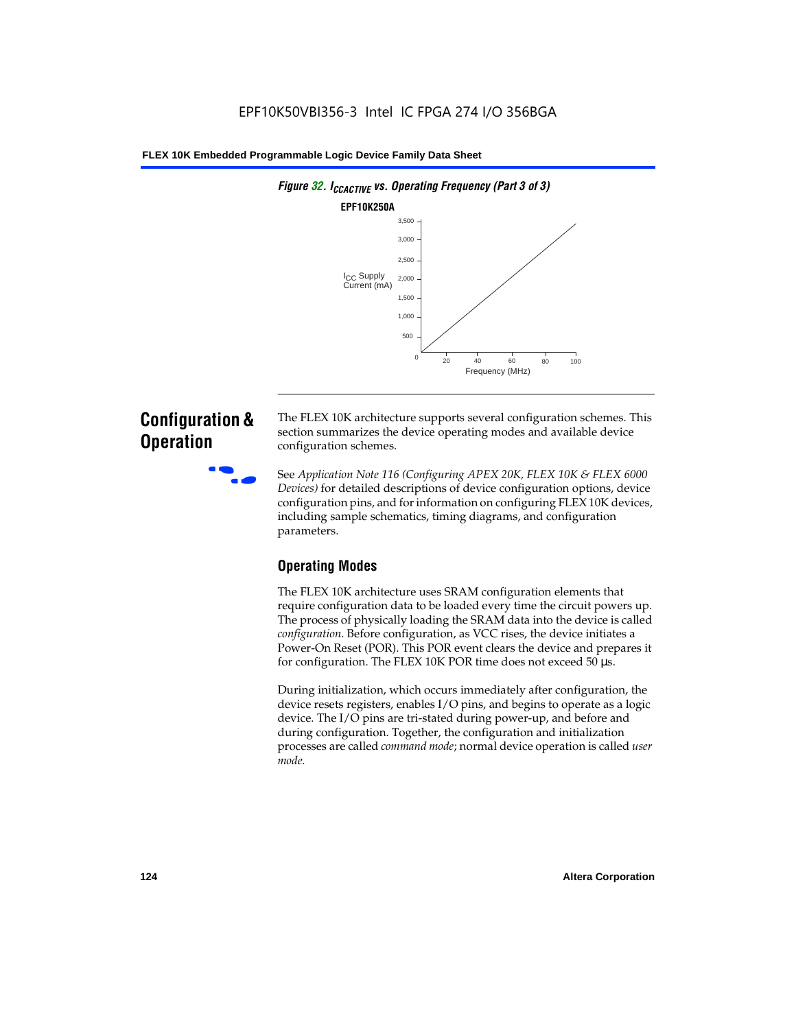*Figure 32. $I_{CCACTIVE}$ vs. Operating Frequency (Part 3 of 3)*

**EPF10K250A**

## Configuration & Operation

The FLEX 10K architecture supports several configuration schemes. This section summarizes the device operating modes and available device configuration schemes.

See *Application Note 116 (Configuring APEX 20K, FLEX 10K & FLEX 6000 Devices)* for detailed descriptions of device configuration options, device configuration pins, and for information on configuring FLEX 10K devices, including sample schematics, timing diagrams, and configuration parameters.

### Operating Modes

The FLEX 10K architecture uses SRAM configuration elements that require configuration data to be loaded every time the circuit powers up. The process of physically loading the SRAM data into the device is called *configuration*. Before configuration, as VCC rises, the device initiates a Power-On Reset (POR). This POR event clears the device and prepares it for configuration. The FLEX 10K POR time does not exceed 50 µs.

During initialization, which occurs immediately after configuration, the device resets registers, enables I/O pins, and begins to operate as a logic device. The I/O pins are tri-stated during power-up, and before and during configuration. Together, the configuration and initialization processes are called *command mode*; normal device operation is called *user mode*.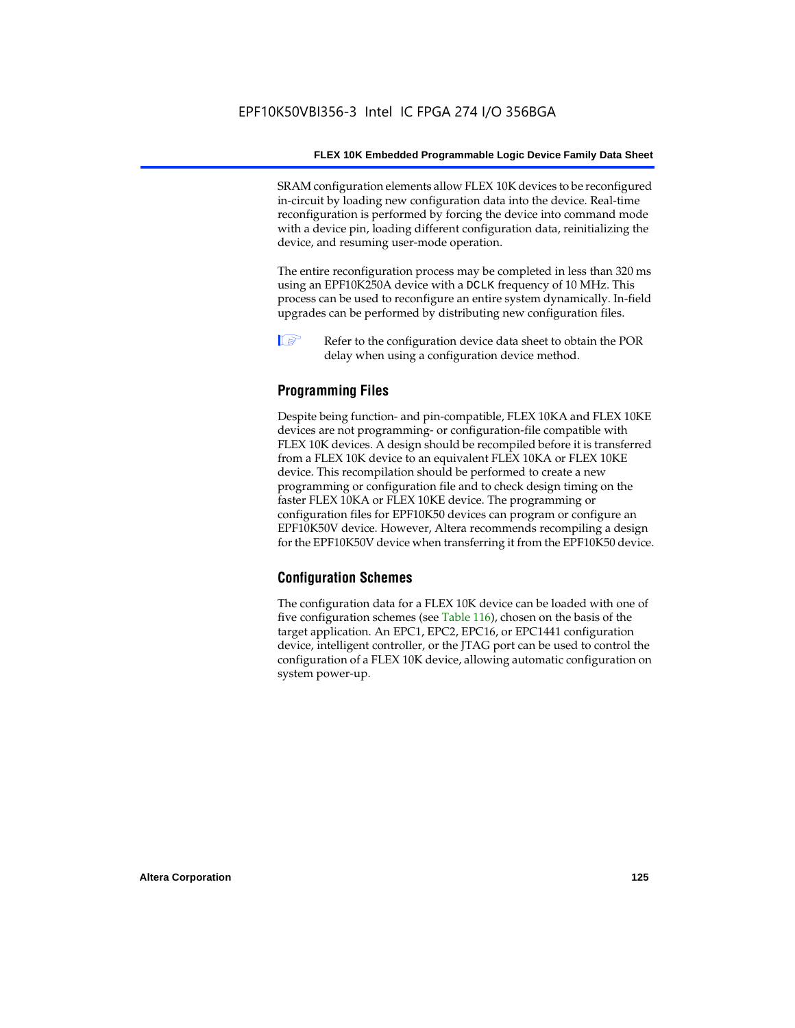SRAM configuration elements allow FLEX 10K devices to be reconfigured in-circuit by loading new configuration data into the device. Real-time reconfiguration is performed by forcing the device into command mode with a device pin, loading different configuration data, reinitializing the device, and resuming user-mode operation.

The entire reconfiguration process may be completed in less than 320 ms using an EPF10K250A device with a DCLK frequency of 10 MHz. This process can be used to reconfigure an entire system dynamically. In-field upgrades can be performed by distributing new configuration files.

Refer to the configuration device data sheet to obtain the POR delay when using a configuration device method.

## Programming Files

Despite being function- and pin-compatible, FLEX 10KA and FLEX 10KE devices are not programming- or configuration-file compatible with FLEX 10K devices. A design should be recompiled before it is transferred from a FLEX 10K device to an equivalent FLEX 10KA or FLEX 10KE device. This recompilation should be performed to create a new programming or configuration file and to check design timing on the faster FLEX 10KA or FLEX 10KE device. The programming or configuration files for EPF10K50 devices can program or configure an EPF10K50V device. However, Altera recommends recompiling a design for the EPF10K50V device when transferring it from the EPF10K50 device.

## Configuration Schemes

The configuration data for a FLEX 10K device can be loaded with one of five configuration schemes (see Table 116), chosen on the basis of the target application. An EPC1, EPC2, EPC16, or EPC1441 configuration device, intelligent controller, or the JTAG port can be used to control the configuration of a FLEX 10K device, allowing automatic configuration on system power-up.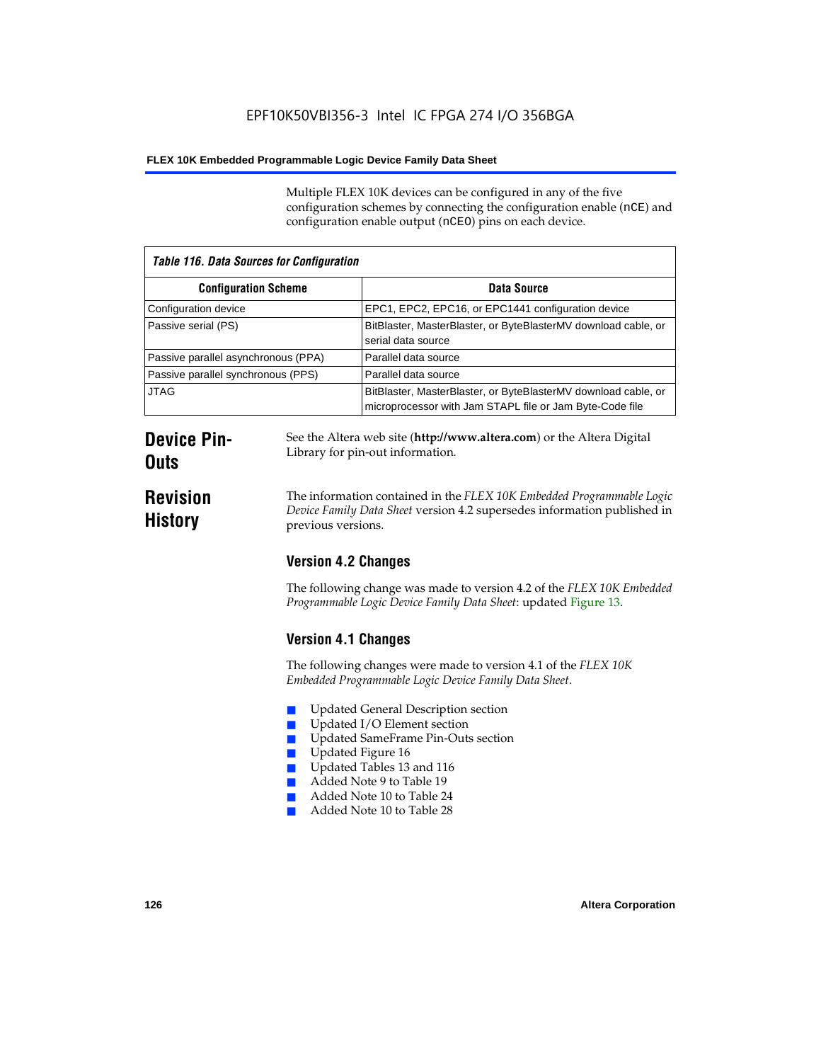Multiple FLEX 10K devices can be configured in any of the five configuration schemes by connecting the configuration enable (nCE) and configuration enable output (nCEO) pins on each device.

**Table 116. Data Sources for Configuration**

| Configuration Scheme | Data Source |
|---|---|
| Configuration device | EPC1, EPC2, EPC16, or EPC1441 configuration device |
| Passive serial (PS) | BitBlaster, MasterBlaster, or ByteBlasterMV download cable, or serial data source |
| Passive parallel asynchronous (PPA) | Parallel data source |
| Passive parallel synchronous (PPS) | Parallel data source |
| JTAG | BitBlaster, MasterBlaster, or ByteBlasterMV download cable, or microprocessor with Jam STAPL file or Jam Byte-Code file |

## Device Pin-Outs

See the Altera web site (**http://www.altera.com**) or the Altera Digital Library for pin-out information.

## Revision History

The information contained in the *FLEX 10K Embedded Programmable Logic Device Family Data Sheet* version 4.2 supersedes information published in previous versions.

### Version 4.2 Changes

The following change was made to version 4.2 of the *FLEX 10K Embedded Programmable Logic Device Family Data Sheet*: updated Figure 13.

### Version 4.1 Changes

The following changes were made to version 4.1 of the *FLEX 10K Embedded Programmable Logic Device Family Data Sheet*.

- Updated General Description section
- Updated I/O Element section
- Updated SameFrame Pin-Outs section
- Updated Figure 16
- Updated Tables 13 and 116
- Added Note 9 to Table 19
- Added Note 10 to Table 24
- Added Note 10 to Table 28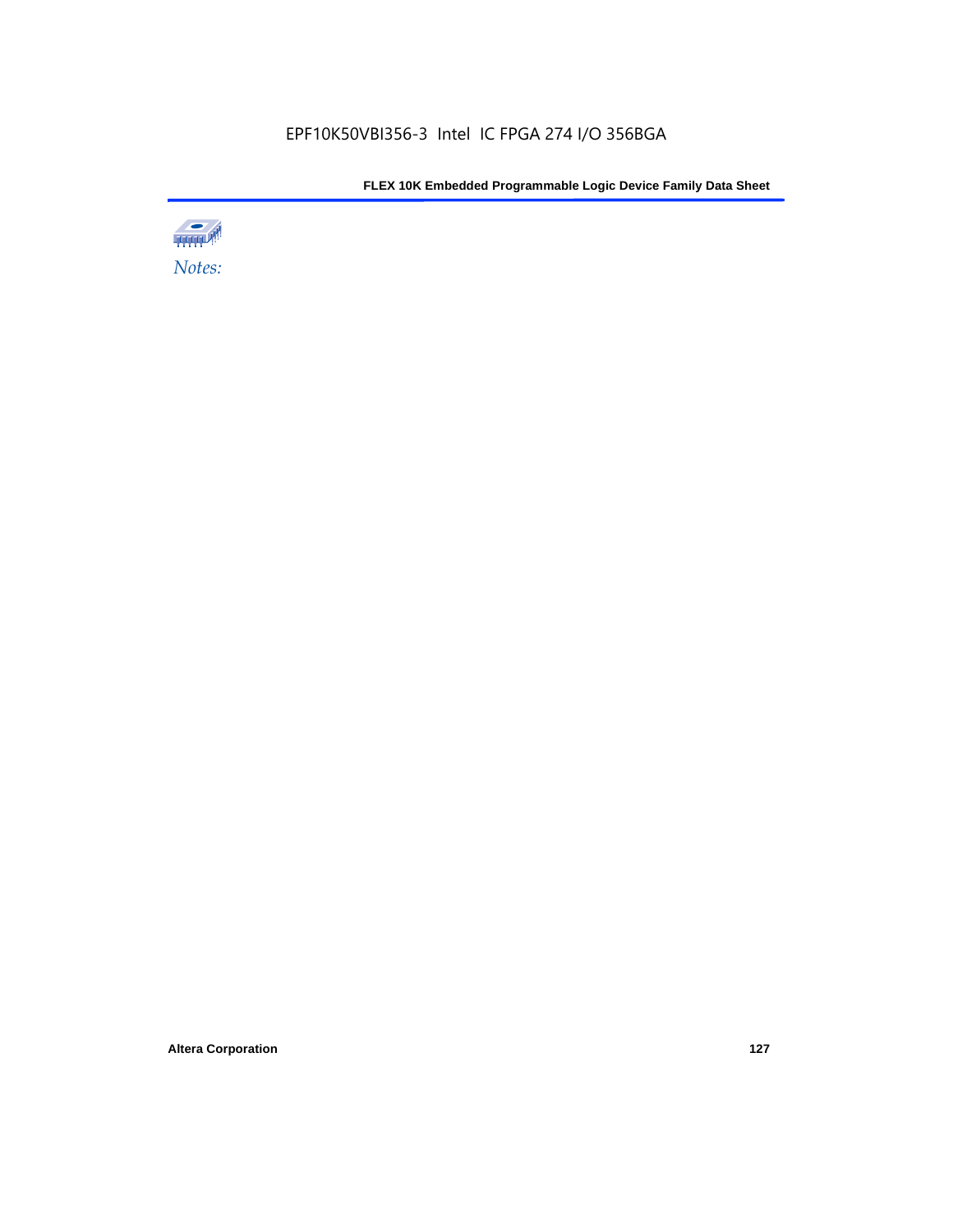*Notes:*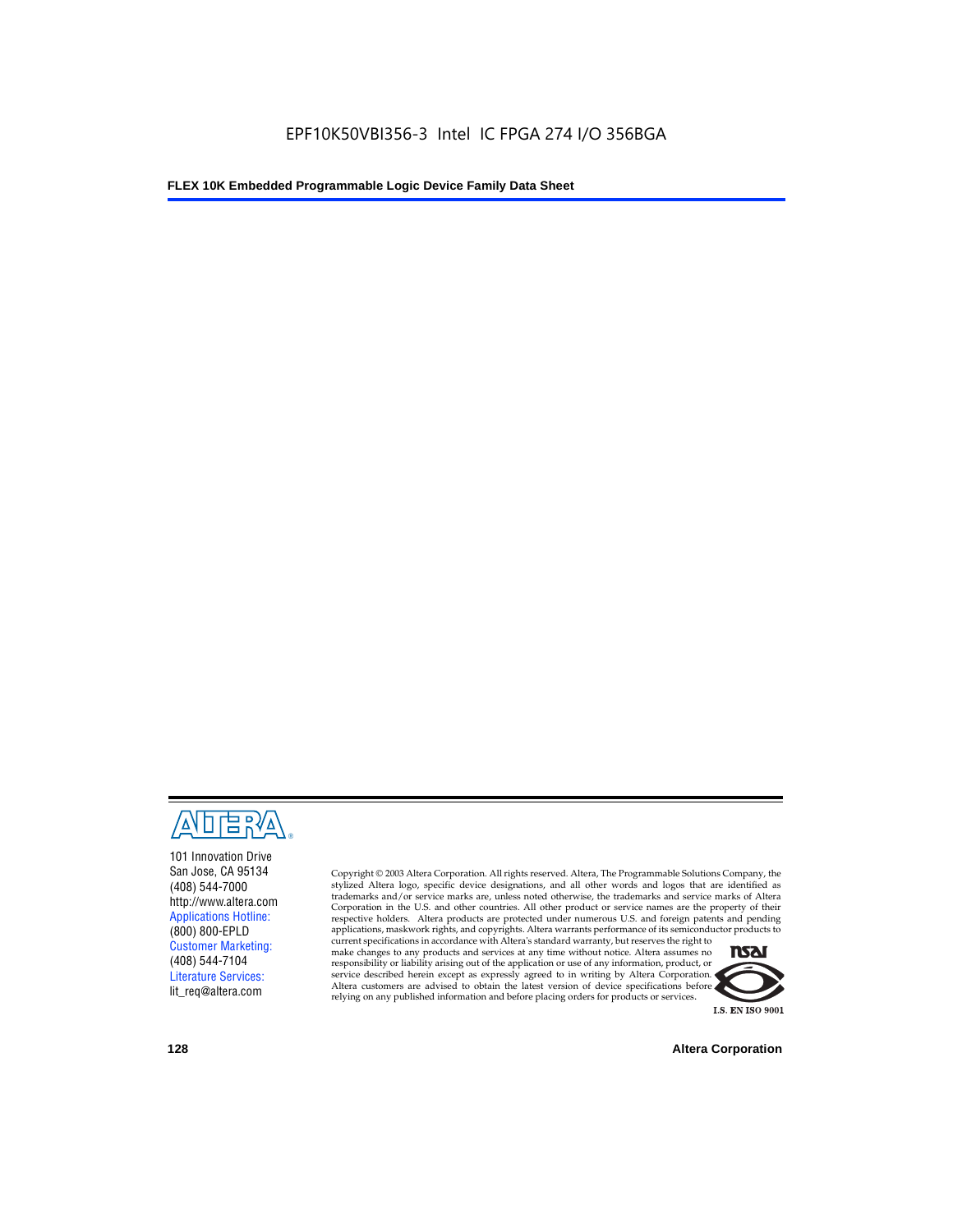101 Innovation Drive
San Jose, CA 95134
(408) 544-7000
http://www.altera.com
Applications Hotline:
(800) 800-EPLD
Customer Marketing:
(408) 544-7104
Literature Services:
lit_req@altera.com

Copyright © 2003 Altera Corporation. All rights reserved. Altera, The Programmable Solutions Company, the stylized Altera logo, specific device designations, and all other words and logos that are identified as trademarks and/or service marks are, unless noted otherwise, the trademarks and service marks of Altera Corporation in the U.S. and other countries. All other product or service names are the property of their respective holders. Altera products are protected under numerous U.S. and foreign patents and pending applications, maskwork rights, and copyrights. Altera warrants performance of its semiconductor products to current specifications in accordance with Altera's standard warranty, but reserves the right to make changes to any products and services at any time without notice. Altera assumes no responsibility or liability arising out of the application or use of any information, product, or service described herein except as expressly agreed to in writing by Altera Corporation. Altera customers are advised to obtain the latest version of device specifications before relying on any published information and before placing orders for products or services.

I.S. EN ISO 9001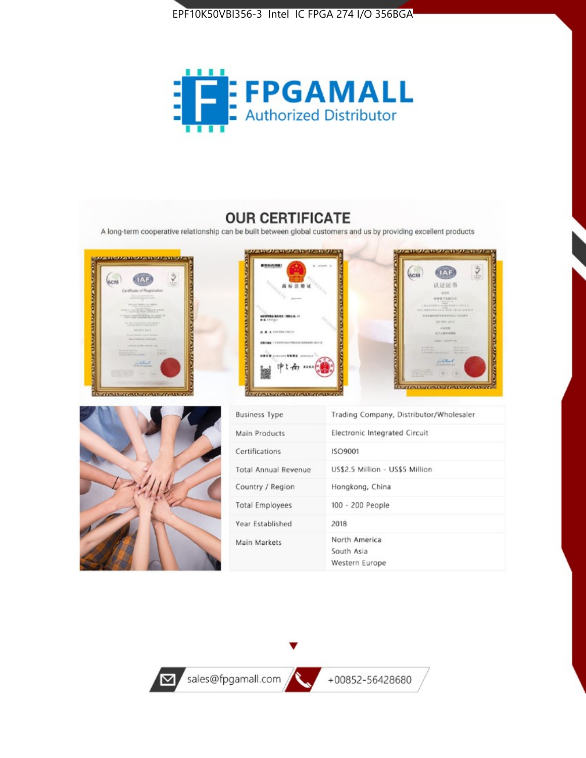EPF10K50VBI356-3 Intel IC FPGA 274 I/O 356BGA

FPGAMALL
Authorized Distributor

## OUR CERTIFICATE

A long-term cooperative relationship can be built between global customers and us by providing excellent products

| | |
|---|---|
| Business Type | Trading Company, Distributor/Wholesaler |
| Main Products | Electronic Integrated Circuit |
| Certifications | ISO9001 |
| Total Annual Revenue | US$2.5 Million - US$5 Million |
| Country / Region | Hongkong, China |
| Total Employees | 100 - 200 People |
| Year Established | 2018 |
| Main Markets | North America<br>South Asia<br>Western Europe |

sales@fpgamall.com

+00852-56428680